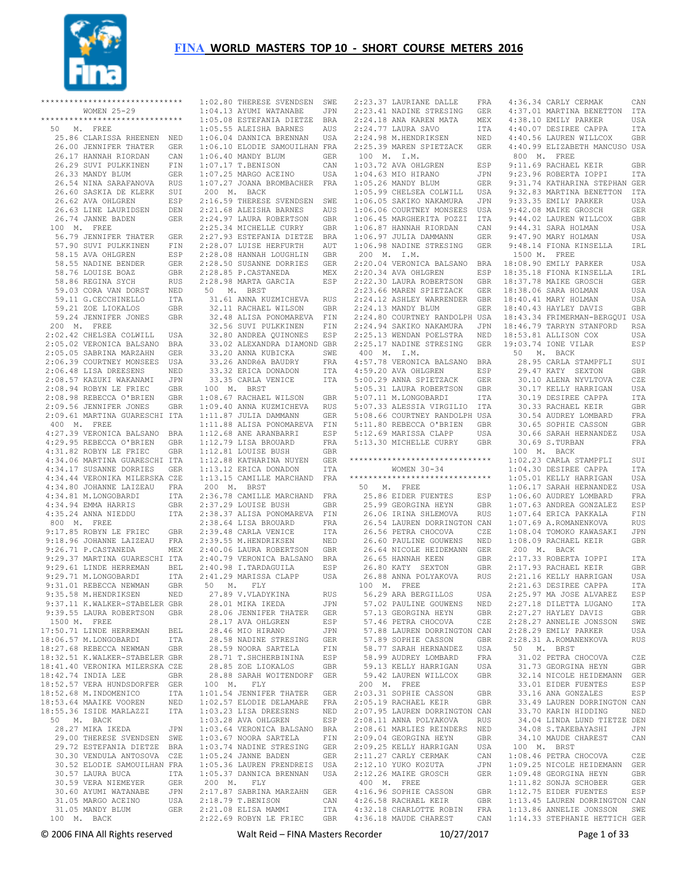# FINA WORLD MASTERS TOP 10 - SHORT COURSE METERS 2016

```
******************************
        WOMEN 25-29
******************************
 50   M.  FREE
   25.86 CLARISSA RHEENEN  NED
   26.00 JENNIFER THATER   GER
   26.17 HANNAH RIORDAN    CAN
   26.29 SUVI PULKKINEN    FIN
   26.33 MANDY BLUM        GER
   26.54 NINA SARAFANOVA   RUS
   26.60 SASKIA DE KLERK   SUI
   26.62 AVA OHLGREN       ESP
   26.63 LINE LAURIDSEN    DEN
   26.74 JANNE BADEN       GER
 100  M.  FREE
   56.79 JENNIFER THATER   GER
   57.90 SUVI PULKKINEN    FIN
   58.15 AVA OHLGREN       ESP
   58.55 NADINE BENDER     GER
   58.76 LOUISE BOAZ       GBR
   58.86 REGINA SYCH       RUS
   59.03 CORA VAN DORST    NED
   59.11 G.CECCHINELLO     ITA
   59.21 ZOE LIOKALOS      GBR
   59.24 JENNIFER JONES    GBR
 200  M.  FREE
 2:02.42 CHELSEA COLWILL   USA
 2:05.02 VERONICA BALSANO  BRA
 2:05.05 SABRINA MARZAHN   GER
 2:06.39 COURTNEY MONSEES  USA
 2:06.48 LISA DREESENS     NED
 2:08.57 KAZUKI WAKANAMI   JPN
 2:08.94 ROBYN LE FRIEC    GBR
 2:08.98 REBECCA O'BRIEN   GBR
 2:09.56 JENNIFER JONES    GBR
 2:09.61 MARTINA GUARESCHI ITA
 400  M.  FREE
 4:27.39 VERONICA BALSANO  BRA
 4:29.95 REBECCA O'BRIEN   GBR
 4:31.82 ROBYN LE FRIEC    GBR
 4:34.06 MARTINA GUARESCHI ITA
 4:34.17 SUSANNE DORRIES   GER
 4:34.44 VERONIKA MILERSKA CZE
 4:34.80 JOHANNE LAIZEAU   FRA
 4:34.81 M.LONGOBARDI      ITA
 4:34.94 EMMA HARRIS       GBR
 4:35.24 ANNA NIEDDU       ITA
 800  M.  FREE
 9:17.85 ROBYN LE FRIEC    GBR
 9:18.96 JOHANNE LAIZEAU   FRA
 9:26.71 P.CASTANEDA       MEX
 9:29.37 MARTINA GUARESCHI ITA
 9:29.61 LINDE HERREMAN    BEL
 9:29.71 M.LONGOBARDI      ITA
 9:31.01 REBECCA NEWMAN    GBR
 9:35.58 M.HENDRIKSEN      NED
 9:37.11 K.WALKER-STABELER GBR
 9:39.55 LAURA ROBERTSON   GBR
 1500 M.  FREE
17:50.71 LINDE HERREMAN    BEL
18:06.57 M.LONGOBARDI      ITA
18:27.68 REBECCA NEWMAN    GBR
18:32.51 K.WALKER-STABELER GBR
18:41.40 VERONIKA MILERSKA CZE
18:42.74 INDIA LEE         GBR
18:52.57 VERA HUNDSDORFER  GER
18:52.68 M.INDOMENICO      ITA
18:53.64 MAAIKE VOOREN     NED
18:55.36 ISIDE MARLAZZI    ITA
 50   M.  BACK
   28.27 MIKA IKEDA        JPN
   29.00 THERESE SVENDSEN  SWE
   29.72 ESTEFANIA DIETZE  BRA
   30.30 VENDULA ANTOSOVA  CZE
   30.52 ELODIE SAMOUILHAN FRA
   30.57 LAURA BUCA        ITA
   30.59 VERA NIEMEYER     GER
   30.60 AYUMI WATANABE    JPN
   31.05 MARGO ACEINO      USA
   31.05 MANDY BLUM        GER
 100  M.  BACK
 1:02.80 THERESE SVENDSEN  SWE
 1:04.13 AYUMI WATANABE    JPN
 1:05.08 ESTEFANIA DIETZE  BRA
 1:05.55 ALEISHA BARNES    AUS
 1:06.04 DANNICA BRENNAN   USA
 1:06.10 ELODIE SAMOUILHAN FRA
 1:06.40 MANDY BLUM        GER
 1:07.17 T.BENISON         CAN
 1:07.25 MARGO ACEINO      USA
 1:07.27 JOANA BROMBACHER  FRA
 200  M.  BACK
 2:16.59 THERESE SVENDSEN  SWE
 2:21.68 ALEISHA BARNES    AUS
 2:24.97 LAURA ROBERTSON   GBR
 2:25.34 MICHELLE CURRY    GBR
 2:27.93 ESTEFANIA DIETZE  BRA
 2:28.07 LUISE HERFURTH    AUT
 2:28.08 HANNAH LOUGHLIN   GBR
 2:28.50 SUSANNE DORRIES   GER
 2:28.85 P.CASTANEDA       MEX
 2:28.98 MARTA GARCIA      ESP
 50   M.  BRST
   31.61 ANNA KUZMICHEVA   RUS
   32.11 RACHAEL WILSON    GBR
   32.48 ALISA PONOMAREVA  FIN
   32.56 SUVI PULKKINEN    FIN
   32.80 ANDREA QUINONES   ESP
   33.02 ALEXANDRA DIAMOND GBR
   33.20 ANNA KUBICKA      SWE
   33.26 ANDRéA BAUDRY     FRA
   33.32 ERICA DONADON     ITA
   33.35 CARLA VENICE      ITA
 100  M.  BRST
 1:08.67 RACHAEL WILSON    GBR
 1:09.40 ANNA KUZMICHEVA   RUS
 1:11.87 JULIA DAMMANN     GER
 1:11.88 ALISA PONOMAREVA  FIN
 1:12.68 ANE ARANBARRI     ESP
 1:12.79 LISA BROUARD      FRA
 1:12.81 LOUISE BUSH       GBR
 1:12.88 KATHARINA NUYEN   GER
 1:13.12 ERICA DONADON     ITA
 1:13.15 CAMILLE MARCHAND  FRA
 200  M.  BRST
 2:36.78 CAMILLE MARCHAND  FRA
 2:37.29 LOUISE BUSH       GBR
 2:38.37 ALISA PONOMAREVA  FIN
 2:38.64 LISA BROUARD      FRA
 2:39.48 CARLA VENICE      ITA
 2:39.55 M.HENDRIKSEN      NED
 2:40.06 LAURA ROBERTSON   GBR
 2:40.79 VERONICA BALSANO  BRA
 2:40.98 I.TARDAGUILA      ESP
 2:41.29 MARISSA CLAPP     USA
 50   M.  FLY
   27.89 V.VLADYKINA       RUS
   28.01 MIKA IKEDA        JPN
   28.06 JENNIFER THATER   GER
   28.17 AVA OHLGREN       ESP
   28.46 MIO HIRANO        JPN
   28.58 NADINE STRESING   GER
   28.59 NOORA SARTELA     FIN
   28.71 T.SHCHERBININA    ESP
   28.85 ZOE LIOKALOS      GBR
   28.88 SARAH WOITENDORF  GER
 100  M.  FLY
 1:01.54 JENNIFER THATER   GER
 1:02.57 ELODIE DELAMARE   FRA
 1:03.23 LISA DREESENS     NED
 1:03.28 AVA OHLGREN       ESP
 1:03.64 VERONICA BALSANO  BRA
 1:03.67 NOORA SARTELA     FIN
 1:03.74 NADINE STRESING   GER
 1:05.24 JANNE BADEN       GER
 1:05.36 LAUREN FRENDREIS  USA
 1:05.37 DANNICA BRENNAN   USA
 200  M.  FLY
 2:17.87 SABRINA MARZAHN   GER
 2:18.79 T.BENISON         CAN
 2:21.08 ELISA MAMMI       ITA
 2:22.69 ROBYN LE FRIEC    GBR
 2:23.37 LAURIANE DALLE    FRA
 2:23.41 NADINE STRESING   GER
 2:24.18 ANA KAREN MATA    MEX
 2:24.77 LAURA SAVO        ITA
 2:24.98 M.HENDRIKSEN      NED
 2:25.39 MAREN SPIETZACK   GER
 100  M.  I.M.
 1:03.72 AVA OHLGREN       ESP
 1:04.63 MIO HIRANO        JPN
 1:05.26 MANDY BLUM        GER
 1:05.99 CHELSEA COLWILL   USA
 1:06.05 SAKIKO NAKAMURA   JPN
 1:06.06 COURTNEY MONSEES  USA
 1:06.45 MARGHERITA POZZI  ITA
 1:06.87 HANNAH RIORDAN    CAN
 1:06.97 JULIA DAMMANN     GER
 1:06.98 NADINE STRESING   GER
 200  M.  I.M.
 2:20.04 VERONICA BALSANO  BRA
 2:20.34 AVA OHLGREN       ESP
 2:22.30 LAURA ROBERTSON   GBR
 2:23.66 MAREN SPIETZACK   GER
 2:24.12 ASHLEY WARRENDER  GBR
 2:24.13 MANDY BLUM        GER
 2:24.80 COURTNEY RANDOLPH USA
 2:24.94 SAKIKO NAKAMURA   JPN
 2:25.13 WENDAN POELSTRA   NED
 2:25.17 NADINE STRESING   GER
 400  M.  I.M.
 4:57.78 VERONICA BALSANO  BRA
 4:59.20 AVA OHLGREN       ESP
 5:00.29 ANNA SPIETZACK    GER
 5:05.31 LAURA ROBERTSON   GBR
 5:07.11 M.LONGOBARDI      ITA
 5:07.33 ALESSIA VIRGILIO  ITA
 5:08.66 COURTNEY RANDOLPH USA
 5:11.80 REBECCA O'BRIEN   GBR
 5:12.69 MARISSA CLAPP     USA
 5:13.30 MICHELLE CURRY    GBR

******************************
        WOMEN 30-34
******************************
 50   M.  FREE
   25.86 EIDER FUENTES     ESP
   25.99 GEORGINA HEYN     GBR
   26.06 IRINA SHLEMOVA    RUS
   26.54 LAUREN DORRINGTON CAN
   26.56 PETRA CHOCOVA     CZE
   26.60 PAULINE GOUWENS   NED
   26.64 NICOLE HEIDEMANN  GER
   26.65 HANNAH KEEN       GBR
   26.80 KATY  SEXTON      GBR
   26.88 ANNA POLYAKOVA    RUS
 100  M.  FREE
   56.29 ARA BERGILLOS     USA
   57.02 PAULINE GOUWENS   NED
   57.13 GEORGINA HEYN     GBR
   57.46 PETRA CHOCOVA     CZE
   57.88 LAUREN DORRINGTON CAN
   57.89 SOPHIE CASSON     GBR
   58.77 SARAH HERNANDEZ   USA
   58.99 AUDREY LOMBARD    FRA
   59.13 KELLY HARRIGAN    USA
   59.42 LAUREN WILLCOX    GBR
 200  M.  FREE
 2:03.31 SOPHIE CASSON     GBR
 2:05.19 RACHAEL KEIR      GBR
 2:07.95 LAUREN DORRINGTON CAN
 2:08.11 ANNA POLYAKOVA    RUS
 2:08.61 MARLIES REINDERS  NED
 2:09.04 GEORGINA HEYN     GBR
 2:09.25 KELLY HARRIGAN    USA
 2:11.27 CARLY CERMAK      CAN
 2:12.10 YUKO KOZUTA       JPN
 2:12.86 MAIKE GROSCH      GER
 400  M.  FREE
 4:16.96 SOPHIE CASSON     GBR
 4:26.58 RACHAEL KEIR      GBR
 4:32.18 CHARLOTTE ROBIN   FRA
 4:36.18 MAUDE CHAREST     CAN
 4:36.34 CARLY CERMAK      CAN
 4:37.01 MARTINA BENETTON  ITA
 4:38.10 EMILY PARKER      USA
 4:40.07 DESIREE CAPPA     ITA
 4:40.56 LAUREN WILLCOX    GBR
 4:40.99 ELIZABETH MANCUSO USA
 800  M.  FREE
 9:11.69 RACHAEL KEIR      GBR
 9:23.96 ROBERTA IOPPI     ITA
 9:31.74 KATHARINA STEPHAN GER
 9:32.83 MARTINA BENETTON  ITA
 9:33.35 EMILY PARKER      USA
 9:42.08 MAIKE GROSCH      GER
 9:44.02 LAUREN WILLCOX    GBR
 9:44.31 SARA HOLMAN       USA
 9:47.90 MARY HOLMAN       USA
 9:48.14 FIONA KINSELLA    IRL
 1500 M.  FREE
18:08.90 EMILY PARKER      USA
18:35.18 FIONA KINSELLA    IRL
18:37.78 MAIKE GROSCH      GER
18:38.06 SARA HOLMAN       USA
18:40.41 MARY HOLMAN       USA
18:40.43 HAYLEY DAVIS      GBR
18:43.34 FRIMERMAN-BERGQUI USA
18:46.79 TARRYN STANFORD   RSA
18:53.81 ALLISON COX       USA
19:03.74 IONE VILAR        ESP
 50   M.  BACK
   28.95 CARLA STAMPFLI    SUI
   29.47 KATY  SEXTON      GBR
   30.10 ALENA NYVLTOVA    CZE
   30.17 KELLY HARRIGAN    USA
   30.19 DESIREE CAPPA     ITA
   30.33 RACHAEL KEIR      GBR
   30.54 AUDREY LOMBARD    FRA
   30.65 SOPHIE CASSON     GBR
   30.66 SARAH HERNANDEZ   USA
   30.69 S.TURBAN          FRA
 100  M.  BACK
 1:02.23 CARLA STAMPFLI    SUI
 1:04.30 DESIREE CAPPA     ITA
 1:05.01 KELLY HARRIGAN    USA
 1:06.17 SARAH HERNANDEZ   USA
 1:06.60 AUDREY LOMBARD    FRA
 1:07.63 ANDREA GONZALEZ   ESP
 1:07.64 ERICA PAKKALA     FIN
 1:07.69 A.ROMANENKOVA     RUS
 1:08.04 TOMOKO KAWASAKI   JPN
 1:08.09 RACHAEL KEIR      GBR
 200  M.  BACK
 2:17.33 ROBERTA IOPPI     ITA
 2:17.93 RACHAEL KEIR      GBR
 2:21.16 KELLY HARRIGAN    USA
 2:21.63 DESIREE CAPPA     ITA
 2:25.97 MA JOSE ALVAREZ   ESP
 2:27.18 DILETTA LUGANO    ITA
 2:27.27 HAYLEY DAVIS      GBR
 2:28.27 ANNELIE JONSSON   SWE
 2:28.29 EMILY PARKER      USA
 2:28.31 A.ROMANENKOVA     RUS
 50   M.  BRST
   31.02 PETRA CHOCOVA     CZE
   31.73 GEORGINA HEYN     GBR
   32.14 NICOLE HEIDEMANN  GER
   33.01 EIDER FUENTES     ESP
   33.16 ANA GONZALES      ESP
   33.49 LAUREN DORRINGTON CAN
   33.70 KARIN HIDDING     NED
   34.04 LINDA LUND TIETZE DEN
   34.08 S.TAKEBAYASHI     JPN
   34.10 MAUDE CHAREST     CAN
 100  M.  BRST
 1:08.46 PETRA CHOCOVA     CZE
 1:09.25 NICOLE HEIDEMANN  GER
 1:09.48 GEORGINA HEYN     GBR
 1:11.82 SONJA SCHOBER     GER
 1:12.75 EIDER FUENTES     ESP
 1:13.45 LAUREN DORRINGTON CAN
 1:13.86 ANNELIE JONSSON   SWE
 1:14.33 STEPHANIE HETTICH GER
```

© 2006 FINA All Rights reserved    Walt Reid – FINA Masters Recorder    10/27/2017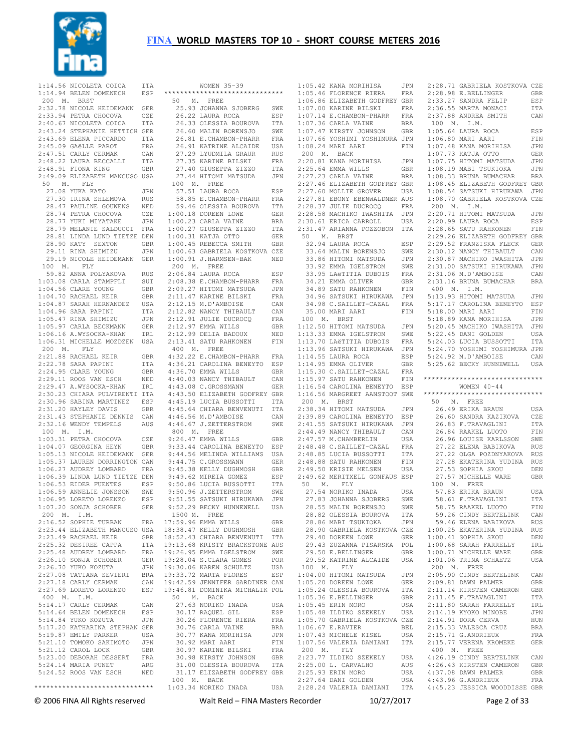# FINA WORLD MASTERS TOP 10 - SHORT COURSE METERS 2016

1:14.56 NICOLETA COICA ITA
1:14.94 BELEN DOMENECH ESP

200 M. BRST

2:32.78 NICOLE HEIDEMANN GER
2:33.94 PETRA CHOCOVA CZE
2:40.67 NICOLETA COICA ITA
2:43.24 STEPHANIE HETTICH GER
2:43.69 ELENA PICCARDO ITA
2:45.09 GAëLLE PAROT FRA
2:47.51 CARLY CERMAK CAN
2:48.22 LAURA BECCALLI ITA
2:48.91 FIONA KING GBR
2:49.09 ELIZABETH MANCUSO USA

50 M. FLY

27.08 YUKA KATO JPN
27.30 IRINA SHLEMOVA RUS
28.47 PAULINE GOUWENS NED
28.74 PETRA CHOCOVA CZE
28.77 YUKI MIYATAKE JPN
28.79 MELANIE SALDUCCI FRA
28.81 LINDA LUND TIETZE DEN
28.90 KATY SEXTON GBR
29.11 RINA SHIMIZU JPN
29.19 NICOLE HEIDEMANN GER

100 M. FLY

59.82 ANNA POLYAKOVA RUS
1:03.08 CARLA STAMPFLI SUI
1:04.56 CLARE YOUNG GBR
1:04.70 RACHAEL KEIR GBR
1:04.87 SARAH HERNANDEZ USA
1:04.96 SARA PAPINI ITA
1:05.47 RINA SHIMIZU JPN
1:05.97 CARLA BECKMANN GER
1:06.16 A.WYSOCKA-KHAN IRL
1:06.31 MICHELLE MOZDZEN USA

200 M. FLY

2:21.88 RACHAEL KEIR GBR
2:22.78 SARA PAPINI ITA
2:24.95 CLARE YOUNG GBR
2:29.11 ROOS VAN ESCH NED
2:29.47 A.WYSOCKA-KHAN IRL
2:30.23 CHIARA PULVIRENTI ITA
2:30.96 SABINA MARTINEZ ESP
2:31.20 HAYLEY DAVIS GBR
2:31.43 STEPHANIE DENNIS CAN
2:32.16 WENDY TEMPELS AUS

100 M. I.M.

1:03.31 PETRA CHOCOVA CZE
1:04.07 GEORGINA HEYN GBR
1:05.13 NICOLE HEIDEMANN GER
1:05.37 LAUREN DORRINGTON CAN
1:06.27 AUDREY LOMBARD FRA
1:06.39 LINDA LUND TIETZE DEN
1:06.53 EIDER FUENTES ESP
1:06.59 ANNELIE JONSSON SWE
1:06.95 LORETO LORENZO ESP
1:07.20 SONJA SCHOBER GER

200 M. I.M.

2:16.52 SOPHIE TURBAN FRA
2:23.44 ELIZABETH MANCUSO USA
2:23.49 RACHAEL KEIR GBR
2:25.32 DESIREE CAPPA ITA
2:25.48 AUDREY LOMBARD FRA
2:26.10 SONJA SCHOBER GER
2:26.70 YUKO KOZUTA JPN
2:27.08 TATIANA SEVIERI BRA
2:27.18 CARLY CERMAK CAN
2:27.69 LORETO LORENZO ESP

400 M. I.M.

5:14.17 CARLY CERMAK CAN
5:14.64 BELEN DOMENECH ESP
5:14.84 YUKO KOZUTA JPN
5:17.20 KATHARINA STEPHAN GER
5:19.87 EMILY PARKER USA
5:21.10 TOMOKO SAKIMOTO JPN
5:21.12 CAROL LOCK GBR
5:23.00 DEBORAH DESSERT FRA
5:24.14 MARIA PUNET ARG
5:24.52 ROOS VAN ESCH NED

******************************

## WOMEN 35-39

******************************

50 M. FREE

25.93 JOHANNA SJOBERG SWE
26.22 LAURA ROCA ESP
26.33 OLESSIA BOUROVA ITA
26.60 MALIN BORENSJO SWE
26.81 E.CHAMBON-PHARR FRA
26.91 KATRINE ALCAIDE USA
27.29 LYUDMILA GRAUR RUS
27.35 KARINE BILSKI FRA
27.40 GIUSEPPA ZIZZO ITA
27.44 HITOMI MATSUDA JPN

100 M. FREE

57.51 LAURA ROCA ESP
58.85 E.CHAMBON-PHARR FRA
59.46 OLESSIA BOUROVA ITA
1:00.18 DOREEN LOWE GER
1:00.23 CARLA VAINE BRA
1:00.27 GIUSEPPA ZIZZO ITA
1:00.31 KATJA OTTO GER
1:00.45 REBECCA SMITH GBR
1:00.63 GABRIELA KOSTKOVA CZE
1:00.91 J.HARMSEN-BAK NED

200 M. FREE

2:06.84 LAURA ROCA ESP
2:08.38 E.CHAMBON-PHARR FRA
2:09.27 HITOMI MATSUDA JPN
2:11.47 KARINE BILSKI FRA
2:12.15 M.D'AMBOISE CAN
2:12.82 NANCY THIBAULT CAN
2:12.91 JULIE DUCROCQ FRA
2:12.97 EMMA WILLS GBR
2:12.99 DELIA BADOUX NED
2:13.41 SATU RAHKONEN FIN

400 M. FREE

4:32.22 E.CHAMBON-PHARR FRA
4:36.21 CAROLINA BENEYTO ESP
4:36.70 EMMA WILLS GBR
4:40.03 NANCY THIBAULT CAN
4:43.08 C.GROSSMANN GER
4:43.50 ELIZABETH GODFREY GBR
4:45.19 LUCIA BUSSOTTI ITA
4:45.64 CHIARA BENVENUTI ITA
4:46.56 M.D'AMBOISE CAN
4:46.67 J.ZETTERSTROM SWE

800 M. FREE

9:26.47 EMMA WILLS GBR
9:33.44 CAROLINA BENEYTO ESP
9:44.56 MELINDA WILLIAMS USA
9:44.75 C.GROSSMANN GER
9:45.38 KELLY DUGHMOSH GBR
9:49.62 MIREIA GOMEZ ESP
9:50.86 LUCIA BUSSOTTI ITA
9:50.96 J.ZETTERSTROM SWE
9:51.55 SATSUKI HIRUKAWA JPN
9:52.29 BECKY HUNNEWELL USA

1500 M. FREE

17:59.96 EMMA WILLS GBR
18:38.47 KELLY DUGHMOSH GBR
18:52.43 CHIARA BENVENUTI ITA
19:13.68 KRISTY BRACKSTONE AUS
19:26.95 EMMA IGELSTROM SWE
19:28.04 S.CLARA GOMES POR
19:30.06 KAREN SCHULTZ USA
19:33.72 MARTA FLORES ESP
19:42.59 JENNIFER GARDINER CAN
19:46.81 DOMINIKA MICHALIK POL

50 M. BACK

27.63 NORIKO INADA USA
30.17 RAQUEL GIL ESP
30.26 FLORENCE RIERA FRA
30.76 CARLA VAINE BRA
30.77 KANA MORIHISA JPN
30.92 MARI AARI FIN
30.97 KARINE BILSKI FRA
30.98 KIRSTY JOHNSON GBR
31.00 OLESSIA BOUROVA ITA
31.17 ELIZABETH GODFREY GBR

100 M. BACK

1:03.34 NORIKO INADA USA
1:05.42 KANA MORIHISA JPN
1:05.46 FLORENCE RIERA FRA
1:06.86 ELIZABETH GODFREY GBR
1:07.00 KARINE BILSKI FRA
1:07.14 E.CHAMBON-PHARR FRA
1:07.36 CARLA VAINE BRA
1:07.47 KIRSTY JOHNSON GBR
1:07.66 YOSHIMI YOSHIMURA JPN
1:08.24 MARI AARI FIN

200 M. BACK

2:20.81 KANA MORIHISA JPN
2:25.64 EMMA WILLS GBR
2:27.23 CARLA VAINE BRA
2:27.46 ELIZABETH GODFREY GBR
2:27.60 MOLLIE GROVER USA
2:27.81 EBONY EBENWALDNER AUS
2:28.37 JULIE DUCROCQ FRA
2:28.58 MACHIKO IWASHITA JPN
2:30.61 ERICA CARROLL USA
2:31.47 ARIANNA POZZOBON ITA

50 M. BRST

32.94 LAURA ROCA ESP
33.64 MALIN BORENSJO SWE
33.86 HITOMI MATSUDA JPN
33.92 EMMA IGELSTROM SWE
33.95 LAëTITIA DUBOIS FRA
34.21 EMMA OLIVER GBR
34.89 SATU RAHKONEN FIN
34.96 SATSUKI HIRUKAWA JPN
34.98 C.SAILLET-CAZAL FRA
35.00 MARI AARI FIN

100 M. BRST

1:12.50 HITOMI MATSUDA JPN
1:13.33 EMMA IGELSTROM SWE
1:13.70 LAëTITIA DUBOIS FRA
1:13.96 SATSUKI HIRUKAWA JPN
1:14.55 LAURA ROCA ESP
1:14.95 EMMA OLIVER GBR
1:15.30 C.SAILLET-CAZAL FRA
1:15.97 SATU RAHKONEN FIN
1:16.54 CAROLINA BENEYTO ESP
1:16.56 MARGREET AANSTOOT SWE

200 M. BRST

2:38.34 HITOMI MATSUDA JPN
2:39.89 CAROLINA BENEYTO ESP
2:41.55 SATSUKI HIRUKAWA JPN
2:44.49 NANCY THIBAULT CAN
2:47.57 M.CHAMBERLIN USA
2:48.48 C.SAILLET-CAZAL FRA
2:48.85 LUCIA BUSSOTTI ITA
2:48.88 SATU RAHKONEN FIN
2:49.50 KRISIE MELSEN USA
2:49.62 MERITXELL GONFAUS ESP

50 M. FLY

27.54 NORIKO INADA USA
27.83 JOHANNA SJOBERG SWE
28.55 MALIN BORENSJO SWE
28.82 OLESSIA BOUROVA ITA
28.86 MABI TSUKIOKA JPN
28.90 GABRIELA KOSTKOVA CZE
29.40 DOREEN LOWE GER
29.43 ZUZANNA PISARSKA POL
29.50 E.BELLINGER GBR
29.52 KATRINE ALCAIDE USA

100 M. FLY

1:04.00 HITOMI MATSUDA JPN
1:05.20 DOREEN LOWE GER
1:05.24 OLESSIA BOUROVA ITA
1:05.36 E.BELLINGER GBR
1:05.45 ERIN MORO USA
1:05.48 ILDIKO SZEKELY USA
1:05.70 GABRIELA KOSTKOVA CZE
1:06.67 E.RAVIER BEL
1:07.43 MICHELE KISEL USA
1:07.56 VALERIA DAMIANI ITA

200 M. FLY

2:23.77 ILDIKO SZEKELY USA
2:25.00 L. CARVALHO AUS
2:25.93 ERIN MORO USA
2:27.64 DANI GOLDEN USA
2:28.24 VALERIA DAMIANI ITA
2:28.71 GABRIELA KOSTKOVA CZE
2:28.98 E.BELLINGER GBR
2:33.27 SANDRA FELIP ESP
2:36.55 MARTA MONACI ITA
2:37.88 ANDREA SMITH CAN

100 M. I.M.

1:05.64 LAURA ROCA ESP
1:06.80 MARI AARI FIN
1:07.48 KANA MORIHISA JPN
1:07.73 KATJA OTTO GER
1:07.75 HITOMI MATSUDA JPN
1:08.19 MABI TSUKIOKA JPN
1:08.33 BRUNA BUMACHAR BRA
1:08.45 ELIZABETH GODFREY GBR
1:08.54 SATSUKI HIRUKAWA JPN
1:08.70 GABRIELA KOSTKOVA CZE

200 M. I.M.

2:20.71 HITOMI MATSUDA JPN
2:20.99 LAURA ROCA ESP
2:28.65 SATU RAHKONEN FIN
2:29.26 ELIZABETH GODFREY GBR
2:29.52 FRANZISKA FLECK GER
2:30.12 NANCY THIBAULT CAN
2:30.87 MACHIKO IWASHITA JPN
2:31.00 SATSUKI HIRUKAWA JPN
2:31.06 M.D'AMBOISE CAN
2:31.16 BRUNA BUMACHAR BRA

400 M. I.M.

5:13.93 HITOMI MATSUDA JPN
5:17.17 CAROLINA BENEYTO ESP
5:18.00 MARI AARI FIN
5:18.89 KANA MORIHISA JPN
5:20.45 MACHIKO IWASHITA JPN
5:22.45 DANI GOLDEN USA
5:24.03 LUCIA BUSSOTTI ITA
5:24.70 YOSHIMI YOSHIMURA JPN
5:24.92 M.D'AMBOISE CAN
5:25.62 BECKY HUNNEWELL USA

******************************

## WOMEN 40-44

******************************

50 M. FREE

26.49 ERIKA BRAUN USA
26.60 SANDRA KAZIKOVA CZE
26.83 F.TRAVAGLINI ITA
26.84 RAAKEL LUOTO FIN
26.96 LOUISE KARLSSON SWE
27.22 ELENA BABIKOVA RUS
27.22 OLGA POZDNYAKOVA RUS
27.28 EKATERINA YUDINA RUS
27.53 SOPHIA SKOU DEN
27.57 MICHELLE WARE GBR

100 M. FREE

57.83 ERIKA BRAUN USA
58.61 F.TRAVAGLINI ITA
58.75 RAAKEL LUOTO FIN
59.26 CINDY BERTELINK CAN
59.46 ELENA BABIKOVA RUS
1:00.25 EKATERINA YUDINA RUS
1:00.41 SOPHIA SKOU DEN
1:00.68 SARAH FARRELLY IRL
1:00.71 MICHELLE WARE GBR
1:01.06 TRINA SCHAETZ USA

200 M. FREE

2:05.90 CINDY BERTELINK CAN
2:09.81 DAWN PALMER GBR
2:11.14 KIRSTEN CAMERON GBR
2:11.45 F.TRAVAGLINI ITA
2:11.80 SARAH FARRELLY IRL
2:14.19 KYOKO MINOBE JPN
2:14.91 DORA CERVA HUN
2:15.33 VALESCA CRUZ BRA
2:15.71 G.ANDRIEUX FRA
2:15.77 VERENA KROMEKE GER

400 M. FREE

4:26.19 CINDY BERTELINK CAN
4:26.43 KIRSTEN CAMERON GBR
4:37.08 DAWN PALMER GBR
4:43.96 G.ANDRIEUX FRA
4:45.23 JESSICA WOODDISSE GBR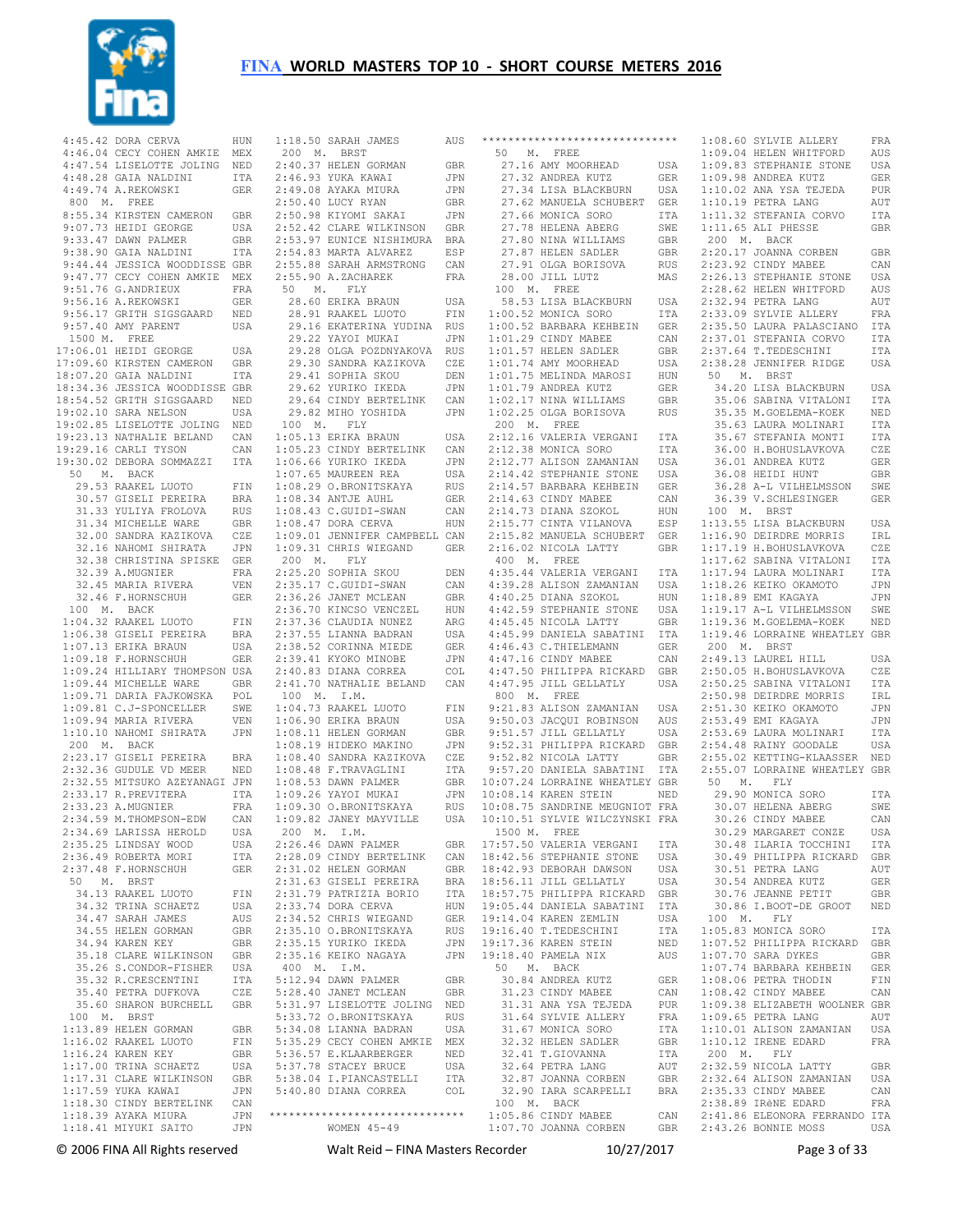# FINA WORLD MASTERS TOP 10 - SHORT COURSE METERS 2016

4:45.42 DORA CERVA HUN
4:46.04 CECY COHEN AMKIE MEX
4:47.54 LISELOTTE JOLING NED
4:48.28 GAIA NALDINI ITA
4:49.74 A.REKOWSKI GER

800 M. FREE

8:55.34 KIRSTEN CAMERON GBR
9:07.73 HEIDI GEORGE USA
9:33.47 DAWN PALMER GBR
9:38.90 GAIA NALDINI ITA
9:44.44 JESSICA WOODDISSE GBR
9:47.77 CECY COHEN AMKIE MEX
9:51.76 G.ANDRIEUX FRA
9:56.16 A.REKOWSKI GER
9:56.17 GRITH SIGSGAARD NED
9:57.40 AMY PARENT USA

1500 M. FREE

17:06.01 HEIDI GEORGE USA
17:09.60 KIRSTEN CAMERON GBR
18:07.20 GAIA NALDINI ITA
18:34.36 JESSICA WOODDISSE GBR
18:54.52 GRITH SIGSGAARD NED
19:02.10 SARA NELSON USA
19:02.85 LISELOTTE JOLING NED
19:23.13 NATHALIE BELAND CAN
19:29.16 CARLI TYSON CAN
19:30.02 DEBORA SOMMAZZI ITA

50 M. BACK

29.53 RAAKEL LUOTO FIN
30.57 GISELI PEREIRA BRA
31.33 YULIYA FROLOVA RUS
31.34 MICHELLE WARE GBR
32.00 SANDRA KAZIKOVA CZE
32.16 NAHOMI SHIRATA JPN
32.38 CHRISTINA SPISKE GER
32.39 A.MUGNIER FRA
32.45 MARIA RIVERA VEN
32.46 F.HORNSCHUH GER

100 M. BACK

1:04.32 RAAKEL LUOTO FIN
1:06.38 GISELI PEREIRA BRA
1:07.13 ERIKA BRAUN USA
1:09.18 F.HORNSCHUH GER
1:09.24 HILLIARY THOMPSON USA
1:09.44 MICHELLE WARE GBR
1:09.71 DARIA FAJKOWSKA POL
1:09.81 C.J-SPONCELLER SWE
1:09.94 MARIA RIVERA VEN
1:10.10 NAHOMI SHIRATA JPN

200 M. BACK

2:23.17 GISELI PEREIRA BRA
2:32.36 GUDULE VD MEER NED
2:32.55 MITSUKO AZEYANAGI JPN
2:33.17 R.PREVITERA ITA
2:33.23 A.MUGNIER FRA
2:34.59 M.THOMPSON-EDW CAN
2:34.69 LARISSA HEROLD USA
2:35.25 LINDSAY WOOD USA
2:36.49 ROBERTA MORI ITA
2:37.48 F.HORNSCHUH GER

50 M. BRST

34.13 RAAKEL LUOTO FIN
34.32 TRINA SCHAETZ USA
34.47 SARAH JAMES AUS
34.55 HELEN GORMAN GBR
34.94 KAREN KEY GBR
35.18 CLARE WILKINSON GBR
35.26 S.CONDOR-FISHER USA
35.32 R.CRESCENTINI ITA
35.40 PETRA DUFKOVA CZE
35.60 SHARON BURCHELL GBR

100 M. BRST

1:13.89 HELEN GORMAN GBR
1:16.02 RAAKEL LUOTO FIN
1:16.24 KAREN KEY GBR
1:17.00 TRINA SCHAETZ USA
1:17.31 CLARE WILKINSON GBR
1:17.59 YUKA KAWAI JPN
1:18.30 CINDY BERTELINK CAN
1:18.39 AYAKA MIURA JPN
1:18.41 MIYUKI SAITO JPN
1:18.50 SARAH JAMES AUS

200 M. BRST

2:40.37 HELEN GORMAN GBR
2:46.93 YUKA KAWAI JPN
2:49.08 AYAKA MIURA JPN
2:50.40 LUCY RYAN GBR
2:50.98 KIYOMI SAKAI JPN
2:52.42 CLARE WILKINSON GBR
2:53.97 EUNICE NISHIMURA BRA
2:54.83 MARTA ALVAREZ ESP
2:55.88 SARAH ARMSTRONG CAN
2:55.90 A.ZACHAREK FRA

50 M. FLY

28.60 ERIKA BRAUN USA
28.91 RAAKEL LUOTO FIN
29.16 EKATERINA YUDINA RUS
29.22 YAYOI MUKAI JPN
29.28 OLGA POZDNYAKOVA RUS
29.30 SANDRA KAZIKOVA CZE
29.41 SOPHIA SKOU DEN
29.62 YURIKO IKEDA JPN
29.64 CINDY BERTELINK CAN
29.82 MIHO YOSHIDA JPN

100 M. FLY

1:05.13 ERIKA BRAUN USA
1:05.23 CINDY BERTELINK CAN
1:06.66 YURIKO IKEDA JPN
1:07.65 MAUREEN REA USA
1:08.29 O.BRONITSKAYA RUS
1:08.34 ANTJE AUHL GER
1:08.43 C.GUIDI-SWAN CAN
1:08.47 DORA CERVA HUN
1:09.01 JENNIFER CAMPBELL CAN
1:09.31 CHRIS WIEGAND GER

200 M. FLY

2:25.20 SOPHIA SKOU DEN
2:35.17 C.GUIDI-SWAN CAN
2:36.26 JANET MCLEAN GBR
2:36.70 KINCSO VENCZEL HUN
2:37.36 CLAUDIA NUNEZ ARG
2:37.55 LIANNA BADRAN USA
2:38.52 CORINNA MIEDE GER
2:39.41 KYOKO MINOBE JPN
2:40.83 DIANA CORREA COL
2:41.70 NATHALIE BELAND CAN

100 M. I.M.

1:04.73 RAAKEL LUOTO FIN
1:06.90 ERIKA BRAUN USA
1:08.11 HELEN GORMAN GBR
1:08.19 HIDEKO MAKINO JPN
1:08.40 SANDRA KAZIKOVA CZE
1:08.48 F.TRAVAGLINI ITA
1:08.53 DAWN PALMER GBR
1:09.26 YAYOI MUKAI JPN
1:09.30 O.BRONITSKAYA RUS
1:09.82 JANEY MAYVILLE USA

200 M. I.M.

2:26.46 DAWN PALMER GBR
2:28.09 CINDY BERTELINK CAN
2:31.02 HELEN GORMAN GBR
2:31.63 GISELI PEREIRA BRA
2:31.79 PATRIZIA BORIO ITA
2:33.74 DORA CERVA HUN
2:34.52 CHRIS WIEGAND GER
2:35.10 O.BRONITSKAYA RUS
2:35.15 YURIKO IKEDA JPN
2:35.16 KEIKO NAGAYA JPN

400 M. I.M.

5:12.94 DAWN PALMER GBR
5:28.40 JANET MCLEAN GBR
5:31.97 LISELOTTE JOLING NED
5:33.72 O.BRONITSKAYA RUS
5:34.08 LIANNA BADRAN USA
5:35.29 CECY COHEN AMKIE MEX
5:36.57 E.KLAARBERGER NED
5:37.78 STACEY BRUCE USA
5:38.04 I.PIANCASTELLI ITA
5:40.80 DIANA CORREA COL

******************************

## WOMEN 45-49

******************************

50 M. FREE

27.16 AMY MOORHEAD USA
27.32 ANDREA KUTZ GER
27.34 LISA BLACKBURN USA
27.62 MANUELA SCHUBERT GER
27.66 MONICA SORO ITA
27.78 HELENA ABERG SWE
27.80 NINA WILLIAMS GBR
27.87 HELEN SADLER GBR
27.91 OLGA BORISOVA RUS
28.00 JILL LUTZ MAS

100 M. FREE

58.53 LISA BLACKBURN USA
1:00.52 MONICA SORO ITA
1:00.52 BARBARA KEHBEIN GER
1:01.29 CINDY MABEE CAN
1:01.57 HELEN SADLER GBR
1:01.74 AMY MOORHEAD USA
1:01.75 MELINDA MAROSI HUN
1:01.79 ANDREA KUTZ GER
1:02.17 NINA WILLIAMS GBR
1:02.25 OLGA BORISOVA RUS

200 M. FREE

2:12.16 VALERIA VERGANI ITA
2:12.38 MONICA SORO ITA
2:12.77 ALISON ZAMANIAN USA
2:14.42 STEPHANIE STONE USA
2:14.57 BARBARA KEHBEIN GER
2:14.63 CINDY MABEE CAN
2:14.73 DIANA SZOKOL HUN
2:15.77 CINTA VILANOVA ESP
2:15.82 MANUELA SCHUBERT GER
2:16.02 NICOLA LATTY GBR

400 M. FREE

4:35.44 VALERIA VERGANI ITA
4:39.28 ALISON ZAMANIAN USA
4:40.25 DIANA SZOKOL HUN
4:42.59 STEPHANIE STONE USA
4:45.45 NICOLA LATTY GBR
4:45.99 DANIELA SABATINI ITA
4:46.43 C.THIELEMANN GER
4:47.16 CINDY MABEE CAN
4:47.50 PHILIPPA RICKARD GBR
4:47.95 JILL GELLATLY USA

800 M. FREE

9:21.83 ALISON ZAMANIAN USA
9:50.03 JACQUI ROBINSON AUS
9:51.57 JILL GELLATLY USA
9:52.31 PHILIPPA RICKARD GBR
9:52.82 NICOLA LATTY GBR
9:57.20 DANIELA SABATINI ITA
10:07.24 LORRAINE WHEATLEY GBR
10:08.14 KAREN STEIN NED
10:08.75 SANDRINE MEUGNIOT FRA
10:10.51 SYLVIE WILCZYNSKI FRA

1500 M. FREE

17:57.50 VALERIA VERGANI ITA
18:42.56 STEPHANIE STONE USA
18:42.93 DEBORAH DAWSON USA
18:56.11 JILL GELLATLY USA
18:57.75 PHILIPPA RICKARD GBR
19:05.44 DANIELA SABATINI ITA
19:14.04 KAREN ZEMLIN USA
19:16.40 T.TEDESCHINI ITA
19:17.36 KAREN STEIN NED
19:18.40 PAMELA NIX AUS

50 M. BACK

30.84 ANDREA KUTZ GER
31.23 CINDY MABEE CAN
31.31 ANA YSA TEJEDA PUR
31.64 SYLVIE ALLERY FRA
31.67 MONICA SORO ITA
32.32 HELEN SADLER GBR
32.41 T.GIOVANNA ITA
32.64 PETRA LANG AUT
32.87 JOANNA CORBEN GBR
32.90 IARA SCARPELLI BRA

100 M. BACK

1:05.86 CINDY MABEE CAN
1:07.70 JOANNA CORBEN GBR
1:08.60 SYLVIE ALLERY FRA
1:09.04 HELEN WHITFORD AUS
1:09.83 STEPHANIE STONE USA
1:09.98 ANDREA KUTZ GER
1:10.02 ANA YSA TEJEDA PUR
1:10.19 PETRA LANG AUT
1:11.32 STEFANIA CORVO ITA
1:11.65 ALI PHESSE GBR

200 M. BACK

2:20.17 JOANNA CORBEN GBR
2:23.92 CINDY MABEE CAN
2:26.13 STEPHANIE STONE USA
2:28.62 HELEN WHITFORD AUS
2:32.94 PETRA LANG AUT
2:33.09 SYLVIE ALLERY FRA
2:35.50 LAURA PALASCIANO ITA
2:37.01 STEFANIA CORVO ITA
2:37.64 T.TEDESCHINI ITA
2:38.28 JENNIFER RIDGE USA

50 M. BRST

34.20 LISA BLACKBURN USA
35.06 SABINA VITALONI ITA
35.35 M.GOELEMA-KOEK NED
35.63 LAURA MOLINARI ITA
35.67 STEFANIA MONTI ITA
36.00 H.BOHUSLAVKOVA CZE
36.01 ANDREA KUTZ GER
36.08 HEIDI HUNT GBR
36.28 A-L VILHELMSSON SWE
36.39 V.SCHLESINGER GER

100 M. BRST

1:13.55 LISA BLACKBURN USA
1:16.90 DEIRDRE MORRIS IRL
1:17.19 H.BOHUSLAVKOVA CZE
1:17.62 SABINA VITALONI ITA
1:17.94 LAURA MOLINARI ITA
1:18.26 KEIKO OKAMOTO JPN
1:18.89 EMI KAGAYA JPN
1:19.17 A-L VILHELMSSON SWE
1:19.36 M.GOELEMA-KOEK NED
1:19.46 LORRAINE WHEATLEY GBR

200 M. BRST

2:49.13 LAUREL HILL USA
2:50.05 H.BOHUSLAVKOVA CZE
2:50.25 SABINA VITALONI ITA
2:50.98 DEIRDRE MORRIS IRL
2:51.30 KEIKO OKAMOTO JPN
2:53.49 EMI KAGAYA JPN
2:53.69 LAURA MOLINARI ITA
2:54.82 RAINY GOODALE USA
2:55.02 KETTING-KLAASSER NED
2:55.07 LORRAINE WHEATLEY GBR

50 M. FLY

29.90 MONICA SORO ITA
30.07 HELENA ABERG SWE
30.26 CINDY MABEE CAN
30.29 MARGARET CONZE USA
30.48 ILARIA TOCCHINI ITA
30.49 PHILIPPA RICKARD GBR
30.51 PETRA LANG AUT
30.54 ANDREA KUTZ GER
30.76 JEANNE PETIT GBR
30.86 I.BOOT-DE GROOT NED

100 M. FLY

1:05.83 MONICA SORO ITA
1:07.52 PHILIPPA RICKARD GBR
1:07.70 SARA DYKES GBR
1:07.74 BARBARA KEHBEIN GER
1:08.06 PETRA THODIN FIN
1:08.42 CINDY MABEE CAN
1:09.38 ELIZABETH WOOLNER GBR
1:09.65 PETRA LANG AUT
1:10.01 ALISON ZAMANIAN USA
1:10.12 IRENE EDARD FRA

200 M. FLY

2:32.59 NICOLA LATTY GBR
2:32.64 ALISON ZAMANIAN USA
2:35.33 CINDY MABEE CAN
2:38.89 IRèNE EDARD FRA
2:41.86 ELEONORA FERRANDO ITA
2:43.26 BONNIE MOSS USA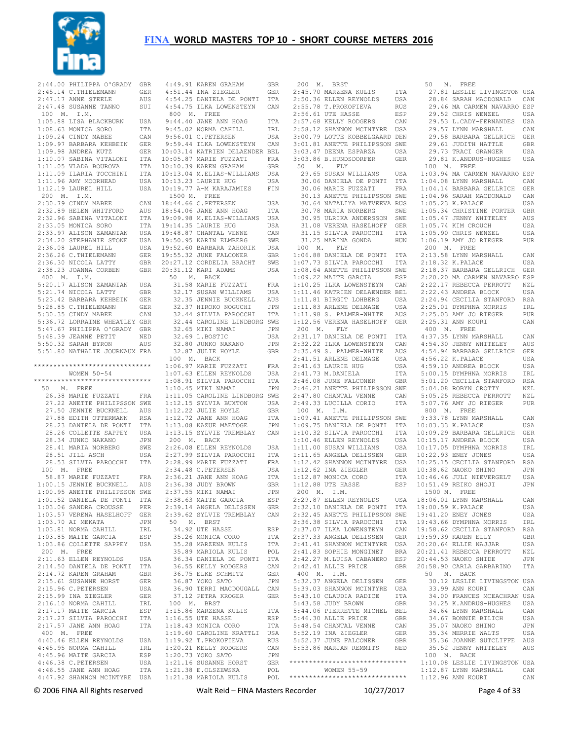2:44.00 PHILIPPA O'GRADY GBR
2:45.14 C.THIELEMANN GER
2:47.17 ANNE STEELE AUS
2:47.48 SUSANNE TANNO SUI

100 M. I.M.
1:05.88 LISA BLACKBURN USA
1:08.63 MONICA SORO ITA
1:09.24 CINDY MABEE CAN
1:09.97 BARBARA KEHBEIN GER
1:09.98 ANDREA KUTZ GER
1:10.07 SABINA VITALONI ITA
1:11.05 VLADA BOUROVA ITA
1:11.09 ILARIA TOCCHINI ITA
1:11.96 AMY MOORHEAD USA
1:12.19 LAUREL HILL USA

200 M. I.M.
2:30.79 CINDY MABEE CAN
2:32.89 HELEN WHITFORD AUS
2:32.96 SABINA VITALONI ITA
2:33.05 MONICA SORO ITA
2:33.97 ALISON ZAMANIAN USA
2:34.20 STEPHANIE STONE USA
2:36.08 LAUREL HILL USA
2:36.26 C.THIELEMANN GER
2:36.30 NICOLA LATTY GBR
2:38.23 JOANNA CORBEN GBR

400 M. I.M.
5:20.17 ALISON ZAMANIAN USA
5:21.74 NICOLA LATTY GBR
5:23.42 BARBARA KEHBEIN GER
5:28.85 C.THIELEMANN GER
5:30.35 CINDY MABEE CAN
5:36.72 LORRAINE WHEATLEY GBR
5:47.67 PHILIPPA O'GRADY GBR
5:48.39 JEANNE PETIT NED
5:50.32 SARAH BYRON AUS
5:51.80 NATHALIE JOURNAUX FRA

******************************
WOMEN 50-54
******************************

50 M. FREE
26.38 MARIE FUZZATI FRA
27.22 ANETTE PHILIPSSON SWE
27.50 JENNIE BUCKNELL AUS
27.88 EDITH OTTERMANN RSA
28.23 DANIELA DE PONTI ITA
28.26 COLLETTE SAPPEY USA
28.34 JUNKO NAKANO JPN
28.41 MARIA NORBERG SWE
28.51 JILL ASCH USA
28.53 SILVIA PAROCCHI ITA

100 M. FREE
58.87 MARIE FUZZATI FRA
1:00.15 JENNIE BUCKNELL AUS
1:00.95 ANETTE PHILIPSSON SWE
1:01.52 DANIELA DE PONTI ITA
1:03.06 SANDRA CROUSSE PER
1:03.57 VERENA HASELHOFF GER
1:03.70 AI MEKATA JPN
1:03.81 NORMA CAHILL IRL
1:03.85 MAITE GARCIA ESP
1:03.86 COLLETTE SAPPEY USA

200 M. FREE
2:11.63 ELLEN REYNOLDS USA
2:14.50 DANIELA DE PONTI ITA
2:14.72 KAREN GRAHAM GBR
2:15.61 SUSANNE HORST GER
2:15.96 C.PETERSEN USA
2:15.99 INA ZIEGLER GER
2:16.10 NORMA CAHILL IRL
2:17.17 MAITE GARCIA ESP
2:17.27 SILVIA PAROCCHI ITA
2:17.57 JANE ANN HOAG ITA

400 M. FREE
4:40.46 ELLEN REYNOLDS USA
4:45.95 NORMA CAHILL IRL
4:45.96 MAITE GARCIA ESP
4:46.38 C.PETERSEN USA
4:46.55 JANE ANN HOAG ITA
4:47.92 SHANNON MCINTYRE USA
4:49.91 KAREN GRAHAM GBR
4:51.44 INA ZIEGLER GER
4:54.25 DANIELA DE PONTI ITA
4:54.75 ILKA LOWENSTEYN CAN

800 M. FREE
9:44.40 JANE ANN HOAG ITA
9:45.02 NORMA CAHILL IRL
9:56.01 C.PETERSEN USA
9:59.44 ILKA LOWENSTEYN CAN
10:03.14 KATRIEN DELAENDER BEL
10:05.87 MARIE FUZZATI FRA
10:10.39 KAREN GRAHAM GBR
10:13.04 M.ELIAS-WILLIAMS USA
10:13.23 LAURIE HUG USA
10:19.77 A-M KARAJAMIES FIN

1500 M. FREE
18:44.66 C.PETERSEN USA
18:54.06 JANE ANN HOAG ITA
19:09.98 M.ELIAS-WILLIAMS USA
19:14.35 LAURIE HUG USA
19:48.87 CHANTAL VENNE CAN
19:50.95 KARIN ELMBERG SWE
19:52.60 BARBARA ZAHORIK USA
19:55.32 JUNE FALCONER GBR
20:27.12 CORDELIA BRACHT SWE
20:31.12 KARI ADAMS USA

50 M. BACK
31.58 MARIE FUZZATI FRA
32.17 SUSAN WILLIAMS USA
32.35 JENNIE BUCKNELL AUS
32.37 HIROKO NOGUCHI JPN
32.44 SILVIA PAROCCHI ITA
32.44 CAROLINE LINDBORG SWE
32.65 MIKI NAMAI JPN
32.69 L.BOSTIC USA
32.80 JUNKO NAKANO JPN
32.87 JULIE HOYLE GBR

100 M. BACK
1:06.97 MARIE FUZZATI FRA
1:07.63 ELLEN REYNOLDS USA
1:08.91 SILVIA PAROCCHI ITA
1:10.45 MIKI NAMAI JPN
1:11.05 CAROLINE LINDBORG SWE
1:12.15 SYLVIA BUXTON USA
1:12.22 JULIE HOYLE GBR
1:12.72 JANE ANN HOAG ITA
1:13.08 KAZUE MAETOGE JPN
1:13.15 SYLVIE TREMBLAY CAN

200 M. BACK
2:26.08 ELLEN REYNOLDS USA
2:27.99 SILVIA PAROCCHI ITA
2:28.99 MARIE FUZZATI FRA
2:34.48 C.PETERSEN USA
2:36.21 JANE ANN HOAG ITA
2:36.38 JUDY BROWN GBR
2:37.55 MIKI NAMAI JPN
2:38.63 MAITE GARCIA ESP
2:39.14 ANGELA DELISSEN GER
2:39.62 SYLVIE TREMBLAY CAN

50 M. BRST
34.92 UTE HASSE ESP
35.26 MONICA CORO ITA
35.28 MARZENA KULIS ITA
35.89 MARIOLA KULIS POL
36.34 DANIELA DE PONTI ITA
36.55 KELLY RODGERS CAN
36.75 ELKE SCHMITZ GER
36.87 YOKO SATO JPN
36.90 TERRI MACDOUGALL CAN
37.12 PETRA KROGER GER

100 M. BRST
1:15.86 MARZENA KULIS ITA
1:16.55 UTE HASSE ESP
1:18.43 MONICA CORO ITA
1:19.60 CAROLINE KRATTLI USA
1:19.92 T.PROKOFIEVA RUS
1:20.21 KELLY RODGERS CAN
1:20.73 YOKO SATO JPN
1:21.16 SUSANNE HORST GER
1:21.38 E.OLSZEWSKA POL
1:21.38 MARIOLA KULIS POL

200 M. BRST
2:45.70 MARZENA KULIS ITA
2:50.36 ELLEN REYNOLDS USA
2:55.78 T.PROKOFIEVA RUS
2:56.61 UTE HASSE ESP
2:57.68 KELLY RODGERS CAN
2:58.12 SHANNON MCINTYRE USA
3:00.79 LOTTE KOBBELGAARD DEN
3:01.81 ANETTE PHILIPSSON SWE
3:03.47 DEENA ESPARZA USA
3:03.86 B.HUNDSDORFER GER

50 M. FLY
29.65 SUSAN WILLIAMS USA
30.06 DANIELA DE PONTI ITA
30.06 MARIE FUZZATI FRA
30.13 ANETTE PHILIPSSON SWE
30.64 NATALIYA MATVEEVA RUS
30.78 MARIA NORBERG SWE
30.95 ULRIKA ANDERSSON SWE
31.08 VERENA HASELHOFF GER
31.15 SILVIA PAROCCHI ITA
31.25 MARINA GONDA HUN

100 M. FLY
1:06.88 DANIELA DE PONTI ITA
1:07.73 SILVIA PAROCCHI ITA
1:08.64 ANETTE PHILIPSSON SWE
1:09.22 MAITE GARCIA ESP
1:10.25 ILKA LOWENSTEYN CAN
1:11.46 KATRIEN DELAENDER BEL
1:11.81 BIRGIT LOHBERG USA
1:11.83 ARLENE DELMAGE USA
1:11.98 S. PALMER-WHITE AUS
1:12.56 VERENA HASELHOFF GER

200 M. FLY
2:31.17 DANIELA DE PONTI ITA
2:32.22 ILKA LOWENSTEYN CAN
2:35.49 S. PALMER-WHITE AUS
2:41.51 ARLENE DELMAGE USA
2:41.63 LAURIE HUG USA
2:41.73 M.DANIELA ITA
2:46.08 JUNE FALCONER GBR
2:46.21 ANETTE PHILIPSSON SWE
2:47.80 CHANTAL VENNE CAN
2:49.33 LUCILLA CORIO ITA

100 M. I.M.
1:09.41 ANETTE PHILIPSSON SWE
1:09.75 DANIELA DE PONTI ITA
1:10.32 SILVIA PAROCCHI ITA
1:10.46 ELLEN REYNOLDS USA
1:11.00 SUSAN WILLIAMS USA
1:11.65 ANGELA DELISSEN GER
1:12.42 SHANNON MCINTYRE USA
1:12.62 INA ZIEGLER GER
1:12.87 MONICA CORO ITA
1:12.88 UTE HASSE ESP

200 M. I.M.
2:29.87 ELLEN REYNOLDS USA
2:32.10 DANIELA DE PONTI ITA
2:32.45 ANETTE PHILIPSSON SWE
2:36.38 SILVIA PAROCCHI ITA
2:37.07 ILKA LOWENSTEYN CAN
2:37.33 ANGELA DELISSEN GER
2:41.41 SHANNON MCINTYRE USA
2:41.83 SOPHIE MONGINET BRA
2:42.27 M.LUISA CABANERO ESP
2:42.41 ALLIE PRICE GBR

400 M. I.M.
5:32.37 ANGELA DELISSEN GER
5:39.03 SHANNON MCINTYRE USA
5:43.10 CLAUDIA RADICE ITA
5:43.58 JUDY BROWN GBR
5:44.06 PIERRETTE MICHEL BEL
5:46.30 ALLIE PRICE GBR
5:48.54 CHANTAL VENNE CAN
5:52.19 INA ZIEGLER GER
5:52.37 JUNE FALCONER GBR
5:53.86 MARJAN REMMITS NED

******************************
WOMEN 55-59
******************************

50 M. FREE
27.81 LESLIE LIVINGSTON USA
28.84 SARAH MACDONALD CAN
29.46 MA CARMEN NAVARRO ESP
29.52 CHRIS WENZEL USA
29.53 L.CADY-FERNANDES USA
29.57 LYNN MARSHALL CAN
29.58 BARBARA GELLRICH GER
29.61 JUDITH HATTLE GBR
29.73 TRACI GRANGER USA
29.81 K.ANDRUS-HUGHES USA

100 M. FREE
1:03.94 MA CARMEN NAVARRO ESP
1:04.08 LYNN MARSHALL CAN
1:04.14 BARBARA GELLRICH GER
1:04.96 SARAH MACDONALD CAN
1:05.23 K.PALACE USA
1:05.34 CHRISTINE PORTER GBR
1:05.47 JENNY WHITELEY AUS
1:05.74 KIM CROUCH USA
1:05.90 CHRIS WENZEL USA
1:06.19 AMY JO RIEGER PUR

200 M. FREE
2:13.58 LYNN MARSHALL CAN
2:18.32 K.PALACE USA
2:18.37 BARBARA GELLRICH GER
2:20.20 MA CARMEN NAVARRO ESP
2:22.17 REBECCA PERROTT NZL
2:22.43 ANDREA BLOCK USA
2:24.94 CECILIA STANFORD RSA
2:25.01 DYMPHNA MORRIS IRL
2:25.03 AMY JO RIEGER PUR
2:25.31 ANN KOURI CAN

400 M. FREE
4:37.35 LYNN MARSHALL CAN
4:54.30 JENNY WHITELEY AUS
4:54.94 BARBARA GELLRICH GER
4:56.22 K.PALACE USA
4:59.10 ANDREA BLOCK USA
5:00.15 DYMPHNA MORRIS IRL
5:01.20 CECILIA STANFORD RSA
5:04.08 ROBYN CROTTY NZL
5:05.25 REBECCA PERROTT NZL
5:07.76 AMY JO RIEGER PUR

800 M. FREE
9:33.78 LYNN MARSHALL CAN
10:03.33 K.PALACE USA
10:09.29 BARBARA GELLRICH GER
10:15.17 ANDREA BLOCK USA
10:17.05 DYMPHNA MORRIS IRL
10:22.93 ENEY JONES USA
10:25.15 CECILIA STANFORD RSA
10:38.62 NAOKO SHINO JPN
10:46.46 JULI NIEVERGELT USA
10:51.49 REIKO SHOJI JPN

1500 M. FREE
18:06.01 LYNN MARSHALL CAN
19:00.59 K.PALACE USA
19:41.20 ENEY JONES USA
19:43.66 DYMPHNA MORRIS IRL
19:58.62 CECILIA STANFORD RSA
19:59.39 KAREN ELLY GBR
20:20.64 ELLIE NAJJAR USA
20:21.41 REBECCA PERROTT NZL
20:44.53 NAOKO SHIDE JPN
20:58.90 CARLA GARBARINO ITA

50 M. BACK
30.12 LESLIE LIVINGSTON USA
33.99 ANN KOURI CAN
34.00 FRANCES MCEACHRAN USA
34.25 K.ANDRUS-HUGHES USA
34.64 LYNN MARSHALL CAN
34.67 BONNIE BILICH USA
35.07 NAOKO SHINO JPN
35.34 MERRIE WALTS USA
35.36 JOANNE SUTCLIFFE AUS
35.52 JENNY WHITELEY AUS

100 M. BACK
1:10.08 LESLIE LIVINGSTON USA
1:12.87 LYNN MARSHALL CAN
1:12.96 ANN KOURI CAN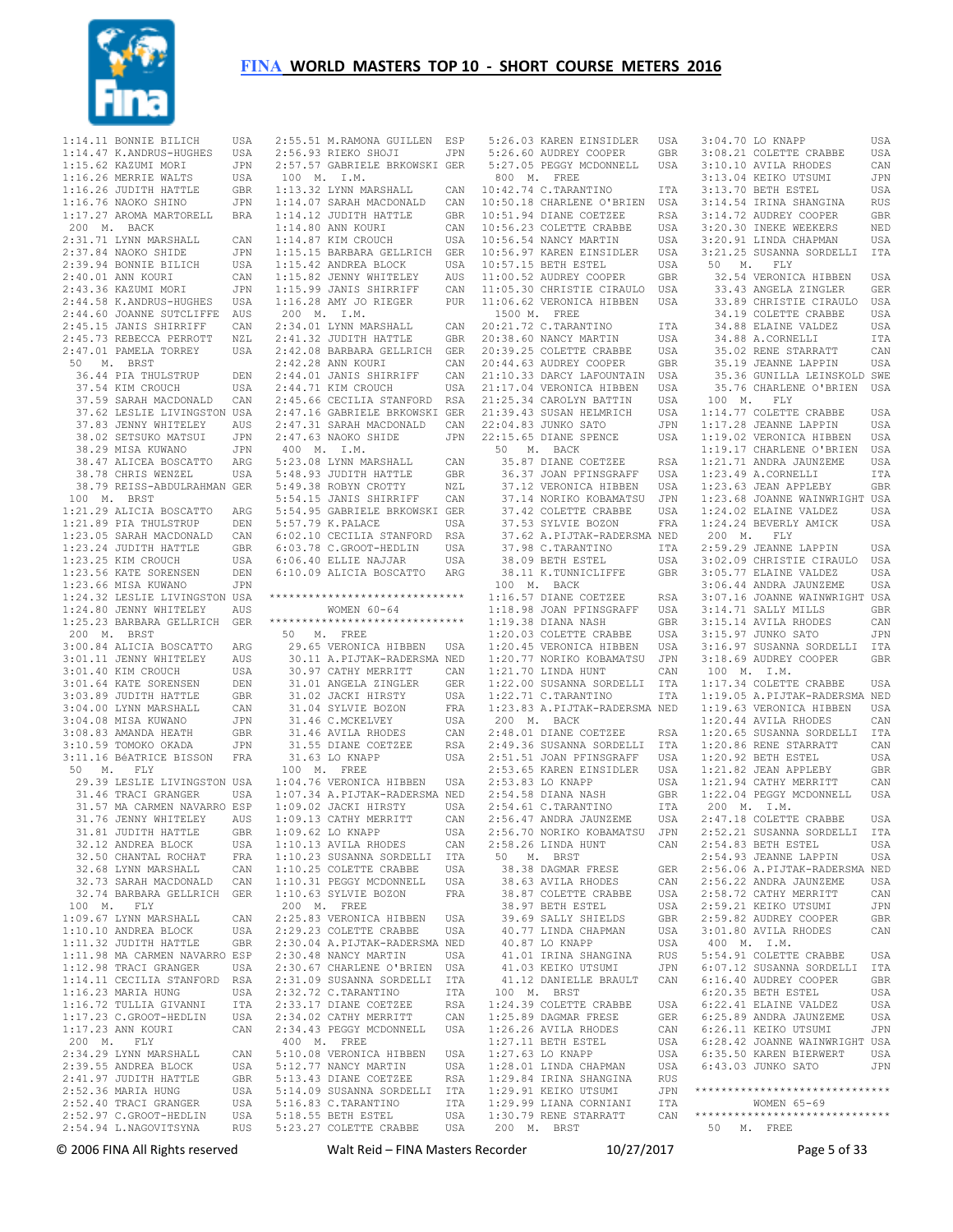1:14.11 BONNIE BILICH USA
1:14.47 K.ANDRUS-HUGHES USA
1:15.62 KAZUMI MORI JPN
1:16.26 MERRIE WALTS USA
1:16.26 JUDITH HATTLE GBR
1:16.76 NAOKO SHINO JPN
1:17.27 AROMA MARTORELL BRA

200 M. BACK

2:31.71 LYNN MARSHALL CAN
2:37.84 NAOKO SHIDE JPN
2:39.94 BONNIE BILICH USA
2:40.01 ANN KOURI CAN
2:43.36 KAZUMI MORI JPN
2:44.58 K.ANDRUS-HUGHES USA
2:44.60 JOANNE SUTCLIFFE AUS
2:45.15 JANIS SHIRRIFF CAN
2:45.73 REBECCA PERROTT NZL
2:47.01 PAMELA TORREY USA

50 M. BRST

36.44 PIA THULSTRUP DEN
37.54 KIM CROUCH USA
37.59 SARAH MACDONALD CAN
37.62 LESLIE LIVINGSTON USA
37.83 JENNY WHITELEY AUS
38.02 SETSUKO MATSUI JPN
38.29 MISA KUWANO JPN
38.47 ALICEA BOSCATTO ARG
38.78 CHRIS WENZEL USA
38.79 REISS-ABDULRAHMAN GER

100 M. BRST

1:21.29 ALICIA BOSCATTO ARG
1:21.89 PIA THULSTRUP DEN
1:23.05 SARAH MACDONALD CAN
1:23.24 JUDITH HATTLE GBR
1:23.25 KIM CROUCH USA
1:23.56 KATE SORENSEN DEN
1:23.66 MISA KUWANO JPN
1:24.32 LESLIE LIVINGSTON USA
1:24.80 JENNY WHITELEY AUS
1:25.23 BARBARA GELLRICH GER

200 M. BRST

3:00.84 ALICIA BOSCATTO ARG
3:01.11 JENNY WHITELEY AUS
3:01.40 KIM CROUCH USA
3:01.64 KATE SORENSEN DEN
3:03.89 JUDITH HATTLE GBR
3:04.00 LYNN MARSHALL CAN
3:04.08 MISA KUWANO JPN
3:08.83 AMANDA HEATH GBR
3:10.59 TOMOKO OKADA JPN
3:11.16 BéATRICE BISSON FRA

50 M. FLY

29.39 LESLIE LIVINGSTON USA
31.46 TRACI GRANGER USA
31.57 MA CARMEN NAVARRO ESP
31.76 JENNY WHITELEY AUS
31.81 JUDITH HATTLE GBR
32.12 ANDREA BLOCK USA
32.50 CHANTAL ROCHAT FRA
32.68 LYNN MARSHALL CAN
32.73 SARAH MACDONALD CAN
32.74 BARBARA GELLRICH GER

100 M. FLY

1:09.67 LYNN MARSHALL CAN
1:10.10 ANDREA BLOCK USA
1:11.32 JUDITH HATTLE GBR
1:11.98 MA CARMEN NAVARRO ESP
1:12.98 TRACI GRANGER USA
1:14.11 CECILIA STANFORD RSA
1:16.23 MARIA HUNG USA
1:16.72 TULLIA GIVANNI ITA
1:17.23 C.GROOT-HEDLIN USA
1:17.23 ANN KOURI CAN

200 M. FLY

2:34.29 LYNN MARSHALL CAN
2:39.55 ANDREA BLOCK USA
2:41.97 JUDITH HATTLE GBR
2:52.36 MARIA HUNG USA
2:52.40 TRACI GRANGER USA
2:52.97 C.GROOT-HEDLIN USA
2:54.94 L.NAGOVITSYNA RUS
2:55.51 M.RAMONA GUILLEN ESP
2:56.93 RIEKO SHOJI JPN
2:57.57 GABRIELE BRKOWSKI GER

100 M. I.M.

1:13.32 LYNN MARSHALL CAN
1:14.07 SARAH MACDONALD CAN
1:14.12 JUDITH HATTLE GBR
1:14.80 ANN KOURI CAN
1:14.87 KIM CROUCH USA
1:15.15 BARBARA GELLRICH GER
1:15.42 ANDREA BLOCK USA
1:15.82 JENNY WHITELEY AUS
1:15.99 JANIS SHIRRIFF CAN
1:16.28 AMY JO RIEGER PUR

200 M. I.M.

2:34.01 LYNN MARSHALL CAN
2:41.32 JUDITH HATTLE GBR
2:42.08 BARBARA GELLRICH GER
2:42.28 ANN KOURI CAN
2:44.01 JANIS SHIRRIFF CAN
2:44.71 KIM CROUCH USA
2:45.66 CECILIA STANFORD RSA
2:47.16 GABRIELE BRKOWSKI GER
2:47.31 SARAH MACDONALD CAN
2:47.63 NAOKO SHIDE JPN

400 M. I.M.

5:23.08 LYNN MARSHALL CAN
5:48.93 JUDITH HATTLE GBR
5:49.38 ROBYN CROTTY NZL
5:54.15 JANIS SHIRRIFF CAN
5:54.95 GABRIELE BRKOWSKI GER
5:57.79 K.PALACE USA
6:02.10 CECILIA STANFORD RSA
6:03.78 C.GROOT-HEDLIN USA
6:06.40 ELLIE NAJJAR USA
6:10.09 ALICIA BOSCATTO ARG

******************************
WOMEN 60-64
******************************

50 M. FREE

29.65 VERONICA HIBBEN USA
30.11 A.PIJTAK-RADERSMA NED
30.97 CATHY MERRITT CAN
31.01 ANGELA ZINGLER GER
31.02 JACKI HIRSTY USA
31.04 SYLVIE BOZON FRA
31.46 C.MCKELVEY USA
31.46 AVILA RHODES CAN
31.55 DIANE COETZEE RSA
31.63 LO KNAPP USA

100 M. FREE

1:04.76 VERONICA HIBBEN USA
1:07.34 A.PIJTAK-RADERSMA NED
1:09.02 JACKI HIRSTY USA
1:09.13 CATHY MERRITT CAN
1:09.62 LO KNAPP USA
1:10.13 AVILA RHODES CAN
1:10.23 SUSANNA SORDELLI ITA
1:10.25 COLETTE CRABBE USA
1:10.31 PEGGY MCDONNELL USA
1:10.63 SYLVIE BOZON FRA

200 M. FREE

2:25.83 VERONICA HIBBEN USA
2:29.23 COLETTE CRABBE USA
2:30.04 A.PIJTAK-RADERSMA NED
2:30.48 NANCY MARTIN USA
2:30.67 CHARLENE O'BRIEN USA
2:31.09 SUSANNA SORDELLI ITA
2:32.72 C.TARANTINO ITA
2:33.17 DIANE COETZEE RSA
2:34.02 CATHY MERRITT CAN
2:34.43 PEGGY MCDONNELL USA

400 M. FREE

5:10.08 VERONICA HIBBEN USA
5:12.77 NANCY MARTIN USA
5:13.43 DIANE COETZEE RSA
5:14.09 SUSANNA SORDELLI ITA
5:16.83 C.TARANTINO ITA
5:18.55 BETH ESTEL USA
5:23.27 COLETTE CRABBE USA
5:26.03 KAREN EINSIDLER USA
5:26.60 AUDREY COOPER GBR
5:27.05 PEGGY MCDONNELL USA

800 M. FREE

10:42.74 C.TARANTINO ITA
10:50.18 CHARLENE O'BRIEN USA
10:51.94 DIANE COETZEE RSA
10:56.23 COLETTE CRABBE USA
10:56.54 NANCY MARTIN USA
10:56.97 KAREN EINSIDLER USA
10:57.15 BETH ESTEL USA
11:00.52 AUDREY COOPER GBR
11:05.30 CHRISTIE CIRAULO USA
11:06.62 VERONICA HIBBEN USA

1500 M. FREE

20:21.72 C.TARANTINO ITA
20:38.60 NANCY MARTIN USA
20:39.25 COLETTE CRABBE USA
20:44.63 AUDREY COOPER GBR
21:10.33 DARCY LAFOUNTAIN USA
21:17.04 VERONICA HIBBEN USA
21:25.34 CAROLYN BATTIN USA
21:39.43 SUSAN HELMRICH USA
22:04.83 JUNKO SATO JPN
22:15.65 DIANE SPENCE USA

50 M. BACK

35.87 DIANE COETZEE RSA
36.37 JOAN PFINSGRAFF USA
37.12 VERONICA HIBBEN USA
37.14 NORIKO KOBAMATSU JPN
37.42 COLETTE CRABBE USA
37.53 SYLVIE BOZON FRA
37.62 A.PIJTAK-RADERSMA NED
37.98 C.TARANTINO ITA
38.09 BETH ESTEL USA
38.11 K.TUNNICLIFFE GBR

100 M. BACK

1:16.57 DIANE COETZEE RSA
1:18.98 JOAN PFINSGRAFF USA
1:19.38 DIANA NASH GBR
1:20.03 COLETTE CRABBE USA
1:20.45 VERONICA HIBBEN USA
1:20.77 NORIKO KOBAMATSU JPN
1:21.70 LINDA HUNT CAN
1:22.00 SUSANNA SORDELLI ITA
1:22.71 C.TARANTINO ITA
1:23.83 A.PIJTAK-RADERSMA NED

200 M. BACK

2:48.01 DIANE COETZEE RSA
2:49.36 SUSANNA SORDELLI ITA
2:51.51 JOAN PFINSGRAFF USA
2:53.65 KAREN EINSIDLER USA
2:53.83 LO KNAPP USA
2:54.58 DIANA NASH GBR
2:54.61 C.TARANTINO ITA
2:56.47 ANDRA JAUNZEME USA
2:56.70 NORIKO KOBAMATSU JPN
2:58.26 LINDA HUNT CAN

50 M. BRST

38.38 DAGMAR FRESE GER
38.63 AVILA RHODES CAN
38.87 COLETTE CRABBE USA
38.97 BETH ESTEL USA
39.69 SALLY SHIELDS GBR
40.77 LINDA CHAPMAN USA
40.87 LO KNAPP USA
41.01 IRINA SHANGINA RUS
41.03 KEIKO UTSUMI JPN
41.12 DANIELLE BRAULT CAN

100 M. BRST

1:24.39 COLETTE CRABBE USA
1:25.89 DAGMAR FRESE GER
1:26.26 AVILA RHODES CAN
1:27.11 BETH ESTEL USA
1:27.63 LO KNAPP USA
1:28.01 LINDA CHAPMAN USA
1:29.84 IRINA SHANGINA RUS
1:29.91 KEIKO UTSUMI JPN
1:29.99 LIANA CORNIANI ITA
1:30.79 RENE STARRATT CAN

200 M. BRST

3:04.70 LO KNAPP USA
3:08.21 COLETTE CRABBE USA
3:10.10 AVILA RHODES CAN
3:13.04 KEIKO UTSUMI JPN
3:13.70 BETH ESTEL USA
3:14.54 IRINA SHANGINA RUS
3:14.72 AUDREY COOPER GBR
3:20.30 INEKE WEEKERS NED
3:20.91 LINDA CHAPMAN USA
3:21.25 SUSANNA SORDELLI ITA

50 M. FLY

32.54 VERONICA HIBBEN USA
33.43 ANGELA ZINGLER GER
33.89 CHRISTIE CIRAULO USA
34.19 COLETTE CRABBE USA
34.88 ELAINE VALDEZ USA
34.88 A.CORNELLI ITA
35.02 RENE STARRATT CAN
35.19 JEANNE LAPPIN USA
35.36 GUNILLA LEINSKOLD SWE
35.76 CHARLENE O'BRIEN USA

100 M. FLY

1:14.77 COLETTE CRABBE USA
1:17.28 JEANNE LAPPIN USA
1:19.02 VERONICA HIBBEN USA
1:19.17 CHARLENE O'BRIEN USA
1:21.71 ANDRA JAUNZEME USA
1:23.49 A.CORNELLI ITA
1:23.63 JEAN APPLEBY GBR
1:23.68 JOANNE WAINWRIGHT USA
1:24.02 ELAINE VALDEZ USA
1:24.24 BEVERLY AMICK USA

200 M. FLY

2:59.29 JEANNE LAPPIN USA
3:02.09 CHRISTIE CIRAULO USA
3:05.77 ELAINE VALDEZ USA
3:06.44 ANDRA JAUNZEME USA
3:07.16 JOANNE WAINWRIGHT USA
3:14.71 SALLY MILLS GBR
3:15.14 AVILA RHODES CAN
3:15.97 JUNKO SATO JPN
3:16.97 SUSANNA SORDELLI ITA
3:18.69 AUDREY COOPER GBR

100 M. I.M.

1:17.34 COLETTE CRABBE USA
1:19.05 A.PIJTAK-RADERSMA NED
1:19.63 VERONICA HIBBEN USA
1:20.44 AVILA RHODES CAN
1:20.65 SUSANNA SORDELLI ITA
1:20.86 RENE STARRATT CAN
1:20.92 BETH ESTEL USA
1:21.82 JEAN APPLEBY GBR
1:21.94 CATHY MERRITT CAN
1:22.04 PEGGY MCDONNELL USA

200 M. I.M.

2:47.18 COLETTE CRABBE USA
2:52.21 SUSANNA SORDELLI ITA
2:54.83 BETH ESTEL USA
2:54.93 JEANNE LAPPIN USA
2:56.06 A.PIJTAK-RADERSMA NED
2:56.22 ANDRA JAUNZEME USA
2:58.72 CATHY MERRITT CAN
2:59.21 KEIKO UTSUMI JPN
2:59.82 AUDREY COOPER GBR
3:01.80 AVILA RHODES CAN

400 M. I.M.

5:54.91 COLETTE CRABBE USA
6:07.12 SUSANNA SORDELLI ITA
6:16.40 AUDREY COOPER GBR
6:20.35 BETH ESTEL USA
6:22.41 ELAINE VALDEZ USA
6:25.89 ANDRA JAUNZEME USA
6:26.11 KEIKO UTSUMI JPN
6:28.42 JOANNE WAINWRIGHT USA
6:35.50 KAREN BIERWERT USA
6:43.03 JUNKO SATO JPN

******************************
WOMEN 65-69
******************************

50 M. FREE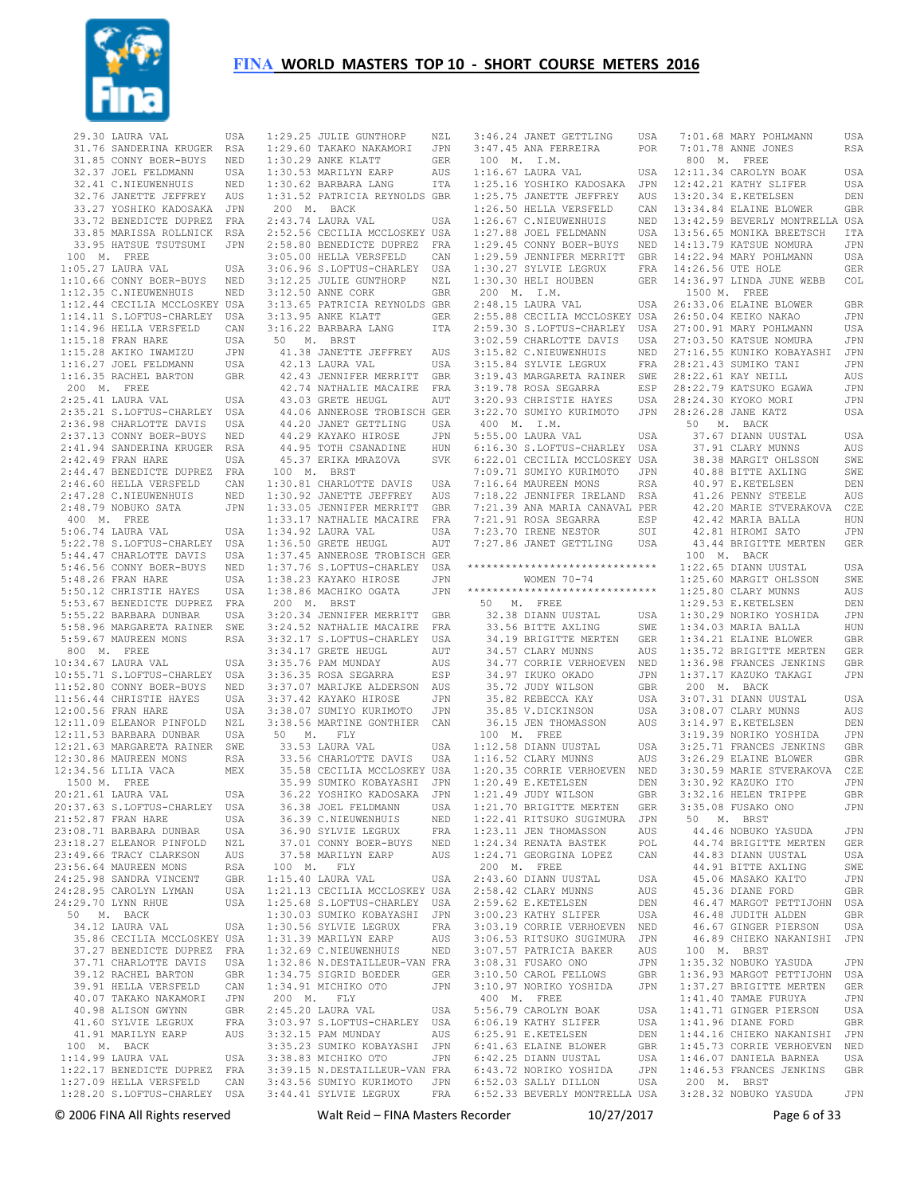# FINA WORLD MASTERS TOP 10 - SHORT COURSE METERS 2016

```
  29.30 LAURA VAL           USA
  31.76 SANDERINA KRUGER    RSA
  31.85 CONNY BOER-BUYS     NED
  32.37 JOEL FELDMANN       USA
  32.41 C.NIEUWENHUIS       NED
  32.76 JANETTE JEFFREY     AUS
  33.27 YOSHIKO KADOSAKA    JPN
  33.72 BENEDICTE DUPREZ    FRA
  33.85 MARISSA ROLLNICK    RSA
  33.95 HATSUE TSUTSUMI     JPN
 100  M.  FREE
1:05.27 LAURA VAL           USA
1:10.66 CONNY BOER-BUYS     NED
1:12.35 C.NIEUWENHUIS       NED
1:12.44 CECILIA MCCLOSKEY   USA
1:14.11 S.LOFTUS-CHARLEY    USA
1:14.96 HELLA VERSFELD      CAN
1:15.18 FRAN HARE           USA
1:15.28 AKIKO IWAMIZU       JPN
1:16.27 JOEL FELDMANN       USA
1:16.35 RACHEL BARTON       GBR
 200  M.  FREE
2:25.41 LAURA VAL           USA
2:35.21 S.LOFTUS-CHARLEY    USA
2:36.98 CHARLOTTE DAVIS     USA
2:37.13 CONNY BOER-BUYS     NED
2:41.94 SANDERINA KRUGER    RSA
2:42.49 FRAN HARE           USA
2:44.47 BENEDICTE DUPREZ    FRA
2:46.60 HELLA VERSFELD      CAN
2:47.28 C.NIEUWENHUIS       NED
2:48.79 NOBUKO SATA         JPN
 400  M.  FREE
5:06.74 LAURA VAL           USA
5:22.78 S.LOFTUS-CHARLEY    USA
5:44.47 CHARLOTTE DAVIS     USA
5:46.56 CONNY BOER-BUYS     NED
5:48.26 FRAN HARE           USA
5:50.12 CHRISTIE HAYES      USA
5:53.67 BENEDICTE DUPREZ    FRA
5:55.22 BARBARA DUNBAR      USA
5:58.96 MARGARETA RAINER    SWE
5:59.67 MAUREEN MONS        RSA
 800  M.  FREE
10:34.67 LAURA VAL          USA
10:55.71 S.LOFTUS-CHARLEY   USA
11:52.80 CONNY BOER-BUYS    NED
11:56.44 CHRISTIE HAYES     USA
12:00.56 FRAN HARE          USA
12:11.09 ELEANOR PINFOLD    NZL
12:11.53 BARBARA DUNBAR     USA
12:21.63 MARGARETA RAINER   SWE
12:30.86 MAUREEN MONS       RSA
12:34.56 LILIA VACA         MEX
 1500 M.  FREE
20:21.61 LAURA VAL          USA
20:37.63 S.LOFTUS-CHARLEY   USA
21:52.87 FRAN HARE          USA
23:08.71 BARBARA DUNBAR     USA
23:18.27 ELEANOR PINFOLD    NZL
23:49.66 TRACY CLARKSON     AUS
23:56.64 MAUREEN MONS       RSA
24:25.98 SANDRA VINCENT     GBR
24:28.95 CAROLYN LYMAN      USA
24:29.70 LYNN RHUE          USA
 50  M.  BACK
  34.12 LAURA VAL           USA
  35.86 CECILIA MCCLOSKEY   USA
  37.27 BENEDICTE DUPREZ    FRA
  37.71 CHARLOTTE DAVIS     USA
  39.12 RACHEL BARTON       GBR
  39.91 HELLA VERSFELD      CAN
  40.07 TAKAKO NAKAMORI     JPN
  40.98 ALISON GWYNN        GBR
  41.60 SYLVIE LEGRUX       FRA
  41.91 MARILYN EARP        AUS
 100  M.  BACK
1:14.99 LAURA VAL           USA
1:22.17 BENEDICTE DUPREZ    FRA
1:27.09 HELLA VERSFELD      CAN
1:28.20 S.LOFTUS-CHARLEY    USA
1:29.25 JULIE GUNTHORP      NZL
1:29.60 TAKAKO NAKAMORI     JPN
1:30.29 ANKE KLATT          GER
1:30.53 MARILYN EARP        AUS
1:30.62 BARBARA LANG        ITA
1:31.52 PATRICIA REYNOLDS   GBR
 200  M.  BACK
2:43.74 LAURA VAL           USA
2:52.56 CECILIA MCCLOSKEY   USA
2:58.80 BENEDICTE DUPREZ    FRA
3:05.00 HELLA VERSFELD      CAN
3:06.96 S.LOFTUS-CHARLEY    USA
3:12.25 JULIE GUNTHORP      NZL
3:12.50 ANNE CORK           GBR
3:13.65 PATRICIA REYNOLDS   GBR
3:13.95 ANKE KLATT          GER
3:16.22 BARBARA LANG        ITA
 50  M.  BRST
  41.38 JANETTE JEFFREY     AUS
  42.13 LAURA VAL           USA
  42.43 JENNIFER MERRITT    GBR
  42.74 NATHALIE MACAIRE    FRA
  43.03 GRETE HEUGL         AUT
  44.06 ANNEROSE TROBISCH   GER
  44.20 JANET GETTLING      USA
  44.29 KAYAKO HIROSE       JPN
  44.95 TOTH CSANADINE      HUN
  45.37 ERIKA MRAZOVA       SVK
 100  M.  BRST
1:30.81 CHARLOTTE DAVIS     USA
1:30.92 JANETTE JEFFREY     AUS
1:33.05 JENNIFER MERRITT    GBR
1:33.17 NATHALIE MACAIRE    FRA
1:34.92 LAURA VAL           USA
1:36.50 GRETE HEUGL         AUT
1:37.45 ANNEROSE TROBISCH   GER
1:37.76 S.LOFTUS-CHARLEY    USA
1:38.23 KAYAKO HIROSE       JPN
1:38.86 MACHIKO OGATA       JPN
 200  M.  BRST
3:20.34 JENNIFER MERRITT    GBR
3:24.52 NATHALIE MACAIRE    FRA
3:32.17 S.LOFTUS-CHARLEY    USA
3:34.17 GRETE HEUGL         AUT
3:35.76 PAM MUNDAY          AUS
3:36.35 ROSA SEGARRA        ESP
3:37.07 MARIJKE ALDERSON    AUS
3:37.42 KAYAKO HIROSE       JPN
3:38.07 SUMIYO KURIMOTO     JPN
3:38.86 MARTINE GONTHIER    CAN
 50  M.  FLY
  33.53 LAURA VAL           USA
  33.56 CHARLOTTE DAVIS     USA
  35.58 CECILIA MCCLOSKEY   USA
  35.99 SUMIKO KOBAYASHI    JPN
  36.22 YOSHIKO KADOSAKA    JPN
  36.38 JOEL FELDMANN       USA
  36.39 C.NIEUWENHUIS       NED
  36.90 SYLVIE LEGRUX       FRA
  37.01 CONNY BOER-BUYS     NED
  37.58 MARILYN EARP        AUS
 100  M.  FLY
1:15.40 LAURA VAL           USA
1:21.13 CECILIA MCCLOSKEY   USA
1:25.68 S.LOFTUS-CHARLEY    USA
1:30.03 SUMIKO KOBAYASHI    JPN
1:30.56 SYLVIE LEGRUX       FRA
1:31.39 MARILYN EARP        AUS
1:32.69 C.NIEUWENHUIS       NED
1:32.86 N.DESTAILLEUR-VAN   FRA
1:34.75 SIGRID BOEDER       GER
1:34.91 MICHIKO OTO         JPN
 200  M.  FLY
2:45.20 LAURA VAL           USA
3:03.97 S.LOFTUS-CHARLEY    USA
3:32.15 PAM MUNDAY          AUS
3:35.23 SUMIKO KOBAYASHI    JPN
3:38.83 MICHIKO OTO         JPN
3:39.15 N.DESTAILLEUR-VAN   FRA
3:43.56 SUMIYO KURIMOTO     JPN
3:44.41 SYLVIE LEGRUX       FRA
3:46.24 JANET GETTLING      USA
3:47.45 ANA FERREIRA        POR
 100  M.  I.M.
1:16.67 LAURA VAL           USA
1:25.16 YOSHIKO KADOSAKA    JPN
1:25.75 JANETTE JEFFREY     AUS
1:26.50 HELLA VERSFELD      CAN
1:26.67 C.NIEUWENHUIS       NED
1:27.88 JOEL FELDMANN       USA
1:29.45 CONNY BOER-BUYS     NED
1:29.59 JENNIFER MERRITT    GBR
1:30.27 SYLVIE LEGRUX       FRA
1:30.30 HELI HOUBEN         GER
 200  M.  I.M.
2:48.15 LAURA VAL           USA
2:55.88 CECILIA MCCLOSKEY   USA
2:59.30 S.LOFTUS-CHARLEY    USA
3:02.59 CHARLOTTE DAVIS     USA
3:15.82 C.NIEUWENHUIS       NED
3:15.84 SYLVIE LEGRUX       FRA
3:19.43 MARGARETA RAINER    SWE
3:19.78 ROSA SEGARRA        ESP
3:20.93 CHRISTIE HAYES      USA
3:22.70 SUMIYO KURIMOTO     JPN
 400  M.  I.M.
5:55.00 LAURA VAL           USA
6:16.30 S.LOFTUS-CHARLEY    USA
6:22.01 CECILIA MCCLOSKEY   USA
7:09.71 SUMIYO KURIMOTO     JPN
7:16.64 MAUREEN MONS        RSA
7:18.22 JENNIFER IRELAND    RSA
7:21.39 ANA MARIA CANAVAL   PER
7:21.91 ROSA SEGARRA        ESP
7:23.70 IRENE NESTOR        SUI
7:27.86 JANET GETTLING      USA

*****************************
        WOMEN 70-74
*****************************
 50  M.  FREE
  32.38 DIANN UUSTAL        USA
  33.56 BITTE AXLING        SWE
  34.19 BRIGITTE MERTEN     GER
  34.57 CLARY MUNNS         AUS
  34.77 CORRIE VERHOEVEN    NED
  34.97 IKUKO OKADO         JPN
  35.72 JUDY WILSON         GBR
  35.82 REBECCA KAY         USA
  35.85 V.DICKINSON         USA
  36.15 JEN THOMASSON       AUS
 100  M.  FREE
1:12.58 DIANN UUSTAL        USA
1:16.52 CLARY MUNNS         AUS
1:20.35 CORRIE VERHOEVEN    NED
1:20.49 E.KETELSEN          DEN
1:21.49 JUDY WILSON         GBR
1:21.70 BRIGITTE MERTEN     GER
1:22.41 RITSUKO SUGIMURA    JPN
1:23.11 JEN THOMASSON       AUS
1:24.34 RENATA BASTEK       POL
1:24.71 GEORGINA LOPEZ      CAN
 200  M.  FREE
2:43.60 DIANN UUSTAL        USA
2:58.42 CLARY MUNNS         AUS
2:59.62 E.KETELSEN          DEN
3:00.23 KATHY SLIFER        USA
3:03.19 CORRIE VERHOEVEN    NED
3:06.53 RITSUKO SUGIMURA    JPN
3:07.57 PATRICIA BAKER      AUS
3:08.31 FUSAKO ONO          JPN
3:10.50 CAROL FELLOWS       GBR
3:10.97 NORIKO YOSHIDA      JPN
 400  M.  FREE
5:56.79 CAROLYN BOAK        USA
6:06.19 KATHY SLIFER        USA
6:25.91 E.KETELSEN          DEN
6:41.63 ELAINE BLOWER       GBR
6:42.25 DIANN UUSTAL        USA
6:43.72 NORIKO YOSHIDA      JPN
6:52.03 SALLY DILLON        USA
6:52.33 BEVERLY MONTRELLA   USA
7:01.68 MARY POHLMANN       USA
7:01.78 ANNE JONES          RSA
 800  M.  FREE
12:11.34 CAROLYN BOAK       USA
12:42.21 KATHY SLIFER       USA
13:20.34 E.KETELSEN         DEN
13:34.84 ELAINE BLOWER      GBR
13:42.59 BEVERLY MONTRELLA  USA
13:56.65 MONIKA BREETSCH    ITA
14:13.79 KATSUE NOMURA      JPN
14:22.94 MARY POHLMANN      USA
14:26.56 UTE HOLE           GER
14:36.97 LINDA JUNE WEBB    COL
 1500 M.  FREE
26:33.06 ELAINE BLOWER      GBR
26:50.04 KEIKO NAKAO        JPN
27:00.91 MARY POHLMANN      USA
27:03.50 KATSUE NOMURA      JPN
27:16.55 KUNIKO KOBAYASHI   JPN
28:21.43 SUMIKO TANI        JPN
28:22.61 KAY NEILL          AUS
28:22.79 KATSUKO EGAWA      JPN
28:24.30 KYOKO MORI         JPN
28:26.28 JANE KATZ          USA
 50  M.  BACK
  37.67 DIANN UUSTAL        USA
  37.91 CLARY MUNNS         AUS
  38.38 MARGIT OHLSSON      SWE
  40.88 BITTE AXLING        SWE
  40.97 E.KETELSEN          DEN
  41.26 PENNY STEELE        AUS
  42.20 MARIE STVERAKOVA    CZE
  42.42 MARIA BALLA         HUN
  42.81 HIROMI SATO         JPN
  43.44 BRIGITTE MERTEN     GER
 100  M.  BACK
1:22.65 DIANN UUSTAL        USA
1:25.60 MARGIT OHLSSON      SWE
1:25.80 CLARY MUNNS         AUS
1:29.53 E.KETELSEN          DEN
1:30.29 NORIKO YOSHIDA      JPN
1:34.03 MARIA BALLA         HUN
1:34.21 ELAINE BLOWER       GBR
1:35.72 BRIGITTE MERTEN     GER
1:36.98 FRANCES JENKINS     GBR
1:37.17 KAZUKO TAKAGI       JPN
 200  M.  BACK
3:07.31 DIANN UUSTAL        USA
3:08.07 CLARY MUNNS         AUS
3:14.97 E.KETELSEN          DEN
3:19.39 NORIKO YOSHIDA      JPN
3:25.71 FRANCES JENKINS     GBR
3:26.29 ELAINE BLOWER       GBR
3:30.59 MARIE STVERAKOVA    CZE
3:30.92 KAZUKO ITO          JPN
3:32.16 HELEN TRIPPE        GBR
3:35.08 FUSAKO ONO          JPN
 50  M.  BRST
  44.46 NOBUKO YASUDA       JPN
  44.74 BRIGITTE MERTEN     GER
  44.83 DIANN UUSTAL        USA
  44.91 BITTE AXLING        SWE
  45.06 MASAKO KAITO        JPN
  45.36 DIANE FORD          GBR
  46.47 MARGOT PETTIJOHN    USA
  46.48 JUDITH ALDEN        GBR
  46.67 GINGER PIERSON      USA
  46.89 CHIEKO NAKANISHI    JPN
 100  M.  BRST
1:35.32 NOBUKO YASUDA       JPN
1:36.93 MARGOT PETTIJOHN    USA
1:37.27 BRIGITTE MERTEN     GER
1:41.40 TAMAE FURUYA        JPN
1:41.71 GINGER PIERSON      USA
1:41.96 DIANE FORD          GBR
1:44.16 CHIEKO NAKANISHI    JPN
1:45.73 CORRIE VERHOEVEN    NED
1:46.07 DANIELA BARNEA      USA
1:46.53 FRANCES JENKINS     GBR
 200  M.  BRST
3:28.32 NOBUKO YASUDA       JPN
```

© 2006 FINA All Rights reserved    Walt Reid – FINA Masters Recorder    10/27/2017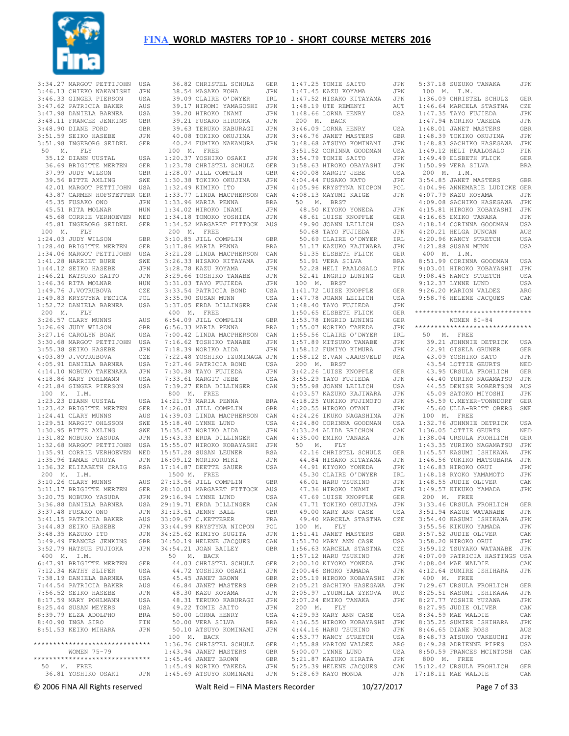# FINA WORLD MASTERS TOP 10 - SHORT COURSE METERS 2016

3:34.27 MARGOT PETTIJOHN USA
3:46.13 CHIEKO NAKANISHI JPN
3:46.33 GINGER PIERSON USA
3:47.62 PATRICIA BAKER AUS
3:47.98 DANIELA BARNEA USA
3:48.11 FRANCES JENKINS GBR
3:48.90 DIANE FORD GBR
3:51.59 SEIKO HASEBE JPN
3:51.98 INGEBORG SEIDEL GER

50 M. FLY
35.12 DIANN UUSTAL USA
36.69 BRIGITTE MERTEN GER
37.99 JUDY WILSON GBR
39.56 BITTE AXLING SWE
42.01 MARGOT PETTIJOHN USA
43.87 CARMEN HOFSTETTER GER
45.35 FUSAKO ONO JPN
45.51 RITA MOLNAR HUN
45.68 CORRIE VERHOEVEN NED
45.81 INGEBORG SEIDEL GER

100 M. FLY
1:24.03 JUDY WILSON GBR
1:28.40 BRIGITTE MERTEN GER
1:34.06 MARGOT PETTIJOHN USA
1:41.28 HARRIET BURE SWE
1:44.12 SEIKO HASEBE JPN
1:46.21 KATSUKO SAITO JPN
1:46.36 RITA MOLNAR HUN
1:49.76 J.VOTRUBOVA CZE
1:49.83 KRYSTYNA FECICA POL
1:52.72 DANIELA BARNEA USA

200 M. FLY
3:26.57 CLARY MUNNS AUS
3:26.69 JUDY WILSON GBR
3:27.16 CAROLYN BOAK USA
3:30.68 MARGOT PETTIJOHN USA
3:55.38 SEIKO HASEBE JPN
4:03.89 J.VOTRUBOVA CZE
4:05.91 DANIELA BARNEA USA
4:14.10 NOBUKO TAKENAKA JPN
4:18.86 MARY POHLMANN USA
4:21.84 GINGER PIERSON USA

100 M. I.M.
1:23.23 DIANN UUSTAL USA
1:23.42 BRIGITTE MERTEN GER
1:24.41 CLARY MUNNS AUS
1:29.51 MARGIT OHLSSON SWE
1:30.95 BITTE AXLING SWE
1:31.82 NOBUKO YASUDA JPN
1:32.68 MARGOT PETTIJOHN USA
1:35.91 CORRIE VERHOEVEN NED
1:35.96 TAMAE FURUYA JPN
1:36.32 ELIZABETH CRAIG RSA

200 M. I.M.
3:10.26 CLARY MUNNS AUS
3:11.17 BRIGITTE MERTEN GER
3:20.75 NOBUKO YASUDA JPN
3:36.88 DANIELA BARNEA USA
3:37.48 FUSAKO ONO JPN
3:41.15 PATRICIA BAKER AUS
3:44.83 SEIKO HASEBE JPN
3:48.35 KAZUKO ITO JPN
3:49.49 FRANCES JENKINS GBR
3:52.79 HATSUE FUJIOKA JPN

400 M. I.M.
6:47.91 BRIGITTE MERTEN GER
7:12.34 KATHY SLIFER USA
7:38.19 DANIELA BARNEA USA
7:44.54 PATRICIA BAKER AUS
7:56.52 SEIKO HASEBE JPN
8:17.59 MARY POHLMANN USA
8:25.44 SUSAN MEYERS USA
8:39.79 ELZA ADOLPHO BRA
8:40.90 INGA SIRO FIN
8:51.53 KEIKO MIHARA JPN

*****************************
WOMEN 75-79
*****************************

50 M. FREE
36.81 YOSHIKO OSAKI JPN
36.82 CHRISTEL SCHULZ GER
38.54 MASAKO KOHA JPN
39.09 CLAIRE O'DWYER IRL
39.17 HIROMI YAMAGOSHI JPN
39.20 HIROKO INAMI JPN
39.21 FUSAKO HIROOKA JPN
39.63 TERUKO KABURAGI JPN
40.08 TOKIKO OKUJIMA JPN
40.24 FUMIKO NAKAMURA JPN

100 M. FREE
1:20.37 YOSHIKO OSAKI JPN
1:23.78 CHRISTEL SCHULZ GER
1:28.07 JILL COMPLIN GBR
1:30.38 TOKIKO OKUJIMA JPN
1:32.49 KIMIKO ITO JPN
1:33.77 LINDA MACPHERSON CAN
1:33.96 MARIA PENNA BRA
1:34.02 HIROKO INAMI JPN
1:34.18 TOMOKO YOSHIDA JPN
1:34.52 MARGARET FITTOCK AUS

200 M. FREE
3:10.85 JILL COMPLIN GBR
3:17.86 MARIA PENNA BRA
3:21.28 LINDA MACPHERSON CAN
3:26.33 HISAKO KITAYAMA JPN
3:28.78 KAZU KOYAMA JPN
3:29.66 TOSHIKO TANABE JPN
3:31.03 TAYO FUJIEDA JPN
3:33.54 PATRICIA BOND USA
3:35.90 SUSAN MUNN USA
3:37.05 ERDA DILLINGER CAN

400 M. FREE
6:54.09 JILL COMPLIN GBR
6:56.33 MARIA PENNA BRA
7:00.42 LINDA MACPHERSON CAN
7:16.62 TOSHIKO TANABE JPN
7:18.39 NORIKO AIDA JPN
7:22.48 YOSHIKO IZUMINAGA JPN
7:27.46 PATRICIA BOND USA
7:30.38 TAYO FUJIEDA JPN
7:33.61 MARGIT JEBE USA
7:39.27 ERDA DILLINGER CAN

800 M. FREE
14:21.73 MARIA PENNA BRA
14:26.01 JILL COMPLIN GBR
14:39.03 LINDA MACPHERSON CAN
15:18.40 LYNNE LUND USA
15:35.47 NORIKO AIDA JPN
15:43.33 ERDA DILLINGER CAN
15:55.07 HIROKO KOBAYASHI JPN
15:57.28 SUSAN LEUNER RSA
16:09.12 NORIKO MIKI JPN
17:14.87 DEETTE SAUER USA

1500 M. FREE
27:13.56 JILL COMPLIN GBR
28:10.01 MARGARET FITTOCK AUS
29:16.94 LYNNE LUND USA
29:19.71 ERDA DILLINGER CAN
31:13.51 JENNY BALL GBR
33:09.67 C.KETTERER FRA
33:44.99 KRYSTYNA NICPON POL
34:25.62 KIMIYO SUGITA JPN
34:50.19 HELENE JACQUES CAN
34:54.21 JOAN BAILEY GBR

50 M. BACK
44.03 CHRISTEL SCHULZ GER
44.72 YOSHIKO OSAKI JPN
45.45 JANET BROWN GBR
46.84 JANET MASTERS GBR
48.30 KAZU KOYAMA JPN
48.31 TERUKO KABURAGI JPN
49.22 TOMIE SAITO JPN
50.00 LORNA HENRY USA
50.00 VERA SILVA BRA
50.10 ATSUYO KOMINAMI JPN

100 M. BACK
1:36.76 CHRISTEL SCHULZ GER
1:43.94 JANET MASTERS GBR
1:45.46 JANET BROWN GBR
1:45.49 NORIKO TAKEDA JPN
1:45.69 ATSUYO KOMINAMI JPN
1:47.25 TOMIE SAITO JPN
1:47.45 KAZU KOYAMA JPN
1:47.52 HISAKO KITAYAMA JPN
1:48.19 UTE REMENYI AUT
1:48.66 LORNA HENRY USA

200 M. BACK
3:46.09 LORNA HENRY USA
3:46.76 JANET MASTERS GBR
3:48.68 ATSUYO KOMINAMI JPN
3:51.52 CORINNA GOODMAN USA
3:54.79 TOMIE SAITO JPN
3:58.63 HIROKO OBAYASHI JPN
4:00.08 MARGIT JEBE USA
4:04.44 FUSAKO KATO JPN
4:05.96 KRYSTYNA NICPON POL
4:08.13 MAYUMI KAIGE JPN

50 M. BRST
48.50 KIYOKO YONEDA JPN
48.61 LUISE KNOPFLE GER
49.90 JOANN LEILICH USA
50.68 TAYO FUJIEDA JPN
50.69 CLAIRE O'DWYER IRL
51.17 KAZUKO KAJIWARA JPN
51.35 ELSBETH FLICK GER
51.91 VERA SILVA BRA
52.28 HELI PAALOSALO FIN
52.41 INGRID LUNING GER

100 M. BRST
1:41.72 LUISE KNOPFLE GER
1:47.78 JOANN LEILICH USA
1:48.40 TAYO FUJIEDA JPN
1:50.65 ELSBETH FLICK GER
1:53.78 INGRID LUNING GER
1:55.07 NORIKO TAKEDA JPN
1:55.56 CLAIRE O'DWYER IRL
1:57.89 MITSUKO TANABE JPN
1:58.12 FUMIYO KIMURA JPN
1:58.12 S.VAN JAARSVELD RSA

200 M. BRST
3:42.26 LUISE KNOPFLE GER
3:55.29 TAYO FUJIEDA JPN
3:55.98 JOANN LEILICH USA
4:03.57 KAZUKO KAJIWARA JPN
4:18.25 YUKIKO FUJIMOTO JPN
4:20.55 HIROKO OTANI JPN
4:24.26 IKUKO NAGASHIMA JPN
4:24.80 CORINNA GOODMAN USA
4:33.24 ALIDA BRICHON CAN
4:35.00 EMIKO TANAKA JPN

50 M. FLY
42.16 CHRISTEL SCHULZ GER
44.84 HISAKO KITAYAMA JPN
44.91 KIYOKO YONEDA JPN
45.30 CLAIRE O'DWYER IRL
46.01 HARU TSUKINO JPN
47.36 HIROKO INAMI JPN
47.69 LUISE KNOPFLE GER
47.71 TOKIKO OKUJIMA JPN
49.00 MARY ANN CASE USA
49.40 MARCELA STASTNA CZE

100 M. FLY
1:51.41 JANET MASTERS GBR
1:51.70 MARY ANN CASE USA
1:56.63 MARCELA STASTNA CZE
1:57.12 HARU TSUKINO JPN
2:00.10 KIYOKO YONEDA JPN
2:00.46 SHOKO YAMADA JPN
2:05.19 HIROKO KOBAYASHI JPN
2:05.21 SACHIKO HASEGAWA JPN
2:05.97 LYUDMILA ZYKOVA RUS
2:07.24 EMIKO TANAKA JPN

200 M. FLY
4:29.93 MARY ANN CASE USA
4:36.55 HIROKO KOBAYASHI JPN
4:44.16 HARU TSUKINO JPN
4:53.77 NANCY STRETCH USA
4:55.88 MARION VALDEZ ARG
5:00.07 LYNNE LUND USA
5:21.87 KAZUKO HIRATA JPN
5:25.39 HELENE JACQUES CAN
5:28.69 KAYO MONDA JPN
5:37.18 SUZUKO TANAKA JPN

100 M. I.M.
1:36.09 CHRISTEL SCHULZ GER
1:46.64 MARCELA STASTNA CZE
1:47.35 TAYO FUJIEDA JPN
1:47.94 NORIKO TAKEDA JPN
1:48.01 JANET MASTERS GBR
1:48.39 TOKIKO OKUJIMA JPN
1:48.83 SACHIKO HASEGAWA JPN
1:49.12 HELI PAALOSALO FIN
1:49.49 ELSBETH FLICK GER
1:50.99 VERA SILVA BRA

200 M. I.M.
3:54.85 JANET MASTERS GBR
4:04.96 ANNEMARIE LUDICKE GER
4:07.79 KAZU KOYAMA JPN
4:09.08 SACHIKO HASEGAWA JPN
4:15.81 HIROKO KOBAYASHI JPN
4:16.65 EMIKO TANAKA JPN
4:18.14 CORINNA GOODMAN USA
4:20.21 HELGA DUNCAN AUS
4:20.96 NANCY STRETCH USA
4:21.88 SUSAN MUNN USA

400 M. I.M.
8:51.99 CORINNA GOODMAN USA
9:03.01 HIROKO KOBAYASHI JPN
9:08.45 NANCY STRETCH USA
9:12.37 LYNNE LUND USA
9:26.20 MARION VALDEZ ARG
9:58.76 HELENE JACQUES CAN

*****************************
WOMEN 80-84
*****************************

50 M. FREE
39.21 JOHNNIE DETRICK USA
42.91 GISELA GRUNER GER
43.09 YOSHIKO SATO JPN
43.54 LOTTIE GEURTS NED
43.95 URSULA FROHLICH GER
44.40 YURIKO NAGAMATSU JPN
44.55 DENISE ROBERTSON AUS
45.09 SATOKO MIYOSHI JPN
45.59 U.MEYER-TONNDORF GER
45.60 ULLA-BRITT OBERG SWE

100 M. FREE
1:32.76 JOHNNIE DETRICK USA
1:36.05 LOTTIE GEURTS NED
1:38.04 URSULA FROHLICH GER
1:43.35 YURIKO NAGAMATSU JPN
1:45.57 KASUMI ISHIKAWA JPN
1:46.56 YUKIKO MATSUBARA JPN
1:46.83 HIROKO ORUI JPN
1:48.18 RYOKO YAMAMOTO JPN
1:48.55 JUDIE OLIVER CAN
1:49.57 KIKUKO YAMADA JPN

200 M. FREE
3:33.46 URSULA FROHLICH GER
3:51.94 KAZUE WATANABE JPN
3:54.40 KASUMI ISHIKAWA JPN
3:55.56 KIKUKO YAMADA JPN
3:57.52 JUDIE OLIVER CAN
3:58.20 HIROKO ORUI JPN
3:59.12 TSUYAKO WATANABE JPN
4:07.09 PATRICIA HASTINGS USA
4:08.04 MAE WALDIE CAN
4:12.64 SUMIRE ISHIHARA JPN

400 M. FREE
7:29.67 URSULA FROHLICH GER
8:25.51 KASUMI ISHIKAWA JPN
8:27.77 YOSHIE YUZAWA JPN
8:27.95 JUDIE OLIVER CAN
8:34.59 MAE WALDIE CAN
8:35.25 SUMIRE ISHIHARA JPN
8:46.65 DIANE ROSS AUS
8:48.73 ATSUKO TAKEUCHI JPN
8:49.28 ADRIENNE PIPES USA
8:50.59 FRANCES MCINTOSH CAN

800 M. FREE
15:12.42 URSULA FROHLICH GER
17:18.11 MAE WALDIE CAN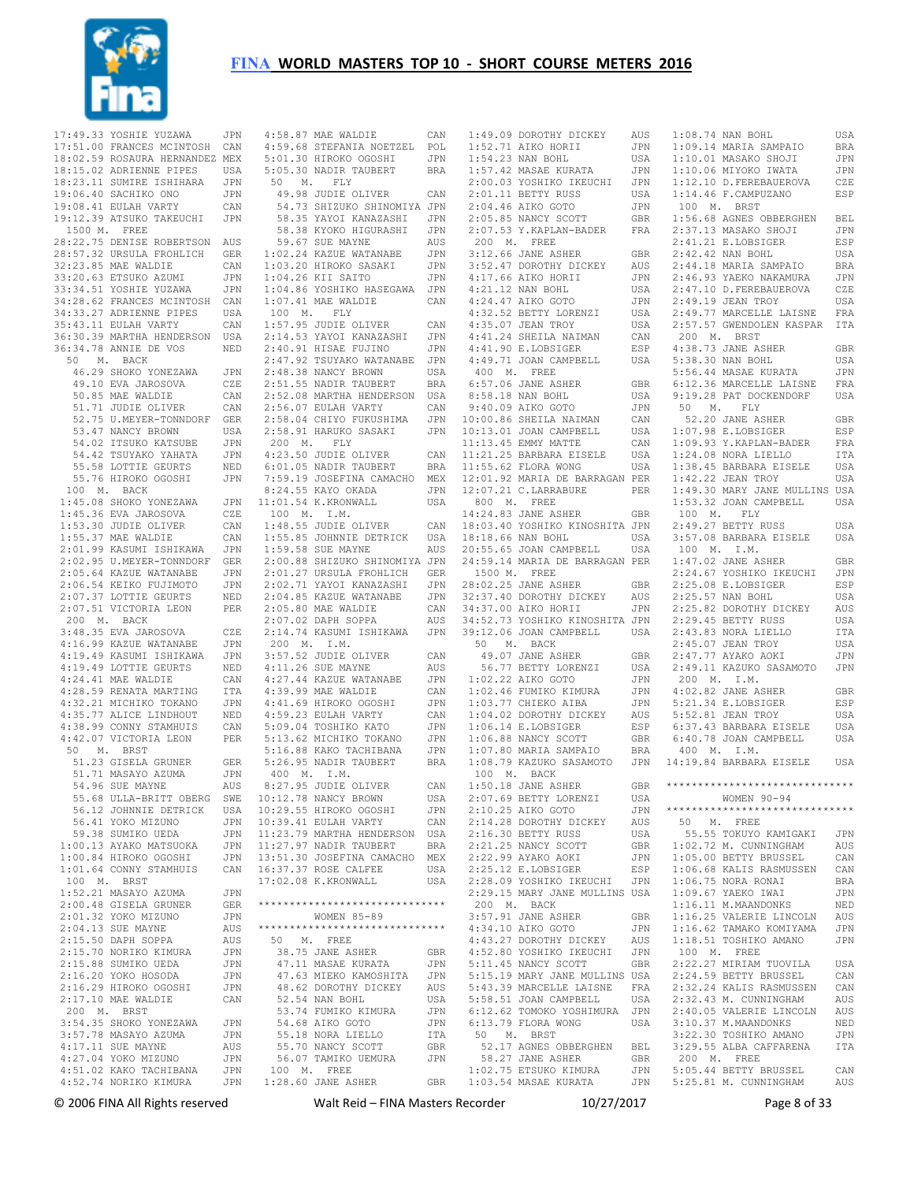# FINA WORLD MASTERS TOP 10 - SHORT COURSE METERS 2016

17:49.33 YOSHIE YUZAWA JPN
17:51.00 FRANCES MCINTOSH CAN
18:02.59 ROSAURA HERNANDEZ MEX
18:15.02 ADRIENNE PIPES USA
18:23.11 SUMIRE ISHIHARA JPN
19:06.40 SACHIKO ONO JPN
19:08.41 EULAH VARTY CAN
19:12.39 ATSUKO TAKEUCHI JPN

1500 M. FREE
28:22.75 DENISE ROBERTSON AUS
28:57.32 URSULA FROHLICH GER
32:23.85 MAE WALDIE CAN
33:20.63 ETSUKO AZUMI JPN
33:34.51 YOSHIE YUZAWA JPN
34:28.62 FRANCES MCINTOSH CAN
34:33.27 ADRIENNE PIPES USA
35:43.11 EULAH VARTY CAN
36:30.39 MARTHA HENDERSON USA
36:34.78 ANNIE DE VOS NED

50 M. BACK
46.29 SHOKO YONEZAWA JPN
49.10 EVA JAROSOVA CZE
50.85 MAE WALDIE CAN
51.71 JUDIE OLIVER CAN
52.75 U.MEYER-TONNDORF GER
53.47 NANCY BROWN USA
54.02 ITSUKO KATSUBE JPN
54.42 TSUYAKO YAHATA JPN
55.58 LOTTIE GEURTS NED
55.76 HIROKO OGOSHI JPN

100 M. BACK
1:45.08 SHOKO YONEZAWA JPN
1:45.36 EVA JAROSOVA CZE
1:53.30 JUDIE OLIVER CAN
1:55.37 MAE WALDIE CAN
2:01.99 KASUMI ISHIKAWA JPN
2:02.95 U.MEYER-TONNDORF GER
2:05.64 KAZUE WATANABE JPN
2:06.54 KEIKO FUJIMOTO JPN
2:07.37 LOTTIE GEURTS NED
2:07.51 VICTORIA LEON PER

200 M. BACK
3:48.35 EVA JAROSOVA CZE
4:16.99 KAZUE WATANABE JPN
4:19.49 KASUMI ISHIKAWA JPN
4:19.49 LOTTIE GEURTS NED
4:24.41 MAE WALDIE CAN
4:28.59 RENATA MARTING ITA
4:32.21 MICHIKO TOKANO JPN
4:35.77 ALICE LINDHOUT NED
4:38.99 CONNY STAMHUIS CAN
4:42.07 VICTORIA LEON PER

50 M. BRST
51.23 GISELA GRUNER GER
51.71 MASAYO AZUMA JPN
54.96 SUE MAYNE AUS
55.68 ULLA-BRITT OBERG SWE
56.12 JOHNNIE DETRICK USA
56.41 YOKO MIZUNO JPN
59.38 SUMIKO UEDA JPN
1:00.13 AYAKO MATSUOKA JPN
1:00.84 HIROKO OGOSHI JPN
1:01.64 CONNY STAMHUIS CAN

100 M. BRST
1:52.21 MASAYO AZUMA JPN
2:00.48 GISELA GRUNER GER
2:01.32 YOKO MIZUNO JPN
2:04.13 SUE MAYNE AUS
2:15.50 DAPH SOPPA AUS
2:15.70 NORIKO KIMURA JPN
2:15.88 SUMIKO UEDA JPN
2:16.20 YOKO HOSODA JPN
2:16.29 HIROKO OGOSHI JPN
2:17.10 MAE WALDIE CAN

200 M. BRST
3:54.35 SHOKO YONEZAWA JPN
3:57.78 MASAYO AZUMA JPN
4:17.11 SUE MAYNE AUS
4:27.04 YOKO MIZUNO JPN
4:51.02 KAKO TACHIBANA JPN
4:52.74 NORIKO KIMURA JPN
4:58.87 MAE WALDIE CAN
4:59.68 STEFANIA NOETZEL POL
5:01.30 HIROKO OGOSHI JPN
5:05.30 NADIR TAUBERT BRA

50 M. FLY
49.98 JUDIE OLIVER CAN
54.73 SHIZUKO SHINOMIYA JPN
58.35 YAYOI KANAZASHI JPN
58.38 KYOKO HIGURASHI JPN
59.67 SUE MAYNE AUS
1:02.24 KAZUE WATANABE JPN
1:03.20 HIROKO SASAKI JPN
1:04.26 KII SAITO JPN
1:04.86 YOSHIKO HASEGAWA JPN
1:07.41 MAE WALDIE CAN

100 M. FLY
1:57.95 JUDIE OLIVER CAN
2:14.53 YAYOI KANAZASHI JPN
2:40.91 HISAE FUJINO JPN
2:47.92 TSUYAKO WATANABE JPN
2:48.38 NANCY BROWN USA
2:51.55 NADIR TAUBERT BRA
2:52.08 MARTHA HENDERSON USA
2:56.07 EULAH VARTY CAN
2:58.04 CHIYO FUKUSHIMA JPN
2:58.91 HARUKO SASAKI JPN

200 M. FLY
4:23.50 JUDIE OLIVER CAN
6:01.05 NADIR TAUBERT BRA
7:59.19 JOSEFINA CAMACHO MEX
8:24.55 KAYO OKADA JPN
11:01.54 K.KRONWALL USA

100 M. I.M.
1:48.55 JUDIE OLIVER CAN
1:55.85 JOHNNIE DETRICK USA
1:59.58 SUE MAYNE AUS
2:00.88 SHIZUKO SHINOMIYA JPN
2:01.27 URSULA FROHLICH GER
2:02.71 YAYOI KANAZASHI JPN
2:04.85 KAZUE WATANABE JPN
2:05.80 MAE WALDIE CAN
2:07.02 DAPH SOPPA AUS
2:14.74 KASUMI ISHIKAWA JPN

200 M. I.M.
3:57.52 JUDIE OLIVER CAN
4:11.26 SUE MAYNE AUS
4:27.44 KAZUE WATANABE JPN
4:39.99 MAE WALDIE CAN
4:41.69 HIROKO OGOSHI JPN
4:59.23 EULAH VARTY CAN
5:09.04 TOSHIKO KATO JPN
5:13.62 MICHIKO TOKANO JPN
5:16.88 KAKO TACHIBANA JPN
5:26.95 NADIR TAUBERT BRA

400 M. I.M.
8:27.95 JUDIE OLIVER CAN
10:12.78 NANCY BROWN USA
10:29.55 HIROKO OGOSHI JPN
10:39.41 EULAH VARTY CAN
11:23.79 MARTHA HENDERSON USA
11:27.97 NADIR TAUBERT BRA
13:51.30 JOSEFINA CAMACHO MEX
16:37.37 ROSE CALFEE USA
17:02.08 K.KRONWALL USA

## WOMEN 85-89

50 M. FREE
38.75 JANE ASHER GBR
47.11 MASAE KURATA JPN
47.63 MIEKO KAMOSHITA JPN
48.62 DOROTHY DICKEY AUS
52.54 NAN BOHL USA
53.74 FUMIKO KIMURA JPN
54.68 AIKO GOTO JPN
55.18 NORA LIELLO ITA
55.70 NANCY SCOTT GBR
56.07 TAMIKO UEMURA JPN

100 M. FREE
1:28.60 JANE ASHER GBR
1:49.09 DOROTHY DICKEY AUS
1:52.71 AIKO HORII JPN
1:54.23 NAN BOHL USA
1:57.42 MASAE KURATA JPN
2:00.03 YOSHIKO IKEUCHI JPN
2:01.11 BETTY RUSS USA
2:04.46 AIKO GOTO JPN
2:05.85 NANCY SCOTT GBR
2:07.53 Y.KAPLAN-BADER FRA

200 M. FREE
3:12.66 JANE ASHER GBR
3:52.47 DOROTHY DICKEY AUS
4:17.66 AIKO HORII JPN
4:21.12 NAN BOHL USA
4:24.47 AIKO GOTO JPN
4:32.52 BETTY LORENZI USA
4:35.07 JEAN TROY USA
4:41.24 SHEILA NAIMAN CAN
4:41.90 E.LOBSIGER ESP
4:49.71 JOAN CAMPBELL USA

400 M. FREE
6:57.06 JANE ASHER GBR
8:58.18 NAN BOHL USA
9:40.09 AIKO GOTO JPN
10:00.86 SHEILA NAIMAN CAN
10:13.01 JOAN CAMPBELL USA
11:13.45 EMMY MATTE CAN
11:21.25 BARBARA EISELE USA
11:55.62 FLORA WONG USA
12:01.92 MARIA DE BARRAGAN PER
12:07.21 C.LARRABURE PER

800 M. FREE
14:24.83 JANE ASHER GBR
18:03.40 YOSHIKO KINOSHITA JPN
18:18.66 NAN BOHL USA
20:55.65 JOAN CAMPBELL USA
24:59.14 MARIA DE BARRAGAN PER

1500 M. FREE
28:02.25 JANE ASHER GBR
32:37.40 DOROTHY DICKEY AUS
34:37.00 AIKO HORII JPN
34:52.73 YOSHIKO KINOSHITA JPN
39:12.06 JOAN CAMPBELL USA

50 M. BACK
49.07 JANE ASHER GBR
56.77 BETTY LORENZI USA
1:02.22 AIKO GOTO JPN
1:02.46 FUMIKO KIMURA JPN
1:03.77 CHIEKO AIBA JPN
1:04.02 DOROTHY DICKEY AUS
1:06.14 E.LOBSIGER ESP
1:06.88 NANCY SCOTT GBR
1:07.80 MARIA SAMPAIO BRA
1:08.79 KAZUKO SASAMOTO JPN

100 M. BACK
1:50.18 JANE ASHER GBR
2:07.69 BETTY LORENZI USA
2:10.25 AIKO GOTO JPN
2:14.28 DOROTHY DICKEY AUS
2:16.30 BETTY RUSS USA
2:21.25 NANCY SCOTT GBR
2:22.99 AYAKO AOKI JPN
2:25.12 E.LOBSIGER ESP
2:28.09 YOSHIKO IKEUCHI JPN
2:29.15 MARY JANE MULLINS USA

200 M. BACK
3:57.91 JANE ASHER GBR
4:34.10 AIKO GOTO JPN
4:43.27 DOROTHY DICKEY AUS
4:52.80 YOSHIKO IKEUCHI JPN
5:11.45 NANCY SCOTT GBR
5:15.19 MARY JANE MULLINS USA
5:43.39 MARCELLE LAISNE FRA
5:58.51 JOAN CAMPBELL USA
6:12.62 TOMOKO YOSHIMURA JPN
6:13.79 FLORA WONG USA

50 M. BRST
52.17 AGNES OBBERGHEN BEL
58.27 JANE ASHER GBR
1:02.75 ETSUKO KIMURA JPN
1:03.54 MASAE KURATA JPN
1:08.74 NAN BOHL USA
1:09.14 MARIA SAMPAIO BRA
1:10.01 MASAKO SHOJI JPN
1:10.06 MIYOKO IWATA JPN
1:12.10 D.FEREBAUEROVA CZE
1:14.46 F.CAMPUZANO ESP

100 M. BRST
1:56.68 AGNES OBBERGHEN BEL
2:37.13 MASAKO SHOJI JPN
2:41.21 E.LOBSIGER ESP
2:42.42 NAN BOHL USA
2:44.18 MARIA SAMPAIO BRA
2:46.93 YAEKO NAKAMURA JPN
2:47.10 D.FEREBAUEROVA CZE
2:49.19 JEAN TROY USA
2:49.77 MARCELLE LAISNE FRA
2:57.57 GWENDOLEN KASPAR ITA

200 M. BRST
4:38.73 JANE ASHER GBR
5:38.30 NAN BOHL USA
5:56.44 MASAE KURATA JPN
6:12.36 MARCELLE LAISNE FRA
9:19.28 PAT DOCKENDORF USA

50 M. FLY
52.20 JANE ASHER GBR
1:07.98 E.LOBSIGER ESP
1:09.93 Y.KAPLAN-BADER FRA
1:24.08 NORA LIELLO ITA
1:38.45 BARBARA EISELE USA
1:42.22 JEAN TROY USA
1:49.30 MARY JANE MULLINS USA
1:53.32 JOAN CAMPBELL USA

100 M. FLY
2:49.27 BETTY RUSS USA
3:57.08 BARBARA EISELE USA

100 M. I.M.
1:47.02 JANE ASHER GBR
2:24.67 YOSHIKO IKEUCHI JPN
2:25.08 E.LOBSIGER ESP
2:25.57 NAN BOHL USA
2:25.82 DOROTHY DICKEY AUS
2:29.45 BETTY RUSS USA
2:43.83 NORA LIELLO ITA
2:45.07 JEAN TROY USA
2:47.77 AYAKO AOKI JPN
2:49.11 KAZUKO SASAMOTO JPN

200 M. I.M.
4:02.82 JANE ASHER GBR
5:21.34 E.LOBSIGER ESP
5:52.81 JEAN TROY USA
6:37.43 BARBARA EISELE USA
6:40.78 JOAN CAMPBELL USA

400 M. I.M.
14:19.84 BARBARA EISELE USA

## WOMEN 90-94

50 M. FREE
55.55 TOKUYO KAMIGAKI JPN
1:02.72 M. CUNNINGHAM AUS
1:05.00 BETTY BRUSSEL CAN
1:06.68 KALIS RASMUSSEN CAN
1:06.75 NORA RONAI BRA
1:09.67 YAEKO IWAI JPN
1:16.11 M.MAANDONKS NED
1:16.25 VALERIE LINCOLN AUS
1:16.62 TAMAKO KOMIYAMA JPN
1:18.51 TOSHIKO AMANO JPN

100 M. FREE
2:22.27 MIRIAM TUOVILA USA
2:24.59 BETTY BRUSSEL CAN
2:32.24 KALIS RASMUSSEN CAN
2:32.43 M. CUNNINGHAM AUS
2:40.05 VALERIE LINCOLN AUS
3:10.37 M.MAANDONKS NED
3:22.30 TOSHIKO AMANO JPN
3:29.55 ALBA CAFFARENA ITA

200 M. FREE
5:05.44 BETTY BRUSSEL CAN
5:25.81 M. CUNNINGHAM AUS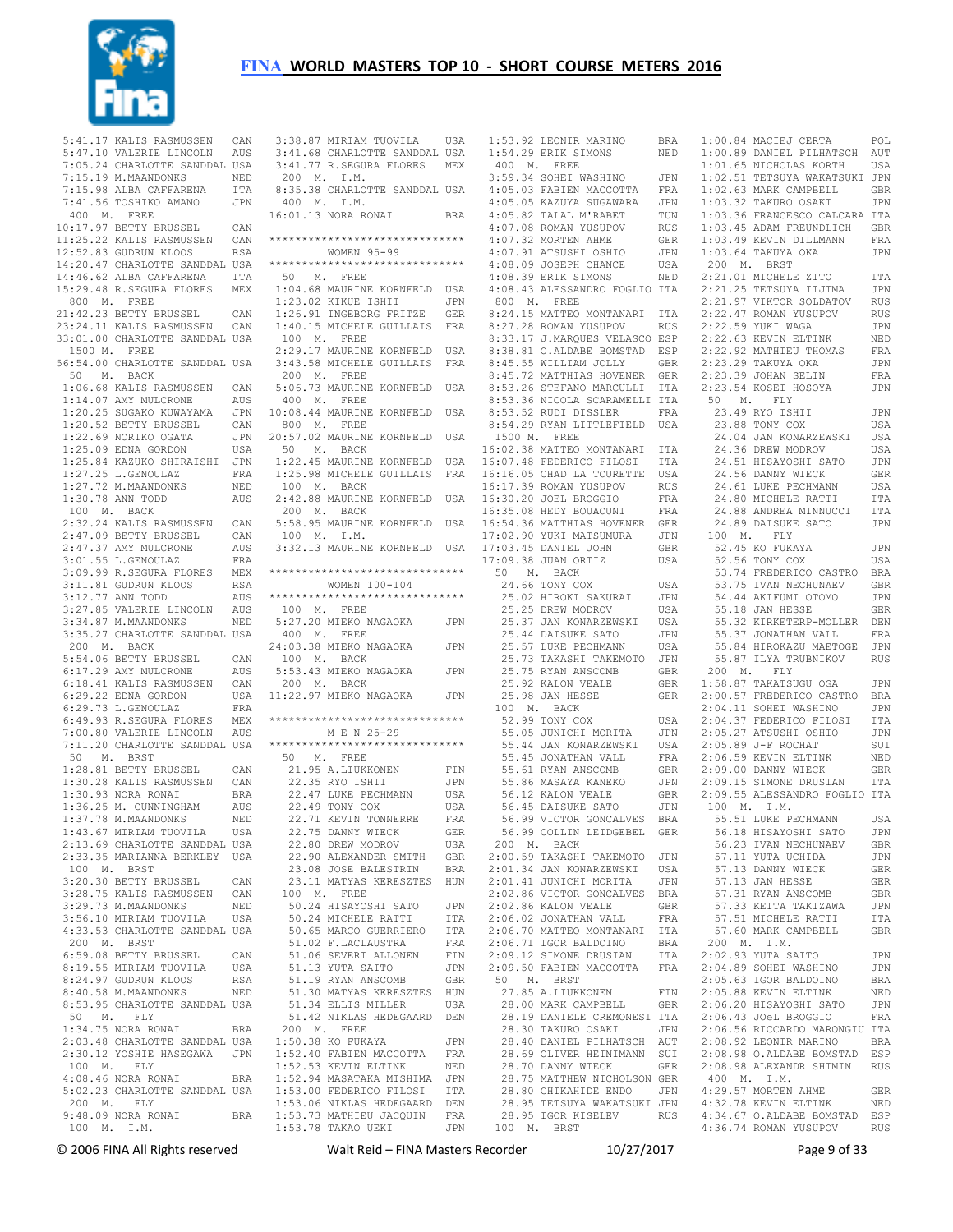5:41.17 KALIS RASMUSSEN CAN
5:47.10 VALERIE LINCOLN AUS
7:05.24 CHARLOTTE SANDDAL USA
7:15.19 M.MAANDONKS NED
7:15.98 ALBA CAFFARENA ITA
7:41.56 TOSHIKO AMANO JPN

400 M. FREE
10:17.97 BETTY BRUSSEL CAN
11:25.22 KALIS RASMUSSEN CAN
12:52.83 GUDRUN KLOOS RSA
14:20.47 CHARLOTTE SANDDAL USA
14:46.62 ALBA CAFFARENA ITA
15:29.48 R.SEGURA FLORES MEX

800 M. FREE
21:42.23 BETTY BRUSSEL CAN
23:24.11 KALIS RASMUSSEN CAN
33:01.00 CHARLOTTE SANDDAL USA

1500 M. FREE
56:54.00 CHARLOTTE SANDDAL USA

50 M. BACK
1:06.68 KALIS RASMUSSEN CAN
1:14.07 AMY MULCRONE AUS
1:20.25 SUGAKO KUWAYAMA JPN
1:20.52 BETTY BRUSSEL CAN
1:22.69 NORIKO OGATA JPN
1:25.09 EDNA GORDON USA
1:25.84 KAZUKO SHIRAISHI JPN
1:27.25 L.GENOULAZ FRA
1:27.72 M.MAANDONKS NED
1:30.78 ANN TODD AUS

100 M. BACK
2:32.24 KALIS RASMUSSEN CAN
2:47.09 BETTY BRUSSEL CAN
2:47.37 AMY MULCRONE AUS
3:01.55 L.GENOULAZ FRA
3:09.99 R.SEGURA FLORES MEX
3:11.81 GUDRUN KLOOS RSA
3:12.77 ANN TODD AUS
3:27.85 VALERIE LINCOLN AUS
3:34.87 M.MAANDONKS NED
3:35.27 CHARLOTTE SANDDAL USA

200 M. BACK
5:54.06 BETTY BRUSSEL CAN
6:17.29 AMY MULCRONE AUS
6:18.41 KALIS RASMUSSEN CAN
6:29.22 EDNA GORDON USA
6:29.73 L.GENOULAZ FRA
6:49.93 R.SEGURA FLORES MEX
7:00.80 VALERIE LINCOLN AUS
7:11.20 CHARLOTTE SANDDAL USA

50 M. BRST
1:28.81 BETTY BRUSSEL CAN
1:30.28 KALIS RASMUSSEN CAN
1:30.93 NORA RONAI BRA
1:36.25 M. CUNNINGHAM AUS
1:37.78 M.MAANDONKS NED
1:43.67 MIRIAM TUOVILA USA
2:13.69 CHARLOTTE SANDDAL USA
2:33.35 MARIANNA BERKLEY USA

100 M. BRST
3:20.30 BETTY BRUSSEL CAN
3:28.75 KALIS RASMUSSEN CAN
3:29.73 M.MAANDONKS NED
3:56.10 MIRIAM TUOVILA USA
4:33.53 CHARLOTTE SANDDAL USA

200 M. BRST
6:59.08 BETTY BRUSSEL CAN
8:19.55 MIRIAM TUOVILA USA
8:24.97 GUDRUN KLOOS RSA
8:40.58 M.MAANDONKS NED
8:53.95 CHARLOTTE SANDDAL USA

50 M. FLY
1:34.75 NORA RONAI BRA
2:03.48 CHARLOTTE SANDDAL USA
2:30.12 YOSHIE HASEGAWA JPN

100 M. FLY
4:08.46 NORA RONAI BRA
5:02.23 CHARLOTTE SANDDAL USA

200 M. FLY
9:48.09 NORA RONAI BRA

100 M. I.M.
3:38.87 MIRIAM TUOVILA USA
3:41.68 CHARLOTTE SANDDAL USA
3:41.77 R.SEGURA FLORES MEX

200 M. I.M.
8:35.38 CHARLOTTE SANDDAL USA

400 M. I.M.
16:01.13 NORA RONAI BRA

*****************************
WOMEN 95-99
*****************************

50 M. FREE
1:04.68 MAURINE KORNFELD USA
1:23.02 KIKUE ISHII JPN
1:26.91 INGEBORG FRITZE GER
1:40.15 MICHELE GUILLAIS FRA

100 M. FREE
2:29.17 MAURINE KORNFELD USA
3:43.58 MICHELE GUILLAIS FRA

200 M. FREE
5:06.73 MAURINE KORNFELD USA

400 M. FREE
10:08.44 MAURINE KORNFELD USA

800 M. FREE
20:57.02 MAURINE KORNFELD USA

50 M. BACK
1:22.45 MAURINE KORNFELD USA
1:25.98 MICHELE GUILLAIS FRA

100 M. BACK
2:42.88 MAURINE KORNFELD USA

200 M. BACK
5:58.95 MAURINE KORNFELD USA

100 M. I.M.
3:32.13 MAURINE KORNFELD USA

*****************************
WOMEN 100-104
*****************************

100 M. FREE
5:27.20 MIEKO NAGAOKA JPN

400 M. FREE
24:03.38 MIEKO NAGAOKA JPN

100 M. BACK
5:53.43 MIEKO NAGAOKA JPN

200 M. BACK
11:22.97 MIEKO NAGAOKA JPN

*****************************
M E N 25-29
*****************************

50 M. FREE
21.95 A.LIUKKONEN FIN
22.35 RYO ISHII JPN
22.47 LUKE PECHMANN USA
22.49 TONY COX USA
22.71 KEVIN TONNERRE FRA
22.75 DANNY WIECK GER
22.80 DREW MODROV USA
22.90 ALEXANDER SMITH GBR
23.08 JOSE BALESTRIN BRA
23.11 MATYAS KERESZTES HUN

100 M. FREE
50.24 HISAYOSHI SATO JPN
50.24 MICHELE RATTI ITA
50.65 MARCO GUERRIERO ITA
51.02 F.LACLAUSTRA FRA
51.06 SEVERI ALLONEN FIN
51.13 YUTA SAITO JPN
51.19 RYAN ANSCOMB GBR
51.30 MATYAS KERESZTES HUN
51.34 ELLIS MILLER USA
51.42 NIKLAS HEDEGAARD DEN

200 M. FREE
1:50.38 KO FUKAYA JPN
1:52.40 FABIEN MACCOTTA FRA
1:52.53 KEVIN ELTINK NED
1:52.94 MASATAKA MISHIMA JPN
1:53.00 FEDERICO FILOSI ITA
1:53.06 NIKLAS HEDEGAARD DEN
1:53.73 MATHIEU JACQUIN FRA
1:53.78 TAKAO UEKI JPN
1:53.92 LEONIR MARINO BRA
1:54.29 ERIK SIMONS NED

400 M. FREE
3:59.34 SOHEI WASHINO JPN
4:05.03 FABIEN MACCOTTA FRA
4:05.05 KAZUYA SUGAWARA JPN
4:05.82 TALAL M'RABET TUN
4:07.08 ROMAN YUSUPOV RUS
4:07.32 MORTEN AHME GER
4:07.91 ATSUSHI OSHIO JPN
4:08.09 JOSEPH CHANCE USA
4:08.39 ERIK SIMONS NED
4:08.43 ALESSANDRO FOGLIO ITA

800 M. FREE
8:24.15 MATTEO MONTANARI ITA
8:27.28 ROMAN YUSUPOV RUS
8:33.17 J.MARQUES VELASCO ESP
8:38.81 O.ALDABE BOMSTAD ESP
8:45.55 WILLIAM JOLLY GBR
8:45.72 MATTHIAS HOVENER GER
8:53.26 STEFANO MARCULLI ITA
8:53.36 NICOLA SCARAMELLI ITA
8:53.52 RUDI DISSLER FRA
8:54.29 RYAN LITTLEFIELD USA

1500 M. FREE
16:02.38 MATTEO MONTANARI ITA
16:07.48 FEDERICO FILOSI ITA
16:16.05 CHAD LA TOURETTE USA
16:17.39 ROMAN YUSUPOV RUS
16:30.20 JOEL BROGGIO FRA
16:35.08 HEDY BOUAOUNI FRA
16:54.36 MATTHIAS HOVENER GER
17:02.90 YUKI MATSUMURA JPN
17:03.45 DANIEL JOHN GBR
17:09.38 JUAN ORTIZ USA

50 M. BACK
24.66 TONY COX USA
25.02 HIROKI SAKURAI JPN
25.25 DREW MODROV USA
25.37 JAN KONARZEWSKI USA
25.44 DAISUKE SATO JPN
25.57 LUKE PECHMANN USA
25.73 TAKASHI TAKEMOTO JPN
25.75 RYAN ANSCOMB GBR
25.92 KALON VEALE GBR
25.98 JAN HESSE GER

100 M. BACK
52.99 TONY COX USA
55.05 JUNICHI MORITA JPN
55.44 JAN KONARZEWSKI USA
55.45 JONATHAN VALL FRA
55.61 RYAN ANSCOMB GBR
55.86 MASAYA KANEKO JPN
56.12 KALON VEALE GBR
56.45 DAISUKE SATO JPN
56.99 VICTOR GONCALVES BRA
56.99 COLLIN LEIDGEBEL GER

200 M. BACK
2:00.59 TAKASHI TAKEMOTO JPN
2:01.34 JAN KONARZEWSKI USA
2:01.41 JUNICHI MORITA JPN
2:02.86 VICTOR GONCALVES BRA
2:02.86 KALON VEALE GBR
2:06.02 JONATHAN VALL FRA
2:06.70 MATTEO MONTANARI ITA
2:06.71 IGOR BALDOINO BRA
2:09.12 SIMONE DRUSIAN ITA
2:09.50 FABIEN MACCOTTA FRA

50 M. BRST
27.85 A.LIUKKONEN FIN
28.00 MARK CAMPBELL GBR
28.19 DANIELE CREMONESI ITA
28.30 TAKURO OSAKI JPN
28.40 DANIEL PILHATSCH AUT
28.69 OLIVER HEINIMANN SUI
28.70 DANNY WIECK GER
28.75 MATTHEW NICHOLSON GBR
28.80 CHIKAHIDE ENDO JPN
28.95 TETSUYA WAKATSUKI JPN
28.95 IGOR KISELEV RUS

100 M. BRST
1:00.84 MACIEJ CERTA POL
1:00.89 DANIEL PILHATSCH AUT
1:01.65 NICHOLAS KORTH USA
1:02.51 TETSUYA WAKATSUKI JPN
1:02.63 MARK CAMPBELL GBR
1:03.32 TAKURO OSAKI JPN
1:03.36 FRANCESCO CALCARA ITA
1:03.45 ADAM FREUNDLICH GBR
1:03.49 KEVIN DILLMANN FRA
1:03.64 TAKUYA OKA JPN

200 M. BRST
2:21.01 MICHELE ZITO ITA
2:21.25 TETSUYA IIJIMA JPN
2:21.97 VIKTOR SOLDATOV RUS
2:22.47 ROMAN YUSUPOV RUS
2:22.59 YUKI WAGA JPN
2:22.63 KEVIN ELTINK NED
2:22.92 MATHIEU THOMAS FRA
2:23.29 TAKUYA OKA JPN
2:23.39 JOHAN SELIN FRA
2:23.54 KOSEI HOSOYA JPN

50 M. FLY
23.49 RYO ISHII JPN
23.88 TONY COX USA
24.04 JAN KONARZEWSKI USA
24.36 DREW MODROV USA
24.51 HISAYOSHI SATO JPN
24.56 DANNY WIECK GER
24.61 LUKE PECHMANN USA
24.80 MICHELE RATTI ITA
24.88 ANDREA MINNUCCI ITA
24.89 DAISUKE SATO JPN

100 M. FLY
52.45 KO FUKAYA JPN
52.56 TONY COX USA
53.74 FREDERICO CASTRO BRA
53.75 IVAN NECHUNAEV GBR
54.44 AKIFUMI OTOMO JPN
55.18 JAN HESSE GER
55.32 KIRKETERP-MOLLER DEN
55.37 JONATHAN VALL FRA
55.84 HIROKAZU MAETOGE JPN
55.87 ILYA TRUBNIKOV RUS

200 M. FLY
1:58.87 TAKATSUGU OGA JPN
2:00.57 FREDERICO CASTRO BRA
2:04.11 SOHEI WASHINO JPN
2:04.37 FEDERICO FILOSI ITA
2:05.27 ATSUSHI OSHIO JPN
2:05.89 J-F ROCHAT SUI
2:06.59 KEVIN ELTINK NED
2:09.00 DANNY WIECK GER
2:09.15 SIMONE DRUSIAN ITA
2:09.55 ALESSANDRO FOGLIO ITA

100 M. I.M.
55.51 LUKE PECHMANN USA
56.18 HISAYOSHI SATO JPN
56.23 IVAN NECHUNAEV GBR
57.11 YUTA UCHIDA JPN
57.13 DANNY WIECK GER
57.13 JAN HESSE GER
57.31 RYAN ANSCOMB GBR
57.33 KEITA TAKIZAWA JPN
57.51 MICHELE RATTI ITA
57.60 MARK CAMPBELL GBR

200 M. I.M.
2:02.93 YUTA SAITO JPN
2:04.89 SOHEI WASHINO JPN
2:05.63 IGOR BALDOINO BRA
2:05.88 KEVIN ELTINK NED
2:06.20 HISAYOSHI SATO JPN
2:06.43 JOëL BROGGIO FRA
2:06.56 RICCARDO MARONGIU ITA
2:08.92 LEONIR MARINO BRA
2:08.98 O.ALDABE BOMSTAD ESP
2:08.98 ALEXANDR SHIMIN RUS

400 M. I.M.
4:29.57 MORTEN AHME GER
4:32.78 KEVIN ELTINK NED
4:34.67 O.ALDABE BOMSTAD ESP
4:36.74 ROMAN YUSUPOV RUS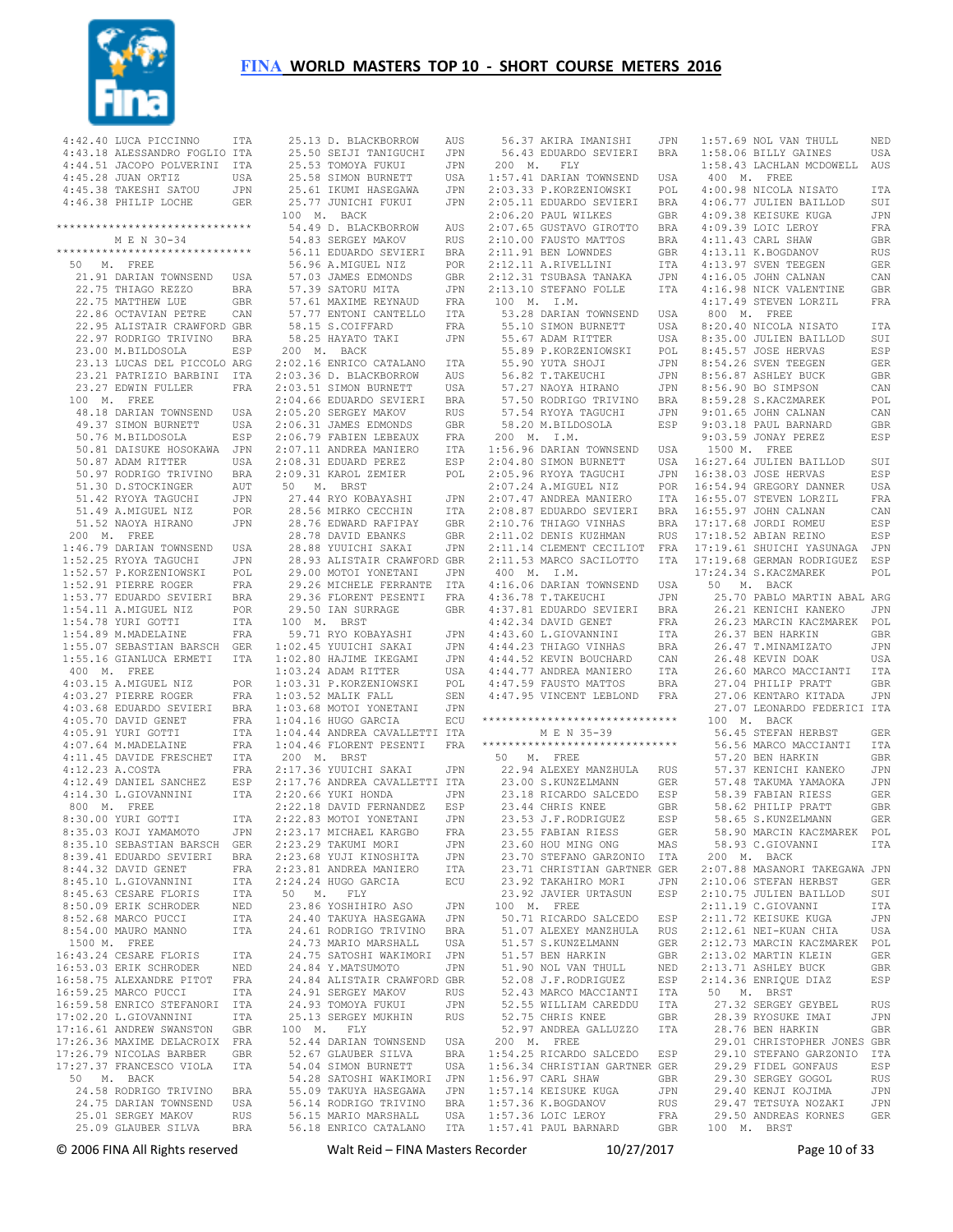4:42.40 LUCA PICCINNO ITA
4:43.18 ALESSANDRO FOGLIO ITA
4:44.51 JACOPO POLVERINI ITA
4:45.28 JUAN ORTIZ USA
4:45.38 TAKESHI SATOU JPN
4:46.38 PHILIP LOCHE GER

*****************************
M E N 30-34
*****************************

50 M. FREE
21.91 DARIAN TOWNSEND USA
22.75 THIAGO REZZO BRA
22.75 MATTHEW LUE GBR
22.86 OCTAVIAN PETRE CAN
22.95 ALISTAIR CRAWFORD GBR
22.97 RODRIGO TRIVINO BRA
23.00 M.BILDOSOLA ESP
23.13 LUCAS DEL PICCOLO ARG
23.21 PATRIZIO BARBINI ITA
23.27 EDWIN FULLER FRA

100 M. FREE
48.18 DARIAN TOWNSEND USA
49.37 SIMON BURNETT USA
50.76 M.BILDOSOLA ESP
50.81 DAISUKE HOSOKAWA JPN
50.87 ADAM RITTER USA
50.97 RODRIGO TRIVINO BRA
51.30 D.STOCKINGER AUT
51.42 RYOYA TAGUCHI JPN
51.49 A.MIGUEL NIZ POR
51.52 NAOYA HIRANO JPN

200 M. FREE
1:46.79 DARIAN TOWNSEND USA
1:52.25 RYOYA TAGUCHI JPN
1:52.57 P.KORZENIOWSKI POL
1:52.91 PIERRE ROGER FRA
1:53.77 EDUARDO SEVIERI BRA
1:54.11 A.MIGUEL NIZ POR
1:54.78 YURI GOTTI ITA
1:54.89 M.MADELAINE FRA
1:55.07 SEBASTIAN BARSCH GER
1:55.16 GIANLUCA ERMETI ITA

400 M. FREE
4:03.15 A.MIGUEL NIZ POR
4:03.27 PIERRE ROGER FRA
4:03.68 EDUARDO SEVIERI BRA
4:05.70 DAVID GENET FRA
4:05.91 YURI GOTTI ITA
4:07.64 M.MADELAINE FRA
4:11.45 DAVIDE FRESCHET ITA
4:12.23 A.COSTA FRA
4:12.49 DANIEL SANCHEZ ESP
4:14.30 L.GIOVANNINI ITA

800 M. FREE
8:30.00 YURI GOTTI ITA
8:35.03 KOJI YAMAMOTO JPN
8:35.10 SEBASTIAN BARSCH GER
8:39.41 EDUARDO SEVIERI BRA
8:44.32 DAVID GENET FRA
8:45.10 L.GIOVANNINI ITA
8:45.63 CESARE FLORIS ITA
8:50.09 ERIK SCHRODER NED
8:52.68 MARCO PUCCI ITA
8:54.00 MAURO MANNO ITA

1500 M. FREE
16:43.24 CESARE FLORIS ITA
16:53.03 ERIK SCHRODER NED
16:58.75 ALEXANDRE PITOT FRA
16:59.25 MARCO PUCCI ITA
16:59.58 ENRICO STEFANORI ITA
17:02.20 L.GIOVANNINI ITA
17:16.61 ANDREW SWANSTON GBR
17:26.36 MAXIME DELACROIX FRA
17:26.79 NICOLAS BARBER GBR
17:27.37 FRANCESCO VIOLA ITA

50 M. BACK
24.58 RODRIGO TRIVINO BRA
24.75 DARIAN TOWNSEND USA
25.01 SERGEY MAKOV RUS
25.09 GLAUBER SILVA BRA
25.13 D. BLACKBORROW AUS
25.50 SEIJI TANIGUCHI JPN
25.53 TOMOYA FUKUI JPN
25.58 SIMON BURNETT USA
25.61 IKUMI HASEGAWA JPN
25.77 JUNICHI FUKUI JPN

100 M. BACK
54.49 D. BLACKBORROW AUS
54.83 SERGEY MAKOV RUS
56.11 EDUARDO SEVIERI BRA
56.96 A.MIGUEL NIZ POR
57.03 JAMES EDMONDS GBR
57.39 SATORU MITA JPN
57.61 MAXIME REYNAUD FRA
57.77 ENTONI CANTELLO ITA
58.15 S.COIFFARD FRA
58.25 HAYATO TAKI JPN

200 M. BACK
2:02.16 ENRICO CATALANO ITA
2:03.36 D. BLACKBORROW AUS
2:03.51 SIMON BURNETT USA
2:04.66 EDUARDO SEVIERI BRA
2:05.20 SERGEY MAKOV RUS
2:06.31 JAMES EDMONDS GBR
2:06.79 FABIEN LEBEAUX FRA
2:07.11 ANDREA MANIERO ITA
2:08.31 EDUARD PEREZ ESP
2:09.31 KAROL ZEMIER POL

50 M. BRST
27.44 RYO KOBAYASHI JPN
28.56 MIRKO CECCHIN ITA
28.76 EDWARD RAFIPAY GBR
28.78 DAVID EBANKS GBR
28.88 YUUICHI SAKAI JPN
28.93 ALISTAIR CRAWFORD GBR
29.00 MOTOI YONETANI JPN
29.26 MICHELE FERRANTE ITA
29.36 FLORENT PESENTI FRA
29.50 IAN SURRAGE GBR

100 M. BRST
59.71 RYO KOBAYASHI JPN
1:02.45 YUUICHI SAKAI JPN
1:02.80 HAJIME IKEGAMI JPN
1:03.24 ADAM RITTER USA
1:03.31 P.KORZENIOWSKI POL
1:03.52 MALIK FALL SEN
1:03.68 MOTOI YONETANI JPN
1:04.16 HUGO GARCIA ECU
1:04.44 ANDREA CAVALLETTI ITA
1:04.46 FLORENT PESENTI FRA

200 M. BRST
2:17.36 YUUICHI SAKAI JPN
2:17.76 ANDREA CAVALLETTI ITA
2:20.66 YUKI HONDA JPN
2:22.18 DAVID FERNANDEZ ESP
2:22.83 MOTOI YONETANI JPN
2:23.17 MICHAEL KARGBO FRA
2:23.29 TAKUMI MORI JPN
2:23.68 YUJI KINOSHITA JPN
2:23.81 ANDREA MANIERO ITA
2:24.24 HUGO GARCIA ECU

50 M. FLY
23.86 YOSHIHIRO ASO JPN
24.40 TAKUYA HASEGAWA JPN
24.61 RODRIGO TRIVINO BRA
24.73 MARIO MARSHALL USA
24.75 SATOSHI WAKIMORI JPN
24.84 Y.MATSUMOTO JPN
24.84 ALISTAIR CRAWFORD GBR
24.91 SERGEY MAKOV RUS
24.93 TOMOYA FUKUI JPN
25.13 SERGEY MUKHIN RUS

100 M. FLY
52.44 DARIAN TOWNSEND USA
52.67 GLAUBER SILVA BRA
54.04 SIMON BURNETT USA
54.28 SATOSHI WAKIMORI JPN
55.09 TAKUYA HASEGAWA JPN
56.14 RODRIGO TRIVINO BRA
56.15 MARIO MARSHALL USA
56.18 ENRICO CATALANO ITA
56.37 AKIRA IMANISHI JPN
56.43 EDUARDO SEVIERI BRA

200 M. FLY
1:57.41 DARIAN TOWNSEND USA
2:03.33 P.KORZENIOWSKI POL
2:05.11 EDUARDO SEVIERI BRA
2:06.20 PAUL WILKES GBR
2:07.65 GUSTAVO GIROTTO BRA
2:10.00 FAUSTO MATTOS BRA
2:11.91 BEN LOWNDES GBR
2:12.11 A.RIVELLINI ITA
2:12.31 TSUBASA TANAKA JPN
2:13.10 STEFANO FOLLE ITA

100 M. I.M.
53.28 DARIAN TOWNSEND USA
55.10 SIMON BURNETT USA
55.67 ADAM RITTER USA
55.89 P.KORZENIOWSKI POL
55.90 YUTA SHOJI JPN
56.82 T.TAKEUCHI JPN
57.27 NAOYA HIRANO JPN
57.50 RODRIGO TRIVINO BRA
57.54 RYOYA TAGUCHI JPN
58.20 M.BILDOSOLA ESP

200 M. I.M.
1:56.96 DARIAN TOWNSEND USA
2:04.80 SIMON BURNETT USA
2:05.96 RYOYA TAGUCHI JPN
2:07.24 A.MIGUEL NIZ POR
2:07.47 ANDREA MANIERO ITA
2:08.87 EDUARDO SEVIERI BRA
2:10.76 THIAGO VINHAS BRA
2:11.02 DENIS KUZHMAN RUS
2:11.14 CLEMENT CECILIOT FRA
2:11.53 MARCO SACILOTTO ITA

400 M. I.M.
4:16.06 DARIAN TOWNSEND USA
4:36.78 T.TAKEUCHI JPN
4:37.81 EDUARDO SEVIERI BRA
4:42.34 DAVID GENET FRA
4:43.60 L.GIOVANNINI ITA
4:44.23 THIAGO VINHAS BRA
4:44.52 KEVIN BOUCHARD CAN
4:44.77 ANDREA MANIERO ITA
4:47.59 FAUSTO MATTOS BRA
4:47.95 VINCENT LEBLOND FRA

*****************************
M E N 35-39
*****************************

50 M. FREE
22.94 ALEXEY MANZHULA RUS
23.00 S.KUNZELMANN GER
23.18 RICARDO SALCEDO ESP
23.44 CHRIS KNEE GBR
23.53 J.F.RODRIGUEZ ESP
23.55 FABIAN RIESS GER
23.60 HOU MING ONG MAS
23.70 STEFANO GARZONIO ITA
23.71 CHRISTIAN GARTNER GER
23.92 TAKAHIRO MORI JPN
23.92 JAVIER URTASUN ESP

100 M. FREE
50.71 RICARDO SALCEDO ESP
51.07 ALEXEY MANZHULA RUS
51.57 S.KUNZELMANN GER
51.57 BEN HARKIN GBR
51.90 NOL VAN THULL NED
52.08 J.F.RODRIGUEZ ESP
52.43 MARCO MACCIANTI ITA
52.55 WILLIAM CAREDDU ITA
52.75 CHRIS KNEE GBR
52.97 ANDREA GALLUZZO ITA

200 M. FREE
1:54.25 RICARDO SALCEDO ESP
1:56.34 CHRISTIAN GARTNER GER
1:56.97 CARL SHAW GBR
1:57.14 KEISUKE KUGA JPN
1:57.36 K.BOGDANOV RUS
1:57.36 LOIC LEROY FRA
1:57.41 PAUL BARNARD GBR
1:57.69 NOL VAN THULL NED
1:58.06 BILLY GAINES USA
1:58.43 LACHLAN MCDOWELL AUS

400 M. FREE
4:00.98 NICOLA NISATO ITA
4:06.77 JULIEN BAILLOD SUI
4:09.38 KEISUKE KUGA JPN
4:09.39 LOIC LEROY FRA
4:11.43 CARL SHAW GBR
4:13.11 K.BOGDANOV RUS
4:13.97 SVEN TEEGEN GER
4:16.05 JOHN CALNAN CAN
4:16.98 NICK VALENTINE GBR
4:17.49 STEVEN LORZIL FRA

800 M. FREE
8:20.40 NICOLA NISATO ITA
8:35.00 JULIEN BAILLOD SUI
8:45.57 JOSE HERVAS ESP
8:54.26 SVEN TEEGEN GER
8:56.87 ASHLEY BUCK GBR
8:56.90 BO SIMPSON CAN
8:59.28 S.KACZMAREK POL
9:01.65 JOHN CALNAN CAN
9:03.18 PAUL BARNARD GBR
9:03.59 JONAY PEREZ ESP

1500 M. FREE
16:27.64 JULIEN BAILLOD SUI
16:38.03 JOSE HERVAS ESP
16:54.94 GREGORY DANNER USA
16:55.07 STEVEN LORZIL FRA
16:55.97 JOHN CALNAN CAN
17:17.68 JORDI ROMEU ESP
17:18.52 ABIAN REINO ESP
17:19.61 SHUICHI YASUNAGA JPN
17:19.68 GERMAN RODRIGUEZ ESP
17:24.34 S.KACZMAREK POL

50 M. BACK
25.70 PABLO MARTIN ABAL ARG
26.21 KENICHI KANEKO JPN
26.23 MARCIN KACZMAREK POL
26.37 BEN HARKIN GBR
26.47 T.MINAMIZATO JPN
26.48 KEVIN DOAK USA
26.60 MARCO MACCIANTI ITA
27.04 PHILIP PRATT GBR
27.06 KENTARO KITADA JPN
27.07 LEONARDO FEDERICI ITA

100 M. BACK
56.45 STEFAN HERBST GER
56.56 MARCO MACCIANTI ITA
57.20 BEN HARKIN GBR
57.37 KENICHI KANEKO JPN
57.48 TAKUMA YAMAOKA JPN
58.39 FABIAN RIESS GER
58.62 PHILIP PRATT GBR
58.65 S.KUNZELMANN GER
58.90 MARCIN KACZMAREK POL
58.93 C.GIOVANNI ITA

200 M. BACK
2:07.88 MASANORI TAKEGAWA JPN
2:10.06 STEFAN HERBST GER
2:10.75 JULIEN BAILLOD SUI
2:11.19 C.GIOVANNI ITA
2:11.72 KEISUKE KUGA JPN
2:12.61 NEI-KUAN CHIA USA
2:12.73 MARCIN KACZMAREK POL
2:13.02 MARTIN KLEIN GER
2:13.71 ASHLEY BUCK GBR
2:14.36 ENRIQUE DIAZ ESP

50 M. BRST
27.32 SERGEY GEYBEL RUS
28.39 RYOSUKE IMAI JPN
28.76 BEN HARKIN GBR
29.01 CHRISTOPHER JONES GBR
29.10 STEFANO GARZONIO ITA
29.29 FIDEL GONFAUS ESP
29.30 SERGEY GOGOL RUS
29.40 KENJI KOJIMA JPN
29.47 TETSUYA NOZAKI JPN
29.50 ANDREAS KORNES GER

100 M. BRST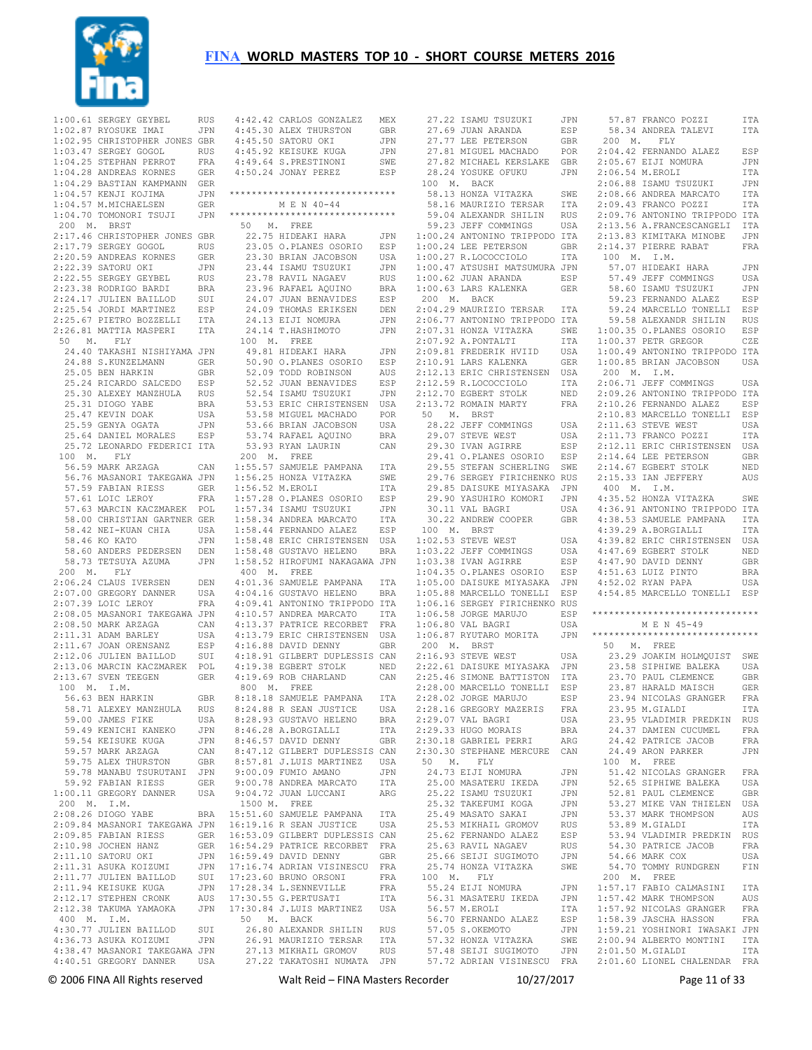# FINA WORLD MASTERS TOP 10 - SHORT COURSE METERS 2016

```
1:00.61 SERGEY GEYBEL       RUS
1:02.87 RYOSUKE IMAI        JPN
1:02.95 CHRISTOPHER JONES GBR
1:03.47 SERGEY GOGOL        RUS
1:04.25 STEPHAN PERROT      FRA
1:04.28 ANDREAS KORNES      GER
1:04.29 BASTIAN KAMPMANN    GER
1:04.57 KENJI KOJIMA        JPN
1:04.57 M.MICHAELSEN        GER
1:04.70 TOMONORI TSUJI      JPN
 200  M.  BRST
2:17.46 CHRISTOPHER JONES GBR
2:17.79 SERGEY GOGOL        RUS
2:20.59 ANDREAS KORNES      GER
2:22.39 SATORU OKI          JPN
2:22.55 SERGEY GEYBEL       RUS
2:23.38 RODRIGO BARDI       BRA
2:24.17 JULIEN BAILLOD      SUI
2:25.54 JORDI MARTINEZ      ESP
2:25.67 PIETRO BOZZELLI     ITA
2:26.81 MATTIA MASPERI      ITA
 50  M.  FLY
  24.40 TAKASHI NISHIYAMA JPN
  24.88 S.KUNZELMANN        GER
  25.05 BEN HARKIN          GBR
  25.24 RICARDO SALCEDO     ESP
  25.30 ALEXEY MANZHULA     RUS
  25.31 DIOGO YABE          BRA
  25.47 KEVIN DOAK          USA
  25.59 GENYA OGATA         JPN
  25.64 DANIEL MORALES      ESP
  25.72 LEONARDO FEDERICI ITA
 100  M.  FLY
  56.59 MARK ARZAGA         CAN
  56.76 MASANORI TAKEGAWA JPN
  57.59 FABIAN RIESS        GER
  57.61 LOIC LEROY          FRA
  57.63 MARCIN KACZMAREK  POL
  58.00 CHRISTIAN GARTNER GER
  58.42 NEI-KUAN CHIA       USA
  58.46 KO KATO             JPN
  58.60 ANDERS PEDERSEN     DEN
  58.73 TETSUYA AZUMA       JPN
 200  M.  FLY
2:06.24 CLAUS IVERSEN       DEN
2:07.00 GREGORY DANNER      USA
2:07.39 LOIC LEROY          FRA
2:08.05 MASANORI TAKEGAWA JPN
2:08.50 MARK ARZAGA         CAN
2:11.31 ADAM BARLEY         USA
2:11.67 JOAN ORENSANZ       ESP
2:12.06 JULIEN BAILLOD      SUI
2:13.06 MARCIN KACZMAREK  POL
2:13.67 SVEN TEEGEN         GER
 100  M.  I.M.
  56.63 BEN HARKIN          GBR
  58.71 ALEXEY MANZHULA     RUS
  59.00 JAMES FIKE          USA
  59.49 KENICHI KANEKO      JPN
  59.54 KEISUKE KUGA        JPN
  59.57 MARK ARZAGA         CAN
  59.75 ALEX THURSTON       GBR
  59.78 MANABU TSURUTANI  JPN
  59.92 FABIAN RIESS        GER
1:00.11 GREGORY DANNER      USA
 200  M.  I.M.
2:08.26 DIOGO YABE          BRA
2:09.84 MASANORI TAKEGAWA JPN
2:09.85 FABIAN RIESS        GER
2:10.98 JOCHEN HANZ         GER
2:11.10 SATORU OKI          JPN
2:11.31 ASUKA KOIZUMI       JPN
2:11.77 JULIEN BAILLOD      SUI
2:11.94 KEISUKE KUGA        JPN
2:12.17 STEPHEN CRONK       AUS
2:12.38 TAKUMA YAMAOKA      JPN
 400  M.  I.M.
4:30.77 JULIEN BAILLOD      SUI
4:36.73 ASUKA KOIZUMI       JPN
4:38.47 MASANORI TAKEGAWA JPN
4:40.51 GREGORY DANNER      USA
4:42.42 CARLOS GONZALEZ     MEX
4:45.30 ALEX THURSTON       GBR
4:45.50 SATORU OKI          JPN
4:45.92 KEISUKE KUGA        JPN
4:49.64 S.PRESTIONI         SWE
4:50.24 JONAY PEREZ         ESP

*****************************
        M E N  40-44
*****************************
 50  M.  FREE
  22.75 HIDEAKI HARA        JPN
  23.05 O.PLANES OSORIO     ESP
  23.30 BRIAN JACOBSON      USA
  23.44 ISAMU TSUZUKI       JPN
  23.78 RAVIL NAGAEV        RUS
  23.96 RAFAEL AQUINO       BRA
  24.07 JUAN BENAVIDES      ESP
  24.09 THOMAS ERIKSEN      DEN
  24.13 EIJI NOMURA         JPN
  24.14 T.HASHIMOTO         JPN
 100  M.  FREE
  49.81 HIDEAKI HARA        JPN
  50.90 O.PLANES OSORIO     ESP
  52.09 TODD ROBINSON       AUS
  52.52 JUAN BENAVIDES      ESP
  52.54 ISAMU TSUZUKI       JPN
  53.53 ERIC CHRISTENSEN    USA
  53.58 MIGUEL MACHADO      POR
  53.66 BRIAN JACOBSON      USA
  53.74 RAFAEL AQUINO       BRA
  53.93 RYAN LAURIN         CAN
 200  M.  FREE
1:55.57 SAMUELE PAMPANA     ITA
1:56.25 HONZA VITAZKA       SWE
1:56.52 M.EROLI             ITA
1:57.28 O.PLANES OSORIO     ESP
1:57.34 ISAMU TSUZUKI       JPN
1:58.34 ANDREA MARCATO      ITA
1:58.44 FERNANDO ALAEZ      ESP
1:58.48 ERIC CHRISTENSEN    USA
1:58.48 GUSTAVO HELENO      BRA
1:58.52 HIROFUMI NAKAGAWA JPN
 400  M.  FREE
4:01.36 SAMUELE PAMPANA     ITA
4:04.16 GUSTAVO HELENO      BRA
4:09.41 ANTONINO TRIPPODO ITA
4:10.57 ANDREA MARCATO      ITA
4:13.37 PATRICE RECORBET    FRA
4:13.79 ERIC CHRISTENSEN    USA
4:16.88 DAVID DENNY         GBR
4:18.91 GILBERT DUPLESSIS CAN
4:19.38 EGBERT STOLK        NED
4:19.69 ROB CHARLAND        CAN
 800  M.  FREE
8:18.18 SAMUELE PAMPANA     ITA
8:24.88 R SEAN JUSTICE      USA
8:28.93 GUSTAVO HELENO      BRA
8:46.28 A.BORGIALLI         ITA
8:46.57 DAVID DENNY         GBR
8:47.12 GILBERT DUPLESSIS CAN
8:57.81 J.LUIS MARTINEZ     USA
9:00.09 FUMIO AMANO         JPN
9:00.78 ANDREA MARCATO      ITA
9:04.72 JUAN LUCCANI        ARG
 1500  M.  FREE
15:51.60 SAMUELE PAMPANA    ITA
16:19.16 R SEAN JUSTICE     USA
16:53.09 GILBERT DUPLESSIS CAN
16:54.29 PATRICE RECORBET   FRA
16:59.49 DAVID DENNY        GBR
17:16.74 ADRIAN VISINESCU   FRA
17:23.60 BRUNO ORSONI       FRA
17:28.34 L.SENNEVILLE       FRA
17:30.55 G.PERTUSATI        ITA
17:30.84 J.LUIS MARTINEZ    USA
 50  M.  BACK
  26.80 ALEXANDR SHILIN     RUS
  26.91 MAURIZIO TERSAR     ITA
  27.13 MIKHAIL GROMOV      RUS
  27.22 TAKATOSHI NUMATA  JPN
  27.22 ISAMU TSUZUKI       JPN
  27.69 JUAN ARANDA         ESP
  27.77 LEE PETERSON        GBR
  27.81 MIGUEL MACHADO      POR
  27.82 MICHAEL KERSLAKE  GBR
  28.24 YOSUKE OFUKU        JPN
 100  M.  BACK
  58.13 HONZA VITAZKA       SWE
  58.16 MAURIZIO TERSAR     ITA
  59.04 ALEXANDR SHILIN     RUS
  59.23 JEFF COMMINGS       USA
1:00.24 ANTONINO TRIPPODO ITA
1:00.24 LEE PETERSON        GBR
1:00.27 R.LOCOCCIOLO        ITA
1:00.47 ATSUSHI MATSUMURA JPN
1:00.62 JUAN ARANDA         ESP
1:00.63 LARS KALENKA        GER
 200  M.  BACK
2:04.29 MAURIZIO TERSAR     ITA
2:06.77 ANTONINO TRIPPODO ITA
2:07.31 HONZA VITAZKA       SWE
2:07.92 A.PONTALTI          ITA
2:09.81 FREDERIK HVIID      USA
2:10.91 LARS KALENKA        GER
2:12.13 ERIC CHRISTENSEN    USA
2:12.59 R.LOCOCCIOLO        ITA
2:12.70 EGBERT STOLK        NED
2:13.72 ROMAIN MARTY        FRA
 50  M.  BRST
  28.22 JEFF COMMINGS       USA
  29.07 STEVE WEST          USA
  29.30 IVAN AGIRRE         ESP
  29.41 O.PLANES OSORIO     ESP
  29.55 STEFAN SCHERLING  SWE
  29.76 SERGEY FIRICHENKO RUS
  29.85 DAISUKE MIYASAKA  JPN
  29.90 YASUHIRO KOMORI     JPN
  30.11 VAL BAGRI           USA
  30.22 ANDREW COOPER       GBR
 100  M.  BRST
1:02.53 STEVE WEST          USA
1:03.22 JEFF COMMINGS       USA
1:03.38 IVAN AGIRRE         ESP
1:04.35 O.PLANES OSORIO     ESP
1:05.00 DAISUKE MIYASAKA  JPN
1:05.88 MARCELLO TONELLI  ESP
1:06.16 SERGEY FIRICHENKO RUS
1:06.58 JORGE MARUJO        ESP
1:06.80 VAL BAGRI           USA
1:06.87 RYUTARO MORITA      JPN
 200  M.  BRST
2:16.93 STEVE WEST          USA
2:22.61 DAISUKE MIYASAKA  JPN
2:25.46 SIMONE BATTISTON  ITA
2:28.00 MARCELLO TONELLI  ESP
2:28.02 JORGE MARUJO        ESP
2:28.16 GREGORY MAZERIS     FRA
2:29.07 VAL BAGRI           USA
2:29.33 HUGO MORAIS         BRA
2:30.18 GABRIEL PERRI       ARG
2:30.30 STEPHANE MERCURE  CAN
 50  M.  FLY
  24.73 EIJI NOMURA         JPN
  25.00 MASATERU IKEDA      JPN
  25.22 ISAMU TSUZUKI       JPN
  25.32 TAKEFUMI KOGA       JPN
  25.49 MASATO SAKAI        JPN
  25.53 MIKHAIL GROMOV      RUS
  25.62 FERNANDO ALAEZ      ESP
  25.63 RAVIL NAGAEV        RUS
  25.66 SEIJI SUGIMOTO      JPN
  25.74 HONZA VITAZKA       SWE
 100  M.  FLY
  55.24 EIJI NOMURA         JPN
  56.31 MASATERU IKEDA      JPN
  56.57 M.EROLI             ITA
  56.70 FERNANDO ALAEZ      ESP
  57.05 S.OKEMOTO           JPN
  57.32 HONZA VITAZKA       SWE
  57.48 SEIJI SUGIMOTO      JPN
  57.72 ADRIAN VISINESCU  FRA
  57.87 FRANCO POZZI        ITA
  58.34 ANDREA TALEVI       ITA
 200  M.  FLY
2:04.42 FERNANDO ALAEZ      ESP
2:05.67 EIJI NOMURA         JPN
2:06.54 M.EROLI             ITA
2:06.88 ISAMU TSUZUKI       JPN
2:08.66 ANDREA MARCATO      ITA
2:09.43 FRANCO POZZI        ITA
2:09.76 ANTONINO TRIPPODO ITA
2:13.56 A.FRANCESCANGELI  ITA
2:13.83 KIMITAKA MINOBE     JPN
2:14.37 PIERRE RABAT        FRA
 100  M.  I.M.
  57.07 HIDEAKI HARA        JPN
  57.49 JEFF COMMINGS       USA
  58.60 ISAMU TSUZUKI       JPN
  59.23 FERNANDO ALAEZ      ESP
  59.24 MARCELLO TONELLI  ESP
  59.58 ALEXANDR SHILIN     RUS
1:00.35 O.PLANES OSORIO     ESP
1:00.37 PETR GREGOR         CZE
1:00.49 ANTONINO TRIPPODO ITA
1:00.85 BRIAN JACOBSON      USA
 200  M.  I.M.
2:06.71 JEFF COMMINGS       USA
2:09.26 ANTONINO TRIPPODO ITA
2:10.26 FERNANDO ALAEZ      ESP
2:10.83 MARCELLO TONELLI  ESP
2:11.63 STEVE WEST          USA
2:11.73 FRANCO POZZI        ITA
2:12.11 ERIC CHRISTENSEN    USA
2:14.64 LEE PETERSON        GBR
2:14.67 EGBERT STOLK        NED
2:15.33 IAN JEFFERY         AUS
 400  M.  I.M.
4:35.52 HONZA VITAZKA       SWE
4:36.91 ANTONINO TRIPPODO ITA
4:38.53 SAMUELE PAMPANA     ITA
4:39.29 A.BORGIALLI         ITA
4:39.82 ERIC CHRISTENSEN    USA
4:47.69 EGBERT STOLK        NED
4:47.90 DAVID DENNY         GBR
4:51.63 LUIZ PINTO          BRA
4:52.02 RYAN PAPA           USA
4:54.85 MARCELLO TONELLI  ESP

*****************************
        M E N  45-49
*****************************
 50  M.  FREE
  23.29 JOAKIM HOLMQUIST  SWE
  23.58 SIPHIWE BALEKA      USA
  23.70 PAUL CLEMENCE       GBR
  23.87 HARALD MAISCH       GER
  23.94 NICOLAS GRANGER     FRA
  23.95 M.GIALDI            ITA
  23.95 VLADIMIR PREDKIN  RUS
  24.37 DAMIEN CUCUMEL      FRA
  24.42 PATRICE JACOB       FRA
  24.49 ARON PARKER         JPN
 100  M.  FREE
  51.42 NICOLAS GRANGER     FRA
  52.65 SIPHIWE BALEKA      USA
  52.81 PAUL CLEMENCE       GBR
  53.27 MIKE VAN THIELEN  USA
  53.37 MARK THOMPSON       AUS
  53.89 M.GIALDI            ITA
  53.94 VLADIMIR PREDKIN  RUS
  54.30 PATRICE JACOB       FRA
  54.66 MARK COX            USA
  54.70 TOMMY RUNDGREN      FIN
 200  M.  FREE
1:57.17 FABIO CALMASINI     ITA
1:57.42 MARK THOMPSON       AUS
1:57.92 NICOLAS GRANGER     FRA
1:58.39 JASCHA HASSON       FRA
1:59.21 YOSHINORI IWASAKI JPN
2:00.94 ALBERTO MONTINI     ITA
2:01.50 M.GIALDI            ITA
2:01.60 LIONEL CHALENDAR  FRA
```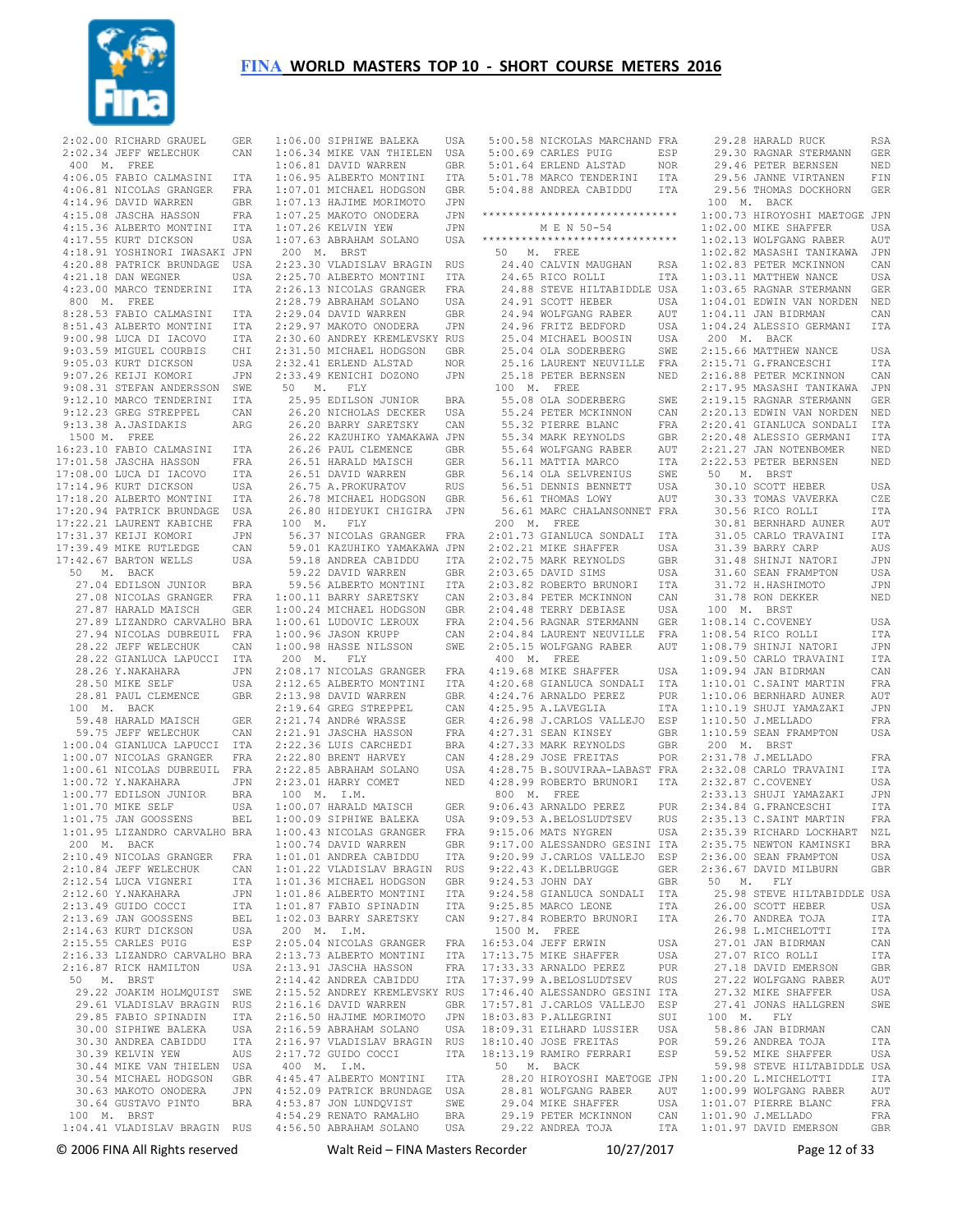# FINA WORLD MASTERS TOP 10 - SHORT COURSE METERS 2016

2:02.00 RICHARD GRAUEL GER
2:02.34 JEFF WELECHUK CAN

400 M. FREE

4:06.05 FABIO CALMASINI ITA
4:06.81 NICOLAS GRANGER FRA
4:14.96 DAVID WARREN GBR
4:15.08 JASCHA HASSON FRA
4:15.36 ALBERTO MONTINI ITA
4:17.55 KURT DICKSON USA
4:18.91 YOSHINORI IWASAKI JPN
4:20.88 PATRICK BRUNDAGE USA
4:21.18 DAN WEGNER USA
4:23.00 MARCO TENDERINI ITA

800 M. FREE

8:28.53 FABIO CALMASINI ITA
8:51.43 ALBERTO MONTINI ITA
9:00.98 LUCA DI IACOVO ITA
9:03.59 MIGUEL COURBIS CHI
9:05.03 KURT DICKSON USA
9:07.26 KEIJI KOMORI JPN
9:08.31 STEFAN ANDERSSON SWE
9:12.10 MARCO TENDERINI ITA
9:12.23 GREG STREPPEL CAN
9:13.38 A.JASIDAKIS ARG

1500 M. FREE

16:23.10 FABIO CALMASINI ITA
17:01.58 JASCHA HASSON FRA
17:08.00 LUCA DI IACOVO ITA
17:14.96 KURT DICKSON USA
17:18.20 ALBERTO MONTINI ITA
17:20.94 PATRICK BRUNDAGE USA
17:22.21 LAURENT KABICHE FRA
17:31.37 KEIJI KOMORI JPN
17:39.49 MIKE RUTLEDGE CAN
17:42.67 BARTON WELLS USA

50 M. BACK

27.04 EDILSON JUNIOR BRA
27.08 NICOLAS GRANGER FRA
27.87 HARALD MAISCH GER
27.89 LIZANDRO CARVALHO BRA
27.94 NICOLAS DUBREUIL FRA
28.22 JEFF WELECHUK CAN
28.22 GIANLUCA LAPUCCI ITA
28.26 Y.NAKAHARA JPN
28.50 MIKE SELF USA
28.81 PAUL CLEMENCE GBR

100 M. BACK

59.48 HARALD MAISCH GER
59.75 JEFF WELECHUK CAN
1:00.04 GIANLUCA LAPUCCI ITA
1:00.07 NICOLAS GRANGER FRA
1:00.61 NICOLAS DUBREUIL FRA
1:00.72 Y.NAKAHARA JPN
1:00.77 EDILSON JUNIOR BRA
1:01.70 MIKE SELF USA
1:01.75 JAN GOOSSENS BEL
1:01.95 LIZANDRO CARVALHO BRA

200 M. BACK

2:10.49 NICOLAS GRANGER FRA
2:10.84 JEFF WELECHUK CAN
2:12.54 LUCA VIGNERI ITA
2:12.60 Y.NAKAHARA JPN
2:13.49 GUIDO COCCI ITA
2:13.69 JAN GOOSSENS BEL
2:14.63 KURT DICKSON USA
2:15.55 CARLES PUIG ESP
2:16.33 LIZANDRO CARVALHO BRA
2:16.87 RICK HAMILTON USA

50 M. BRST

29.22 JOAKIM HOLMQUIST SWE
29.61 VLADISLAV BRAGIN RUS
29.85 FABIO SPINADIN ITA
30.00 SIPHIWE BALEKA USA
30.30 ANDREA CABIDDU ITA
30.39 KELVIN YEW AUS
30.44 MIKE VAN THIELEN USA
30.54 MICHAEL HODGSON GBR
30.63 MAKOTO ONODERA JPN
30.64 GUSTAVO PINTO BRA

100 M. BRST

1:04.41 VLADISLAV BRAGIN RUS
1:06.00 SIPHIWE BALEKA USA
1:06.34 MIKE VAN THIELEN USA
1:06.81 DAVID WARREN GBR
1:06.95 ALBERTO MONTINI ITA
1:07.01 MICHAEL HODGSON GBR
1:07.13 HAJIME MORIMOTO JPN
1:07.25 MAKOTO ONODERA JPN
1:07.26 KELVIN YEW JPN
1:07.63 ABRAHAM SOLANO USA

200 M. BRST

2:23.30 VLADISLAV BRAGIN RUS
2:25.70 ALBERTO MONTINI ITA
2:26.13 NICOLAS GRANGER FRA
2:28.79 ABRAHAM SOLANO USA
2:29.04 DAVID WARREN GBR
2:29.97 MAKOTO ONODERA JPN
2:30.60 ANDREY KREMLEVSKY RUS
2:31.50 MICHAEL HODGSON GBR
2:32.41 ERLEND ALSTAD NOR
2:33.49 KENICHI DOZONO JPN

50 M. FLY

25.95 EDILSON JUNIOR BRA
26.20 NICHOLAS DECKER USA
26.20 BARRY SARETSKY CAN
26.22 KAZUHIKO YAMAKAWA JPN
26.26 PAUL CLEMENCE GBR
26.51 HARALD MAISCH GER
26.51 DAVID WARREN GBR
26.75 A.PROKURATOV RUS
26.78 MICHAEL HODGSON GBR
26.80 HIDEYUKI CHIGIRA JPN

100 M. FLY

56.37 NICOLAS GRANGER FRA
59.01 KAZUHIKO YAMAKAWA JPN
59.18 ANDREA CABIDDU ITA
59.22 DAVID WARREN GBR
59.56 ALBERTO MONTINI ITA
1:00.11 BARRY SARETSKY CAN
1:00.24 MICHAEL HODGSON GBR
1:00.61 LUDOVIC LEROUX FRA
1:00.96 JASON KRUPP CAN
1:00.98 HASSE NILSSON SWE

200 M. FLY

2:08.17 NICOLAS GRANGER FRA
2:12.65 ALBERTO MONTINI ITA
2:13.98 DAVID WARREN GBR
2:19.64 GREG STREPPEL CAN
2:21.74 ANDRé WRASSE GER
2:21.91 JASCHA HASSON FRA
2:22.36 LUIS CARCHEDI BRA
2:22.80 BRENT HARVEY CAN
2:22.85 ABRAHAM SOLANO USA
2:23.01 HARRY COMET NED

100 M. I.M.

1:00.07 HARALD MAISCH GER
1:00.09 SIPHIWE BALEKA USA
1:00.43 NICOLAS GRANGER FRA
1:00.74 DAVID WARREN GBR
1:01.01 ANDREA CABIDDU ITA
1:01.22 VLADISLAV BRAGIN RUS
1:01.36 MICHAEL HODGSON GBR
1:01.86 ALBERTO MONTINI ITA
1:01.87 FABIO SPINADIN ITA
1:02.03 BARRY SARETSKY CAN

200 M. I.M.

2:05.04 NICOLAS GRANGER FRA
2:13.73 ALBERTO MONTINI ITA
2:13.91 JASCHA HASSON FRA
2:14.42 ANDREA CABIDDU ITA
2:15.52 ANDREY KREMLEVSKY RUS
2:16.16 DAVID WARREN GBR
2:16.50 HAJIME MORIMOTO JPN
2:16.59 ABRAHAM SOLANO USA
2:16.97 VLADISLAV BRAGIN RUS
2:17.72 GUIDO COCCI ITA

400 M. I.M.

4:45.47 ALBERTO MONTINI ITA
4:52.09 PATRICK BRUNDAGE USA
4:53.87 JON LUNDQVIST SWE
4:54.29 RENATO RAMALHO BRA
4:56.50 ABRAHAM SOLANO USA
5:00.58 NICKOLAS MARCHAND FRA
5:00.69 CARLES PUIG ESP
5:01.64 ERLEND ALSTAD NOR
5:01.78 MARCO TENDERINI ITA
5:04.88 ANDREA CABIDDU ITA

*****************************

## M E N 50-54

*****************************

50 M. FREE

24.40 CALVIN MAUGHAN RSA
24.65 RICO ROLLI ITA
24.88 STEVE HILTABIDDLE USA
24.91 SCOTT HEBER USA
24.94 WOLFGANG RABER AUT
24.96 FRITZ BEDFORD USA
25.04 MICHAEL BOOSIN USA
25.04 OLA SODERBERG SWE
25.16 LAURENT NEUVILLE FRA
25.18 PETER BERNSEN NED

100 M. FREE

55.08 OLA SODERBERG SWE
55.24 PETER MCKINNON CAN
55.32 PIERRE BLANC FRA
55.34 MARK REYNOLDS GBR
55.64 WOLFGANG RABER AUT
56.11 MATTIA MARCO ITA
56.14 OLA SELVRENIUS SWE
56.51 DENNIS BENNETT USA
56.61 THOMAS LOWY AUT
56.61 MARC CHALANSONNET FRA

200 M. FREE

2:01.73 GIANLUCA SONDALI ITA
2:02.21 MIKE SHAFFER USA
2:02.75 MARK REYNOLDS GBR
2:03.65 DAVID SIMS USA
2:03.82 ROBERTO BRUNORI ITA
2:03.84 PETER MCKINNON CAN
2:04.48 TERRY DEBIASE USA
2:04.56 RAGNAR STERMANN GER
2:04.84 LAURENT NEUVILLE FRA
2:05.15 WOLFGANG RABER AUT

400 M. FREE

4:19.68 MIKE SHAFFER USA
4:20.68 GIANLUCA SONDALI ITA
4:24.76 ARNALDO PEREZ PUR
4:25.95 A.LAVEGLIA ITA
4:26.98 J.CARLOS VALLEJO ESP
4:27.31 SEAN KINSEY GBR
4:27.33 MARK REYNOLDS GBR
4:28.29 JOSE FREITAS POR
4:28.75 B.SOUVIRAA-LABAST FRA
4:28.99 ROBERTO BRUNORI ITA

800 M. FREE

9:06.43 ARNALDO PEREZ PUR
9:09.53 A.BELOSLUDTSEV RUS
9:15.06 MATS NYGREN USA
9:17.00 ALESSANDRO GESINI ITA
9:20.99 J.CARLOS VALLEJO ESP
9:22.43 K.DELLBRUGGE GER
9:24.53 JOHN DAY GBR
9:24.58 GIANLUCA SONDALI ITA
9:25.85 MARCO LEONE ITA
9:27.84 ROBERTO BRUNORI ITA

1500 M. FREE

16:53.04 JEFF ERWIN USA
17:13.75 MIKE SHAFFER USA
17:33.33 ARNALDO PEREZ PUR
17:37.99 A.BELOSLUDTSEV RUS
17:46.40 ALESSANDRO GESINI ITA
17:57.81 J.CARLOS VALLEJO ESP
18:03.83 P.ALLEGRINI SUI
18:09.31 EILHARD LUSSIER USA
18:10.40 JOSE FREITAS POR
18:13.19 RAMIRO FERRARI ESP

50 M. BACK

28.20 HIROYOSHI MAETOGE JPN
28.81 WOLFGANG RABER AUT
29.04 MIKE SHAFFER USA
29.19 PETER MCKINNON CAN
29.22 ANDREA TOJA ITA
29.28 HARALD RUCK RSA
29.30 RAGNAR STERMANN GER
29.46 PETER BERNSEN NED
29.56 JANNE VIRTANEN FIN
29.56 THOMAS DOCKHORN GER

100 M. BACK

1:00.73 HIROYOSHI MAETOGE JPN
1:02.00 MIKE SHAFFER USA
1:02.13 WOLFGANG RABER AUT
1:02.82 MASASHI TANIKAWA JPN
1:02.83 PETER MCKINNON CAN
1:03.11 MATTHEW NANCE USA
1:03.65 RAGNAR STERMANN GER
1:04.01 EDWIN VAN NORDEN NED
1:04.11 JAN BIDRMAN CAN
1:04.24 ALESSIO GERMANI ITA

200 M. BACK

2:15.66 MATTHEW NANCE USA
2:15.71 G.FRANCESCHI ITA
2:16.88 PETER MCKINNON CAN
2:17.95 MASASHI TANIKAWA JPN
2:19.15 RAGNAR STERMANN GER
2:20.13 EDWIN VAN NORDEN NED
2:20.41 GIANLUCA SONDALI ITA
2:20.48 ALESSIO GERMANI ITA
2:21.27 JAN NOTENBOMER NED
2:22.53 PETER BERNSEN NED

50 M. BRST

30.10 SCOTT HEBER USA
30.33 TOMAS VAVERKA CZE
30.56 RICO ROLLI ITA
30.81 BERNHARD AUNER AUT
31.05 CARLO TRAVAINI ITA
31.39 BARRY CARP AUS
31.48 SHINJI NATORI JPN
31.60 SEAN FRAMPTON USA
31.72 H.HASHIMOTO JPN
31.78 RON DEKKER NED

100 M. BRST

1:08.14 C.COVENEY USA
1:08.54 RICO ROLLI ITA
1:08.79 SHINJI NATORI JPN
1:09.50 CARLO TRAVAINI ITA
1:09.94 JAN BIDRMAN CAN
1:10.01 C.SAINT MARTIN FRA
1:10.06 BERNHARD AUNER AUT
1:10.19 SHUJI YAMAZAKI JPN
1:10.50 J.MELLADO FRA
1:10.59 SEAN FRAMPTON USA

200 M. BRST

2:31.78 J.MELLADO FRA
2:32.08 CARLO TRAVAINI ITA
2:32.87 C.COVENEY USA
2:33.13 SHUJI YAMAZAKI JPN
2:34.84 G.FRANCESCHI ITA
2:35.13 C.SAINT MARTIN FRA
2:35.39 RICHARD LOCKHART NZL
2:35.75 NEWTON KAMINSKI BRA
2:36.00 SEAN FRAMPTON USA
2:36.67 DAVID MILBURN GBR

50 M. FLY

25.98 STEVE HILTABIDDLE USA
26.00 SCOTT HEBER USA
26.70 ANDREA TOJA ITA
26.98 L.MICHELOTTI ITA
27.01 JAN BIDRMAN CAN
27.07 RICO ROLLI ITA
27.18 DAVID EMERSON GBR
27.22 WOLFGANG RABER AUT
27.32 MIKE SHAFFER USA
27.41 JONAS HALLGREN SWE

100 M. FLY

58.86 JAN BIDRMAN CAN
59.26 ANDREA TOJA ITA
59.52 MIKE SHAFFER USA
59.98 STEVE HILTABIDDLE USA
1:00.20 L.MICHELOTTI ITA
1:00.99 WOLFGANG RABER AUT
1:01.07 PIERRE BLANC FRA
1:01.90 J.MELLADO FRA
1:01.97 DAVID EMERSON GBR

© 2006 FINA All Rights reserved    Walt Reid – FINA Masters Recorder    10/27/2017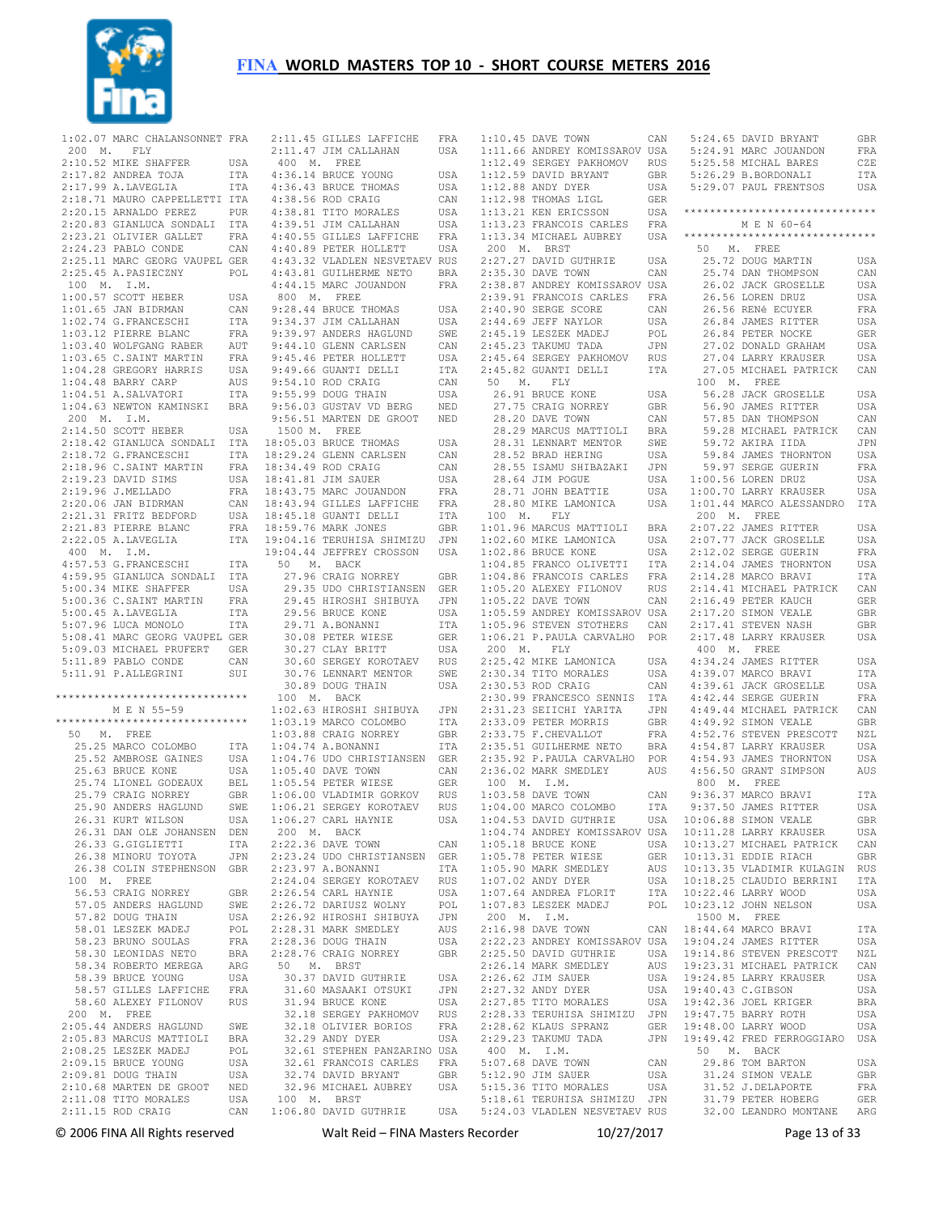# FINA WORLD MASTERS TOP 10 - SHORT COURSE METERS 2016

1:02.07 MARC CHALANSONNET FRA

200 M. FLY

2:10.52 MIKE SHAFFER USA
2:17.82 ANDREA TOJA ITA
2:17.99 A.LAVEGLIA ITA
2:18.71 MAURO CAPPELLETTI ITA
2:20.15 ARNALDO PEREZ PUR
2:20.83 GIANLUCA SONDALI ITA
2:23.21 OLIVIER GALLET FRA
2:24.23 PABLO CONDE CAN
2:25.11 MARC GEORG VAUPEL GER
2:25.45 A.PASIECZNY POL

100 M. I.M.

1:00.57 SCOTT HEBER USA
1:01.65 JAN BIDRMAN CAN
1:02.74 G.FRANCESCHI ITA
1:03.12 PIERRE BLANC FRA
1:03.40 WOLFGANG RABER AUT
1:03.65 C.SAINT MARTIN FRA
1:04.28 GREGORY HARRIS USA
1:04.48 BARRY CARP AUS
1:04.51 A.SALVATORI ITA
1:04.63 NEWTON KAMINSKI BRA

200 M. I.M.

2:14.50 SCOTT HEBER USA
2:18.42 GIANLUCA SONDALI ITA
2:18.72 G.FRANCESCHI ITA
2:18.96 C.SAINT MARTIN FRA
2:19.23 DAVID SIMS USA
2:19.96 J.MELLADO FRA
2:20.06 JAN BIDRMAN CAN
2:21.31 FRITZ BEDFORD USA
2:21.83 PIERRE BLANC FRA
2:22.05 A.LAVEGLIA ITA

400 M. I.M.

4:57.53 G.FRANCESCHI ITA
4:59.95 GIANLUCA SONDALI ITA
5:00.34 MIKE SHAFFER USA
5:00.36 C.SAINT MARTIN FRA
5:00.45 A.LAVEGLIA ITA
5:07.96 LUCA MONOLO ITA
5:08.41 MARC GEORG VAUPEL GER
5:09.03 MICHAEL PRUFERT GER
5:11.89 PABLO CONDE CAN
5:11.91 P.ALLEGRINI SUI

*****************************

## M E N 55-59

*****************************

50 M. FREE

25.25 MARCO COLOMBO ITA
25.52 AMBROSE GAINES USA
25.63 BRUCE KONE USA
25.74 LIONEL GODEAUX BEL
25.79 CRAIG NORREY GBR
25.90 ANDERS HAGLUND SWE
26.31 KURT WILSON USA
26.31 DAN OLE JOHANSEN DEN
26.33 G.GIGLIETTI ITA
26.38 MINORU TOYOTA JPN
26.38 COLIN STEPHENSON GBR

100 M. FREE

56.53 CRAIG NORREY GBR
57.05 ANDERS HAGLUND SWE
57.82 DOUG THAIN USA
58.01 LESZEK MADEJ POL
58.23 BRUNO SOULAS FRA
58.30 LEONIDAS NETO BRA
58.34 ROBERTO MEREGA ARG
58.39 BRUCE YOUNG USA
58.57 GILLES LAFFICHE FRA
58.60 ALEXEY FILONOV RUS

200 M. FREE

2:05.44 ANDERS HAGLUND SWE
2:05.83 MARCUS MATTIOLI BRA
2:08.25 LESZEK MADEJ POL
2:09.15 BRUCE YOUNG USA
2:09.81 DOUG THAIN USA
2:10.68 MARTEN DE GROOT NED
2:11.08 TITO MORALES USA
2:11.15 ROD CRAIG CAN
2:11.45 GILLES LAFFICHE FRA
2:11.47 JIM CALLAHAN USA

400 M. FREE

4:36.14 BRUCE YOUNG USA
4:36.43 BRUCE THOMAS USA
4:38.56 ROD CRAIG CAN
4:38.81 TITO MORALES USA
4:39.51 JIM CALLAHAN USA
4:40.55 GILLES LAFFICHE FRA
4:40.89 PETER HOLLETT USA
4:43.32 VLADLEN NESVETAEV RUS
4:43.81 GUILHERME NETO BRA
4:44.15 MARC JOUANDON FRA

800 M. FREE

9:28.44 BRUCE THOMAS USA
9:34.37 JIM CALLAHAN USA
9:39.97 ANDERS HAGLUND SWE
9:44.10 GLENN CARLSEN CAN
9:45.46 PETER HOLLETT USA
9:49.66 GUANTI DELLI ITA
9:54.10 ROD CRAIG CAN
9:55.99 DOUG THAIN USA
9:56.03 GUSTAV VD BERG NED
9:56.51 MARTEN DE GROOT NED

1500 M. FREE

18:05.03 BRUCE THOMAS USA
18:29.24 GLENN CARLSEN CAN
18:34.49 ROD CRAIG CAN
18:41.81 JIM SAUER USA
18:43.75 MARC JOUANDON FRA
18:43.94 GILLES LAFFICHE FRA
18:45.18 GUANTI DELLI ITA
18:59.76 MARK JONES GBR
19:04.16 TERUHISA SHIMIZU JPN
19:04.44 JEFFREY CROSSON USA

50 M. BACK

27.96 CRAIG NORREY GBR
29.35 UDO CHRISTIANSEN GER
29.45 HIROSHI SHIBUYA JPN
29.56 BRUCE KONE USA
29.71 A.BONANNI ITA
30.08 PETER WIESE GER
30.27 CLAY BRITT USA
30.60 SERGEY KOROTAEV RUS
30.76 LENNART MENTOR SWE
30.89 DOUG THAIN USA

100 M. BACK

1:02.63 HIROSHI SHIBUYA JPN
1:03.19 MARCO COLOMBO ITA
1:03.88 CRAIG NORREY GBR
1:04.74 A.BONANNI ITA
1:04.76 UDO CHRISTIANSEN GER
1:05.40 DAVE TOWN CAN
1:05.54 PETER WIESE GER
1:06.00 VLADIMIR GORKOV RUS
1:06.21 SERGEY KOROTAEV RUS
1:06.27 CARL HAYNIE USA

200 M. BACK

2:22.36 DAVE TOWN CAN
2:23.24 UDO CHRISTIANSEN GER
2:23.97 A.BONANNI ITA
2:24.04 SERGEY KOROTAEV RUS
2:26.54 CARL HAYNIE USA
2:26.72 DARIUSZ WOLNY POL
2:26.92 HIROSHI SHIBUYA JPN
2:28.31 MARK SMEDLEY AUS
2:28.36 DOUG THAIN USA
2:28.76 CRAIG NORREY GBR

50 M. BRST

30.37 DAVID GUTHRIE USA
31.60 MASAAKI OTSUKI JPN
31.94 BRUCE KONE USA
32.18 SERGEY PAKHOMOV RUS
32.18 OLIVIER BORIOS FRA
32.29 ANDY DYER USA
32.61 STEPHEN PANZARINO USA
32.61 FRANCOIS CARLES FRA
32.74 DAVID BRYANT GBR
32.96 MICHAEL AUBREY USA

100 M. BRST

1:06.80 DAVID GUTHRIE USA
1:10.45 DAVE TOWN CAN
1:11.66 ANDREY KOMISSAROV USA
1:12.49 SERGEY PAKHOMOV RUS
1:12.59 DAVID BRYANT GBR
1:12.88 ANDY DYER USA
1:12.98 THOMAS LIGL GER
1:13.21 KEN ERICSSON USA
1:13.23 FRANCOIS CARLES FRA
1:13.34 MICHAEL AUBREY USA

200 M. BRST

2:27.27 DAVID GUTHRIE USA
2:35.30 DAVE TOWN CAN
2:38.87 ANDREY KOMISSAROV USA
2:39.91 FRANCOIS CARLES FRA
2:40.90 SERGE SCORE CAN
2:44.69 JEFF NAYLOR USA
2:45.19 LESZEK MADEJ POL
2:45.23 TAKUMU TADA JPN
2:45.64 SERGEY PAKHOMOV RUS
2:45.82 GUANTI DELLI ITA

50 M. FLY

26.91 BRUCE KONE USA
27.75 CRAIG NORREY GBR
28.20 DAVE TOWN CAN
28.29 MARCUS MATTIOLI BRA
28.31 LENNART MENTOR SWE
28.52 BRAD HERING USA
28.55 ISAMU SHIBAZAKI JPN
28.64 JIM POGUE USA
28.71 JOHN BEATTIE USA
28.80 MIKE LAMONICA USA

100 M. FLY

1:01.96 MARCUS MATTIOLI BRA
1:02.60 MIKE LAMONICA USA
1:02.86 BRUCE KONE USA
1:04.85 FRANCO OLIVETTI ITA
1:04.86 FRANCOIS CARLES FRA
1:05.20 ALEXEY FILONOV RUS
1:05.22 DAVE TOWN CAN
1:05.59 ANDREY KOMISSAROV USA
1:05.96 STEVEN STOTHERS CAN
1:06.21 P.PAULA CARVALHO POR

200 M. FLY

2:25.42 MIKE LAMONICA USA
2:30.34 TITO MORALES USA
2:30.53 ROD CRAIG CAN
2:30.99 FRANCESCO SENNIS ITA
2:31.23 SEIICHI YARITA JPN
2:33.09 PETER MORRIS GBR
2:33.75 F.CHEVALLOT FRA
2:35.51 GUILHERME NETO BRA
2:35.92 P.PAULA CARVALHO POR
2:36.02 MARK SMEDLEY AUS

100 M. I.M.

1:03.58 DAVE TOWN CAN
1:04.00 MARCO COLOMBO ITA
1:04.53 DAVID GUTHRIE USA
1:04.74 ANDREY KOMISSAROV USA
1:05.18 BRUCE KONE USA
1:05.78 PETER WIESE GER
1:05.90 MARK SMEDLEY AUS
1:07.02 ANDY DYER USA
1:07.43 ANDREA FLORIT ITA
1:07.83 LESZEK MADEJ POL

200 M. I.M.

2:16.98 DAVE TOWN CAN
2:22.23 ANDREY KOMISSAROV USA
2:25.50 DAVID GUTHRIE USA
2:26.14 MARK SMEDLEY AUS
2:26.62 JIM SAUER USA
2:27.32 ANDY DYER USA
2:27.85 TITO MORALES USA
2:28.33 TERUHISA SHIMIZU JPN
2:28.62 KLAUS SPRANZ GER
2:29.23 TAKUMU TADA JPN

400 M. I.M.

5:07.68 DAVE TOWN CAN
5:12.90 JIM SAUER USA
5:15.36 TITO MORALES USA
5:18.61 TERUHISA SHIMIZU JPN
5:24.03 VLADLEN NESVETAEV RUS
5:24.65 DAVID BRYANT GBR
5:24.91 MARC JOUANDON FRA
5:25.58 MICHAL BARES CZE
5:26.29 B.BORDONALI ITA
5:29.07 PAUL FRENTSOS USA

*****************************

## M E N 60-64

*****************************

50 M. FREE

25.72 DOUG MARTIN USA
25.74 DAN THOMPSON CAN
26.02 JACK GROSELLE USA
26.56 LOREN DRUZ USA
26.56 RENé ECUYER FRA
26.84 JAMES RITTER USA
26.84 PETER NOCKE GER
27.02 DONALD GRAHAM USA
27.04 LARRY KRAUSER USA
27.05 MICHAEL PATRICK CAN

100 M. FREE

56.28 JACK GROSELLE USA
56.90 JAMES RITTER USA
57.85 DAN THOMPSON CAN
59.28 MICHAEL PATRICK CAN
59.72 AKIRA IIDA JPN
59.84 JAMES THORNTON USA
59.97 SERGE GUERIN FRA
1:00.56 LOREN DRUZ USA
1:00.70 LARRY KRAUSER USA
1:01.44 MARCO ALESSANDRO ITA

200 M. FREE

2:07.22 JAMES RITTER USA
2:07.77 JACK GROSELLE USA
2:12.02 SERGE GUERIN FRA
2:14.04 JAMES THORNTON USA
2:14.28 MARCO BRAVI ITA
2:14.41 MICHAEL PATRICK CAN
2:16.49 PETER KAUCH GER
2:17.20 SIMON VEALE GBR
2:17.41 STEVEN NASH GBR
2:17.48 LARRY KRAUSER USA

400 M. FREE

4:34.24 JAMES RITTER USA
4:39.07 MARCO BRAVI ITA
4:39.61 JACK GROSELLE USA
4:42.44 SERGE GUERIN FRA
4:49.44 MICHAEL PATRICK CAN
4:49.92 SIMON VEALE GBR
4:52.76 STEVEN PRESCOTT NZL
4:54.87 LARRY KRAUSER USA
4:54.93 JAMES THORNTON USA
4:56.50 GRANT SIMPSON AUS

800 M. FREE

9:36.37 MARCO BRAVI ITA
9:37.50 JAMES RITTER USA
10:06.88 SIMON VEALE GBR
10:11.28 LARRY KRAUSER USA
10:13.27 MICHAEL PATRICK CAN
10:13.31 EDDIE RIACH GBR
10:13.35 VLADIMIR KULAGIN RUS
10:18.25 CLAUDIO BERRINI ITA
10:22.46 LARRY WOOD USA
10:23.12 JOHN NELSON USA

1500 M. FREE

18:44.64 MARCO BRAVI ITA
19:04.24 JAMES RITTER USA
19:14.86 STEVEN PRESCOTT NZL
19:23.31 MICHAEL PATRICK CAN
19:24.85 LARRY KRAUSER USA
19:40.43 C.GIBSON USA
19:42.36 JOEL KRIGER BRA
19:47.75 BARRY ROTH USA
19:48.00 LARRY WOOD USA
19:49.42 FRED FERROGGIARO USA

50 M. BACK

29.86 TOM BARTON USA
31.24 SIMON VEALE GBR
31.52 J.DELAPORTE FRA
31.79 PETER HOBERG GER
32.00 LEANDRO MONTANE ARG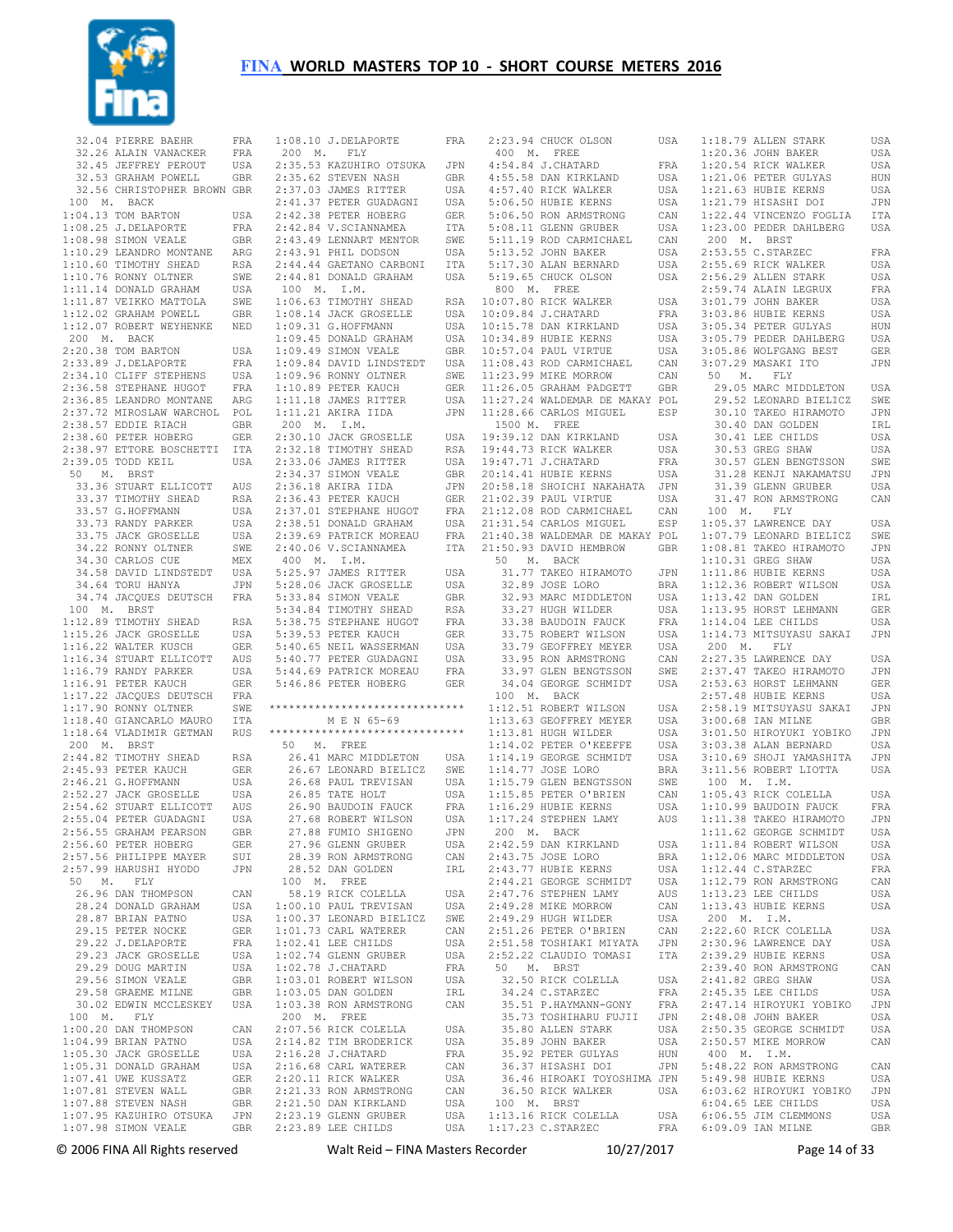# FINA WORLD MASTERS TOP 10 - SHORT COURSE METERS 2016

```
   32.04 PIERRE BAEHR       FRA
   32.26 ALAIN VANACKER     FRA
   32.45 JEFFREY PEROUT     USA
   32.53 GRAHAM POWELL      GBR
   32.56 CHRISTOPHER BROWN  GBR
 100  M.  BACK
1:04.13 TOM BARTON          USA
1:08.25 J.DELAPORTE         FRA
1:08.98 SIMON VEALE         GBR
1:10.29 LEANDRO MONTANE     ARG
1:10.60 TIMOTHY SHEAD       RSA
1:10.76 RONNY OLTNER        SWE
1:11.14 DONALD GRAHAM       USA
1:11.87 VEIKKO MATTOLA      SWE
1:12.02 GRAHAM POWELL       GBR
1:12.07 ROBERT WEYHENKE     NED
 200  M.  BACK
2:20.38 TOM BARTON          USA
2:33.89 J.DELAPORTE         FRA
2:34.10 CLIFF STEPHENS      USA
2:36.58 STEPHANE HUGOT      FRA
2:36.85 LEANDRO MONTANE     ARG
2:37.72 MIROSLAW WARCHOL    POL
2:38.57 EDDIE RIACH         GBR
2:38.60 PETER HOBERG        GER
2:38.97 ETTORE BOSCHETTI    ITA
2:39.05 TODD KEIL           USA
 50  M.  BRST
   33.36 STUART ELLICOTT    AUS
   33.37 TIMOTHY SHEAD      RSA
   33.57 G.HOFFMANN         USA
   33.73 RANDY PARKER       USA
   33.75 JACK GROSELLE      USA
   34.22 RONNY OLTNER       SWE
   34.30 CARLOS CUE         MEX
   34.58 DAVID LINDSTEDT    USA
   34.64 TORU HANYA         JPN
   34.74 JACQUES DEUTSCH    FRA
 100  M.  BRST
1:12.89 TIMOTHY SHEAD       RSA
1:15.26 JACK GROSELLE       USA
1:16.22 WALTER KUSCH        GER
1:16.34 STUART ELLICOTT     AUS
1:16.79 RANDY PARKER        USA
1:16.91 PETER KAUCH         GER
1:17.22 JACQUES DEUTSCH     FRA
1:17.90 RONNY OLTNER        SWE
1:18.40 GIANCARLO MAURO     ITA
1:18.64 VLADIMIR GETMAN     RUS
 200  M.  BRST
2:44.82 TIMOTHY SHEAD       RSA
2:45.93 PETER KAUCH         GER
2:46.21 G.HOFFMANN          USA
2:52.27 JACK GROSELLE       USA
2:54.62 STUART ELLICOTT     AUS
2:55.04 PETER GUADAGNI      USA
2:56.55 GRAHAM PEARSON      GBR
2:56.60 PETER HOBERG        GER
2:57.56 PHILIPPE MAYER      SUI
2:57.99 HARUSHI HYODO       JPN
 50  M.  FLY
   26.96 DAN THOMPSON       CAN
   28.24 DONALD GRAHAM      USA
   28.87 BRIAN PATNO        USA
   29.15 PETER NOCKE        GER
   29.22 J.DELAPORTE        FRA
   29.23 JACK GROSELLE      USA
   29.29 DOUG MARTIN        USA
   29.56 SIMON VEALE        GBR
   29.58 GRAEME MILNE       GBR
   30.02 EDWIN MCCLESKEY    USA
 100  M.  FLY
1:00.20 DAN THOMPSON        CAN
1:04.99 BRIAN PATNO         USA
1:05.30 JACK GROSELLE       USA
1:05.31 DONALD GRAHAM       USA
1:07.41 UWE KUSSATZ         GER
1:07.81 STEVEN WALL         GBR
1:07.88 STEVEN NASH         GBR
1:07.95 KAZUHIRO OTSUKA     JPN
1:07.98 SIMON VEALE         GBR
1:08.10 J.DELAPORTE         FRA
 200  M.  FLY
2:35.53 KAZUHIRO OTSUKA     JPN
2:35.62 STEVEN NASH         GBR
2:37.03 JAMES RITTER        USA
2:41.37 PETER GUADAGNI      USA
2:42.38 PETER HOBERG        GER
2:42.84 V.SCIANNAMEA        ITA
2:43.49 LENNART MENTOR      SWE
2:43.91 PHIL DODSON         USA
2:44.44 GAETANO CARBONI     ITA
2:44.81 DONALD GRAHAM       USA
 100  M.  I.M.
1:06.63 TIMOTHY SHEAD       RSA
1:08.14 JACK GROSELLE       USA
1:09.31 G.HOFFMANN          USA
1:09.45 DONALD GRAHAM       USA
1:09.49 SIMON VEALE         GBR
1:09.84 DAVID LINDSTEDT     USA
1:09.96 RONNY OLTNER        SWE
1:10.89 PETER KAUCH         GER
1:11.18 JAMES RITTER        USA
1:11.21 AKIRA IIDA          JPN
 200  M.  I.M.
2:30.10 JACK GROSELLE       USA
2:32.18 TIMOTHY SHEAD       RSA
2:33.06 JAMES RITTER        USA
2:34.37 SIMON VEALE         GBR
2:36.18 AKIRA IIDA          JPN
2:36.43 PETER KAUCH         GER
2:37.01 STEPHANE HUGOT      FRA
2:38.51 DONALD GRAHAM       USA
2:39.69 PATRICK MOREAU      FRA
2:40.06 V.SCIANNAMEA        ITA
 400  M.  I.M.
5:25.97 JAMES RITTER        USA
5:28.06 JACK GROSELLE       USA
5:33.84 SIMON VEALE         GBR
5:34.84 TIMOTHY SHEAD       RSA
5:38.75 STEPHANE HUGOT      FRA
5:39.53 PETER KAUCH         GER
5:40.65 NEIL WASSERMAN      USA
5:40.77 PETER GUADAGNI      USA
5:44.69 PATRICK MOREAU      FRA
5:46.86 PETER HOBERG        GER
******************************
        M E N 65-69
******************************
 50  M.  FREE
   26.41 MARC MIDDLETON     USA
   26.67 LEONARD BIELICZ    SWE
   26.68 PAUL TREVISAN      USA
   26.85 TATE HOLT          USA
   26.90 BAUDOIN FAUCK      FRA
   27.68 ROBERT WILSON      USA
   27.88 FUMIO SHIGENO      JPN
   27.96 GLENN GRUBER       USA
   28.39 RON ARMSTRONG      CAN
   28.52 DAN GOLDEN         IRL
 100  M.  FREE
   58.19 RICK COLELLA       USA
1:00.10 PAUL TREVISAN       USA
1:00.37 LEONARD BIELICZ     SWE
1:01.73 CARL WATERER        CAN
1:02.41 LEE CHILDS          USA
1:02.74 GLENN GRUBER        USA
1:02.78 J.CHATARD           FRA
1:03.01 ROBERT WILSON       USA
1:03.05 DAN GOLDEN          IRL
1:03.38 RON ARMSTRONG       CAN
 200  M.  FREE
2:07.56 RICK COLELLA        USA
2:14.82 TIM BRODERICK       USA
2:16.28 J.CHATARD           FRA
2:16.68 CARL WATERER        CAN
2:20.11 RICK WALKER         USA
2:21.33 RON ARMSTRONG       CAN
2:21.50 DAN KIRKLAND        USA
2:23.19 GLENN GRUBER        USA
2:23.89 LEE CHILDS          USA
2:23.94 CHUCK OLSON         USA
 400  M.  FREE
4:54.84 J.CHATARD           FRA
4:55.58 DAN KIRKLAND        USA
4:57.40 RICK WALKER         USA
5:06.50 HUBIE KERNS         USA
5:06.50 RON ARMSTRONG       CAN
5:08.11 GLENN GRUBER        USA
5:11.19 ROD CARMICHAEL      CAN
5:13.52 JOHN BAKER          USA
5:17.30 ALAN BERNARD        USA
5:19.65 CHUCK OLSON         USA
 800  M.  FREE
10:07.80 RICK WALKER        USA
10:09.84 J.CHATARD          FRA
10:15.78 DAN KIRKLAND       USA
10:34.89 HUBIE KERNS        USA
10:57.04 PAUL VIRTUE        USA
11:08.43 ROD CARMICHAEL     CAN
11:23.99 MIKE MORROW        CAN
11:26.05 GRAHAM PADGETT     GBR
11:27.24 WALDEMAR DE MAKAY  POL
11:28.66 CARLOS MIGUEL      ESP
 1500 M.  FREE
19:39.12 DAN KIRKLAND       USA
19:44.73 RICK WALKER        USA
19:47.71 J.CHATARD          FRA
20:14.41 HUBIE KERNS        USA
20:58.18 SHOICHI NAKAHATA   JPN
21:02.39 PAUL VIRTUE        USA
21:12.08 ROD CARMICHAEL     CAN
21:31.54 CARLOS MIGUEL      ESP
21:40.38 WALDEMAR DE MAKAY  POL
21:50.93 DAVID HEMBROW      GBR
 50  M.  BACK
   31.77 TAKEO HIRAMOTO     JPN
   32.89 JOSE LORO          BRA
   32.93 MARC MIDDLETON     USA
   33.27 HUGH WILDER        USA
   33.38 BAUDOIN FAUCK      FRA
   33.75 ROBERT WILSON      USA
   33.79 GEOFFREY MEYER     USA
   33.95 RON ARMSTRONG      CAN
   33.97 GLEN BENGTSSON     SWE
   34.04 GEORGE SCHMIDT     USA
 100  M.  BACK
1:12.51 ROBERT WILSON       USA
1:13.63 GEOFFREY MEYER      USA
1:13.81 HUGH WILDER         USA
1:14.02 PETER O'KEEFFE      USA
1:14.19 GEORGE SCHMIDT      USA
1:14.77 JOSE LORO           BRA
1:15.79 GLEN BENGTSSON      SWE
1:15.85 PETER O'BRIEN       CAN
1:16.29 HUBIE KERNS         USA
1:17.24 STEPHEN LAMY        AUS
 200  M.  BACK
2:42.59 DAN KIRKLAND        USA
2:43.75 JOSE LORO           BRA
2:43.77 HUBIE KERNS         USA
2:44.21 GEORGE SCHMIDT      USA
2:47.76 STEPHEN LAMY        AUS
2:49.28 MIKE MORROW         CAN
2:49.29 HUGH WILDER         USA
2:51.26 PETER O'BRIEN       CAN
2:51.58 TOSHIAKI MIYATA     JPN
2:52.22 CLAUDIO TOMASI      ITA
 50  M.  BRST
   32.50 RICK COLELLA       USA
   34.24 C.STARZEC          FRA
   35.51 P.HAYMANN-GONY     FRA
   35.73 TOSHIHARU FUJII    JPN
   35.80 ALLEN STARK        USA
   35.89 JOHN BAKER         USA
   35.92 PETER GULYAS       HUN
   36.37 HISASHI DOI        JPN
   36.46 HIROAKI TOYOSHIMA  JPN
   36.50 RICK WALKER        USA
 100  M.  BRST
1:13.16 RICK COLELLA        USA
1:17.23 C.STARZEC           FRA
1:18.79 ALLEN STARK         USA
1:20.36 JOHN BAKER          USA
1:20.54 RICK WALKER         USA
1:21.06 PETER GULYAS        HUN
1:21.63 HUBIE KERNS         USA
1:21.79 HISASHI DOI         JPN
1:22.44 VINCENZO FOGLIA     ITA
1:23.00 PEDER DAHLBERG      USA
 200  M.  BRST
2:53.55 C.STARZEC           FRA
2:55.69 RICK WALKER         USA
2:56.29 ALLEN STARK         USA
2:59.74 ALAIN LEGRUX        FRA
3:01.79 JOHN BAKER          USA
3:03.86 HUBIE KERNS         USA
3:05.34 PETER GULYAS        HUN
3:05.79 PEDER DAHLBERG      USA
3:05.86 WOLFGANG BEST       GER
3:07.29 MASAKI ITO          JPN
 50  M.  FLY
   29.05 MARC MIDDLETON     USA
   29.52 LEONARD BIELICZ    SWE
   30.10 TAKEO HIRAMOTO     JPN
   30.40 DAN GOLDEN         IRL
   30.41 LEE CHILDS         USA
   30.53 GREG SHAW          USA
   30.57 GLEN BENGTSSON     SWE
   31.28 KENJI NAKAMATSU    JPN
   31.39 GLENN GRUBER       USA
   31.47 RON ARMSTRONG      CAN
 100  M.  FLY
1:05.37 LAWRENCE DAY        USA
1:07.79 LEONARD BIELICZ     SWE
1:08.81 TAKEO HIRAMOTO      JPN
1:10.31 GREG SHAW           USA
1:11.86 HUBIE KERNS         USA
1:12.36 ROBERT WILSON       USA
1:13.42 DAN GOLDEN          IRL
1:13.95 HORST LEHMANN       GER
1:14.04 LEE CHILDS          USA
1:14.73 MITSUYASU SAKAI     JPN
 200  M.  FLY
2:27.35 LAWRENCE DAY        USA
2:37.47 TAKEO HIRAMOTO      JPN
2:53.63 HORST LEHMANN       GER
2:57.48 HUBIE KERNS         USA
2:58.19 MITSUYASU SAKAI     JPN
3:00.68 IAN MILNE           GBR
3:01.50 HIROYUKI YOBIKO     JPN
3:03.38 ALAN BERNARD        USA
3:10.69 SHOJI YAMASHITA     JPN
3:11.56 ROBERT LIOTTA       USA
 100  M.  I.M.
1:05.43 RICK COLELLA        USA
1:10.99 BAUDOIN FAUCK       FRA
1:11.38 TAKEO HIRAMOTO      JPN
1:11.62 GEORGE SCHMIDT      USA
1:11.84 ROBERT WILSON       USA
1:12.06 MARC MIDDLETON      USA
1:12.44 C.STARZEC           FRA
1:12.79 RON ARMSTRONG       CAN
1:13.23 LEE CHILDS          USA
1:13.43 HUBIE KERNS         USA
 200  M.  I.M.
2:22.60 RICK COLELLA        USA
2:30.96 LAWRENCE DAY        USA
2:39.29 HUBIE KERNS         USA
2:39.40 RON ARMSTRONG       CAN
2:41.82 GREG SHAW           USA
2:45.35 LEE CHILDS          USA
2:47.14 HIROYUKI YOBIKO     JPN
2:48.08 JOHN BAKER          USA
2:50.35 GEORGE SCHMIDT      USA
2:50.57 MIKE MORROW         CAN
 400  M.  I.M.
5:48.22 RON ARMSTRONG       CAN
5:49.98 HUBIE KERNS         USA
6:03.62 HIROYUKI YOBIKO     JPN
6:04.65 LEE CHILDS          USA
6:06.55 JIM CLEMMONS        USA
6:09.09 IAN MILNE           GBR
```

© 2006 FINA All Rights reserved    Walt Reid – FINA Masters Recorder    10/27/2017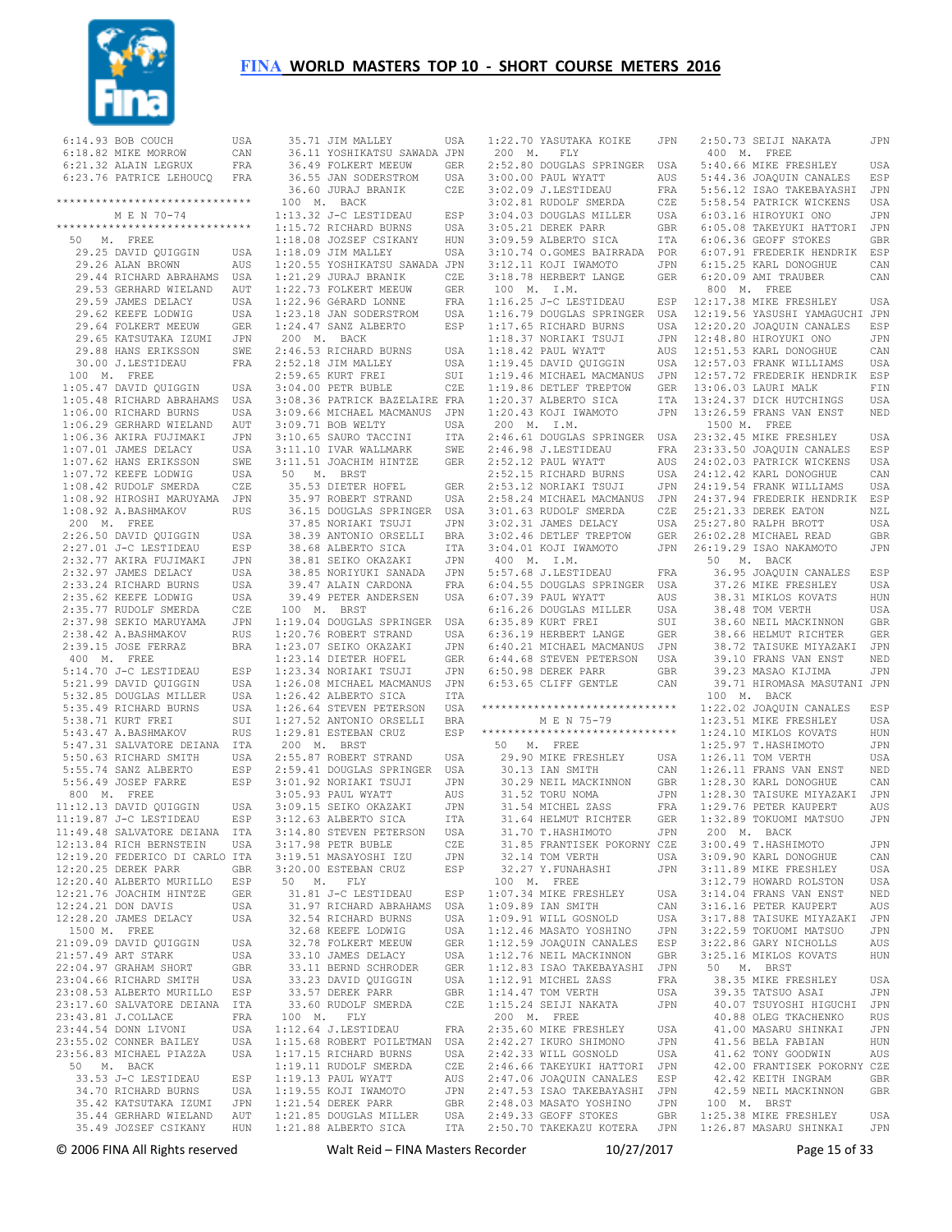## FINA WORLD MASTERS TOP 10 - SHORT COURSE METERS 2016

```
 6:14.93 BOB COUCH             USA
 6:18.82 MIKE MORROW           CAN
 6:21.32 ALAIN LEGRUX          FRA
 6:23.76 PATRICE LEHOUCQ       FRA

*****************************
      M E N 70-74
*****************************
 50   M.  FREE
   29.25 DAVID QUIGGIN         USA
   29.26 ALAN BROWN            AUS
   29.44 RICHARD ABRAHAMS      USA
   29.53 GERHARD WIELAND       AUT
   29.59 JAMES DELACY          USA
   29.62 KEEFE LODWIG          USA
   29.64 FOLKERT MEEUW         GER
   29.65 KATSUTAKA IZUMI       JPN
   29.88 HANS ERIKSSON         SWE
   30.00 J.LESTIDEAU           FRA
 100  M.  FREE
 1:05.47 DAVID QUIGGIN         USA
 1:05.48 RICHARD ABRAHAMS      USA
 1:06.00 RICHARD BURNS         USA
 1:06.29 GERHARD WIELAND       AUT
 1:06.36 AKIRA FUJIMAKI        JPN
 1:07.01 JAMES DELACY          USA
 1:07.62 HANS ERIKSSON         SWE
 1:07.72 KEEFE LODWIG          USA
 1:08.42 RUDOLF SMERDA         CZE
 1:08.92 HIROSHI MARUYAMA      JPN
 1:08.92 A.BASHMAKOV           RUS
 200  M.  FREE
 2:26.50 DAVID QUIGGIN         USA
 2:27.01 J-C LESTIDEAU         ESP
 2:32.77 AKIRA FUJIMAKI        JPN
 2:32.97 JAMES DELACY          USA
 2:33.24 RICHARD BURNS         USA
 2:35.62 KEEFE LODWIG          USA
 2:35.77 RUDOLF SMERDA         CZE
 2:37.98 SEKIO MARUYAMA        JPN
 2:38.42 A.BASHMAKOV           RUS
 2:39.15 JOSE FERRAZ           BRA
 400  M.  FREE
 5:14.70 J-C LESTIDEAU         ESP
 5:21.99 DAVID QUIGGIN         USA
 5:32.85 DOUGLAS MILLER        USA
 5:35.49 RICHARD BURNS         USA
 5:38.71 KURT FREI             SUI
 5:43.47 A.BASHMAKOV           RUS
 5:47.31 SALVATORE DEIANA      ITA
 5:50.63 RICHARD SMITH         USA
 5:55.74 SANZ ALBERTO          ESP
 5:56.49 JOSEP FARRE           ESP
 800  M.  FREE
11:12.13 DAVID QUIGGIN         USA
11:19.87 J-C LESTIDEAU         ESP
11:49.48 SALVATORE DEIANA      ITA
12:13.84 RICH BERNSTEIN        USA
12:19.20 FEDERICO DI CARLO     ITA
12:20.25 DEREK PARR            GBR
12:20.40 ALBERTO MURILLO       ESP
12:21.76 JOACHIM HINTZE        GER
12:24.21 DON DAVIS             USA
12:28.20 JAMES DELACY          USA
 1500 M.  FREE
21:09.09 DAVID QUIGGIN         USA
21:57.49 ART STARK             USA
22:04.97 GRAHAM SHORT          GBR
23:04.66 RICHARD SMITH         USA
23:08.53 ALBERTO MURILLO       ESP
23:17.60 SALVATORE DEIANA      ITA
23:43.81 J.COLLACE             FRA
23:44.54 DONN LIVONI           USA
23:55.02 CONNER BAILEY         USA
23:56.83 MICHAEL PIAZZA        USA
 50   M.  BACK
   33.53 J-C LESTIDEAU         ESP
   34.70 RICHARD BURNS         USA
   35.42 KATSUTAKA IZUMI       JPN
   35.44 GERHARD WIELAND       AUT
   35.49 JOZSEF CSIKANY        HUN
   35.71 JIM MALLEY            USA
   36.11 YOSHIKATSU SAWADA     JPN
   36.49 FOLKERT MEEUW         GER
   36.55 JAN SODERSTROM        USA
   36.60 JURAJ BRANIK          CZE
 100  M.  BACK
 1:13.32 J-C LESTIDEAU         ESP
 1:15.72 RICHARD BURNS         USA
 1:18.08 JOZSEF CSIKANY        HUN
 1:18.09 JIM MALLEY            USA
 1:20.55 YOSHIKATSU SAWADA     JPN
 1:21.29 JURAJ BRANIK          CZE
 1:22.73 FOLKERT MEEUW         GER
 1:22.96 GéRARD LONNE          FRA
 1:23.18 JAN SODERSTROM        USA
 1:24.47 SANZ ALBERTO          ESP
 200  M.  BACK
 2:46.53 RICHARD BURNS         USA
 2:52.18 JIM MALLEY            USA
 2:59.65 KURT FREI             SUI
 3:04.00 PETR BUBLE            CZE
 3:08.36 PATRICK BAZELAIRE     FRA
 3:09.66 MICHAEL MACMANUS      JPN
 3:09.71 BOB WELTY             USA
 3:10.65 SAURO TACCINI         ITA
 3:11.10 IVAR WALLMARK         SWE
 3:11.51 JOACHIM HINTZE        GER
 50   M.  BRST
   35.53 DIETER HOFEL          GER
   35.97 ROBERT STRAND         USA
   36.15 DOUGLAS SPRINGER      USA
   37.85 NORIAKI TSUJI         JPN
   38.39 ANTONIO ORSELLI       BRA
   38.68 ALBERTO SICA          ITA
   38.81 SEIKO OKAZAKI         JPN
   38.85 NORIYUKI SANADA       JPN
   39.47 ALAIN CARDONA         FRA
   39.49 PETER ANDERSEN        USA
 100  M.  BRST
 1:19.04 DOUGLAS SPRINGER      USA
 1:20.76 ROBERT STRAND         USA
 1:23.07 SEIKO OKAZAKI         JPN
 1:23.14 DIETER HOFEL          GER
 1:23.34 NORIAKI TSUJI         JPN
 1:26.08 MICHAEL MACMANUS      JPN
 1:26.42 ALBERTO SICA          ITA
 1:26.64 STEVEN PETERSON       USA
 1:27.52 ANTONIO ORSELLI       BRA
 1:29.81 ESTEBAN CRUZ          ESP
 200  M.  BRST
 2:55.87 ROBERT STRAND         USA
 2:59.41 DOUGLAS SPRINGER      USA
 3:01.92 NORIAKI TSUJI         JPN
 3:05.93 PAUL WYATT            AUS
 3:09.15 SEIKO OKAZAKI         JPN
 3:12.63 ALBERTO SICA          ITA
 3:14.80 STEVEN PETERSON       USA
 3:17.98 PETR BUBLE            CZE
 3:19.51 MASAYOSHI IZU         JPN
 3:20.00 ESTEBAN CRUZ          ESP
 50   M.  FLY
   31.81 J-C LESTIDEAU         ESP
   31.97 RICHARD ABRAHAMS      USA
   32.54 RICHARD BURNS         USA
   32.68 KEEFE LODWIG          USA
   32.78 FOLKERT MEEUW         GER
   33.10 JAMES DELACY          USA
   33.11 BERND SCHRODER        GER
   33.23 DAVID QUIGGIN         USA
   33.57 DEREK PARR            GBR
   33.60 RUDOLF SMERDA         CZE
 100  M.  FLY
 1:12.64 J.LESTIDEAU           FRA
 1:15.68 ROBERT POILETMAN      USA
 1:17.15 RICHARD BURNS         USA
 1:19.11 RUDOLF SMERDA         CZE
 1:19.13 PAUL WYATT            AUS
 1:19.55 KOJI IWAMOTO          JPN
 1:21.54 DEREK PARR            GBR
 1:21.85 DOUGLAS MILLER        USA
 1:21.88 ALBERTO SICA          ITA
 1:22.70 YASUTAKA KOIKE        JPN
 200  M.  FLY
 2:52.80 DOUGLAS SPRINGER      USA
 3:00.00 PAUL WYATT            AUS
 3:02.09 J.LESTIDEAU           FRA
 3:02.81 RUDOLF SMERDA         CZE
 3:04.03 DOUGLAS MILLER        USA
 3:05.21 DEREK PARR            GBR
 3:09.59 ALBERTO SICA          ITA
 3:10.74 O.GOMES BAIRRADA      POR
 3:12.11 KOJI IWAMOTO          JPN
 3:18.78 HERBERT LANGE         GER
 100  M.  I.M.
 1:16.25 J-C LESTIDEAU         ESP
 1:16.79 DOUGLAS SPRINGER      USA
 1:17.65 RICHARD BURNS         USA
 1:18.37 NORIAKI TSUJI         JPN
 1:18.42 PAUL WYATT            AUS
 1:19.45 DAVID QUIGGIN         USA
 1:19.46 MICHAEL MACMANUS      JPN
 1:19.86 DETLEF TREPTOW        GER
 1:20.37 ALBERTO SICA          ITA
 1:20.43 KOJI IWAMOTO          JPN
 200  M.  I.M.
 2:46.61 DOUGLAS SPRINGER      USA
 2:46.98 J.LESTIDEAU           FRA
 2:52.12 PAUL WYATT            AUS
 2:52.15 RICHARD BURNS         USA
 2:53.12 NORIAKI TSUJI         JPN
 2:58.24 MICHAEL MACMANUS      JPN
 3:01.63 RUDOLF SMERDA         CZE
 3:02.31 JAMES DELACY          USA
 3:02.46 DETLEF TREPTOW        GER
 3:04.01 KOJI IWAMOTO          JPN
 400  M.  I.M.
 5:57.68 J.LESTIDEAU           FRA
 6:04.55 DOUGLAS SPRINGER      USA
 6:07.39 PAUL WYATT            AUS
 6:16.26 DOUGLAS MILLER        USA
 6:35.89 KURT FREI             SUI
 6:36.19 HERBERT LANGE         GER
 6:40.21 MICHAEL MACMANUS      JPN
 6:44.68 STEVEN PETERSON       USA
 6:50.98 DEREK PARR            GBR
 6:53.65 CLIFF GENTLE          CAN

*****************************
      M E N 75-79
*****************************
 50   M.  FREE
   29.90 MIKE FRESHLEY         USA
   30.13 IAN SMITH             CAN
   30.29 NEIL MACKINNON        GBR
   31.52 TORU NOMA             JPN
   31.54 MICHEL ZASS           FRA
   31.64 HELMUT RICHTER        GER
   31.70 T.HASHIMOTO           JPN
   31.85 FRANTISEK POKORNY     CZE
   32.14 TOM VERTH             USA
   32.27 Y.FUNAHASHI           JPN
 100  M.  FREE
 1:07.34 MIKE FRESHLEY         USA
 1:09.89 IAN SMITH             CAN
 1:09.91 WILL GOSNOLD          USA
 1:12.46 MASATO YOSHINO        JPN
 1:12.59 JOAQUIN CANALES       ESP
 1:12.76 NEIL MACKINNON        GBR
 1:12.83 ISAO TAKEBAYASHI      JPN
 1:12.91 MICHEL ZASS           FRA
 1:14.47 TOM VERTH             USA
 1:15.24 SEIJI NAKATA          JPN
 200  M.  FREE
 2:35.60 MIKE FRESHLEY         USA
 2:42.27 IKURO SHIMONO         JPN
 2:42.33 WILL GOSNOLD          USA
 2:46.66 TAKEYUKI HATTORI      JPN
 2:47.06 JOAQUIN CANALES       ESP
 2:47.53 ISAO TAKEBAYASHI      JPN
 2:48.03 MASATO YOSHINO        JPN
 2:49.33 GEOFF STOKES          GBR
 2:50.70 TAKEKAZU KOTERA       JPN
 2:50.73 SEIJI NAKATA          JPN
 400  M.  FREE
 5:40.66 MIKE FRESHLEY         USA
 5:44.36 JOAQUIN CANALES       ESP
 5:56.12 ISAO TAKEBAYASHI      JPN
 5:58.54 PATRICK WICKENS       USA
 6:03.16 HIROYUKI ONO          JPN
 6:05.08 TAKEYUKI HATTORI      JPN
 6:06.36 GEOFF STOKES          GBR
 6:07.91 FREDERIK HENDRIK      ESP
 6:15.25 KARL DONOGHUE         CAN
 6:20.09 AMI TRAUBER           CAN
 800  M.  FREE
12:17.38 MIKE FRESHLEY         USA
12:19.56 YASUSHI YAMAGUCHI     JPN
12:20.20 JOAQUIN CANALES       ESP
12:48.80 HIROYUKI ONO          JPN
12:51.53 KARL DONOGHUE         CAN
12:57.03 FRANK WILLIAMS        USA
12:57.72 FREDERIK HENDRIK      ESP
13:06.03 LAURI MALK            FIN
13:24.37 DICK HUTCHINGS        USA
13:26.59 FRANS VAN ENST        NED
 1500 M.  FREE
23:32.45 MIKE FRESHLEY         USA
23:33.50 JOAQUIN CANALES       ESP
24:02.03 PATRICK WICKENS       USA
24:12.42 KARL DONOGHUE         CAN
24:19.54 FRANK WILLIAMS        USA
24:37.94 FREDERIK HENDRIK      ESP
25:21.33 DEREK EATON           NZL
25:27.80 RALPH BROTT           USA
26:02.28 MICHAEL READ          GBR
26:19.29 ISAO NAKAMOTO         JPN
 50   M.  BACK
   36.95 JOAQUIN CANALES       ESP
   37.26 MIKE FRESHLEY         USA
   38.31 MIKLOS KOVATS         HUN
   38.48 TOM VERTH             USA
   38.60 NEIL MACKINNON        GBR
   38.66 HELMUT RICHTER        GER
   38.72 TAISUKE MIYAZAKI      JPN
   39.10 FRANS VAN ENST        NED
   39.23 MASAO KIJIMA          JPN
   39.71 HIROMASA MASUTANI     JPN
 100  M.  BACK
 1:22.02 JOAQUIN CANALES       ESP
 1:23.51 MIKE FRESHLEY         USA
 1:24.10 MIKLOS KOVATS         HUN
 1:25.97 T.HASHIMOTO           JPN
 1:26.11 TOM VERTH             USA
 1:26.11 FRANS VAN ENST        NED
 1:28.30 KARL DONOGHUE         CAN
 1:28.30 TAISUKE MIYAZAKI      JPN
 1:29.76 PETER KAUPERT         AUS
 1:32.89 TOKUOMI MATSUO        JPN
 200  M.  BACK
 3:00.49 T.HASHIMOTO           JPN
 3:09.90 KARL DONOGHUE         CAN
 3:11.89 MIKE FRESHLEY         USA
 3:12.79 HOWARD ROLSTON        USA
 3:14.04 FRANS VAN ENST        NED
 3:16.16 PETER KAUPERT         AUS
 3:17.88 TAISUKE MIYAZAKI      JPN
 3:22.59 TOKUOMI MATSUO        JPN
 3:22.86 GARY NICHOLLS         AUS
 3:25.16 MIKLOS KOVATS         HUN
 50   M.  BRST
   38.35 MIKE FRESHLEY         USA
   39.35 TATSUO ASAI           JPN
   40.07 TSUYOSHI HIGUCHI      JPN
   40.88 OLEG TKACHENKO        RUS
   41.00 MASARU SHINKAI        JPN
   41.56 BELA FABIAN           HUN
   41.62 TONY GOODWIN          AUS
   42.00 FRANTISEK POKORNY     CZE
   42.42 KEITH INGRAM          GBR
   42.59 NEIL MACKINNON        GBR
 100  M.  BRST
 1:25.38 MIKE FRESHLEY         USA
 1:26.87 MASARU SHINKAI        JPN
```

© 2006 FINA All Rights reserved    Walt Reid – FINA Masters Recorder    10/27/2017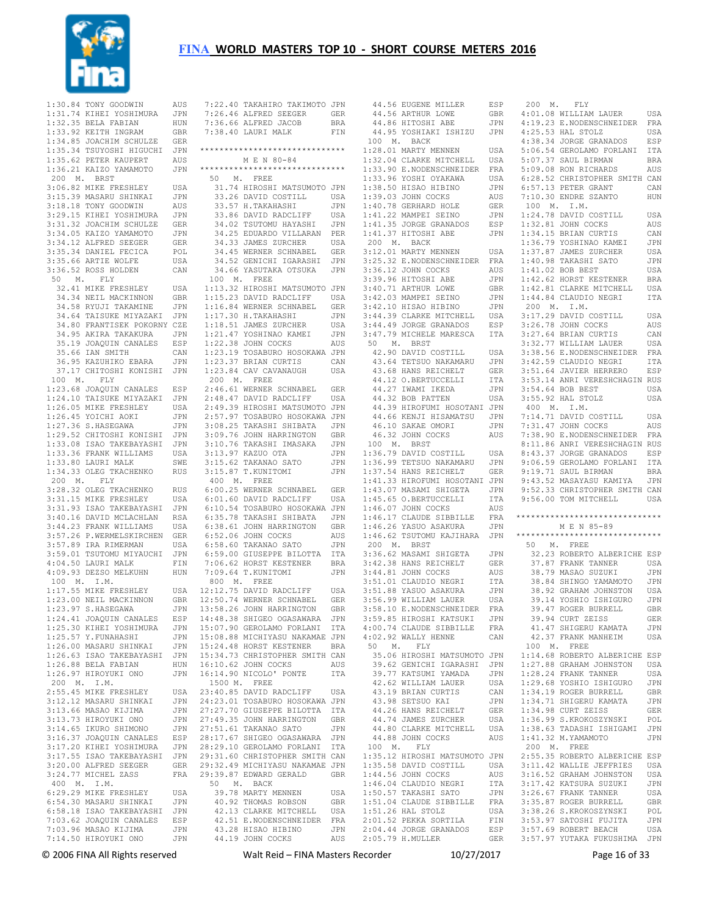# FINA WORLD MASTERS TOP 10 - SHORT COURSE METERS 2016

```
1:30.84 TONY GOODWIN       AUS
1:31.74 KIHEI YOSHIMURA    JPN
1:32.35 BELA FABIAN        HUN
1:33.92 KEITH INGRAM       GBR
1:34.85 JOACHIM SCHULZE    GER
1:35.34 TSUYOSHI HIGUCHI   JPN
1:35.62 PETER KAUPERT      AUS
1:36.21 KAIZO YAMAMOTO     JPN
 200  M.  BRST
3:06.82 MIKE FRESHLEY      USA
3:15.39 MASARU SHINKAI     JPN
3:18.18 TONY GOODWIN       AUS
3:29.15 KIHEI YOSHIMURA    JPN
3:31.32 JOACHIM SCHULZE    GER
3:34.05 KAIZO YAMAMOTO     JPN
3:34.12 ALFRED SEEGER      GER
3:35.34 DANIEL FECICA      POL
3:35.66 ARTIE WOLFE        USA
3:36.52 ROSS HOLDEN        CAN
 50  M.  FLY
  32.41 MIKE FRESHLEY      USA
  34.34 NEIL MACKINNON     GBR
  34.58 RYUJI TAKAMINE     JPN
  34.64 TAISUKE MIYAZAKI   JPN
  34.80 FRANTISEK POKORNY  CZE
  34.95 AKIRA TAKAKURA     JPN
  35.19 JOAQUIN CANALES    ESP
  35.66 IAN SMITH          CAN
  36.95 KAZUHIKO EBARA     JPN
  37.17 CHITOSHI KONISHI   JPN
 100  M.  FLY
1:23.68 JOAQUIN CANALES    ESP
1:24.10 TAISUKE MIYAZAKI   JPN
1:26.05 MIKE FRESHLEY      USA
1:26.45 YOICHI AOKI        JPN
1:27.36 S.HASEGAWA         JPN
1:29.52 CHITOSHI KONISHI   JPN
1:33.08 ISAO TAKEBAYASHI   JPN
1:33.36 FRANK WILLIAMS     USA
1:33.80 LAURI MALK         SWE
1:34.33 OLEG TKACHENKO     RUS
 200  M.  FLY
3:28.32 OLEG TKACHENKO     RUS
3:31.15 MIKE FRESHLEY      USA
3:31.93 ISAO TAKEBAYASHI   JPN
3:40.16 DAVID MCLACHLAN    RSA
3:44.23 FRANK WILLIAMS     USA
3:57.26 P.WERMELSKIRCHEN   GER
3:57.89 IRA RIMERMAN       USA
3:59.01 TSUTOMU MIYAUCHI   JPN
4:04.50 LAURI MALK         FIN
4:09.93 DEZSO MELKUHN      HUN
 100  M.  I.M.
1:17.55 MIKE FRESHLEY      USA
1:23.00 NEIL MACKINNON     GBR
1:23.97 S.HASEGAWA         JPN
1:24.41 JOAQUIN CANALES    ESP
1:25.30 KIHEI YOSHIMURA    JPN
1:25.57 Y.FUNAHASHI        JPN
1:26.00 MASARU SHINKAI     JPN
1:26.63 ISAO TAKEBAYASHI   JPN
1:26.88 BELA FABIAN        HUN
1:26.97 HIROYUKI ONO       JPN
 200  M.  I.M.
2:55.45 MIKE FRESHLEY      USA
3:12.12 MASARU SHINKAI     JPN
3:13.66 MASAO KIJIMA       JPN
3:13.73 HIROYUKI ONO       JPN
3:14.65 IKURO SHIMONO      JPN
3:16.37 JOAQUIN CANALES    ESP
3:17.20 KIHEI YOSHIMURA    JPN
3:17.55 ISAO TAKEBAYASHI   JPN
3:20.00 ALFRED SEEGER      GER
3:24.77 MICHEL ZASS        FRA
 400  M.  I.M.
6:29.29 MIKE FRESHLEY      USA
6:54.30 MASARU SHINKAI     JPN
6:58.18 ISAO TAKEBAYASHI   JPN
7:03.62 JOAQUIN CANALES    ESP
7:03.96 MASAO KIJIMA       JPN
7:14.50 HIROYUKI ONO       JPN
7:22.40 TAKAHIRO TAKIMOTO  JPN
7:26.46 ALFRED SEEGER      GER
7:36.66 ALFRED JACOB       BRA
7:38.40 LAURI MALK         FIN

******************************
       M E N  80-84
******************************
 50  M.  FREE
  31.74 HIROSHI MATSUMOTO  JPN
  33.26 DAVID COSTILL      USA
  33.57 H.TAKAHASHI        JPN
  33.86 DAVID RADCLIFF     USA
  34.02 TSUTOMU HAYASHI    JPN
  34.25 EDUARDO VILLARAN   PER
  34.33 JAMES ZURCHER      USA
  34.45 WERNER SCHNABEL    GER
  34.52 GENICHI IGARASHI   JPN
  34.66 YASUTAKA OTSUKA    JPN
 100  M.  FREE
1:13.32 HIROSHI MATSUMOTO  JPN
1:15.23 DAVID RADCLIFF     USA
1:16.84 WERNER SCHNABEL    GER
1:17.30 H.TAKAHASHI        JPN
1:18.51 JAMES ZURCHER      USA
1:21.47 YOSHINAO KAMEI     JPN
1:22.38 JOHN COCKS         AUS
1:23.19 TOSABURO HOSOKAWA  JPN
1:23.37 BRIAN CURTIS       CAN
1:23.84 CAV CAVANAUGH      USA
 200  M.  FREE
2:46.61 WERNER SCHNABEL    GER
2:48.47 DAVID RADCLIFF     USA
2:49.39 HIROSHI MATSUMOTO  JPN
2:57.97 TOSABURO HOSOKAWA  JPN
3:08.25 TAKASHI SHIBATA    JPN
3:09.76 JOHN HARRINGTON    GBR
3:10.76 TAKASHI IMASAKA    JPN
3:13.97 KAZUO OTA          JPN
3:15.62 TAKANAO SATO       JPN
3:15.87 T.KUNITOMI         JPN
 400  M.  FREE
6:00.25 WERNER SCHNABEL    GER
6:01.60 DAVID RADCLIFF     USA
6:10.54 TOSABURO HOSOKAWA  JPN
6:35.78 TAKASHI SHIBATA    JPN
6:38.61 JOHN HARRINGTON    GBR
6:52.06 JOHN COCKS         AUS
6:58.60 TAKANAO SATO       JPN
6:59.00 GIUSEPPE BILOTTA   ITA
7:06.62 HORST KESTENER     BRA
7:09.64 T.KUNITOMI         JPN
 800  M.  FREE
12:12.75 DAVID RADCLIFF    USA
12:50.74 WERNER SCHNABEL   GER
13:58.26 JOHN HARRINGTON   GBR
14:48.38 SHIGEO OGASAWARA  JPN
15:07.90 GEROLAMO FORLANI  ITA
15:08.88 MICHIYASU NAKAMAE JPN
15:24.48 HORST KESTENER    BRA
15:34.73 CHRISTOPHER SMITH CAN
16:10.62 JOHN COCKS        AUS
16:14.90 NICOLO' PONTE     ITA
 1500  M.  FREE
23:40.85 DAVID RADCLIFF    USA
24:23.01 TOSABURO HOSOKAWA JPN
27:27.70 GIUSEPPE BILOTTA  ITA
27:49.35 JOHN HARRINGTON   GBR
27:51.61 TAKANAO SATO      JPN
28:17.67 SHIGEO OGASAWARA  JPN
28:29.10 GEROLAMO FORLANI  ITA
29:31.60 CHRISTOPHER SMITH CAN
29:32.49 MICHIYASU NAKAMAE JPN
29:39.87 EDWARD GERALD     GBR
 50  M.  BACK
  39.78 MARTY MENNEN       USA
  40.92 THOMAS ROBSON      GBR
  42.13 CLARKE MITCHELL    USA
  42.51 E.NODENSCHNEIDER   FRA
  43.28 HISAO HIBINO       JPN
  44.19 JOHN COCKS         AUS
  44.56 EUGENE MILLER      ESP
  44.56 ARTHUR LOWE        GBR
  44.86 HITOSHI ABE        JPN
  44.95 YOSHIAKI ISHIZU    JPN
 100  M.  BACK
1:28.01 MARTY MENNEN       USA
1:32.04 CLARKE MITCHELL    USA
1:33.90 E.NODENSCHNEIDER   FRA
1:33.96 YOSHI OYAKAWA      USA
1:38.50 HISAO HIBINO       JPN
1:39.03 JOHN COCKS         AUS
1:40.78 GERHARD HOLE       GER
1:41.22 MAMPEI SEINO       JPN
1:41.35 JORGE GRANADOS     ESP
1:41.37 HITOSHI ABE        JPN
 200  M.  BACK
3:12.01 MARTY MENNEN       USA
3:25.32 E.NODENSCHNEIDER   FRA
3:36.12 JOHN COCKS         AUS
3:39.96 HITOSHI ABE        JPN
3:40.71 ARTHUR LOWE        GBR
3:42.03 MAMPEI SEINO       JPN
3:42.10 HISAO HIBINO       JPN
3:44.39 CLARKE MITCHELL    USA
3:44.49 JORGE GRANADOS     ESP
3:47.79 MICHELE MARESCA    ITA
 50  M.  BRST
  42.90 DAVID COSTILL      USA
  43.64 TETSUO NAKAMARU    JPN
  43.68 HANS REICHELT      GER
  44.12 O.BERTUCCELLI      ITA
  44.27 IWAMI IKEDA        JPN
  44.32 BOB PATTEN         USA
  44.39 HIROFUMI HOSOTANI  JPN
  44.66 KENJI HISAMATSU    JPN
  46.10 SAKAE OMORI        JPN
  46.32 JOHN COCKS         AUS
 100  M.  BRST
1:36.79 DAVID COSTILL      USA
1:36.99 TETSUO NAKAMARU    JPN
1:37.54 HANS REICHELT      GER
1:41.33 HIROFUMI HOSOTANI  JPN
1:43.07 MASAMI SHIGETA     JPN
1:45.65 O.BERTUCCELLI      ITA
1:46.07 JOHN COCKS         AUS
1:46.17 CLAUDE SIBBILLE    FRA
1:46.26 YASUO ASAKURA      JPN
1:46.62 TSUTOMU KAJIHARA   JPN
 200  M.  BRST
3:36.62 MASAMI SHIGETA     JPN
3:42.38 HANS REICHELT      GER
3:44.81 JOHN COCKS         AUS
3:51.01 CLAUDIO NEGRI      ITA
3:51.88 YASUO ASAKURA      JPN
3:56.99 WILLIAM LAUER      USA
3:58.10 E.NODENSCHNEIDER   FRA
3:59.85 HIROSHI KATSUKI    JPN
4:00.74 CLAUDE SIBBILLE    FRA
4:02.92 WALLY HENNE        CAN
 50  M.  FLY
  35.06 HIROSHI MATSUMOTO  JPN
  39.62 GENICHI IGARASHI   JPN
  39.77 KATSUMI YAMADA     JPN
  42.62 WILLIAM LAUER      USA
  43.19 BRIAN CURTIS       CAN
  43.98 SETSUO KAI         JPN
  44.26 HANS REICHELT      GER
  44.74 JAMES ZURCHER      USA
  44.80 CLARKE MITCHELL    USA
  44.88 JOHN COCKS         AUS
 100  M.  FLY
1:35.12 HIROSHI MATSUMOTO  JPN
1:35.58 DAVID COSTILL      USA
1:44.56 JOHN COCKS         AUS
1:46.04 CLAUDIO NEGRI      ITA
1:50.57 TAKASHI SATO       JPN
1:51.04 CLAUDE SIBBILLE    FRA
1:51.26 HAL STOLZ          USA
2:01.52 PEKKA SORTILA      FIN
2:04.44 JORGE GRANADOS     ESP
2:05.79 H.MULLER           GER
 200  M.  FLY
4:01.08 WILLIAM LAUER      USA
4:19.23 E.NODENSCHNEIDER   FRA
4:25.53 HAL STOLZ          USA
4:38.34 JORGE GRANADOS     ESP
5:06.54 GEROLAMO FORLANI   ITA
5:07.37 SAUL BIRMAN        BRA
5:09.08 RON RICHARDS       AUS
6:28.52 CHRISTOPHER SMITH  CAN
6:57.13 PETER GRANT        CAN
7:10.30 ENDRE SZANTO       HUN
 100  M.  I.M.
1:24.78 DAVID COSTILL      USA
1:32.81 JOHN COCKS         AUS
1:34.15 BRIAN CURTIS       CAN
1:36.79 YOSHINAO KAMEI     JPN
1:37.87 JAMES ZURCHER      USA
1:40.98 TAKASHI SATO       JPN
1:41.02 BOB BEST           USA
1:42.62 HORST KESTENER     BRA
1:42.81 CLARKE MITCHELL    USA
1:44.84 CLAUDIO NEGRI      ITA
 200  M.  I.M.
3:17.29 DAVID COSTILL      USA
3:26.78 JOHN COCKS         AUS
3:27.64 BRIAN CURTIS       CAN
3:32.77 WILLIAM LAUER      USA
3:38.56 E.NODENSCHNEIDER   FRA
3:42.59 CLAUDIO NEGRI      ITA
3:51.64 JAVIER HERRERO     ESP
3:53.14 ANRI VERESHCHAGIN  RUS
3:54.64 BOB BEST           USA
3:55.92 HAL STOLZ          USA
 400  M.  I.M.
7:14.71 DAVID COSTILL      USA
7:31.47 JOHN COCKS         AUS
7:38.90 E.NODENSCHNEIDER   FRA
8:11.86 ANRI VERESHCHAGIN  RUS
8:43.37 JORGE GRANADOS     ESP
9:06.59 GEROLAMO FORLANI   ITA
9:19.71 SAUL BIRMAN        BRA
9:43.52 MASAYASU KAMIYA    JPN
9:52.33 CHRISTOPHER SMITH  CAN
9:56.00 TOM MITCHELL       USA

******************************
       M E N  85-89
******************************
 50  M.  FREE
  32.23 ROBERTO ALBERICHE  ESP
  37.87 FRANK TANNER       USA
  38.79 MASAO SUZUKI       JPN
  38.84 SHINGO YAMAMOTO    JPN
  38.92 GRAHAM JOHNSTON    USA
  39.14 YOSHIO ISHIGURO    JPN
  39.47 ROGER BURRELL      GBR
  39.94 CURT ZEISS         GER
  41.47 SHIGERU KAMATA     JPN
  42.37 FRANK MANHEIM      USA
 100  M.  FREE
1:14.68 ROBERTO ALBERICHE  ESP
1:27.88 GRAHAM JOHNSTON    USA
1:28.24 FRANK TANNER       USA
1:29.68 YOSHIO ISHIGURO    JPN
1:34.19 ROGER BURRELL      GBR
1:34.71 SHIGERU KAMATA     JPN
1:34.98 CURT ZEISS         GER
1:36.99 S.KROKOSZYNSKI     POL
1:38.63 TADASHI ISHIGAMI   JPN
1:41.32 M.YAMAMOTO         JPN
 200  M.  FREE
2:55.35 ROBERTO ALBERICHE  ESP
3:11.42 WALLIE JEFFRIES    USA
3:16.52 GRAHAM JOHNSTON    USA
3:17.42 KATSURA SUZUKI     JPN
3:26.67 FRANK TANNER       USA
3:35.87 ROGER BURRELL      GBR
3:38.26 S.KROKOSZYNSKI     POL
3:53.97 SATOSHI FUJITA     JPN
3:57.69 ROBERT BEACH       USA
3:57.97 YUTAKA FUKUSHIMA   JPN
```

© 2006 FINA All Rights reserved    Walt Reid – FINA Masters Recorder    10/27/2017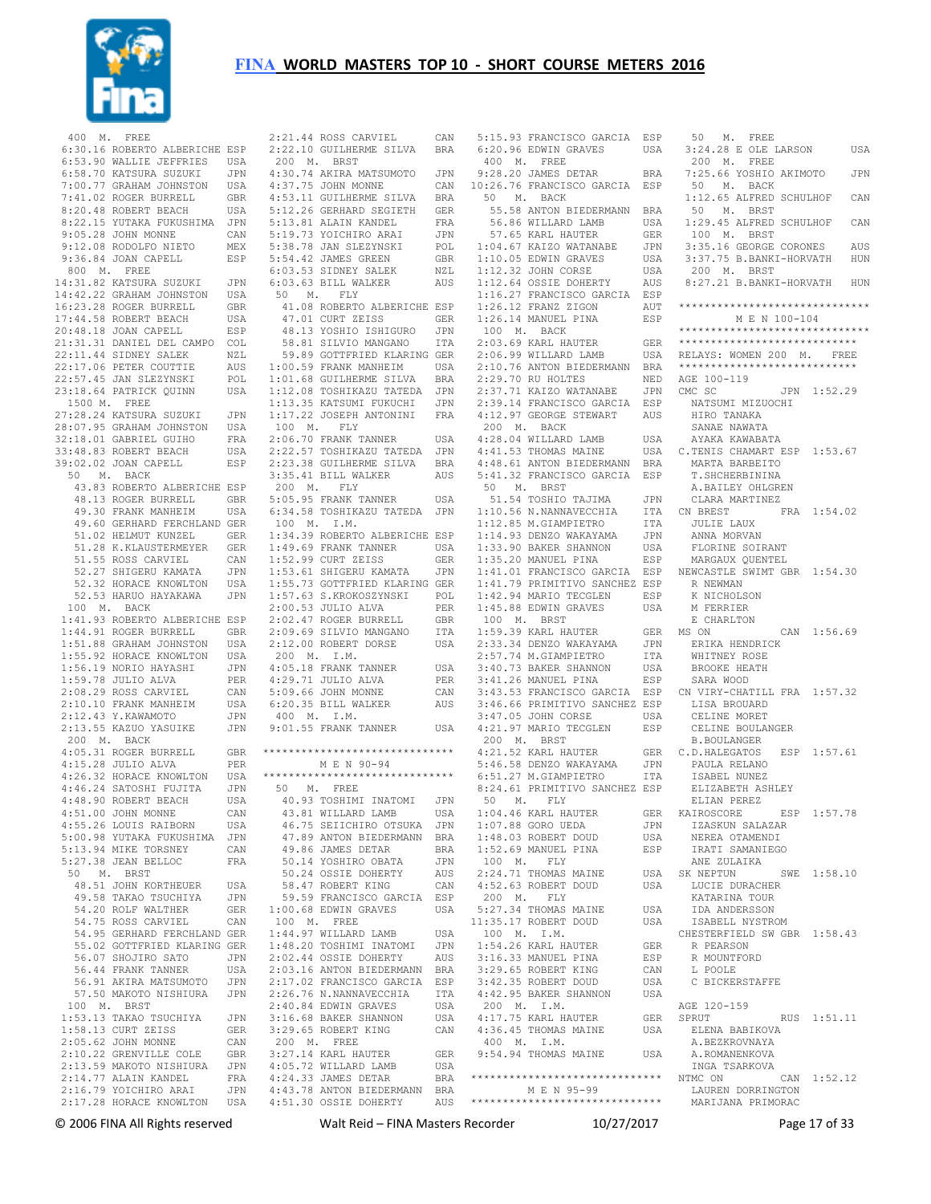# FINA WORLD MASTERS TOP 10 - SHORT COURSE METERS 2016

400 M. FREE
6:30.16 ROBERTO ALBERICHE ESP
6:53.90 WALLIE JEFFRIES USA
6:58.70 KATSURA SUZUKI JPN
7:00.77 GRAHAM JOHNSTON USA
7:41.02 ROGER BURRELL GBR
8:20.48 ROBERT BEACH USA
8:22.15 YUTAKA FUKUSHIMA JPN
9:05.28 JOHN MONNE CAN
9:12.08 RODOLFO NIETO MEX
9:36.84 JOAN CAPELL ESP
800 M. FREE
14:31.82 KATSURA SUZUKI JPN
14:42.22 GRAHAM JOHNSTON USA
16:23.28 ROGER BURRELL GBR
17:44.58 ROBERT BEACH USA
20:48.18 JOAN CAPELL ESP
21:31.31 DANIEL DEL CAMPO COL
22:11.44 SIDNEY SALEK NZL
22:17.06 PETER COUTTIE AUS
22:57.45 JAN SLEZYNSKI POL
23:18.64 PATRICK QUINN USA
1500 M. FREE
27:28.24 KATSURA SUZUKI JPN
28:07.95 GRAHAM JOHNSTON USA
32:18.01 GABRIEL GUIHO FRA
33:48.83 ROBERT BEACH USA
39:02.02 JOAN CAPELL ESP
50 M. BACK
43.83 ROBERTO ALBERICHE ESP
48.13 ROGER BURRELL GBR
49.30 FRANK MANHEIM USA
49.60 GERHARD FERCHLAND GER
51.02 HELMUT KUNZEL GER
51.28 K.KLAUSTERMEYER GER
51.55 ROSS CARVIEL CAN
52.27 SHIGERU KAMATA JPN
52.32 HORACE KNOWLTON USA
52.53 HARUO HAYAKAWA JPN
100 M. BACK
1:41.93 ROBERTO ALBERICHE ESP
1:44.91 ROGER BURRELL GBR
1:51.88 GRAHAM JOHNSTON USA
1:55.92 HORACE KNOWLTON USA
1:56.19 NORIO HAYASHI JPN
1:59.78 JULIO ALVA PER
2:08.29 ROSS CARVIEL CAN
2:10.10 FRANK MANHEIM USA
2:12.43 Y.KAWAMOTO JPN
2:13.55 KAZUO YASUIKE JPN
200 M. BACK
4:05.31 ROGER BURRELL GBR
4:15.28 JULIO ALVA PER
4:26.32 HORACE KNOWLTON USA
4:46.24 SATOSHI FUJITA JPN
4:48.90 ROBERT BEACH USA
4:51.00 JOHN MONNE CAN
4:55.26 LOUIS RAIBORN USA
5:00.98 YUTAKA FUKUSHIMA JPN
5:13.94 MIKE TORSNEY CAN
5:27.38 JEAN BELLOC FRA
50 M. BRST
48.51 JOHN KORTHEUER USA
49.58 TAKAO TSUCHIYA JPN
54.20 ROLF WALTHER GER
54.75 ROSS CARVIEL CAN
54.95 GERHARD FERCHLAND GER
55.02 GOTTFRIED KLARING GER
56.07 SHOJIRO SATO JPN
56.44 FRANK TANNER USA
56.91 AKIRA MATSUMOTO JPN
57.50 MAKOTO NISHIURA JPN
100 M. BRST
1:53.13 TAKAO TSUCHIYA JPN
1:58.13 CURT ZEISS GER
2:05.62 JOHN MONNE CAN
2:10.22 GRENVILLE COLE GBR
2:13.59 MAKOTO NISHIURA JPN
2:14.77 ALAIN KANDEL FRA
2:16.79 YOICHIRO ARAI JPN
2:17.28 HORACE KNOWLTON USA
2:21.44 ROSS CARVIEL CAN
2:22.10 GUILHERME SILVA BRA
200 M. BRST
4:30.74 AKIRA MATSUMOTO JPN
4:37.75 JOHN MONNE CAN
4:53.11 GUILHERME SILVA BRA
5:12.26 GERHARD SEGIETH GER
5:13.81 ALAIN KANDEL FRA
5:19.73 YOICHIRO ARAI JPN
5:38.78 JAN SLEZYNSKI POL
5:54.42 JAMES GREEN GBR
6:03.53 SIDNEY SALEK NZL
6:03.63 BILL WALKER AUS
50 M. FLY
41.08 ROBERTO ALBERICHE ESP
47.01 CURT ZEISS GER
48.13 YOSHIO ISHIGURO JPN
58.81 SILVIO MANGANO ITA
59.89 GOTTFRIED KLARING GER
1:00.59 FRANK MANHEIM USA
1:01.68 GUILHERME SILVA BRA
1:12.08 TOSHIKAZU TATEDA JPN
1:13.35 KATSUMI FUKUCHI JPN
1:17.22 JOSEPH ANTONINI FRA
100 M. FLY
2:06.70 FRANK TANNER USA
2:22.57 TOSHIKAZU TATEDA JPN
2:23.38 GUILHERME SILVA BRA
3:35.41 BILL WALKER AUS
200 M. FLY
5:05.95 FRANK TANNER USA
6:34.58 TOSHIKAZU TATEDA JPN
100 M. I.M.
1:34.39 ROBERTO ALBERICHE ESP
1:49.69 FRANK TANNER USA
1:52.99 CURT ZEISS GER
1:53.61 SHIGERU KAMATA JPN
1:55.73 GOTTFRIED KLARING GER
1:57.63 S.KROKOSZYNSKI POL
2:00.53 JULIO ALVA PER
2:02.47 ROGER BURRELL GBR
2:09.69 SILVIO MANGANO ITA
2:12.00 ROBERT DORSE USA
200 M. I.M.
4:05.18 FRANK TANNER USA
4:29.71 JULIO ALVA PER
5:09.66 JOHN MONNE CAN
6:20.35 BILL WALKER AUS
400 M. I.M.
9:01.55 FRANK TANNER USA

******************************
M E N 90-94
******************************

50 M. FREE
40.93 TOSHIMI INATOMI JPN
43.81 WILLARD LAMB USA
46.75 SEIICHIRO OTSUKA JPN
47.89 ANTON BIEDERMANN BRA
49.86 JAMES DETAR BRA
50.14 YOSHIRO OBATA JPN
50.24 OSSIE DOHERTY AUS
58.47 ROBERT KING CAN
59.59 FRANCISCO GARCIA ESP
1:00.68 EDWIN GRAVES USA
100 M. FREE
1:44.97 WILLARD LAMB USA
1:48.20 TOSHIMI INATOMI JPN
2:02.44 OSSIE DOHERTY AUS
2:03.16 ANTON BIEDERMANN BRA
2:17.02 FRANCISCO GARCIA ESP
2:26.76 N.NANNAVECCHIA ITA
2:40.84 EDWIN GRAVES USA
3:16.68 BAKER SHANNON USA
3:29.65 ROBERT KING CAN
200 M. FREE
3:27.14 KARL HAUTER GER
4:05.72 WILLARD LAMB USA
4:24.33 JAMES DETAR BRA
4:43.78 ANTON BIEDERMANN BRA
4:51.30 OSSIE DOHERTY AUS
5:15.93 FRANCISCO GARCIA ESP
6:20.96 EDWIN GRAVES USA
400 M. FREE
9:28.20 JAMES DETAR BRA
10:26.76 FRANCISCO GARCIA ESP
50 M. BACK
55.58 ANTON BIEDERMANN BRA
56.86 WILLARD LAMB USA
57.65 KARL HAUTER GER
1:04.67 KAIZO WATANABE JPN
1:10.05 EDWIN GRAVES USA
1:12.32 JOHN CORSE USA
1:12.64 OSSIE DOHERTY AUS
1:16.27 FRANCISCO GARCIA ESP
1:26.12 FRANZ ZIGON AUT
1:26.14 MANUEL PINA ESP
100 M. BACK
2:03.69 KARL HAUTER GER
2:06.99 WILLARD LAMB USA
2:10.76 ANTON BIEDERMANN BRA
2:29.70 RU HOLTES NED
2:37.71 KAIZO WATANABE JPN
2:39.14 FRANCISCO GARCIA ESP
4:12.97 GEORGE STEWART AUS
200 M. BACK
4:28.04 WILLARD LAMB USA
4:41.53 THOMAS MAINE USA
4:48.61 ANTON BIEDERMANN BRA
5:41.32 FRANCISCO GARCIA ESP
50 M. BRST
51.54 TOSHIO TAJIMA JPN
1:10.56 N.NANNAVECCHIA ITA
1:12.85 M.GIAMPIETRO ITA
1:14.93 DENZO WAKAYAMA JPN
1:33.90 BAKER SHANNON USA
1:35.20 MANUEL PINA ESP
1:41.01 FRANCISCO GARCIA ESP
1:41.79 PRIMITIVO SANCHEZ ESP
1:42.94 MARIO TECGLEN ESP
1:45.88 EDWIN GRAVES USA
100 M. BRST
1:59.39 KARL HAUTER GER
2:33.34 DENZO WAKAYAMA JPN
2:57.74 M.GIAMPIETRO ITA
3:40.73 BAKER SHANNON USA
3:41.26 MANUEL PINA ESP
3:43.53 FRANCISCO GARCIA ESP
3:46.66 PRIMITIVO SANCHEZ ESP
3:47.05 JOHN CORSE USA
4:21.97 MARIO TECGLEN ESP
200 M. BRST
4:21.52 KARL HAUTER GER
5:46.58 DENZO WAKAYAMA JPN
6:51.27 M.GIAMPIETRO ITA
8:24.61 PRIMITIVO SANCHEZ ESP
50 M. FLY
1:04.46 KARL HAUTER GER
1:07.88 GORO UEDA JPN
1:48.03 ROBERT DOUD USA
1:52.69 MANUEL PINA ESP
100 M. FLY
2:24.71 THOMAS MAINE USA
4:52.63 ROBERT DOUD USA
200 M. FLY
5:27.34 THOMAS MAINE USA
11:35.17 ROBERT DOUD USA
100 M. I.M.
1:54.26 KARL HAUTER GER
3:16.33 MANUEL PINA ESP
3:29.65 ROBERT KING CAN
3:42.35 ROBERT DOUD USA
4:42.95 BAKER SHANNON USA
200 M. I.M.
4:17.75 KARL HAUTER GER
4:36.45 THOMAS MAINE USA
400 M. I.M.
9:54.94 THOMAS MAINE USA

******************************
M E N 95-99
******************************

50 M. FREE
3:24.28 E OLE LARSON USA
200 M. FREE
7:25.66 YOSHIO AKIMOTO JPN
50 M. BACK
1:12.65 ALFRED SCHULHOF CAN
50 M. BRST
1:29.45 ALFRED SCHULHOF CAN
100 M. BRST
3:35.16 GEORGE CORONES AUS
3:37.75 B.BANKI-HORVATH HUN
200 M. BRST
8:27.21 B.BANKI-HORVATH HUN

******************************
M E N 100-104
******************************

******************************
RELAYS: WOMEN 200 M. FREE
******************************

AGE 100-119
CMC SC JPN 1:52.29
NATSUMI MIZUOCHI
HIRO TANAKA
SANAE NAWATA
AYAKA KAWABATA
C.TENIS CHAMART ESP 1:53.67
MARTA BARBEITO
T.SHCHERBININA
A.BAILEY OHLGREN
CLARA MARTINEZ
CN BREST FRA 1:54.02
JULIE LAUX
ANNA MORVAN
FLORINE SOIRANT
MARGAUX QUENTEL
NEWCASTLE SWIMT GBR 1:54.30
R NEWMAN
K NICHOLSON
M FERRIER
E CHARLTON
MS ON CAN 1:56.69
ERIKA HENDRICK
WHITNEY ROSE
BROOKE HEATH
SARA WOOD
CN VIRY-CHATILL FRA 1:57.32
LISA BROUARD
CELINE MORET
CELINE BOULANGER
B.BOULANGER
C.D.HALEGATOS ESP 1:57.61
PAULA RELANO
ISABEL NUNEZ
ELIZABETH ASHLEY
ELIAN PEREZ
KAIROSCORE ESP 1:57.78
IZASKUN SALAZAR
NEREA OTAMENDI
IRATI SAMANIEGO
ANE ZULAIKA
SK NEPTUN SWE 1:58.10
LUCIE DURACHER
KATARINA TOUR
IDA ANDERSSON
ISABELL NYSTROM
CHESTERFIELD SW GBR 1:58.43
R PEARSON
R MOUNTFORD
L POOLE
C BICKERSTAFFE

AGE 120-159
SPRUT RUS 1:51.11
ELENA BABIKOVA
A.BEZKROVNAYA
A.ROMANENKOVA
INGA TSARKOVA
NTMC ON CAN 1:52.12
LAUREN DORRINGTON
MARIJANA PRIMORAC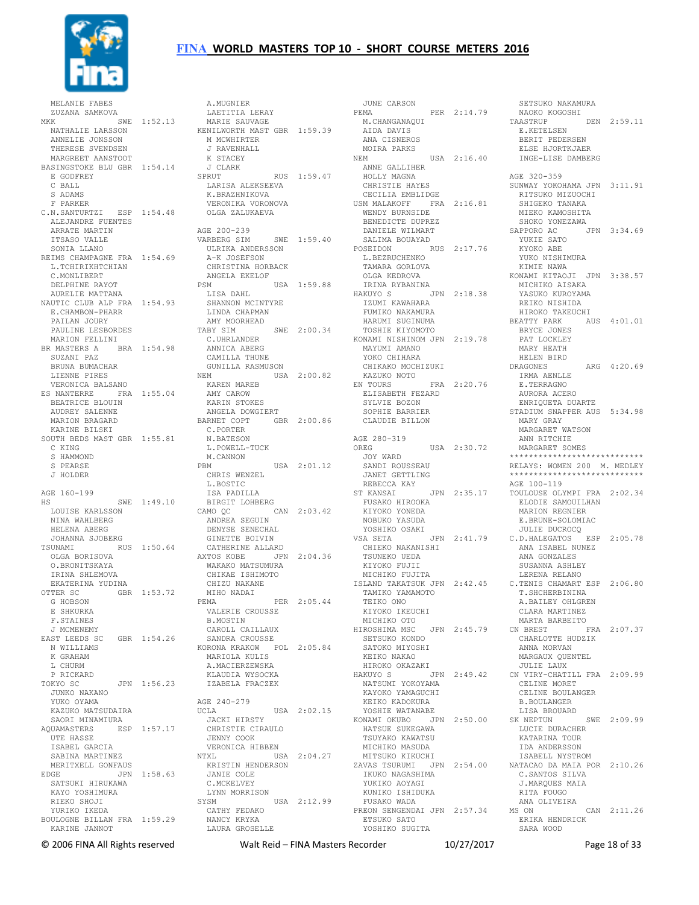# FINA WORLD MASTERS TOP 10 - SHORT COURSE METERS 2016

MELANIE FABES
ZUZANA SAMKOVA
MKK SWE 1:52.13
NATHALIE LARSSON
ANNELIE JONSSON
THERESE SVENDSEN
MARGREET AANSTOOT
BASINGSTOKE BLU GBR 1:54.14
E GODFREY
C BALL
S ADAMS
F PARKER
C.N.SANTURTZI ESP 1:54.48
ALEJANDRE FUENTES
ARRATE MARTIN
ITSASO VALLE
SONIA LLANO
REIMS CHAMPAGNE FRA 1:54.69
L.TCHIRIKHTCHIAN
C.MONLIBERT
DELPHINE RAYOT
AURELIE MATTANA
NAUTIC CLUB ALP FRA 1:54.93
E.CHAMBON-PHARR
PAILAN JOURY
PAULINE LESBORDES
MARION FELLINI
BR MASTERS A BRA 1:54.98
SUZANI PAZ
BRUNA BUMACHAR
LIENNE PIRES
VERONICA BALSANO
ES NANTERRE FRA 1:55.04
BEATRICE BLOUIN
AUDREY SALENNE
MARION BRAGARD
KARINE BILSKI
SOUTH BEDS MAST GBR 1:55.81
C KING
S HAMMOND
S PEARSE
J HOLDER

AGE 160-199
HS SWE 1:49.10
LOUISE KARLSSON
NINA WAHLBERG
HELENA ABERG
JOHANNA SJOBERG
TSUNAMI RUS 1:50.64
OLGA BORISOVA
O.BRONITSKAYA
IRINA SHLEMOVA
EKATERINA YUDINA
OTTER SC GBR 1:53.72
G HOBSON
E SHKURKA
F.STAINES
J MCMENEMY
EAST LEEDS SC GBR 1:54.26
N WILLIAMS
K GRAHAM
L CHURM
P RICKARD
TOKYO SC JPN 1:56.23
JUNKO NAKANO
YUKO OYAMA
KAZUKO MATSUDAIRA
SAORI MINAMIURA
AQUAMASTERS ESP 1:57.17
UTE HASSE
ISABEL GARCIA
SABINA MARTINEZ
MERITXELL GONFAUS
EDGE JPN 1:58.63
SATSUKI HIRUKAWA
KAYO YOSHIMURA
RIEKO SHOJI
YURIKO IKEDA
BOULOGNE BILLAN FRA 1:59.29
KARINE JANNOT
A.MUGNIER
LAETITIA LERAY
MARIE SAUVAGE
KENILWORTH MAST GBR 1:59.39
M MCWHIRTER
J RAVENHALL
K STACEY
J CLARK
SPRUT RUS 1:59.47
LARISA ALEKSEEVA
K.BRAZHNIKOVA
VERONIKA VORONOVA
OLGA ZALUKAEVA

AGE 200-239
VARBERG SIM SWE 1:59.40
ULRIKA ANDERSSON
A-K JOSEFSON
CHRISTINA HORBACK
ANGELA EKELOF
PSM USA 1:59.88
LISA DAHL
SHANNON MCINTYRE
LINDA CHAPMAN
AMY MOORHEAD
TABY SIM SWE 2:00.34
C.UHRLANDER
ANNICA ABERG
CAMILLA THUNE
GUNILLA RASMUSON
NEM USA 2:00.82
KAREN MAREB
AMY CAROW
KARIN STOKES
ANGELA DOWGIERT
BARNET COPT GBR 2:00.86
C.PORTER
N.BATESON
L.POWELL-TUCK
M.CANNON
PBM USA 2:01.12
CHRIS WENZEL
L.BOSTIC
ISA PADILLA
BIRGIT LOHBERG
CAMO QC CAN 2:03.42
ANDREA SEGUIN
DENYSE SENECHAL
GINETTE BOIVIN
CATHERINE ALLARD
AXTOS KOBE JPN 2:04.36
WAKAKO MATSUMURA
CHIKAE ISHIMOTO
CHIZU NAKANE
MIHO NADAI
PEMA PER 2:05.44
VALERIE CROUSSE
B.MOSTIN
CAROLL CAILLAUX
SANDRA CROUSSE
KORONA KRAKOW POL 2:05.84
MARIOLA KULIS
A.MACIERZEWSKA
KLAUDIA WYSOCKA
IZABELA FRACZEK

AGE 240-279
UCLA USA 2:02.15
JACKI HIRSTY
CHRISTIE CIRAULO
JENNY COOK
VERONICA HIBBEN
NTXL USA 2:04.27
KRISTIN HENDERSON
JANIE COLE
C.MCKELVEY
LYNN MORRISON
SYSM USA 2:12.99
CATHY FEDAKO
NANCY KRYKA
LAURA GROSELLE
JUNE CARSON
PEMA PER 2:14.79
M.CHANGANAQUI
AIDA DAVIS
ANA CISNEROS
MOIRA PARKS
NEM USA 2:16.40
ANNE GALLIHER
HOLLY MAGNA
CHRISTIE HAYES
CECILIA EMBLIDGE
USM MALAKOFF FRA 2:16.81
WENDY BURNSIDE
BENEDICTE DUPREZ
DANIELE WILMART
SALIMA BOUAYAD
POSEIDON RUS 2:17.76
L.BEZRUCHENKO
TAMARA GORLOVA
OLGA KEDROVA
IRINA RYBANINA
HAKUYO S JPN 2:18.38
IZUMI KAWAHARA
FUMIKO NAKAMURA
HARUMI SUGINUMA
TOSHIE KIYOMOTO
KONAMI NISHINOM JPN 2:19.78
MAYUMI AMANO
YOKO CHIHARA
CHIKAKO MOCHIZUKI
KAZUKO NOTO
EN TOURS FRA 2:20.76
ELISABETH FEZARD
SYLVIE BOZON
SOPHIE BARRIER
CLAUDIE BILLON

AGE 280-319
OREG USA 2:30.72
JOY WARD
SANDI ROUSSEAU
JANET GETTLING
REBECCA KAY
ST KANSAI JPN 2:35.17
FUSAKO HIROOKA
KIYOKO YONEDA
NOBUKO YASUDA
YOSHIKO OSAKI
VSA SETA JPN 2:41.79
CHIEKO NAKANISHI
TSUNEKO UEDA
KIYOKO FUJII
MICHIKO FUJITA
ISLAND TAKATSUK JPN 2:42.45
TAMIKO YAMAMOTO
TEIKO ONO
KIYOKO IKEUCHI
MICHIKO OTO
HIROSHIMA MSC JPN 2:45.79
SETSUKO KONDO
SATOKO MIYOSHI
KEIKO NAKAO
HIROKO OKAZAKI
HAKUYO S JPN 2:49.42
NATSUMI YOKOYAMA
KAYOKO YAMAGUCHI
KEIKO KADOKURA
YOSHIE WATANABE
KONAMI OKUBO JPN 2:50.00
HATSUE SUKEGAWA
TSUYAKO KAWATSU
MICHIKO MASUDA
MITSUKO KIKUCHI
ZAVAS TSURUMI JPN 2:54.00
IKUKO NAGASHIMA
YUKIKO AOYAGI
KUNIKO ISHIDUKA
FUSAKO WADA
PREON SENGENDAI JPN 2:57.34
ETSUKO SATO
YOSHIKO SUGITA
SETSUKO NAKAMURA
NAOKO KOGOSHI
TAASTRUP DEN 2:59.11
E.KETELSEN
BERIT PEDERSEN
ELSE HJORTKJAER
INGE-LISE DAMBERG

AGE 320-359
SUNWAY YOKOHAMA JPN 3:11.91
RITSUKO MIZUOCHI
SHIGEKO TANAKA
MIEKO KAMOSHITA
SHOKO YONEZAWA
SAPPORO AC JPN 3:34.69
YUKIE SATO
KYOKO ABE
YUKO NISHIMURA
KIMIE NAWA
KONAMI KITAOJI JPN 3:38.57
MICHIKO AISAKA
YASUKO KUROYAMA
REIKO NISHIDA
HIROKO TAKEUCHI
BEATTY PARK AUS 4:01.01
BRYCE JONES
PAT LOCKLEY
MARY HEATH
HELEN BIRD
DRAGONES ARG 4:20.69
IRMA AENLLE
E.TERRAGNO
AURORA ACERO
ENRIQUETA DUARTE
STADIUM SNAPPER AUS 5:34.98
MARY GRAY
MARGARET WATSON
ANN RITCHIE
MARGARET SOMES

****************************
RELAYS: WOMEN 200 M. MEDLEY
****************************

AGE 100-119
TOULOUSE OLYMPI FRA 2:02.34
ELODIE SAMOUILHAN
MARION REGNIER
E.BRUNE-SOLOMIAC
JULIE DUCROCQ
C.D.HALEGATOS ESP 2:05.78
ANA ISABEL NUNEZ
ANA GONZALES
SUSANNA ASHLEY
LERENA RELANO
C.TENIS CHAMART ESP 2:06.80
T.SHCHERBININA
A.BAILEY OHLGREN
CLARA MARTINEZ
MARTA BARBEITO
CN BREST FRA 2:07.37
CHARLOTTE HUDZIK
ANNA MORVAN
MARGAUX QUENTEL
JULIE LAUX
CN VIRY-CHATILL FRA 2:09.99
CELINE MORET
CELINE BOULANGER
B.BOULANGER
LISA BROUARD
SK NEPTUN SWE 2:09.99
LUCIE DURACHER
KATARINA TOUR
IDA ANDERSSON
ISABELL NYSTROM
NATACAO DA MAIA POR 2:10.26
C.SANTOS SILVA
J.MARQUES MAIA
RITA FOUGO
ANA OLIVEIRA
MS ON CAN 2:11.26
ERIKA HENDRICK
SARA WOOD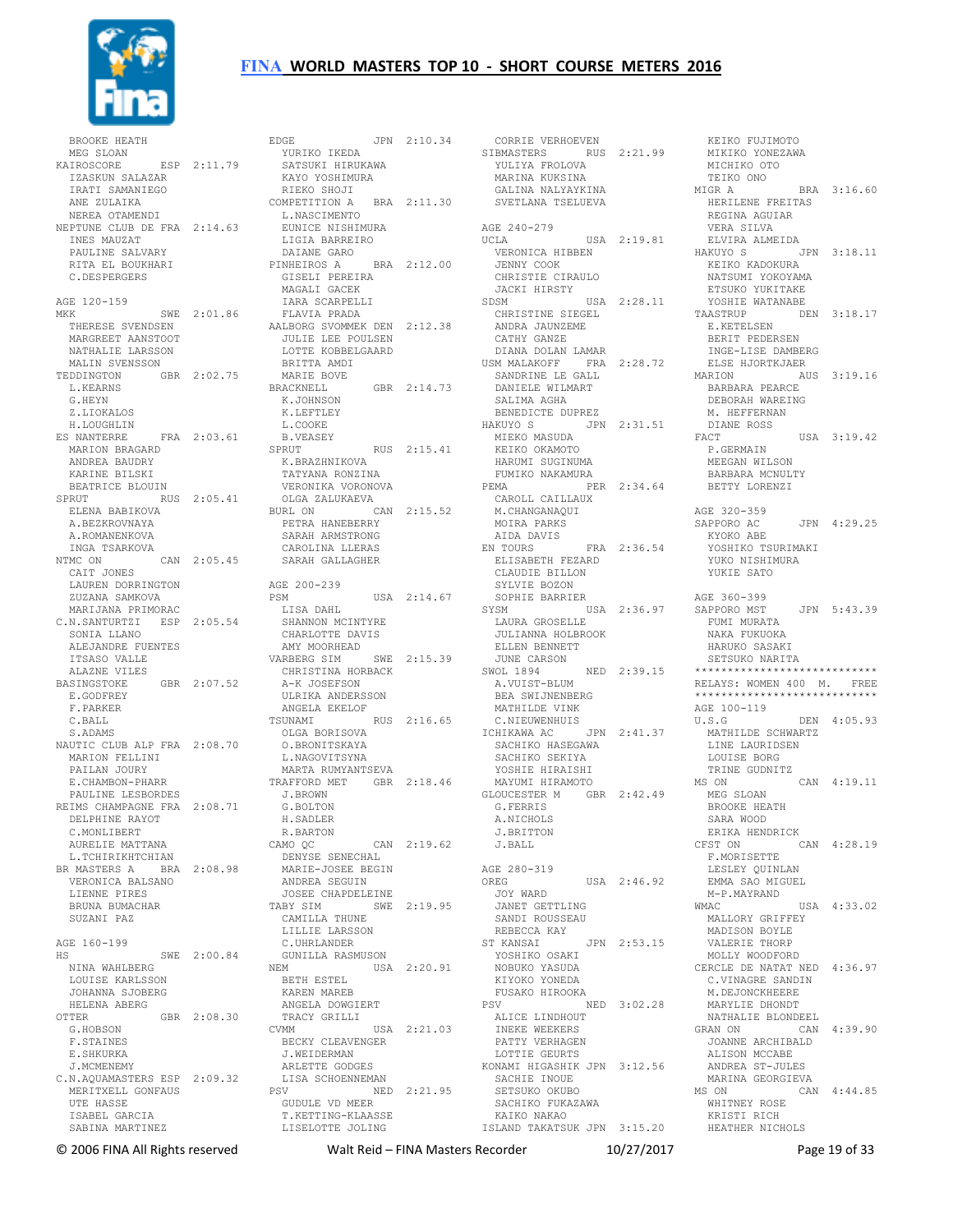BROOKE HEATH
MEG SLOAN

KAIROSCORE ESP 2:11.79
IZASKUN SALAZAR
IRATI SAMANIEGO
ANE ZULAIKA
NEREA OTAMENDI

NEPTUNE CLUB DE FRA 2:14.63
INES MAUZAT
PAULINE SALVARY
RITA EL BOUKHARI
C.DESPERGERS

AGE 120-159

MKK SWE 2:01.86
THERESE SVENDSEN
MARGREET AANSTOOT
NATHALIE LARSSON
MALIN SVENSSON

TEDDINGTON GBR 2:02.75
L.KEARNS
G.HEYN
Z.LIOKALOS
H.LOUGHLIN

ES NANTERRE FRA 2:03.61
MARION BRAGARD
ANDREA BAUDRY
KARINE BILSKI
BEATRICE BLOUIN

SPRUT RUS 2:05.41
ELENA BABIKOVA
A.BEZKROVNAYA
A.ROMANENKOVA
INGA TSARKOVA

NTMC ON CAN 2:05.45
CAIT JONES
LAUREN DORRINGTON
ZUZANA SAMKOVA
MARIJANA PRIMORAC

C.N.SANTURTZI ESP 2:05.54
SONIA LLANO
ALEJANDRE FUENTES
ITSASO VALLE
ALAZNE VILES

BASINGSTOKE GBR 2:07.52
E.GODFREY
F.PARKER
C.BALL
S.ADAMS

NAUTIC CLUB ALP FRA 2:08.70
MARION FELLINI
PAILAN JOURY
E.CHAMBON-PHARR
PAULINE LESBORDES

REIMS CHAMPAGNE FRA 2:08.71
DELPHINE RAYOT
C.MONLIBERT
AURELIE MATTANA
L.TCHIRIKHTCHIAN

BR MASTERS A BRA 2:08.98
VERONICA BALSANO
LIENNE PIRES
BRUNA BUMACHAR
SUZANI PAZ

AGE 160-199

HS SWE 2:00.84
NINA WAHLBERG
LOUISE KARLSSON
JOHANNA SJOBERG
HELENA ABERG

OTTER GBR 2:08.30
G.HOBSON
F.STAINES
E.SHKURKA
J.MCMENEMY

C.N.AQUAMASTERS ESP 2:09.32
MERITXELL GONFAUS
UTE HASSE
ISABEL GARCIA
SABINA MARTINEZ

EDGE JPN 2:10.34
YURIKO IKEDA
SATSUKI HIRUKAWA
KAYO YOSHIMURA
RIEKO SHOJI

COMPETITION A BRA 2:11.30
L.NASCIMENTO
EUNICE NISHIMURA
LIGIA BARREIRO
DAIANE GARO

PINHEIROS A BRA 2:12.00
GISELI PEREIRA
MAGALI GACEK
IARA SCARPELLI
FLAVIA PRADA

AALBORG SVOMMEK DEN 2:12.38
JULIE LEE POULSEN
LOTTE KOBBELGAARD
BRITTA AMDI
MARIE BOVE

BRACKNELL GBR 2:14.73
K.JOHNSON
K.LEFTLEY
L.COOKE
B.VEASEY

SPRUT RUS 2:15.41
K.BRAZHNIKOVA
TATYANA RONZINA
VERONIKA VORONOVA
OLGA ZALUKAEVA

BURL ON CAN 2:15.52
PETRA HANEBERRY
SARAH ARMSTRONG
CAROLINA LLERAS
SARAH GALLAGHER

AGE 200-239

PSM USA 2:14.67
LISA DAHL
SHANNON MCINTYRE
CHARLOTTE DAVIS
AMY MOORHEAD

VARBERG SIM SWE 2:15.39
CHRISTINA HORBACK
A-K JOSEFSON
ULRIKA ANDERSSON
ANGELA EKELOF

TSUNAMI RUS 2:16.65
OLGA BORISOVA
O.BRONITSKAYA
L.NAGOVITSYNA
MARTA RUMYANTSEVA

TRAFFORD MET GBR 2:18.46
J.BROWN
G.BOLTON
H.SADLER
R.BARTON

CAMO QC CAN 2:19.62
DENYSE SENECHAL
MARIE-JOSEE BEGIN
ANDREA SEGUIN
JOSEE CHAPDELEINE

TABY SIM SWE 2:19.95
CAMILLA THUNE
LILLIE LARSSON
C.UHRLANDER
GUNILLA RASMUSON

NEM USA 2:20.91
BETH ESTEL
KAREN MAREB
ANGELA DOWGIERT
TRACY GRILLI

CVMM USA 2:21.03
BECKY CLEAVENGER
J.WEIDERMAN
ARLETTE GODGES
LISA SCHOENNEMAN

PSV NED 2:21.95
GUDULE VD MEER
T.KETTING-KLAASSE
LISELOTTE JOLING
CORRIE VERHOEVEN

SIBMASTERS RUS 2:21.99
YULIYA FROLOVA
MARINA KUKSINA
GALINA NALYAYKINA
SVETLANA TSELUEVA

AGE 240-279

UCLA USA 2:19.81
VERONICA HIBBEN
JENNY COOK
CHRISTIE CIRAULO
JACKI HIRSTY

SDSM USA 2:28.11
CHRISTINE SIEGEL
ANDRA JAUNZEME
CATHY GANZE
DIANA DOLAN LAMAR

USM MALAKOFF FRA 2:28.72
SANDRINE LE GALL
DANIELE WILMART
SALIMA AGHA
BENEDICTE DUPREZ

HAKUYO S JPN 2:31.51
MIEKO MASUDA
KEIKO OKAMOTO
HARUMI SUGINUMA
FUMIKO NAKAMURA

PEMA PER 2:34.64
CAROLL CAILLAUX
M.CHANGANAQUI
MOIRA PARKS
AIDA DAVIS

EN TOURS FRA 2:36.54
ELISABETH FEZARD
CLAUDIE BILLON
SYLVIE BOZON
SOPHIE BARRIER

SYSM USA 2:36.97
LAURA GROSELLE
JULIANNA HOLBROOK
ELLEN BENNETT
JUNE CARSON

SWOL 1894 NED 2:39.15
A.VUIST-BLUM
BEA SWIJNENBERG
MATHILDE VINK
C.NIEUWENHUIS

ICHIKAWA AC JPN 2:41.37
SACHIKO HASEGAWA
SACHIKO SEKIYA
YOSHIE HIRAISHI
MAYUMI HIRAMOTO

GLOUCESTER M GBR 2:42.49
G.FERRIS
A.NICHOLS
J.BRITTON
J.BALL

AGE 280-319

OREG USA 2:46.92
JOY WARD
JANET GETTLING
SANDI ROUSSEAU
REBECCA KAY

ST KANSAI JPN 2:53.15
YOSHIKO OSAKI
NOBUKO YASUDA
KIYOKO YONEDA
FUSAKO HIROOKA

PSV NED 3:02.28
ALICE LINDHOUT
INEKE WEEKERS
PATTY VERHAGEN
LOTTIE GEURTS

KONAMI HIGASHIK JPN 3:12.56
SACHIE INOUE
SETSUKO OKUBO
SACHIKO FUKAZAWA
KAIKO NAKAO

ISLAND TAKATSUK JPN 3:15.20
KEIKO FUJIMOTO
MIKIKO YONEZAWA
MICHIKO OTO
TEIKO ONO

MIGR A BRA 3:16.60
HERILENE FREITAS
REGINA AGUIAR
VERA SILVA
ELVIRA ALMEIDA

HAKUYO S JPN 3:18.11
KEIKO KADOKURA
NATSUMI YOKOYAMA
ETSUKO YUKITAKE
YOSHIE WATANABE

TAASTRUP DEN 3:18.17
E.KETELSEN
BERIT PEDERSEN
INGE-LISE DAMBERG
ELSE HJORTKJAER

MARION AUS 3:19.16
BARBARA PEARCE
DEBORAH WAREING
M. HEFFERNAN
DIANE ROSS

FACT USA 3:19.42
P.GERMAIN
MEEGAN WILSON
BARBARA MCNULTY
BETTY LORENZI

AGE 320-359

SAPPORO AC JPN 4:29.25
KYOKO ABE
YOSHIKO TSURIMAKI
YUKO NISHIMURA
YUKIE SATO

AGE 360-399

SAPPORO MST JPN 5:43.39
FUMI MURATA
NAKA FUKUOKA
HARUKO SASAKI
SETSUKO NARITA

****************************
RELAYS: WOMEN 400 M. FREE
****************************

AGE 100-119

U.S.G DEN 4:05.93
MATHILDE SCHWARTZ
LINE LAURIDSEN
LOUISE BORG
TRINE GUDNITZ

MS ON CAN 4:19.11
MEG SLOAN
BROOKE HEATH
SARA WOOD
ERIKA HENDRICK

CFST ON CAN 4:28.19
F.MORISETTE
LESLEY QUINLAN
EMMA SAO MIGUEL
M-P.MAYRAND

WMAC USA 4:33.02
MALLORY GRIFFEY
MADISON BOYLE
VALERIE THORP
MOLLY WOODFORD

CERCLE DE NATAT NED 4:36.97
C.VINAGRE SANDIN
M.DEJONCKHEERE
MARYLIE DHONDT
NATHALIE BLONDEEL

GRAN ON CAN 4:39.90
JOANNE ARCHIBALD
ALISON MCCABE
ANDREA ST-JULES
MARINA GEORGIEVA

MS ON CAN 4:44.85
WHITNEY ROSE
KRISTI RICH
HEATHER NICHOLS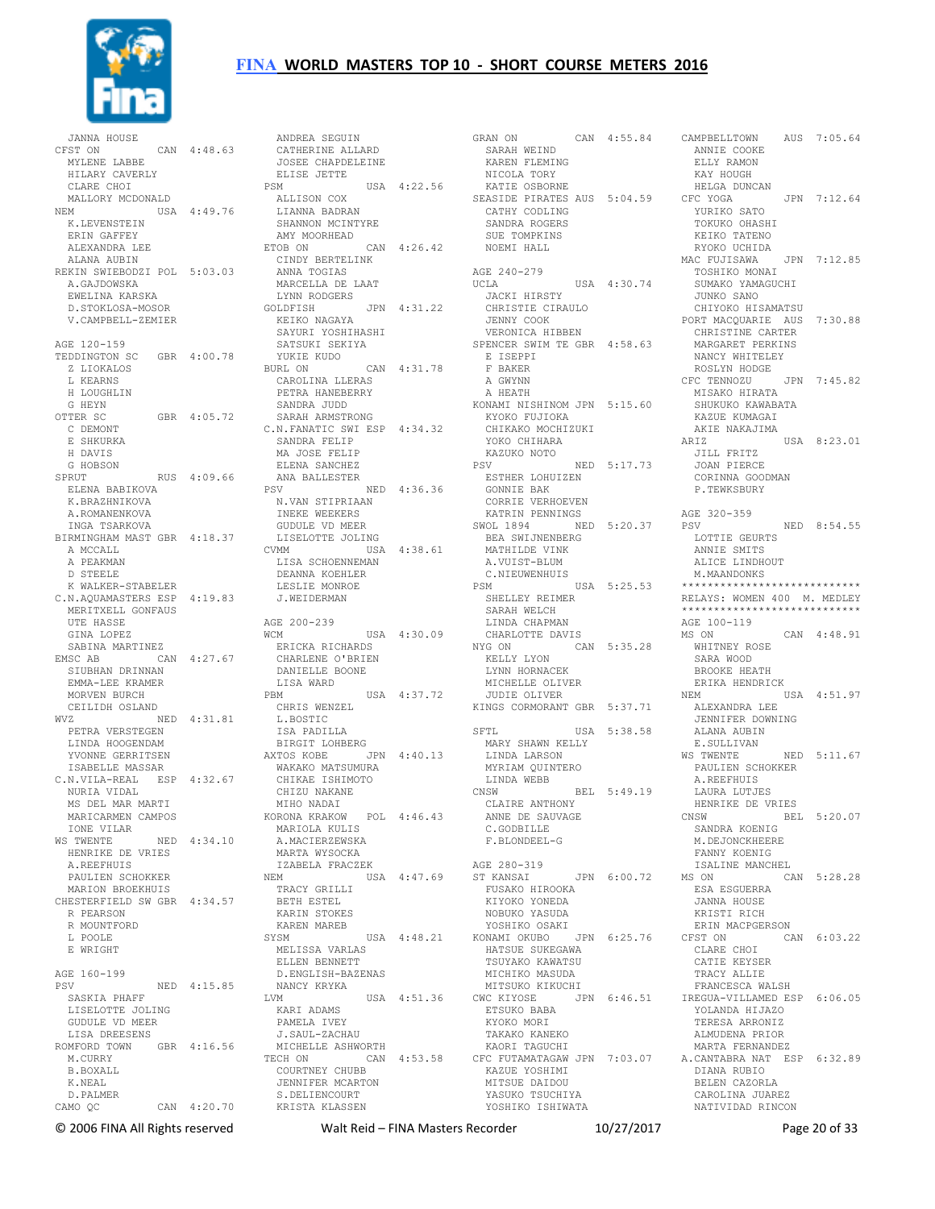JANNA HOUSE
CFST ON CAN 4:48.63
MYLENE LABBE
HILARY CAVERLY
CLARE CHOI
MALLORY MCDONALD
NEM USA 4:49.76
K.LEVENSTEIN
ERIN GAFFEY
ALEXANDRA LEE
ALANA AUBIN
REKIN SWIEBODZI POL 5:03.03
A.GAJDOWSKA
EWELINA KARSKA
D.STOKLOSA-MOSOR
V.CAMPBELL-ZEMIER

AGE 120-159
TEDDINGTON SC GBR 4:00.78
Z LIOKALOS
L KEARNS
H LOUGHLIN
G HEYN
OTTER SC GBR 4:05.72
C DEMONT
E SHKURKA
H DAVIS
G HOBSON
SPRUT RUS 4:09.66
ELENA BABIKOVA
K.BRAZHNIKOVA
A.ROMANENKOVA
INGA TSARKOVA
BIRMINGHAM MAST GBR 4:18.37
A MCCALL
A PEAKMAN
D STEELE
K WALKER-STABELER
C.N.AQUAMASTERS ESP 4:19.83
MERITXELL GONFAUS
UTE HASSE
GINA LOPEZ
SABINA MARTINEZ
EMSC AB CAN 4:27.67
SIUBHAN DRINNAN
EMMA-LEE KRAMER
MORVEN BURCH
CEILIDH OSLAND
WVZ NED 4:31.81
PETRA VERSTEGEN
LINDA HOOGENDAM
YVONNE GERRITSEN
ISABELLE MASSAR
C.N.VILA-REAL ESP 4:32.67
NURIA VIDAL
MS DEL MAR MARTI
MARICARMEN CAMPOS
IONE VILAR
WS TWENTE NED 4:34.10
HENRIKE DE VRIES
A.REEFHUIS
PAULIEN SCHOKKER
MARION BROEKHUIS
CHESTERFIELD SW GBR 4:34.57
R PEARSON
R MOUNTFORD
L POOLE
E WRIGHT

AGE 160-199
PSV NED 4:15.85
SASKIA PHAFF
LISELOTTE JOLING
GUDULE VD MEER
LISA DREESENS
ROMFORD TOWN GBR 4:16.56
M.CURRY
B.BOXALL
K.NEAL
D.PALMER
CAMO QC CAN 4:20.70
ANDREA SEGUIN
CATHERINE ALLARD
JOSEE CHAPDELEINE
ELISE JETTE
PSM USA 4:22.56
ALLISON COX
LIANNA BADRAN
SHANNON MCINTYRE
AMY MOORHEAD
ETOB ON CAN 4:26.42
CINDY BERTELINK
ANNA TOGIAS
MARCELLA DE LAAT
LYNN RODGERS
GOLDFISH JPN 4:31.22
KEIKO NAGAYA
SAYURI YOSHIHASHI
SATSUKI SEKIYA
YUKIE KUDO
BURL ON CAN 4:31.78
CAROLINA LLERAS
PETRA HANEBERRY
SANDRA JUDD
SARAH ARMSTRONG
C.N.FANATIC SWI ESP 4:34.32
SANDRA FELIP
MA JOSE FELIP
ELENA SANCHEZ
ANA BALLESTER
PSV NED 4:36.36
N.VAN STIPRIAAN
INEKE WEEKERS
GUDULE VD MEER
LISELOTTE JOLING
CVMM USA 4:38.61
LISA SCHOENNEMAN
DEANNA KOEHLER
LESLIE MONROE
J.WEIDERMAN

AGE 200-239
WCM USA 4:30.09
ERICKA RICHARDS
CHARLENE O'BRIEN
DANIELLE BOONE
LISA WARD
PBM USA 4:37.72
CHRIS WENZEL
L.BOSTIC
ISA PADILLA
BIRGIT LOHBERG
AXTOS KOBE JPN 4:40.13
WAKAKO MATSUMURA
CHIKAE ISHIMOTO
CHIZU NAKANE
MIHO NADAI
KORONA KRAKOW POL 4:46.43
MARIOLA KULIS
A.MACIERZEWSKA
MARTA WYSOCKA
IZABELA FRACZEK
NEM USA 4:47.69
TRACY GRILLI
BETH ESTEL
KARIN STOKES
KAREN MAREB
SYSM USA 4:48.21
MELISSA VARLAS
ELLEN BENNETT
D.ENGLISH-BAZENAS
NANCY KRYKA
LVM USA 4:51.36
KARI ADAMS
PAMELA IVEY
J.SAUL-ZACHAU
MICHELLE ASHWORTH
TECH ON CAN 4:53.58
COURTNEY CHUBB
JENNIFER MCARTON
S.DELIENCOURT
KRISTA KLASSEN
GRAN ON CAN 4:55.84
SARAH WEIND
KAREN FLEMING
NICOLA TORY
KATIE OSBORNE
SEASIDE PIRATES AUS 5:04.59
CATHY CODLING
SANDRA ROGERS
SUE TOMPKINS
NOEMI HALL

AGE 240-279
UCLA USA 4:30.74
JACKI HIRSTY
CHRISTIE CIRAULO
JENNY COOK
VERONICA HIBBEN
SPENCER SWIM TE GBR 4:58.63
E ISEPPI
F BAKER
A GWYNN
A HEATH
KONAMI NISHINOM JPN 5:15.60
KYOKO FUJIOKA
CHIKAKO MOCHIZUKI
YOKO CHIHARA
KAZUKO NOTO
PSV NED 5:17.73
ESTHER LOHUIZEN
GONNIE BAK
CORRIE VERHOEVEN
KATRIN PENNINGS
SWOL 1894 NED 5:20.37
BEA SWIJNENBERG
MATHILDE VINK
A.VUIST-BLUM
C.NIEUWENHUIS
PSM USA 5:25.53
SHELLEY REIMER
SARAH WELCH
LINDA CHAPMAN
CHARLOTTE DAVIS
NYG ON CAN 5:35.28
KELLY LYON
LYNN HORNACEK
MICHELLE OLIVER
JUDIE OLIVER
KINGS CORMORANT GBR 5:37.71

SFTL USA 5:38.58
MARY SHAWN KELLY
LINDA LARSON
MYRIAM QUINTERO
LINDA WEBB
CNSW BEL 5:49.19
CLAIRE ANTHONY
ANNE DE SAUVAGE
C.GODBILLE
F.BLONDEEL-G

AGE 280-319
ST KANSAI JPN 6:00.72
FUSAKO HIROOKA
KIYOKO YONEDA
NOBUKO YASUDA
YOSHIKO OSAKI
KONAMI OKUBO JPN 6:25.76
HATSUE SUKEGAWA
TSUYAKO KAWATSU
MICHIKO MASUDA
MITSUKO KIKUCHI
CWC KIYOSE JPN 6:46.51
ETSUKO BABA
KYOKO MORI
TAKAKO KANEKO
KAORI TAGUCHI
CFC FUTAMATAGAW JPN 7:03.07
KAZUE YOSHIMI
MITSUE DAIDOU
YASUKO TSUCHIYA
YOSHIKO ISHIWATA
CAMPBELLTOWN AUS 7:05.64
ANNIE COOKE
ELLY RAMON
KAY HOUGH
HELGA DUNCAN
CFC YOGA JPN 7:12.64
YURIKO SATO
TOKUKO OHASHI
KEIKO TATENO
RYOKO UCHIDA
MAC FUJISAWA JPN 7:12.85
TOSHIKO MONAI
SUMAKO YAMAGUCHI
JUNKO SANO
CHIYOKO HISAMATSU
PORT MACQUARIE AUS 7:30.88
CHRISTINE CARTER
MARGARET PERKINS
NANCY WHITELEY
ROSLYN HODGE
CFC TENNOZU JPN 7:45.82
MISAKO HIRATA
SHUKUKO KAWABATA
KAZUE KUMAGAI
AKIE NAKAJIMA
ARIZ USA 8:23.01
JILL FRITZ
JOAN PIERCE
CORINNA GOODMAN
P.TEWKSBURY

AGE 320-359
PSV NED 8:54.55
LOTTIE GEURTS
ANNIE SMITS
ALICE LINDHOUT
M.MAANDONKS

****************************
RELAYS: WOMEN 400 M. MEDLEY
****************************

AGE 100-119
MS ON CAN 4:48.91
WHITNEY ROSE
SARA WOOD
BROOKE HEATH
ERIKA HENDRICK
NEM USA 4:51.97
ALEXANDRA LEE
JENNIFER DOWNING
ALANA AUBIN
E.SULLIVAN
WS TWENTE NED 5:11.67
PAULIEN SCHOKKER
A.REEFHUIS
LAURA LUTJES
HENRIKE DE VRIES
CNSW BEL 5:20.07
SANDRA KOENIG
M.DEJONCKHEERE
FANNY KOENIG
ISALINE MANCHEL
MS ON CAN 5:28.28
ESA ESGUERRA
JANNA HOUSE
KRISTI RICH
ERIN MACPGERSON
CFST ON CAN 6:03.22
CLARE CHOI
CATIE KEYSER
TRACY ALLIE
FRANCESCA WALSH
IREGUA-VILLAMED ESP 6:06.05
YOLANDA HIJAZO
TERESA ARRONIZ
ALMUDENA PRIOR
MARTA FERNANDEZ
A.CANTABRA NAT ESP 6:32.89
DIANA RUBIO
BELEN CAZORLA
CAROLINA JUAREZ
NATIVIDAD RINCON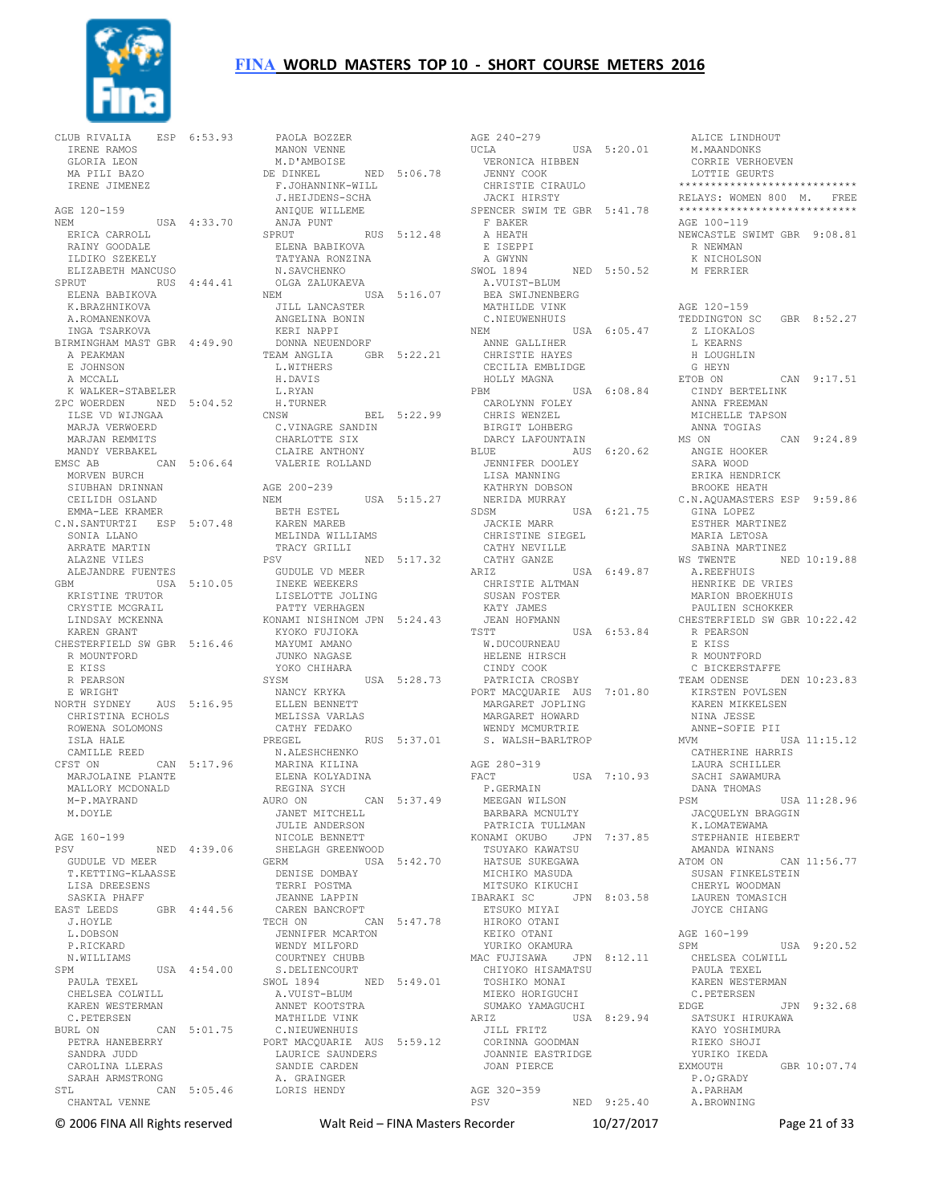CLUB RIVALIA ESP 6:53.93
IRENE RAMOS
GLORIA LEON
MA PILI BAZO
IRENE JIMENEZ

AGE 120-159
NEM USA 4:33.70
ERICA CARROLL
RAINY GOODALE
ILDIKO SZEKELY
ELIZABETH MANCUSO
SPRUT RUS 4:44.41
ELENA BABIKOVA
K.BRAZHNIKOVA
A.ROMANENKOVA
INGA TSARKOVA
BIRMINGHAM MAST GBR 4:49.90
A PEAKMAN
E JOHNSON
A MCCALL
K WALKER-STABELER
ZPC WOERDEN NED 5:04.52
ILSE VD WIJNGAA
MARJA VERWOERD
MARJAN REMMITS
MANDY VERBAKEL
EMSC AB CAN 5:06.64
MORVEN BURCH
SIUBHAN DRINNAN
CEILIDH OSLAND
EMMA-LEE KRAMER
C.N.SANTURTZI ESP 5:07.48
SONIA LLANO
ARRATE MARTIN
ALAZNE VILES
ALEJANDRE FUENTES
GBM USA 5:10.05
KRISTINE TRUTOR
CRYSTIE MCGRAIL
LINDSAY MCKENNA
KAREN GRANT
CHESTERFIELD SW GBR 5:16.46
R MOUNTFORD
E KISS
R PEARSON
E WRIGHT
NORTH SYDNEY AUS 5:16.95
CHRISTINA ECHOLS
ROWENA SOLOMONS
ISLA HALE
CAMILLE REED
CFST ON CAN 5:17.96
MARJOLAINE PLANTE
MALLORY MCDONALD
M-P.MAYRAND
M.DOYLE

AGE 160-199
PSV NED 4:39.06
GUDULE VD MEER
T.KETTING-KLAASSE
LISA DREESENS
SASKIA PHAFF
EAST LEEDS GBR 4:44.56
J.HOYLE
L.DOBSON
P.RICKARD
N.WILLIAMS
SPM USA 4:54.00
PAULA TEXEL
CHELSEA COLWILL
KAREN WESTERMAN
C.PETERSEN
BURL ON CAN 5:01.75
PETRA HANEBERRY
SANDRA JUDD
CAROLINA LLERAS
SARAH ARMSTRONG
STL CAN 5:05.46
CHANTAL VENNE
PAOLA BOZZER
MANON VENNE
M.D'AMBOISE
DE DINKEL NED 5:06.78
F.JOHANNINK-WILL
J.HEIJDENS-SCHA
ANIQUE WILLEME
ANJA PUNT
SPRUT RUS 5:12.48
ELENA BABIKOVA
TATYANA RONZINA
N.SAVCHENKO
OLGA ZALUKAEVA
NEM USA 5:16.07
JILL LANCASTER
ANGELINA BONIN
KERI NAPPI
DONNA NEUENDORF
TEAM ANGLIA GBR 5:22.21
L.WITHERS
H.DAVIS
L.RYAN
H.TURNER
CNSW BEL 5:22.99
C.VINAGRE SANDIN
CHARLOTTE SIX
CLAIRE ANTHONY
VALERIE ROLLAND

AGE 200-239
NEM USA 5:15.27
BETH ESTEL
KAREN MAREB
MELINDA WILLIAMS
TRACY GRILLI
PSV NED 5:17.32
GUDULE VD MEER
INEKE WEEKERS
LISELOTTE JOLING
PATTY VERHAGEN
KONAMI NISHINOM JPN 5:24.43
KYOKO FUJIOKA
MAYUMI AMANO
JUNKO NAGASE
YOKO CHIHARA
SYSM USA 5:28.73
NANCY KRYKA
ELLEN BENNETT
MELISSA VARLAS
CATHY FEDAKO
PREGEL RUS 5:37.01
N.ALESHCHENKO
MARINA KILINA
ELENA KOLYADINA
REGINA SYCH
AURO ON CAN 5:37.49
JANET MITCHELL
JULIE ANDERSON
NICOLE BENNETT
SHELAGH GREENWOOD
GERM USA 5:42.70
DENISE DOMBAY
TERRI POSTMA
JEANNE LAPPIN
CAREN BANCROFT
TECH ON CAN 5:47.78
JENNIFER MCARTON
WENDY MILFORD
COURTNEY CHUBB
S.DELIENCOURT
SWOL 1894 NED 5:49.01
A.VUIST-BLUM
ANNET KOOTSTRA
MATHILDE VINK
C.NIEUWENHUIS
PORT MACQUARIE AUS 5:59.12
LAURICE SAUNDERS
SANDIE CARDEN
A. GRAINGER
LORIS HENDY

AGE 240-279
UCLA USA 5:20.01
VERONICA HIBBEN
JENNY COOK
CHRISTIE CIRAULO
JACKI HIRSTY
SPENCER SWIM TE GBR 5:41.78
F BAKER
A HEATH
E ISEPPI
A GWYNN
SWOL 1894 NED 5:50.52
A.VUIST-BLUM
BEA SWIJNENBERG
MATHILDE VINK
C.NIEUWENHUIS
NEM USA 6:05.47
ANNE GALLIHER
CHRISTIE HAYES
CECILIA EMBLIDGE
HOLLY MAGNA
PBM USA 6:08.84
CAROLYNN FOLEY
CHRIS WENZEL
BIRGIT LOHBERG
DARCY LAFOUNTAIN
BLUE AUS 6:20.62
JENNIFER DOOLEY
LISA MANNING
KATHRYN DOBSON
NERIDA MURRAY
SDSM USA 6:21.75
JACKIE MARR
CHRISTINE SIEGEL
CATHY NEVILLE
CATHY GANZE
ARIZ USA 6:49.87
CHRISTIE ALTMAN
SUSAN FOSTER
KATY JAMES
JEAN HOFMANN
TSTT USA 6:53.84
W.DUCOURNEAU
HELENE HIRSCH
CINDY COOK
PATRICIA CROSBY
PORT MACQUARIE AUS 7:01.80
MARGARET JOPLING
MARGARET HOWARD
WENDY MCMURTRIE
S. WALSH-BARLTROP

AGE 280-319
FACT USA 7:10.93
P.GERMAIN
MEEGAN WILSON
BARBARA MCNULTY
PATRICIA TULLMAN
KONAMI OKUBO JPN 7:37.85
TSUYAKO KAWATSU
HATSUE SUKEGAWA
MICHIKO MASUDA
MITSUKO KIKUCHI
IBARAKI SC JPN 8:03.58
ETSUKO MIYAI
HIROKO OTANI
KEIKO OTANI
YURIKO OKAMURA
MAC FUJISAWA JPN 8:12.11
CHIYOKO HISAMATSU
TOSHIKO MONAI
MIEKO HORIGUCHI
SUMAKO YAMAGUCHI
ARIZ USA 8:29.94
JILL FRITZ
CORINNA GOODMAN
JOANNIE EASTRIDGE
JOAN PIERCE

AGE 320-359
PSV NED 9:25.40
ALICE LINDHOUT
M.MAANDONKS
CORRIE VERHOEVEN
LOTTIE GEURTS

***************************
RELAYS: WOMEN 800 M. FREE
***************************

AGE 100-119
NEWCASTLE SWIMT GBR 9:08.81
R NEWMAN
K NICHOLSON
M FERRIER

AGE 120-159
TEDDINGTON SC GBR 8:52.27
Z LIOKALOS
L KEARNS
H LOUGHLIN
G HEYN
ETOB ON CAN 9:17.51
CINDY BERTELINK
ANNA FREEMAN
MICHELLE TAPSON
ANNA TOGIAS
MS ON CAN 9:24.89
ANGIE HOOKER
SARA WOOD
ERIKA HENDRICK
BROOKE HEATH
C.N.AQUAMASTERS ESP 9:59.86
GINA LOPEZ
ESTHER MARTINEZ
MARIA LETOSA
SABINA MARTINEZ
WS TWENTE NED 10:19.88
A.REEFHUIS
HENRIKE DE VRIES
MARION BROEKHUIS
PAULIEN SCHOKKER
CHESTERFIELD SW GBR 10:22.42
R PEARSON
E KISS
R MOUNTFORD
C BICKERSTAFFE
TEAM ODENSE DEN 10:23.83
KIRSTEN POVLSEN
KAREN MIKKELSEN
NINA JESSE
ANNE-SOFIE PII
MVM USA 11:15.12
CATHERINE HARRIS
LAURA SCHILLER
SACHI SAWAMURA
DANA THOMAS
PSM USA 11:28.96
JACQUELYN BRAGGIN
K.LOMATEWAMA
STEPHANIE HIEBERT
AMANDA WINANS
ATOM ON CAN 11:56.77
SUSAN FINKELSTEIN
CHERYL WOODMAN
LAUREN TOMASICH
JOYCE CHIANG

AGE 160-199
SPM USA 9:20.52
CHELSEA COLWILL
PAULA TEXEL
KAREN WESTERMAN
C.PETERSEN
EDGE JPN 9:32.68
SATSUKI HIRUKAWA
KAYO YOSHIMURA
RIEKO SHOJI
YURIKO IKEDA
EXMOUTH GBR 10:07.74
P.O;GRADY
A.PARHAM
A.BROWNING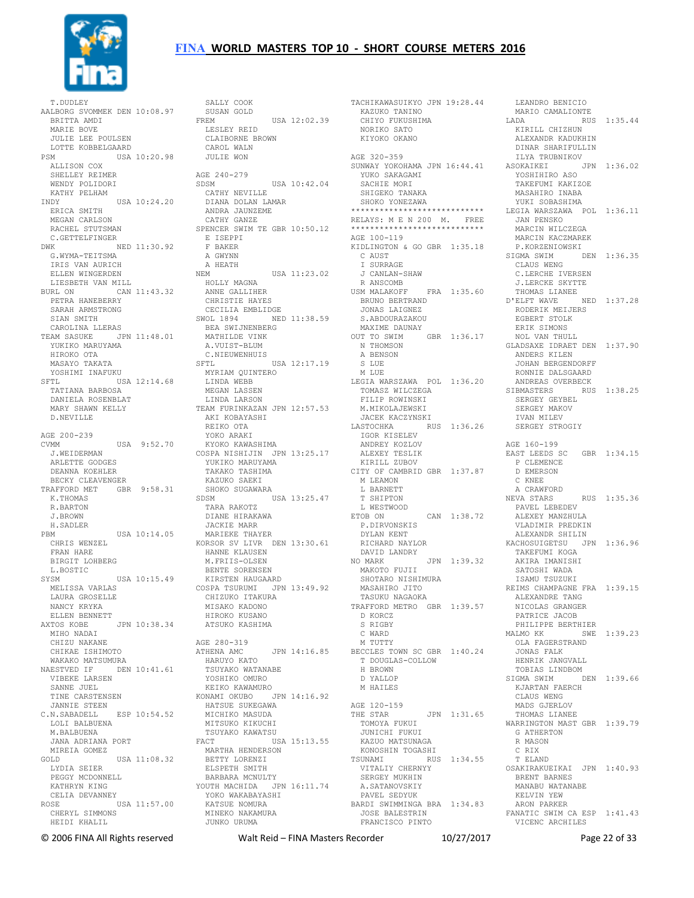# FINA WORLD MASTERS TOP 10 - SHORT COURSE METERS 2016

T.DUDLEY
AALBORG SVOMMEK DEN 10:08.97
BRITTA AMDI
MARIE BOVE
JULIE LEE POULSEN
LOTTE KOBBELGAARD
PSM USA 10:20.98
ALLISON COX
SHELLEY REIMER
WENDY POLIDORI
KATHY PELHAM
INDY USA 10:24.20
ERICA SMITH
MEGAN CARLSON
RACHEL STUTSMAN
C.GETTELFINGER
DWK NED 11:30.92
G.WYMA-TEITSMA
IRIS VAN AURICH
ELLEN WINGERDEN
LIESBETH VAN MILL
BURL ON CAN 11:43.32
PETRA HANEBERRY
SARAH ARMSTRONG
SIAN SMITH
CAROLINA LLERAS
TEAM SASUKE JPN 11:48.01
YUKIKO MARUYAMA
HIROKO OTA
MASAYO TAKATA
YOSHIMI INAFUKU
SFTL USA 12:14.68
TATIANA BARBOSA
DANIELA ROSENBLAT
MARY SHAWN KELLY
D.NEVILLE

AGE 200-239
CVMM USA 9:52.70
J.WEIDERMAN
ARLETTE GODGES
DEANNA KOEHLER
BECKY CLEAVENGER
TRAFFORD MET GBR 9:58.31
K.THOMAS
R.BARTON
J.BROWN
H.SADLER
PBM USA 10:14.05
CHRIS WENZEL
FRAN HARE
BIRGIT LOHBERG
L.BOSTIC
SYSM USA 10:15.49
MELISSA VARLAS
LAURA GROSELLE
NANCY KRYKA
ELLEN BENNETT
AXTOS KOBE JPN 10:38.34
MIHO NADAI
CHIZU NAKANE
CHIKAE ISHIMOTO
WAKAKO MATSUMURA
NAESTVED IF DEN 10:41.61
VIBEKE LARSEN
SANNE JUEL
TINE CARSTENSEN
JANNIE STEEN
C.N.SABADELL ESP 10:54.52
LOLI BALBUENA
M.BALBUENA
JANA ADRIANA PORT
MIREIA GOMEZ
GOLD USA 11:08.32
LYDIA SEIER
PEGGY MCDONNELL
KATHRYN KING
CELIA DEVANNEY
ROSE USA 11:57.00
CHERYL SIMMONS
HEIDI KHALIL
SALLY COOK
SUSAN GOLD
FREM USA 12:02.39
LESLEY REID
CLAIBORNE BROWN
CAROL WALN
JULIE WON

AGE 240-279
SDSM USA 10:42.04
CATHY NEVILLE
DIANA DOLAN LAMAR
ANDRA JAUNZEME
CATHY GANZE
SPENCER SWIM TE GBR 10:50.12
E ISEPPI
F BAKER
A GWYNN
A HEATH
NEM USA 11:23.02
HOLLY MAGNA
ANNE GALLIHER
CHRISTIE HAYES
CECILIA EMBLIDGE
SWOL 1894 NED 11:38.59
BEA SWIJNENBERG
MATHILDE VINK
A.VUIST-BLUM
C.NIEUWENHUIS
SFTL USA 12:17.19
MYRIAM QUINTERO
LINDA WEBB
MEGAN LASSEN
LINDA LARSON
TEAM FURINKAZAN JPN 12:57.53
AKI KOBAYASHI
REIKO OTA
YOKO ARAKI
KYOKO KAWASHIMA
COSPA NISHIJIN JPN 13:25.17
YUKIKO MARUYAMA
TAKAKO TASHIMA
KAZUKO SAEKI
SHOKO SUGAWARA
SDSM USA 13:25.47
TARA RAKOTZ
DIANE HIRAKAWA
JACKIE MARR
MARIEKE THAYER
KORSOR SV LIVR DEN 13:30.61
HANNE KLAUSEN
M.FRIIS-OLSEN
BENTE SORENSEN
KIRSTEN HAUGAARD
COSPA TSURUMI JPN 13:49.92
CHIZUKO ITAKURA
MISAKO KADONO
HIROKO KUSANO
ATSUKO KASHIMA

AGE 280-319
ATHENA AMC JPN 14:16.85
HARUYO KATO
TSUYAKO WATANABE
YOSHIKO OMURO
KEIKO KAWAMURO
KONAMI OKUBO JPN 14:16.92
HATSUE SUKEGAWA
MICHIKO MASUDA
MITSUKO KIKUCHI
TSUYAKO KAWATSU
FACT USA 15:13.55
MARTHA HENDERSON
BETTY LORENZI
ELSPETH SMITH
BARBARA MCNULTY
YOUTH MACHIDA JPN 16:11.74
YOKO WAKABAYASHI
KATSUE NOMURA
MINEKO NAKAMURA
JUNKO URUMA
TACHIKAWASUIKYO JPN 19:28.44
KAZUKO TANINO
CHIYO FUKUSHIMA
NORIKO SATO
KIYOKO OKANO

AGE 320-359
SUNWAY YOKOHAMA JPN 16:44.41
YUKO SAKAGAMI
SACHIE MORI
SHIGEKO TANAKA
SHOKO YONEZAWA

****************************
RELAYS: M E N 200 M. FREE
****************************

AGE 100-119
KIDLINGTON & GO GBR 1:35.18
C AUST
I SURRAGE
J CANLAN-SHAW
R ANSCOMB
USM MALAKOFF FRA 1:35.60
BRUNO BERTRAND
JONAS LAIGNEZ
S.ABDOURAZAKOU
MAXIME DAUNAY
OUT TO SWIM GBR 1:36.17
N THOMSON
A BENSON
S LUE
M LUE
LEGIA WARSZAWA POL 1:36.20
TOMASZ WILCZEGA
FILIP ROWINSKI
M.MIKOLAJEWSKI
JACEK KACZYNSKI
LASTOCHKA RUS 1:36.26
IGOR KISELEV
ANDREY KOZLOV
ALEXEY TESLIK
KIRILL ZUBOV
CITY OF CAMBRID GBR 1:37.87
M LEAMON
L BARNETT
T SHIPTON
L WESTWOOD
ETOB ON CAN 1:38.72
P.DIRVONSKIS
DYLAN KENT
RICHARD NAYLOR
DAVID LANDRY
NO MARK JPN 1:39.32
MAKOTO FUJII
SHOTARO NISHIMURA
MASAHIRO JITO
TASUKU NAGAOKA
TRAFFORD METRO GBR 1:39.57
D KORCZ
S RIGBY
C WARD
M TUTTY
BECCLES TOWN SC GBR 1:40.24
T DOUGLAS-COLLOW
H BROWN
D YALLOP
M HAILES

AGE 120-159
THE STAR JPN 1:31.65
TOMOYA FUKUI
JUNICHI FUKUI
KAZUO MATSUNAGA
KONOSHIN TOGASHI
TSUNAMI RUS 1:34.55
VITALIY CHERNYY
SERGEY MUKHIN
A.SATANOVSKIY
PAVEL SEDYUK
BARDI SWIMMINGA BRA 1:34.83
JOSE BALESTRIN
FRANCISCO PINTO
LEANDRO BENICIO
MARIO CAMALIONTE
LADA RUS 1:35.44
KIRILL CHIZHUN
ALEXANDR KADUKHIN
DINAR SHARIFULLIN
ILYA TRUBNIKOV
ASOKAIKEI JPN 1:36.02
YOSHIHIRO ASO
TAKEFUMI KAKIZOE
MASAHIRO INABA
YUKI SOBASHIMA
LEGIA WARSZAWA POL 1:36.11
JAN PENSKO
MARCIN WILCZEGA
MARCIN KACZMAREK
P.KORZENIOWSKI
SIGMA SWIM DEN 1:36.35
CLAUS WENG
C.LERCHE IVERSEN
J.LERCKE SKYTTE
THOMAS LIANEE
D'ELFT WAVE NED 1:37.28
RODERIK MEIJERS
EGBERT STOLK
ERIK SIMONS
NOL VAN THULL
GLADSAXE IDRAET DEN 1:37.90
ANDERS KILEN
JOHAN BERGENDORFF
RONNIE DALSGAARD
ANDREAS OVERBECK
SIBMASTERS RUS 1:38.25
SERGEY GEYBEL
SERGEY MAKOV
IVAN MILEV
SERGEY STROGIY

AGE 160-199
EAST LEEDS SC GBR 1:34.15
P CLEMENCE
D EMERSON
C KNEE
A CRAWFORD
NEVA STARS RUS 1:35.36
PAVEL LEBEDEV
ALEXEY MANZHULA
VLADIMIR PREDKIN
ALEXANDR SHILIN
KACHOSUIGETSU JPN 1:36.96
TAKEFUMI KOGA
AKIRA IMANISHI
SATOSHI WADA
ISAMU TSUZUKI
REIMS CHAMPAGNE FRA 1:39.15
ALEXANDRE TANG
NICOLAS GRANGER
PATRICE JACOB
PHILIPPE BERTHIER
MALMO KK SWE 1:39.23
OLA FAGERSTRAND
JONAS FALK
HENRIK JANGVALL
TOBIAS LINDBOM
SIGMA SWIM DEN 1:39.66
KJARTAN FAERCH
CLAUS WENG
MADS GJERLOV
THOMAS LIANEE
WARRINGTON MAST GBR 1:39.79
G ATHERTON
R MASON
C RIX
T ELAND
OSAKIRAKUEIKAI JPN 1:40.93
BRENT BARNES
MANABU WATANABE
KELVIN YEW
ARON PARKER
FANATIC SWIM CA ESP 1:41.43
VICENC ARCHILES

© 2006 FINA All Rights reserved Walt Reid – FINA Masters Recorder 10/27/2017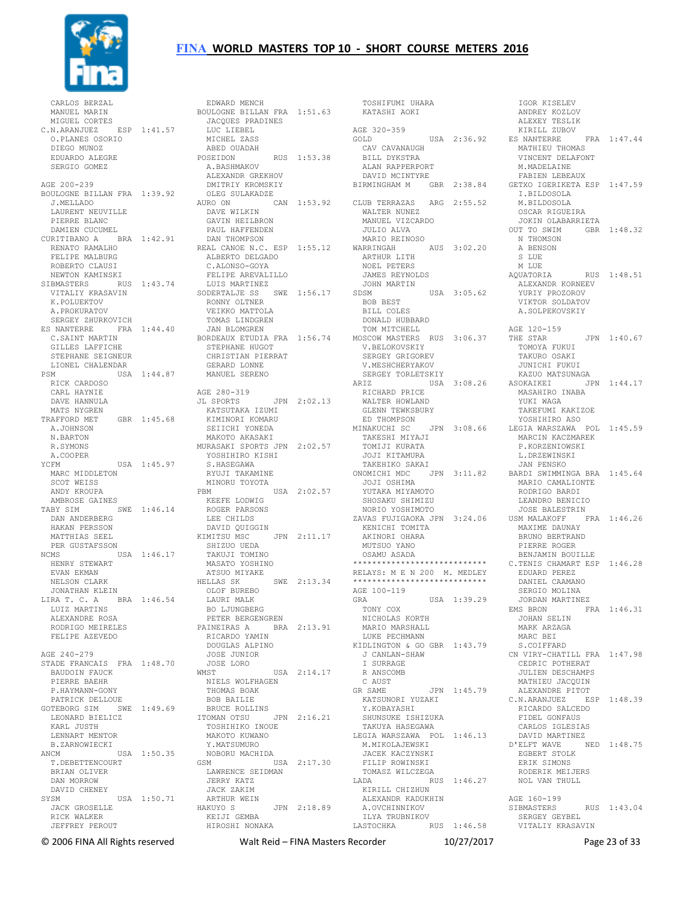# FINA WORLD MASTERS TOP 10 - SHORT COURSE METERS 2016

CARLOS BERZAL
MANUEL MARIN
MIGUEL CORTES
C.N.ARANJUEZ ESP 1:41.57
O.PLANES OSORIO
DIEGO MUNOZ
EDUARDO ALEGRE
SERGIO GOMEZ

AGE 200-239
BOULOGNE BILLAN FRA 1:39.92
J.MELLADO
LAURENT NEUVILLE
PIERRE BLANC
DAMIEN CUCUMEL
CURITIBANO A BRA 1:42.91
RENATO RAMALHO
FELIPE MALBURG
ROBERTO CLAUSI
NEWTON KAMINSKI
SIBMASTERS RUS 1:43.74
VITALIY KRASAVIN
K.POLUEKTOV
A.PROKURATOV
SERGEY ZHURKOVICH
ES NANTERRE FRA 1:44.40
C.SAINT MARTIN
GILLES LAFFICHE
STEPHANE SEIGNEUR
LIONEL CHALENDAR
PSM USA 1:44.87
RICK CARDOSO
CARL HAYNIE
DAVE HANNULA
MATS NYGREN
TRAFFORD MET GBR 1:45.68
A.JOHNSON
N.BARTON
R.SYMONS
A.COOPER
YCFM USA 1:45.97
MARC MIDDLETON
SCOT WEISS
ANDY KROUPA
AMBROSE GAINES
TABY SIM SWE 1:46.14
DAN ANDERBERG
HAKAN PERSSON
MATTHIAS SEEL
PER GUSTAFSSON
NCMS USA 1:46.17
HENRY STEWART
EVAN EKMAN
NELSON CLARK
JONATHAN KLEIN
LIRA T. C. A BRA 1:46.54
LUIZ MARTINS
ALEXANDRE ROSA
RODRIGO MEIRELES
FELIPE AZEVEDO

AGE 240-279
STADE FRANCAIS FRA 1:48.70
BAUDOIN FAUCK
PIERRE BAEHR
P.HAYMANN-GONY
PATRICK DELLOUE
GOTEBORG SIM SWE 1:49.69
LEONARD BIELICZ
KARL JUSTH
LENNART MENTOR
B.ZARNOWIECKI
ANCM USA 1:50.35
T.DEBETTENCOURT
BRIAN OLIVER
DAN MORROW
DAVID CHENEY
SYSM USA 1:50.71
JACK GROSELLE
RICK WALKER
JEFFREY PEROUT
EDWARD MENCH
BOULOGNE BILLAN FRA 1:51.63
JACQUES PRADINES
LUC LIEBEL
MICHEL ZASS
ABED OUADAH
POSEIDON RUS 1:53.38
A.BASHMAKOV
ALEXANDR GREKHOV
DMITRIY KROMSKIY
OLEG SULAKADZE
AURO ON CAN 1:53.92
DAVE WILKIN
GAVIN HEILBRON
PAUL HAFFENDEN
DAN THOMPSON
REAL CANOE N.C. ESP 1:55.12
ALBERTO DELGADO
C.ALONSO-GOYA
FELIPE AREVALILLO
LUIS MARTINEZ
SODERTALJE SS SWE 1:56.17
RONNY OLTNER
VEIKKO MATTOLA
TOMAS LINDGREN
JAN BLOMGREN
BORDEAUX ETUDIA FRA 1:56.74
STEPHANE HUGOT
CHRISTIAN PIERRAT
GERARD LONNE
MANUEL SERENO

AGE 280-319
JL SPORTS JPN 2:02.13
KATSUTAKA IZUMI
KIMINORI KOMARU
SEIICHI YONEDA
MAKOTO AKASAKI
MURASAKI SPORTS JPN 2:02.57
YOSHIHIRO KISHI
S.HASEGAWA
RYUJI TAKAMINE
MINORU TOYOTA
PBM USA 2:02.57
KEEFE LODWIG
ROGER PARSONS
LEE CHILDS
DAVID QUIGGIN
KIMITSU MSC JPN 2:11.17
SHIZUO UEDA
TAKUJI TOMINO
MASATO YOSHINO
ATSUO MIYAKE
HELLAS SK SWE 2:13.34
OLOF BUREBO
LAURI MALK
BO LJUNGBERG
PETER BERGENGREN
PAINEIRAS A BRA 2:13.91
RICARDO YAMIN
DOUGLAS ALPINO
JOSE JUNIOR
JOSE LORO
WMST USA 2:14.17
NIELS WOLFHAGEN
THOMAS BOAK
BOB BAILIE
BRUCE ROLLINS
ITOMAN OTSU JPN 2:16.21
TOSHIHIKO INOUE
MAKOTO KUWANO
Y.MATSUMURO
NOBORU MACHIDA
GSM USA 2:17.30
LAWRENCE SEIDMAN
JERRY KATZ
JACK ZAKIM
ARTHUR WEIN
HAKUYO S JPN 2:18.89
KEIJI GEMBA
HIROSHI NONAKA
TOSHIFUMI UHARA
KATASHI AOKI

AGE 320-359
GOLD USA 2:36.92
CAV CAVANAUGH
BILL DYKSTRA
ALAN RAPPERPORT
DAVID MCINTYRE
BIRMINGHAM M GBR 2:38.84

CLUB TERRAZAS ARG 2:55.52
WALTER NUNEZ
MANUEL VIZCARDO
JULIO ALVA
MARIO REINOSO
WARRINGAH AUS 3:02.20
ARTHUR LITH
NOEL PETERS
JAMES REYNOLDS
JOHN MARTIN
SDSM USA 3:05.62
BOB BEST
BILL COLES
DONALD HUBBARD
TOM MITCHELL
MOSCOW MASTERS RUS 3:06.37
V.BELOKOVSKIY
SERGEY GRIGOREV
V.MESHCHERYAKOV
SERGEY TORLETSKIY
ARIZ USA 3:08.26
RICHARD PRICE
WALTER HOWLAND
GLENN TEWKSBURY
ED THOMPSON
MINAKUCHI SC JPN 3:08.66
TAKESHI MIYAJI
TOMIJI KURATA
JOJI KITAMURA
TAKEHIKO SAKAI
ONOMICHI MDC JPN 3:11.82
JOJI OSHIMA
YUTAKA MIYAMOTO
SHOSAKU SHIMIZU
NORIO YOSHIMOTO
ZAVAS FUJIGAOKA JPN 3:24.06
KENICHI TOMITA
AKINORI OHARA
MUTSUO YANO
OSAMU ASADA

****************************
RELAYS: M E N 200 M. MEDLEY
****************************

AGE 100-119
GRA USA 1:39.29
TONY COX
NICHOLAS KORTH
MARIO MARSHALL
LUKE PECHMANN
KIDLINGTON & GO GBR 1:43.79
J CANLAN-SHAW
I SURRAGE
R ANSCOMB
C AUST
GR SAME JPN 1:45.79
KATSUNORI YUZAKI
Y.KOBAYASHI
SHUNSUKE ISHIZUKA
TAKUYA HASEGAWA
LEGIA WARSZAWA POL 1:46.13
M.MIKOLAJEWSKI
JACEK KACZYNSKI
FILIP ROWINSKI
TOMASZ WILCZEGA
LADA RUS 1:46.27
KIRILL CHIZHUN
ALEXANDR KADUKHIN
A.OVCHINNIKOV
ILYA TRUBNIKOV
LASTOCHKA RUS 1:46.58
IGOR KISELEV
ANDREY KOZLOV
ALEXEY TESLIK
KIRILL ZUBOV
ES NANTERRE FRA 1:47.44
MATHIEU THOMAS
VINCENT DELAFONT
M.MADELAINE
FABIEN LEBEAUX
GETXO IGERIKETA ESP 1:47.59
I.BILDOSOLA
M.BILDOSOLA
OSCAR RIGUEIRA
JOKIN OLABARRIETA
OUT TO SWIM GBR 1:48.32
N THOMSON
A BENSON
S LUE
M LUE
AQUATORIA RUS 1:48.51
ALEXANDR KORNEEV
YURIY PROZOROV
VIKTOR SOLDATOV
A.SOLPEKOVSKIY

AGE 120-159
THE STAR JPN 1:40.67
TOMOYA FUKUI
TAKURO OSAKI
JUNICHI FUKUI
KAZUO MATSUNAGA
ASOKAIKEI JPN 1:44.17
MASAHIRO INABA
YUKI WAGA
TAKEFUMI KAKIZOE
YOSHIHIRO ASO
LEGIA WARSZAWA POL 1:45.59
MARCIN KACZMAREK
P.KORZENIOWSKI
L.DRZEWINSKI
JAN PENSKO
BARDI SWIMMINGA BRA 1:45.64
MARIO CAMALIONTE
RODRIGO BARDI
LEANDRO BENICIO
JOSE BALESTRIN
USM MALAKOFF FRA 1:46.26
MAXIME DAUNAY
BRUNO BERTRAND
PIERRE ROGER
BENJAMIN BOUILLE
C.TENIS CHAMART ESP 1:46.28
EDUARD PEREZ
DANIEL CAAMANO
SERGIO MOLINA
JORDAN MARTINEZ
EMS BRON FRA 1:46.31
JOHAN SELIN
MARK ARZAGA
MARC BEI
S.COIFFARD
CN VIRY-CHATILL FRA 1:47.98
CEDRIC POTHERAT
JULIEN DESCHAMPS
MATHIEU JACQUIN
ALEXANDRE PITOT
C.N.ARANJUEZ ESP 1:48.39
RICARDO SALCEDO
FIDEL GONFAUS
CARLOS IGLESIAS
DAVID MARTINEZ
D'ELFT WAVE NED 1:48.75
EGBERT STOLK
ERIK SIMONS
RODERIK MEIJERS
NOL VAN THULL

AGE 160-199
SIBMASTERS RUS 1:43.04
SERGEY GEYBEL
VITALIY KRASAVIN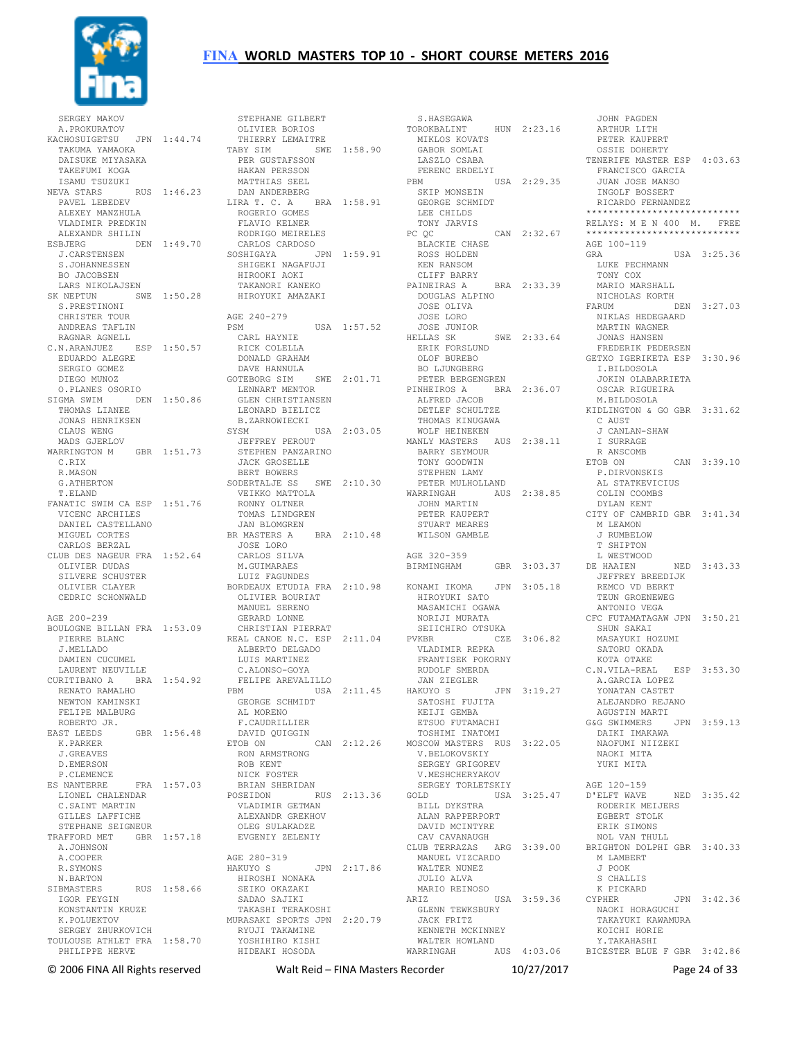# FINA WORLD MASTERS TOP 10 - SHORT COURSE METERS 2016

SERGEY MAKOV
A.PROKURATOV
KACHOSUIGETSU JPN 1:44.74
TAKUMA YAMAOKA
DAISUKE MIYASAKA
TAKEFUMI KOGA
ISAMU TSUZUKI
NEVA STARS RUS 1:46.23
PAVEL LEBEDEV
ALEXEY MANZHULA
VLADIMIR PREDKIN
ALEXANDR SHILIN
ESBJERG DEN 1:49.70
J.CARSTENSEN
S.JOHANNESSEN
BO JACOBSEN
LARS NIKOLAJSEN
SK NEPTUN SWE 1:50.28
S.PRESTINONI
CHRISTER TOUR
ANDREAS TAFLIN
RAGNAR AGNELL
C.N.ARANJUEZ ESP 1:50.57
EDUARDO ALEGRE
SERGIO GOMEZ
DIEGO MUNOZ
O.PLANES OSORIO
SIGMA SWIM DEN 1:50.86
THOMAS LIANEE
JONAS HENRIKSEN
CLAUS WENG
MADS GJERLOV
WARRINGTON M GBR 1:51.73
C.RIX
R.MASON
G.ATHERTON
T.ELAND
FANATIC SWIM CA ESP 1:51.76
VICENC ARCHILES
DANIEL CASTELLANO
MIGUEL CORTES
CARLOS BERZAL
CLUB DES NAGEUR FRA 1:52.64
OLIVIER DUDAS
SILVERE SCHUSTER
OLIVIER CLAYER
CEDRIC SCHONWALD

AGE 200-239
BOULOGNE BILLAN FRA 1:53.09
PIERRE BLANC
J.MELLADO
DAMIEN CUCUMEL
LAURENT NEUVILLE
CURITIBANO A BRA 1:54.92
RENATO RAMALHO
NEWTON KAMINSKI
FELIPE MALBURG
ROBERTO JR.
EAST LEEDS GBR 1:56.48
K.PARKER
J.GREAVES
D.EMERSON
P.CLEMENCE
ES NANTERRE FRA 1:57.03
LIONEL CHALENDAR
C.SAINT MARTIN
GILLES LAFFICHE
STEPHANE SEIGNEUR
TRAFFORD MET GBR 1:57.18
A.JOHNSON
A.COOPER
R.SYMONS
N.BARTON
SIBMASTERS RUS 1:58.66
IGOR FEYGIN
KONSTANTIN KRUZE
K.POLUEKTOV
SERGEY ZHURKOVICH
TOULOUSE ATHLET FRA 1:58.70
PHILIPPE HERVE
STEPHANE GILBERT
OLIVIER BORIOS
THIERRY LEMAITRE
TABY SIM SWE 1:58.90
PER GUSTAFSSON
HAKAN PERSSON
MATTHIAS SEEL
DAN ANDERBERG
LIRA T. C. A BRA 1:58.91
ROGERIO GOMES
FLAVIO KELNER
RODRIGO MEIRELES
CARLOS CARDOSO
SOSHIGAYA JPN 1:59.91
SHIGEKI NAGAFUJI
HIROOKI AOKI
TAKANORI KANEKO
HIROYUKI AMAZAKI

AGE 240-279
PSM USA 1:57.52
CARL HAYNIE
RICK COLELLA
DONALD GRAHAM
DAVE HANNULA
GOTEBORG SIM SWE 2:01.71
LENNART MENTOR
GLEN CHRISTIANSEN
LEONARD BELICZ
B.ZARNOWIECKI
SYSM USA 2:03.05
JEFFREY PEROUT
STEPHEN PANZARINO
JACK GROSELLE
BERT BOWERS
SODERTALJE SS SWE 2:10.30
VEIKKO MATTOLA
RONNY OLTNER
TOMAS LINDGREN
JAN BLOMGREN
BR MASTERS A BRA 2:10.48
JOSE LORO
CARLOS SILVA
M.GUIMARAES
LUIZ FAGUNDES
BORDEAUX ETUDIA FRA 2:10.98
OLIVIER BOURIAT
MANUEL SERENO
GERARD LONNE
CHRISTIAN PIERRAT
REAL CANOE N.C. ESP 2:11.04
ALBERTO DELGADO
LUIS MARTINEZ
C.ALONSO-GOYA
FELIPE AREVALILLO
PBM USA 2:11.45
GEORGE SCHMIDT
AL MORENO
F.CAUDRILLIER
DAVID QUIGGIN
ETOB ON CAN 2:12.26
RON ARMSTRONG
ROB KENT
NICK FOSTER
BRIAN SHERIDAN
POSEIDON RUS 2:13.36
VLADIMIR GETMAN
ALEXANDR GREKHOV
OLEG SULAKADZE
EVGENIY ZELENIY

AGE 280-319
HAKUYO S JPN 2:17.86
HIROSHI NONAKA
SEIKO OKAZAKI
SADAO SAJIKI
TAKASHI TERAKOSHI
MURASAKI SPORTS JPN 2:20.79
RYUJI TAKAMINE
YOSHIHIRO KISHI
HIDEAKI HOSODA
S.HASEGAWA
TOROKBALINT HUN 2:23.16
MIKLOS KOVATS
GABOR SOMLAI
LASZLO CSABA
FERENC ERDELYI
PBM USA 2:29.35
SKIP MONSEIN
GEORGE SCHMIDT
LEE CHILDS
TONY JARVIS
PC QC CAN 2:32.67
BLACKIE CHASE
ROSS HOLDEN
KEN RANSOM
CLIFF BARRY
PAINEIRAS A BRA 2:33.39
DOUGLAS ALPINO
JOSE OLIVA
JOSE LORO
JOSE JUNIOR
HELLAS SK SWE 2:33.64
ERIK FORSLUND
OLOF BUREBO
BO LJUNGBERG
PETER BERGENGREN
PINHEIROS A BRA 2:36.07
ALFRED JACOB
DETLEF SCHULTZE
THOMAS KINUGAWA
WOLF HEINEKEN
MANLY MASTERS AUS 2:38.11
BARRY SEYMOUR
TONY GOODWIN
STEPHEN LAMY
PETER MULHOLLAND
WARRINGAH AUS 2:38.85
JOHN MARTIN
PETER KAUPERT
STUART MEARES
WILSON GAMBLE

AGE 320-359
BIRMINGHAM GBR 3:03.37
KONAMI IKOMA JPN 3:05.18
HIROYUKI SATO
MASAMICHI OGAWA
NORIJI MURATA
SEIICHIRO OTSUKA
PVKBR CZE 3:06.82
VLADIMIR REPKA
FRANTISEK POKORNY
RUDOLF SMERDA
JAN ZIEGLER
HAKUYO S JPN 3:19.27
SATOSHI FUJITA
KEIJI GEMBA
ETSUO FUTAMACHI
TOSHIMI INATOMI
MOSCOW MASTERS RUS 3:22.05
V.BELOKOVSKIY
SERGEY GRIGOREV
V.MESHCHERYAKOV
SERGEY TORLETSKIY
GOLD USA 3:25.47
BILL DYKSTRA
ALAN RAPPERPORT
DAVID MCINTYRE
CAV CAVANAUGH
CLUB TERRAZAS ARG 3:39.00
MANUEL VIZCARDO
WALTER NUNEZ
JULIO ALVA
MARIO REINOSO
ARIZ USA 3:59.36
GLENN TEWKSBURY
JACK FRITZ
KENNETH MCKINNEY
WALTER HOWLAND
WARRINGAH AUS 4:03.06
JOHN PAGDEN
ARTHUR LITH
PETER KAUPERT
OSSIE DOHERTY
TENERIFE MASTER ESP 4:03.63
FRANCISCO GARCIA
JUAN JOSE MANSO
INGOLF BOSSERT
RICARDO FERNANDEZ

****************************
RELAYS: M E N 400 M. FREE
****************************

AGE 100-119
GRA USA 3:25.36
LUKE PECHMANN
TONY COX
MARIO MARSHALL
NICHOLAS KORTH
FARUM DEN 3:27.03
NIKLAS HEDEGAARD
MARTIN WAGNER
JONAS HANSEN
FREDERIK PEDERSEN
GETXO IGERIKETA ESP 3:30.96
I.BILDOSOLA
JOKIN OLABARRIETA
OSCAR RIGUEIRA
M.BILDOSOLA
KIDLINGTON & GO GBR 3:31.62
C AUST
J CANLAN-SHAW
I SURRAGE
R ANSCOMB
ETOB ON CAN 3:39.10
P.DIRVONSKIS
AL STATKEVICIUS
COLIN COOMBS
DYLAN KENT
CITY OF CAMBRID GBR 3:41.34
M LEAMON
J RUMBELOW
T SHIPTON
L WESTWOOD
DE HAAIEN NED 3:43.33
JEFFREY BREEDIJK
REMCO VD BERKT
TEUN GROENEWEG
ANTONIO VEGA
CFC FUTAMATAGAW JPN 3:50.21
SHUN SAKAI
MASAYUKI HOZUMI
SATORU OKADA
KOTA OTAKE
C.N.VILA-REAL ESP 3:53.30
A.GARCIA LOPEZ
YONATAN CASTET
ALEJANDRO REJANO
AGUSTIN MARTI
G&G SWIMMERS JPN 3:59.13
DAIKI IMAKAWA
NAOFUMI NIIZEKI
NAOKI MITA
YUKI MITA

AGE 120-159
D'ELFT WAVE NED 3:35.42
RODERIK MEIJERS
EGBERT STOLK
ERIK SIMONS
NOL VAN THULL
BRIGHTON DOLPHI GBR 3:40.33
M LAMBERT
J POOK
S CHALLIS
K PICKARD
CYPHER JPN 3:42.36
NAOKI HORAGUCHI
TAKAYUKI KAWAMURA
KOICHI HORIE
Y.TAKAHASHI
BICESTER BLUE F GBR 3:42.86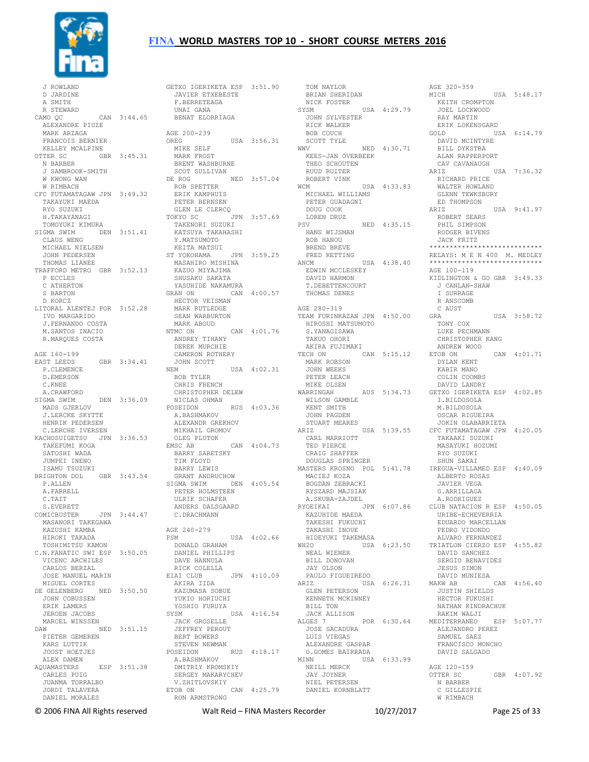J ROWLAND
D JARDINE
A SMITH
R STEWARD
CAMO QC CAN 3:44.65
ALEXANDRE PIUZE
MARK ARZAGA
FRANCOIS BERNIER
KELLEY MCALPINE
OTTER SC GBR 3:45.31
N BARBER
J SAMBROOK-SMITH
W KWONG WAN
W RIMBACH
CFC FUTAMATAGAW JPN 3:49.32
TAKAYUKI MAEDA
RYO SUZUKI
H.TAKAYANAGI
TOMOYUKI KIMURA
SIGMA SWIM DEN 3:51.41
CLAUS WENG
MICHAEL NIELSEN
JOHN PEDERSEN
THOMAS LIANEE
TRAFFORD METRO GBR 3:52.13
P ECCLES
C ATHERTON
S BARTON
D KORCZ
LITORAL ALENTEJ POR 3:52.28
IVO MARGARIDO
J.FERNANDO COSTA
M.SANTOS INACIO
R.MARQUES COSTA

AGE 160-199
EAST LEEDS GBR 3:34.41
P.CLEMENCE
D.EMERSON
C.KNEE
A.CRAWFORD
SIGMA SWIM DEN 3:36.09
MADS GJERLOV
J.LERCKE SKYTTE
HENRIK PEDERSEN
C.LERCHE IVERSEN
KACHOSUIGETSU JPN 3:36.53
TAKEFUMI KOGA
SATOSHI WADA
JUMPEI INENO
ISAMU TSUZUKI
BRIGHTON DOL GBR 3:43.54
P.ALLEN
A.FARRELL
C.TAIT
S.EVERETT
COMICBUSTER JPN 3:44.47
MASANORI TAKEGAWA
KAZUSHI KAMBA
HIROKI TAKADA
TOSHIMITSU KAMON
C.N.FANATIC SWI ESP 3:50.05
VICENC ARCHILES
CARLOS BERZAL
JOSE MANUEL MARIN
MIGUEL CORTES
DE GELENBERG NED 3:50.50
JOHN COBUSSEN
ERIK LAMERS
JEROEN JACOBS
MARCEL WINSSEN
DAW NED 3:51.15
PIETER GEMEREN
KARS LUTTIK
JOOST HOETJES
ALEX DAMEN
AQUAMASTERS ESP 3:51.38
CARLES PUIG
JUANMA TORRALBO
JORDI TALAVERA
DANIEL MORALES

GETXO IGERIKETA ESP 3:51.90
JAVIER ETXEBESTE
F.BERRETEAGA
UNAI GANA
BENAT ELORRIAGA

AGE 200-239
OREG USA 3:56.31
MIKE SELF
MARK FROST
BRENT WASHBURNE
SCOT SULLIVAN
DE ROG NED 3:57.04
ROB SPETTER
ERIK KAMPHUIS
PETER BERNSEN
GLEN LE CLERCQ
TOKYO SC JPN 3:57.69
TAKENORI SUZUKI
KATSUYA TAKAHASHI
Y.MATSUMOTO
KEITA MATSUI
ST YOKOHAMA JPN 3:59.25
MASAHIRO MISHINA
KAZUO MIYAJIMA
SHUSAKU SAKATA
YASUHIDE NAKAMURA
GRAN ON CAN 4:00.57
HECTOR VEISMAN
MARK RUTLEDGE
SEAN WARBURTON
MARK ABOUD
NTMC ON CAN 4:01.76
ANDREY TIHANY
DEREK MURCHIE
CAMERON ROTHERY
JOHN SCOTT
NEM USA 4:02.31
BOB TYLER
CHRIS FRENCH
CHRISTOPHER DELEW
NICLAS OHMAN
POSEIDON RUS 4:03.36
A.BASHMAKOV
ALEXANDR GREKHOV
MIKHAIL GROMOV
OLEG PLUTOK
EMSC AB CAN 4:04.73
BARRY SARETSKY
TIM FLOYD
BARRY LEWIS
GRANT ANDRUCHOW
SIGMA SWIM DEN 4:05.54
PETER HOLMSTEEN
ULRIK SCHAFER
ANDERS DALSGAARD
C.DRACHMANN

AGE 240-279
PSM USA 4:02.66
DONALD GRAHAM
DANIEL PHILLIPS
DAVE HANNULA
RICK COLELLA
EIAI CLUB JPN 4:10.09
AKIRA IIDA
KAZUMASA SOBUE
YUKIO HORIUCHI
YOSHIO FURUYA
SYSM USA 4:16.54
JACK GROSELLE
JEFFREY PEROUT
BERT BOWERS
STEVEN NEWMAN
POSEIDON RUS 4:18.17
A.BASHMAKOV
DMITRIY KROMSKIY
SERGEY MAKARYCHEV
V.ZHITLOVSKIY
ETOB ON CAN 4:25.79
RON ARMSTRONG

TOM NAYLOR
BRIAN SHERIDAN
NICK FOSTER
SYSM USA 4:29.79
JOHN SYLVESTER
RICK WALKER
BOB COUCH
SCOTT TYLE
WWV NED 4:30.71
KEES-JAN OVERBEEK
THEO SCHOUTEN
RUUD RUITER
ROBERT VINK
WCM USA 4:33.83
MICHAEL WILLIAMS
PETER GUADAGNI
DOUG COOK
LOREN DRUZ
PSV NED 4:35.15
HANS WIJSMAN
ROB HANOU
BREND BREVE
FRED KETTING
ANCM USA 4:38.40
EDWIN MCCLESKEY
DAVID HARMON
T.DEBETTENCOURT
THOMAS DENES

AGE 280-319
TEAM FURINKAZAN JPN 4:50.00
HIROSHI MATSUMOTO
S.YANAGISAWA
TAKUO OHORI
AKIRA FUJIMAKI
TECH ON CAN 5:15.12
MARK ROBSON
JOHN WEEKS
PETER LEACH
MIKE OLSEN
WARRINGAH AUS 5:34.73
WILSON GAMBLE
KENT SMITH
JOHN PAGDEN
STUART MEARES
ARIZ USA 5:39.55
CARL MARRIOTT
TED PIERCE
CRAIG SHAFFER
DOUGLAS SPRINGER
MASTERS KROSNO POL 5:41.78
MACIEJ KOZA
BOGDAN ZEBRACKI
RYSZARD MAJSIAK
A.SKUBA-ZAJDEL
RYOEIKAI JPN 6:07.86
KAZUHIDE MAEDA
TAKESHI FUKUCHI
TAKASHI INOUE
HIDEYUKI TAKEMASA
WH2O USA 6:23.50
NEAL WIENER
BILL DONOVAN
JAY OLSON
PAULO FIGUEIREDO
ARIZ USA 6:26.31
GLEN PETERSON
KENNETH MCKINNEY
BILL TON
JACK ALLISON
ALGES 7 POR 6:30.64
JOSE SACADURA
LUIS VIEGAS
ALEXANDRE GASPAR
O.GOMES BAIRRADA
MINN USA 6:33.99
NEILL MERCK
JAY JOYNER
NIEL PETERSEN
DANIEL KORNBLATT

AGE 320-359
MICH USA 5:48.17
KEITH CROMPTON
JOEL LOCKWOOD
RAY MARTIN
ERIK LOKENSGARD
GOLD USA 6:14.79
DAVID MCINTYRE
BILL DYKSTRA
ALAN RAPPERPORT
CAV CAVANAUGH
ARIZ USA 7:36.32
RICHARD PRICE
WALTER HOWLAND
GLENN TEWKSBURY
ED THOMPSON
ARIZ USA 9:41.97
ROBERT SEARS
PHIL SIMPSON
RODGER BIVENS
JACK FRITZ

***************************
RELAYS: M E N 400 M. MEDLEY
***************************

AGE 100-119
KIDLINGTON & GO GBR 3:49.33
J CANLAN-SHAW
I SURRAGE
R ANSCOMB
C AUST
GRA USA 3:58.72
TONY COX
LUKE PECHMANN
CHRISTOPHER KANG
ANDREW WOOD
ETOB ON CAN 4:01.71
DYLAN KENT
KABIR MANO
COLIN COOMBS
DAVID LANDRY
GETXO IGERIKETA ESP 4:02.85
I.BILDOSOLA
M.BILDOSOLA
OSCAR RIGUEIRA
JOKIN OLABARRIETA
CFC FUTAMATAGAW JPN 4:20.05
TAKAAKI SUZUKI
MASAYUKI HOZUMI
RYO SUZUKI
SHUN SAKAI
IREGUA-VILLAMED ESP 4:40.09
ALBERTO ROSAS
JAVIER VEGA
G.ARRILLAGA
A.RODRIGUEZ
CLUB NATACION R ESP 4:50.05
URIBE-ECHEVERRIA
EDUARDO MARCELLAN
PEDRO VIDONDO
ALVARO FERNANDEZ
TRIATLON CIERZO ESP 4:55.82
DAVID SANCHEZ
SERGIO BENAVIDES
JESUS SIMON
DAVID MUNIESA
MAKW AB CAN 4:56.40
JUSTIN SHIELDS
HECTOR FUKUSHI
NATHAN KINDRACHUK
RAKIM WALJI
MEDITERRANEO ESP 5:07.77
ALEJANDRO PEREZ
SAMUEL SAEZ
FRANCISCO MONCHO
DAVID SALGADO

AGE 120-159
OTTER SC GBR 4:07.92
N BARBER
C GILLESPIE
W RIMBACH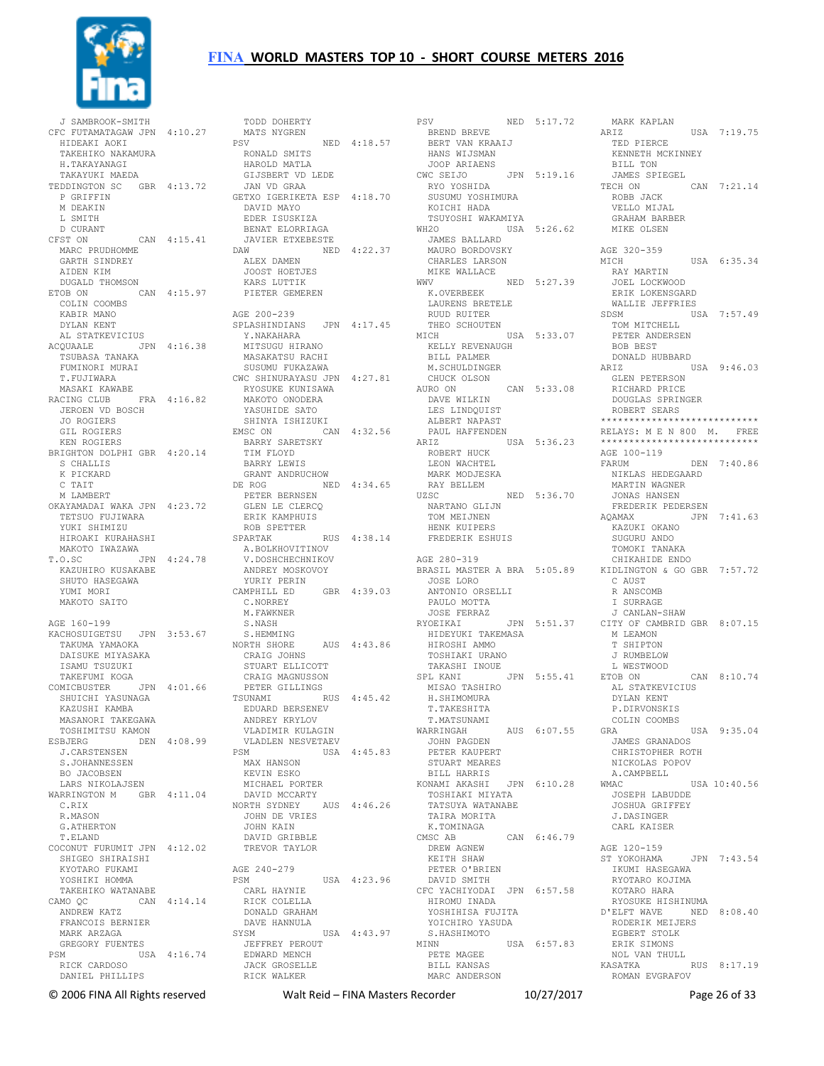# FINA WORLD MASTERS TOP 10 - SHORT COURSE METERS 2016

J SAMBROOK-SMITH
CFC FUTAMATAGAW JPN 4:10.27
HIDEAKI AOKI
TAKEHIKO NAKAMURA
H.TAKAYANAGI
TAKAYUKI MAEDA
TEDDINGTON SC GBR 4:13.72
P GRIFFIN
M DEAKIN
L SMITH
D CURANT
CFST ON CAN 4:15.41
MARC PRUDHOMME
GARTH SINDREY
AIDEN KIM
DUGALD THOMSON
ETOB ON CAN 4:15.97
COLIN COOMBS
KABIR MANO
DYLAN KENT
AL STATKEVICIUS
ACQUAALE JPN 4:16.38
TSUBASA TANAKA
FUMINORI MURAI
T.FUJIWARA
MASAKI KAWABE
RACING CLUB FRA 4:16.82
JEROEN VD BOSCH
JO ROGIERS
GIL ROGIERS
KEN ROGIERS
BRIGHTON DOLPHI GBR 4:20.14
S CHALLIS
K PICKARD
C TAIT
M LAMBERT
OKAYAMADAI WAKA JPN 4:23.72
TETSUO FUJIWARA
YUKI SHIMIZU
HIROAKI KURAHASHI
MAKOTO IWAZAWA
T.O.SC JPN 4:24.78
KAZUHIRO KUSAKABE
SHUTO HASEGAWA
YUMI MORI
MAKOTO SAITO

AGE 160-199
KACHOSUIGETSU JPN 3:53.67
TAKUMA YAMAOKA
DAISUKE MIYASAKA
ISAMU TSUZUKI
TAKEFUMI KOGA
COMICBUSTER JPN 4:01.66
SHUICHI YASUNAGA
KAZUSHI KAMBA
MASANORI TAKEGAWA
TOSHIMITSU KAMON
ESBJERG DEN 4:08.99
J.CARSTENSEN
S.JOHANNESSEN
BO JACOBSEN
LARS NIKOLAJSEN
WARRINGTON M GBR 4:11.04
C.RIX
R.MASON
G.ATHERTON
T.ELAND
COCONUT FURUMIT JPN 4:12.02
SHIGEO SHIRAISHI
KYOTARO FUKAMI
YOSHIKI HOMMA
TAKEHIKO WATANABE
CAMO QC CAN 4:14.14
ANDREW KATZ
FRANCOIS BERNIER
MARK ARZAGA
GREGORY FUENTES
PSM USA 4:16.74
RICK CARDOSO
DANIEL PHILLIPS
TODD DOHERTY
MATS NYGREN
PSV NED 4:18.57
RONALD SMITS
HAROLD MATLA
GIJSBERT VD LEDE
JAN VD GRAA
GETXO IGERIKETA ESP 4:18.70
DAVID MAYO
EDER ISUSKIZA
BENAT ELORRIAGA
JAVIER ETXEBESTE
DAW NED 4:22.37
ALEX DAMEN
JOOST HOETJES
KARS LUTTIK
PIETER GEMEREN

AGE 200-239
SPLASHINDIANS JPN 4:17.45
Y.NAKAHARA
MITSUGU HIRANO
MASAKATSU RACHI
SUSUMU FUKAZAWA
CWC SHINURAYASU JPN 4:27.81
RYOSUKE KUNISAWA
MAKOTO ONODERA
YASUHIDE SATO
SHINYA ISHIZUKI
EMSC ON CAN 4:32.56
BARRY SARETSKY
TIM FLOYD
BARRY LEWIS
GRANT ANDRUCHOW
DE ROG NED 4:34.65
PETER BERNSEN
GLEN LE CLERCQ
ERIK KAMPHUIS
ROB SPETTER
SPARTAK RUS 4:38.14
A.BOLKHOVITINOV
V.DOSHCHECHNIKOV
ANDREY MOSKOVOY
YURIY PERIN
CAMPHILL ED GBR 4:39.03
C.NORREY
M.FAWKNER
S.NASH
S.HEMMING
NORTH SHORE AUS 4:43.86
CRAIG JOHNS
STUART ELLICOTT
CRAIG MAGNUSSON
PETER GILLINGS
TSUNAMI RUS 4:45.42
EDUARD BERSENEV
ANDREY KRYLOV
VLADIMIR KULAGIN
VLADLEN NESVETAEV
PSM USA 4:45.83
MAX HANSON
KEVIN ESKO
MICHAEL PORTER
DAVID MCCARTY
NORTH SYDNEY AUS 4:46.26
JOHN DE VRIES
JOHN KAIN
DAVID GRIBBLE
TREVOR TAYLOR

AGE 240-279
PSM USA 4:23.96
CARL HAYNIE
RICK COLELLA
DONALD GRAHAM
DAVE HANNULA
SYSM USA 4:43.97
JEFFREY PEROUT
EDWARD MENCH
JACK GROSELLE
RICK WALKER
PSV NED 5:17.72
BREND BREVE
BERT VAN KRAAIJ
HANS WIJSMAN
JOOP ARIAENS
CWC SEIJO JPN 5:19.16
RYO YOSHIDA
SUSUMU YOSHIMURA
KOICHI HADA
TSUYOSHI WAKAMIYA
WH2O USA 5:26.62
JAMES BALLARD
MAURO BORDOVSKY
CHARLES LARSON
MIKE WALLACE
WWV NED 5:27.39
K.OVERBEEK
LAURENS BRETELE
RUUD RUITER
THEO SCHOUTEN
MICH USA 5:33.07
KELLY REVENAUGH
BILL PALMER
M.SCHULDINGER
CHUCK OLSON
AURO ON CAN 5:33.08
DAVE WILKIN
LES LINDQUIST
ALBERT NAPAST
PAUL HAFFENDEN
ARIZ USA 5:36.23
ROBERT HUCK
LEON WACHTEL
MARK MODJESKA
RAY BELLEM
UZSC NED 5:36.70
NARTANO GLIJN
TOM MEIJNEN
HENK KUIPERS
FREDERIK ESHUIS

AGE 280-319
BRASIL MASTER A BRA 5:05.89
JOSE LORO
ANTONIO ORSELLI
PAULO MOTTA
JOSE FERRAZ
RYOEIKAI JPN 5:51.37
HIDEYUKI TAKEMASA
HIROSHI AMMO
TOSHIAKI URANO
TAKASHI INOUE
SPL KANI JPN 5:55.41
MISAO TASHIRO
H.SHIMOMURA
T.TAKESHITA
T.MATSUNAMI
WARRINGAH AUS 6:07.55
JOHN PAGDEN
PETER KAUPERT
STUART MEARES
BILL HARRIS
KONAMI AKASHI JPN 6:10.28
TOSHIAKI MIYATA
TATSUYA WATANABE
TAIRA MORITA
K.TOMINAGA
CMSC AB CAN 6:46.79
DREW AGNEW
KEITH SHAW
PETER O'BRIEN
DAVID SMITH
CFC YACHIYODAI JPN 6:57.58
HIROMU INADA
YOSHIHISA FUJITA
YOICHIRO YASUDA
S.HASHIMOTO
MINN USA 6:57.83
PETE MAGEE
BILL KANSAS
MARC ANDERSON
MARK KAPLAN
ARIZ USA 7:19.75
TED PIERCE
KENNETH MCKINNEY
BILL TON
JAMES SPIEGEL
TECH ON CAN 7:21.14
ROBB JACK
VELLO MIJAL
GRAHAM BARBER
MIKE OLSEN

AGE 320-359
MICH USA 6:35.34
RAY MARTIN
JOEL LOCKWOOD
ERIK LOKENSGARD
WALLIE JEFFRIES
SDSM USA 7:57.49
TOM MITCHELL
PETER ANDERSEN
BOB BEST
DONALD HUBBARD
ARIZ USA 9:46.03
GLEN PETERSON
RICHARD PRICE
DOUGLAS SPRINGER
ROBERT SEARS

***************************
RELAYS: M E N 800 M. FREE
***************************

AGE 100-119
FARUM DEN 7:40.86
NIKLAS HEDEGAARD
MARTIN WAGNER
JONAS HANSEN
FREDERIK PEDERSEN
AQAMAX JPN 7:41.63
KAZUKI OKANO
SUGURU ANDO
TOMOKI TANAKA
CHIKAHIDE ENDO
KIDLINGTON & GO GBR 7:57.72
C AUST
R ANSCOMB
I SURRAGE
J CANLAN-SHAW
CITY OF CAMBRID GBR 8:07.15
M LEAMON
T SHIPTON
J RUMBELOW
L WESTWOOD
ETOB ON CAN 8:10.74
AL STATKEVICIUS
DYLAN KENT
P.DIRVONSKIS
COLIN COOMBS
GRA USA 9:35.04
JAMES GRANADOS
CHRISTOPHER ROTH
NICKOLAS POPOV
A.CAMPBELL
WMAC USA 10:40.56
JOSEPH LABUDDE
JOSHUA GRIFFEY
J.DASINGER
CARL KAISER

AGE 120-159
ST YOKOHAMA JPN 7:43.54
IKUMI HASEGAWA
RYOTARO KOJIMA
KOTARO HARA
RYOSUKE HISHINUMA
D'ELFT WAVE NED 8:08.40
RODERIK MEIJERS
EGBERT STOLK
ERIK SIMONS
NOL VAN THULL
KASATKA RUS 8:17.19
ROMAN EVGRAFOV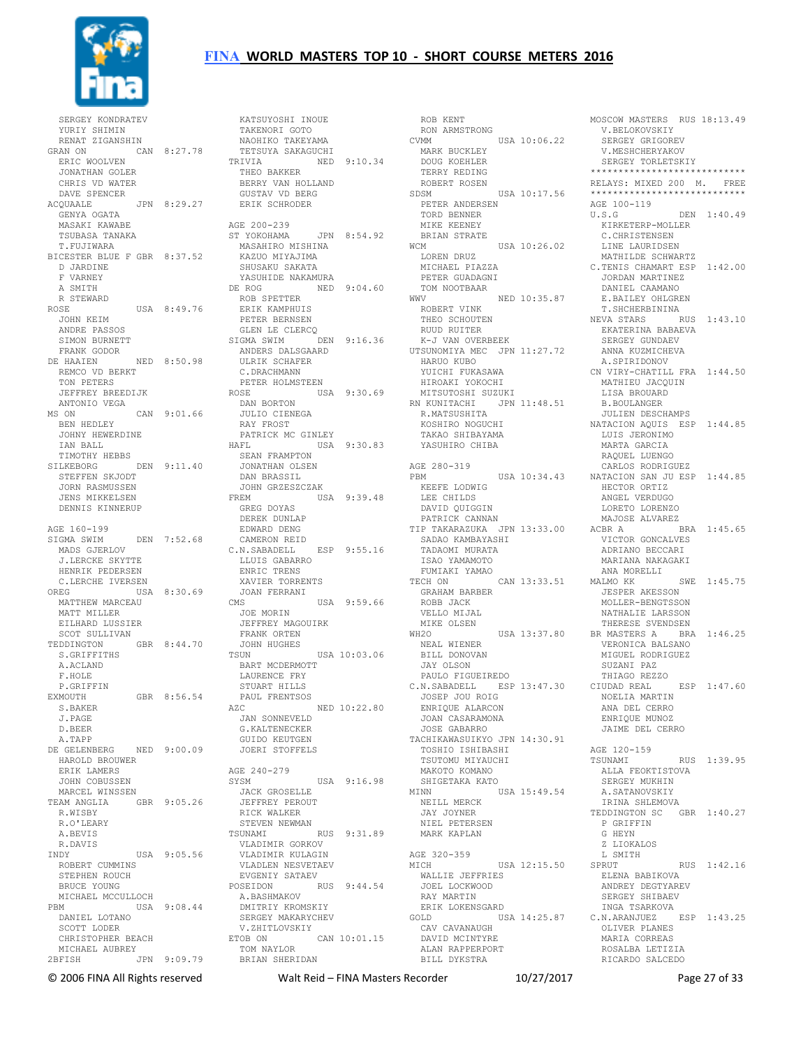SERGEY KONDRATEV
YURIY SHIMIN
RENAT ZIGANSHIN
GRAN ON CAN 8:27.78
ERIC WOOLVEN
JONATHAN GOLER
CHRIS VD WATER
DAVE SPENCER
ACQUAALE JPN 8:29.27
GENYA OGATA
MASAKI KAWABE
TSUBASA TANAKA
T.FUJIWARA
BICESTER BLUE F GBR 8:37.52
D JARDINE
F VARNEY
A SMITH
R STEWARD
ROSE USA 8:49.76
JOHN KEIM
ANDRE PASSOS
SIMON BURNETT
FRANK GODOR
DE HAAIEN NED 8:50.98
REMCO VD BERKT
TON PETERS
JEFFREY BREEDIJK
ANTONIO VEGA
MS ON CAN 9:01.66
BEN HEDLEY
JOHNY HEWERDINE
IAN BALL
TIMOTHY HEBBS
SILKEBORG DEN 9:11.40
STEFFEN SKJODT
JORN RASMUSSEN
JENS MIKKELSEN
DENNIS KINNERUP

AGE 160-199
SIGMA SWIM DEN 7:52.68
MADS GJERLOV
J.LERCKE SKYTTE
HENRIK PEDERSEN
C.LERCHE IVERSEN
OREG USA 8:30.69
MATTHEW MARCEAU
MATT MILLER
EILHARD LUSSIER
SCOT SULLIVAN
TEDDINGTON GBR 8:44.70
S.GRIFFITHS
A.ACLAND
F.HOLE
P.GRIFFIN
EXMOUTH GBR 8:56.54
S.BAKER
J.PAGE
D.BEER
A.TAPP
DE GELENBERG NED 9:00.09
HAROLD BROUWER
ERIK LAMERS
JOHN COBUSSEN
MARCEL WINSSEN
TEAM ANGLIA GBR 9:05.26
R.WISBY
R.O'LEARY
A.BEVIS
R.DAVIS
INDY USA 9:05.56
ROBERT CUMMINS
STEPHEN ROUCH
BRUCE YOUNG
MICHAEL MCCULLOCH
PBM USA 9:08.44
DANIEL LOTANO
SCOTT LODER
CHRISTOPHER BEACH
MICHAEL AUBREY
2BFISH JPN 9:09.79
KATSUYOSHI INOUE
TAKENORI GOTO
NAOHIKO TAKEYAMA
TETSUYA SAKAGUCHI
TRIVIA NED 9:10.34
THEO BAKKER
BERRY VAN HOLLAND
GUSTAV VD BERG
ERIK SCHRODER

AGE 200-239
ST YOKOHAMA JPN 8:54.92
MASAHIRO MISHINA
KAZUO MIYAJIMA
SHUSAKU SAKATA
YASUHIDE NAKAMURA
DE ROG NED 9:04.60
ROB SPETTER
ERIK KAMPHUIS
PETER BERNSEN
GLEN LE CLERCQ
SIGMA SWIM DEN 9:16.36
ANDERS DALSGAARD
ULRIK SCHAFER
C.DRACHMANN
PETER HOLMSTEEN
ROSE USA 9:30.69
DAN BORTON
JULIO CIENEGA
RAY FROST
PATRICK MC GINLEY
HAFL USA 9:30.83
SEAN FRAMPTON
JONATHAN OLSEN
DAN BRASSIL
JOHN GRZESZCZAK
FREM USA 9:39.48
GREG DOYAS
DEREK DUNLAP
EDWARD DENG
CAMERON REID
C.N.SABADELL ESP 9:55.16
LLUIS GABARRO
ENRIC TRENS
XAVIER TORRENTS
JOAN FERRANI
CMS USA 9:59.66
JOE MORIN
JEFFREY MAGOUIRK
FRANK ORTEN
JOHN HUGHES
TSUN USA 10:03.06
BART MCDERMOTT
LAURENCE FRY
STUART HILLS
PAUL FRENTSOS
AZC NED 10:22.80
JAN SONNEVELD
G.KALTENECKER
GUIDO KEUTGEN
JOERI STOFFELS

AGE 240-279
SYSM USA 9:16.98
JACK GROSELLE
JEFFREY PEROUT
RICK WALKER
STEVEN NEWMAN
TSUNAMI RUS 9:31.89
VLADIMIR GORKOV
VLADIMIR KULAGIN
VLADLEN NESVETAEV
EVGENIY SATAEV
POSEIDON RUS 9:44.54
A.BASHMAKOV
DMITRIY KROMSKIY
SERGEY MAKARYCHEV
V.ZHITLOVSKIY
ETOB ON CAN 10:01.15
TOM NAYLOR
BRIAN SHERIDAN
ROB KENT
RON ARMSTRONG
CVMM USA 10:06.22
MARK BUCKLEY
DOUG KOEHLER
TERRY REDING
ROBERT ROSEN
SDSM USA 10:17.56
PETER ANDERSEN
TORD BENNER
MIKE KEENEY
BRIAN STRATE
WCM USA 10:26.02
LOREN DRUZ
MICHAEL PIAZZA
PETER GUADAGNI
TOM NOOTBAAR
WWV NED 10:35.87
ROBERT VINK
THEO SCHOUTEN
RUUD RUITER
K-J VAN OVERBEEK
UTSUNOMIYA MEC JPN 11:27.72
HARUO KUBO
YUICHI FUKASAWA
HIROAKI YOKOCHI
MITSUTOSHI SUZUKI
RN KUNITACHI JPN 11:48.51
R.MATSUSHITA
KOSHIRO NOGUCHI
TAKAO SHIBAYAMA
YASUHIRO CHIBA

AGE 280-319
PBM USA 10:34.43
KEEFE LODWIG
LEE CHILDS
DAVID QUIGGIN
PATRICK CANNAN
TIP TAKARAZUKA JPN 13:33.00
SADAO KAMBAYASHI
TADAOMI MURATA
ISAO YAMAMOTO
FUMIAKI YAMAO
TECH ON CAN 13:33.51
GRAHAM BARBER
ROBB JACK
VELLO MIJAL
MIKE OLSEN
WH2O USA 13:37.80
NEAL WIENER
BILL DONOVAN
JAY OLSON
PAULO FIGUEIREDO
C.N.SABADELL ESP 13:47.30
JOSEP JOU ROIG
ENRIQUE ALARCON
JOAN CASARAMONA
JOSE GABARRO
TACHIKAWASUIKYO JPN 14:30.91
TOSHIO ISHIBASHI
TSUTOMU MIYAUCHI
MAKOTO KOMANO
SHIGETAKA KATO
MINN USA 15:49.54
NEILL MERCK
JAY JOYNER
NIEL PETERSEN
MARK KAPLAN

AGE 320-359
MICH USA 12:15.50
WALLIE JEFFRIES
JOEL LOCKWOOD
RAY MARTIN
ERIK LOKENSGARD
GOLD USA 14:25.87
CAV CAVANAUGH
DAVID MCINTYRE
ALAN RAPPERPORT
BILL DYKSTRA
MOSCOW MASTERS RUS 18:13.49
V.BELOKOVSKIY
SERGEY GRIGOREV
V.MESHCHERYAKOV
SERGEY TORLETSKIY

****************************
RELAYS: MIXED 200 M. FREE
****************************

AGE 100-119
U.S.G DEN 1:40.49
KIRKETERP-MOLLER
C.CHRISTENSEN
LINE LAURIDSEN
MATHILDE SCHWARTZ
C.TENIS CHAMART ESP 1:42.00
JORDAN MARTINEZ
DANIEL CAAMANO
E.BAILEY OHLGREN
T.SHCHERBININA
NEVA STARS RUS 1:43.10
EKATERINA BABAEVA
SERGEY GUNDAEV
ANNA KUZMICHEVA
A.SPIRIDONOV
CN VIRY-CHATILL FRA 1:44.50
MATHIEU JACQUIN
LISA BROUARD
B.BOULANGER
JULIEN DESCHAMPS
NATACION AQUIS ESP 1:44.85
LUIS JERONIMO
MARTA GARCIA
RAQUEL LUENGO
CARLOS RODRIGUEZ
NATACION SAN JU ESP 1:44.85
HECTOR ORTIZ
ANGEL VERDUGO
LORETO LORENZO
MAJOSE ALVAREZ
ACBR A BRA 1:45.65
VICTOR GONCALVES
ADRIANO BECCARI
MARIANA NAKAGAKI
ANA MORELLI
MALMO KK SWE 1:45.75
JESPER AKESSON
MOLLER-BENGTSSON
NATHALIE LARSSON
THERESE SVENDSEN
BR MASTERS A BRA 1:46.25
VERONICA BALSANO
MIGUEL RODRIGUEZ
SUZANI PAZ
THIAGO REZZO
CIUDAD REAL ESP 1:47.60
NOELIA MARTIN
ANA DEL CERRO
ENRIQUE MUNOZ
JAIME DEL CERRO

AGE 120-159
TSUNAMI RUS 1:39.95
ALLA FEOKTISTOVA
SERGEY MUKHIN
A.SATANOVSKIY
IRINA SHLEMOVA
TEDDINGTON SC GBR 1:40.27
P GRIFFIN
G HEYN
Z LIOKALOS
L SMITH
SPRUT RUS 1:42.16
ELENA BABIKOVA
ANDREY DEGTYAREV
SERGEY SHIBAEV
INGA TSARKOVA
C.N.ARANJUEZ ESP 1:43.25
OLIVER PLANES
MARIA CORREAS
ROSALBA LETIZIA
RICARDO SALCEDO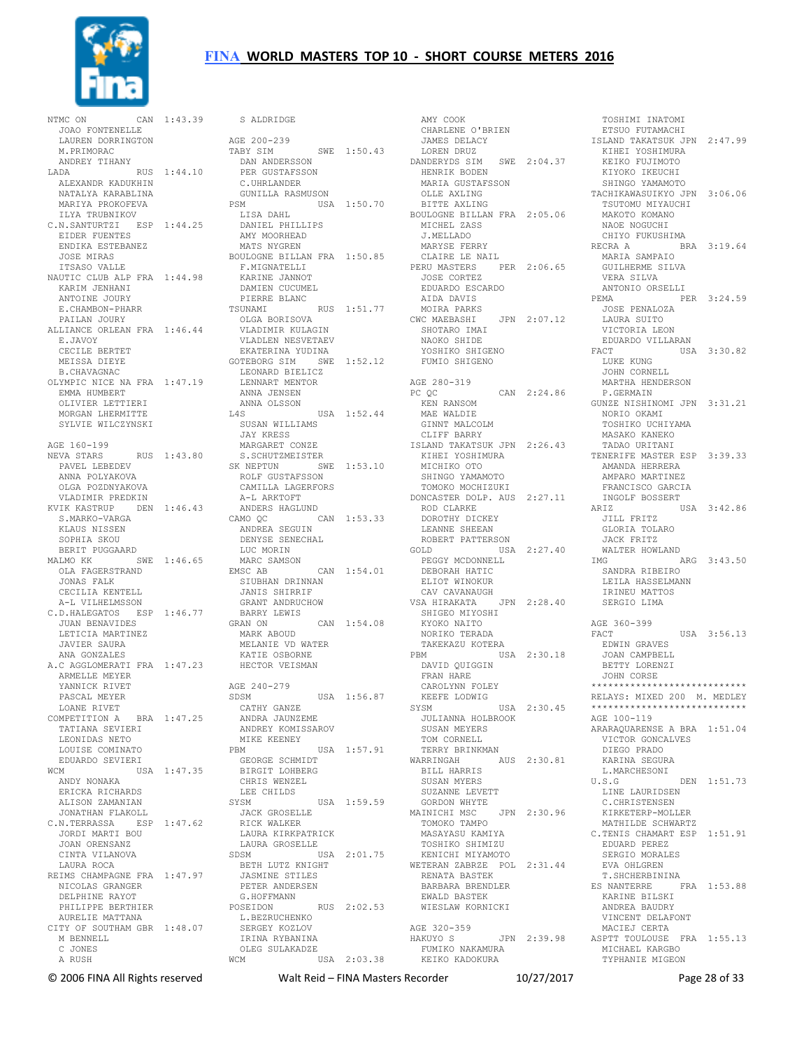# FINA WORLD MASTERS TOP 10 - SHORT COURSE METERS 2016

NTMC ON CAN 1:43.39
JOAO FONTENELLE
LAUREN DORRINGTON
M.PRIMORAC
ANDREY TIHANY
LADA RUS 1:44.10
ALEXANDR KADUKHIN
NATALYA KARABLINA
MARIYA PROKOFEVA
ILYA TRUBNIKOV
C.N.SANTURTZI ESP 1:44.25
EIDER FUENTES
ENDIKA ESTEBANEZ
JOSE MIRAS
ITSASO VALLE
NAUTIC CLUB ALP FRA 1:44.98
KARIM JENHANI
ANTOINE JOURY
E.CHAMBON-PHARR
PAILAN JOURY
ALLIANCE ORLEAN FRA 1:46.44
E.JAVOY
CECILE BERTET
MEISSA DIEYE
B.CHAVAGNAC
OLYMPIC NICE NA FRA 1:47.19
EMMA HUMBERT
OLIVIER LETTIERI
MORGAN LHERMITTE
SYLVIE WILCZYNSKI

AGE 160-199
NEVA STARS RUS 1:43.80
PAVEL LEBEDEV
ANNA POLYAKOVA
OLGA POZDNYAKOVA
VLADIMIR PREDKIN
KVIK KASTRUP DEN 1:46.43
S.MARKO-VARGA
KLAUS NISSEN
SOPHIA SKOU
BERIT PUGGAARD
MALMO KK SWE 1:46.65
OLA FAGERSTRAND
JONAS FALK
CECILIA KENTELL
A-L VILHELMSSON
C.D.HALEGATOS ESP 1:46.77
JUAN BENAVIDES
LETICIA MARTINEZ
JAVIER SAURA
ANA GONZALES
A.C AGGLOMERATI FRA 1:47.23
ARMELLE MEYER
YANNICK RIVET
PASCAL MEYER
LOANE RIVET
COMPETITION A BRA 1:47.25
TATIANA SEVIERI
LEONIDAS NETO
LOUISE COMINATO
EDUARDO SEVIERI
WCM USA 1:47.35
ANDY NONAKA
ERICKA RICHARDS
ALISON ZAMANIAN
JONATHAN FLAKOLL
C.N.TERRASSA ESP 1:47.62
JORDI MARTI BOU
JOAN ORENSANZ
CINTA VILANOVA
LAURA ROCA
REIMS CHAMPAGNE FRA 1:47.97
NICOLAS GRANGER
DELPHINE RAYOT
PHILIPPE BERTHIER
AURELIE MATTANA
CITY OF SOUTHAM GBR 1:48.07
M BENNELL
C JONES
A RUSH
S ALDRIDGE

AGE 200-239
TABY SIM SWE 1:50.43
DAN ANDERSSON
PER GUSTAFSSON
C.UHRLANDER
GUNILLA RASMUSON
PSM USA 1:50.70
LISA DAHL
DANIEL PHILLIPS
AMY MOORHEAD
MATS NYGREN
BOULOGNE BILLAN FRA 1:50.85
F.MIGNATELLI
KARINE JANNOT
DAMIEN CUCUMEL
PIERRE BLANC
TSUNAMI RUS 1:51.77
OLGA BORISOVA
VLADIMIR KULAGIN
VLADLEN NESVETAEV
EKATERINA YUDINA
GOTEBORG SIM SWE 1:52.12
LEONARD BIELICZ
LENNART MENTOR
ANNA JENSEN
ANNA OLSSON
L4S USA 1:52.44
SUSAN WILLIAMS
JAY KRESS
MARGARET CONZE
S.SCHUTZMEISTER
SK NEPTUN SWE 1:53.10
ROLF GUSTAFSSON
CAMILLA LAGERFORS
A-L ARKTOFT
ANDERS HAGLUND
CAMO QC CAN 1:53.33
ANDREA SEGUIN
DENYSE SENECHAL
LUC MORIN
MARC SAMSON
EMSC AB CAN 1:54.01
SIUBHAN DRINNAN
JANIS SHIRRIF
GRANT ANDRUCHOW
BARRY LEWIS
GRAN ON CAN 1:54.08
MARK ABOUD
MELANIE VD WATER
KATIE OSBORNE
HECTOR VEISMAN

AGE 240-279
SDSM USA 1:56.87
CATHY GANZE
ANDRA JAUNZEME
ANDREY KOMISSAROV
MIKE KEENEY
PBM USA 1:57.91
GEORGE SCHMIDT
BIRGIT LOHBERG
CHRIS WENZEL
LEE CHILDS
SYSM USA 1:59.59
JACK GROSELLE
RICK WALKER
LAURA KIRKPATRICK
LAURA GROSELLE
SDSM USA 2:01.75
BETH LUTZ KNIGHT
JASMINE STILES
PETER ANDERSEN
G.HOFFMANN
POSEIDON RUS 2:02.53
L.BEZRUCHENKO
SERGEY KOZLOV
IRINA RYBANINA
OLEG SULAKADZE
WCM USA 2:03.38
AMY COOK
CHARLENE O'BRIEN
JAMES DELACY
LOREN DRUZ
DANDERYDS SIM SWE 2:04.37
HENRIK BODEN
MARIA GUSTAFSSON
OLLE AXLING
BITTE AXLING
BOULOGNE BILLAN FRA 2:05.06
MICHEL ZASS
J.MELLADO
MARYSE FERRY
CLAIRE LE NAIL
PERU MASTERS PER 2:06.65
JOSE CORTEZ
EDUARDO ESCARDO
AIDA DAVIS
MOIRA PARKS
CWC MAEBASHI JPN 2:07.12
SHOTARO IMAI
NAOKO SHIDE
YOSHIKO SHIGENO
FUMIO SHIGENO

AGE 280-319
PC QC CAN 2:24.86
KEN RANSOM
MAE WALDIE
GINNT MALCOLM
CLIFF BARRY
ISLAND TAKATSUK JPN 2:26.43
KIHEI YOSHIMURA
MICHIKO OTO
SHINGO YAMAMOTO
TOMOKO MOCHIZUKI
DONCASTER DOLP. AUS 2:27.11
ROD CLARKE
DOROTHY DICKEY
LEANNE SHEEAN
ROBERT PATTERSON
GOLD USA 2:27.40
PEGGY MCDONNELL
DEBORAH HATIC
ELIOT WINOKUR
CAV CAVANAUGH
VSA HIRAKATA JPN 2:28.40
SHIGEO MIYOSHI
KYOKO NAITO
NORIKO TERADA
TAKEKAZU KOTERA
PBM USA 2:30.18
DAVID QUIGGIN
FRAN HARE
CAROLYNN FOLEY
KEEFE LODWIG
SYSM USA 2:30.45
JULIANNA HOLBROOK
SUSAN MEYERS
TOM CORNELL
TERRY BRINKMAN
WARRINGAH AUS 2:30.81
BILL HARRIS
SUSAN MYERS
SUZANNE LEVETT
GORDON WHYTE
MAINICHI MSC JPN 2:30.96
TOMOKO TAMPO
MASAYASU KAMIYA
TOSHIKO SHIMIZU
KENICHI MIYAMOTO
WETERAN ZABRZE POL 2:31.44
RENATA BASTEK
BARBARA BRENDLER
EWALD BASTEK
WIESLAW KORNICKI

AGE 320-359
HAKUYO S JPN 2:39.98
FUMIKO NAKAMURA
KEIKO KADOKURA
TOSHIMI INATOMI
ETSUO FUTAMACHI
ISLAND TAKATSUK JPN 2:47.99
KIHEI YOSHIMURA
KEIKO FUJIMOTO
KIYOKO IKEUCHI
SHINGO YAMAMOTO
TACHIKAWASUIKYO JPN 3:06.06
TSUTOMU MIYAUCHI
MAKOTO KOMANO
NAOE NOGUCHI
CHIYO FUKUSHIMA
RECRA A BRA 3:19.64
MARIA SAMPAIO
GUILHERME SILVA
VERA SILVA
ANTONIO ORSELLI
PEMA PER 3:24.59
JOSE PENALOZA
LAURA SUITO
VICTORIA LEON
EDUARDO VILLARAN
FACT USA 3:30.82
LUKE KUNG
JOHN CORNELL
MARTHA HENDERSON
P.GERMAIN
GUNZE NISHINOMI JPN 3:31.21
NORIO OKAMI
TOSHIKO UCHIYAMA
MASAKO KANEKO
TADAO URITANI
TENERIFE MASTER ESP 3:39.33
AMANDA HERRERA
AMPARO MARTINEZ
FRANCISCO GARCIA
INGOLF BOSSERT
ARIZ USA 3:42.86
JILL FRITZ
GLORIA TOLARO
JACK FRITZ
WALTER HOWLAND
IMG ARG 3:43.50
SANDRA RIBEIRO
LEILA HASSELMANN
IRINEU MATTOS
SERGIO LIMA

AGE 360-399
FACT USA 3:56.13
EDWIN GRAVES
JOAN CAMPBELL
BETTY LORENZI
JOHN CORSE

****************************
RELAYS: MIXED 200 M. MEDLEY
****************************

AGE 100-119
ARARAQUARENSE A BRA 1:51.04
VICTOR GONCALVES
DIEGO PRADO
KARINA SEGURA
L.MARCHESONI
U.S.G DEN 1:51.73
LINE LAURIDSEN
C.CHRISTENSEN
KIRKETERP-MOLLER
MATHILDE SCHWARTZ
C.TENIS CHAMART ESP 1:51.91
EDUARD PEREZ
SERGIO MORALES
EVA OHLGREN
T.SHCHERBININA
ES NANTERRE FRA 1:53.88
KARINE BILSKI
ANDREA BAUDRY
VINCENT DELAFONT
MACIEJ CERTA
ASPTT TOULOUSE FRA 1:55.13
MICHAEL KARGBO
TYPHANIE MIGEON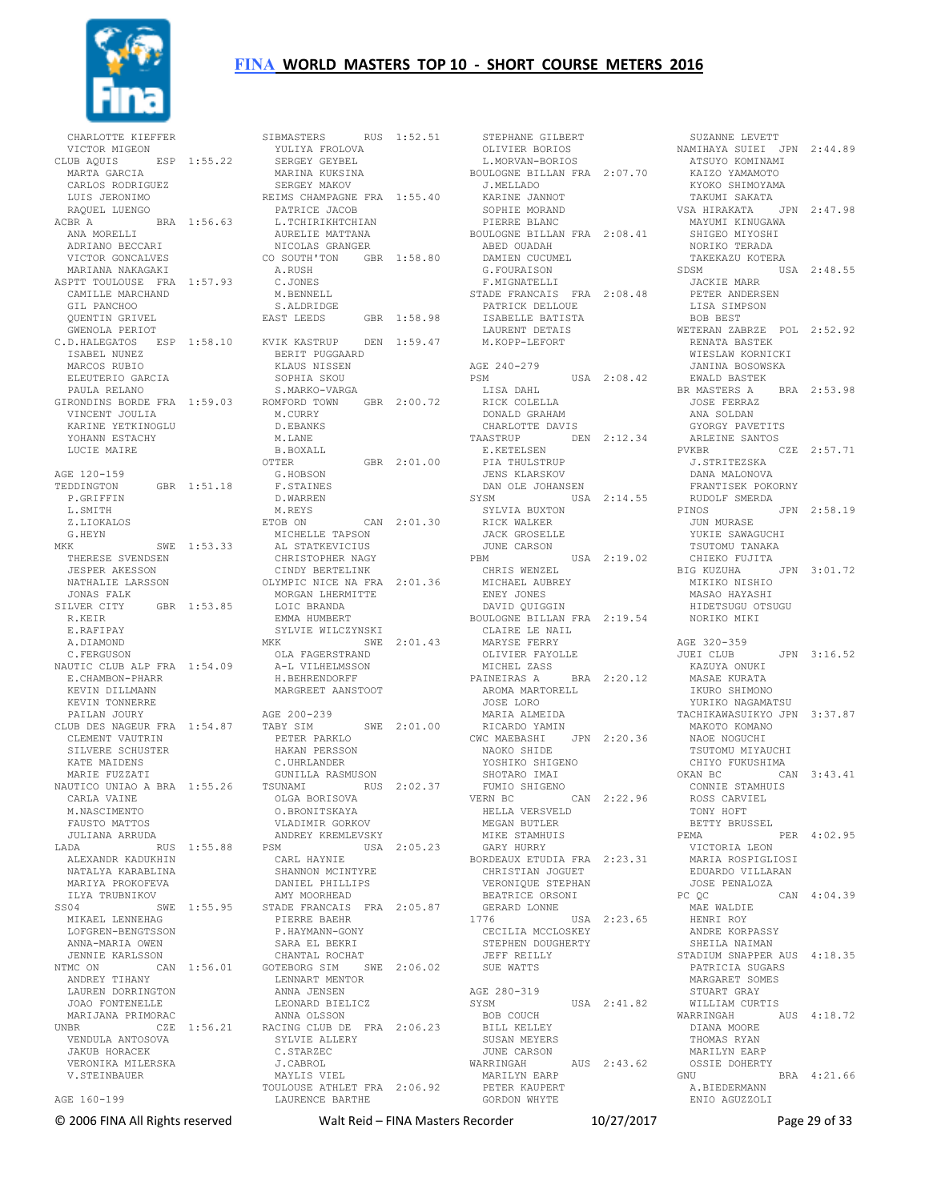# FINA WORLD MASTERS TOP 10 - SHORT COURSE METERS 2016

CHARLOTTE KIEFFER
VICTOR MIGEON

CLUB AQUIS ESP 1:55.22
MARTA GARCIA
CARLOS RODRIGUEZ
LUIS JERONIMO
RAQUEL LUENGO

ACBR A BRA 1:56.63
ANA MORELLI
ADRIANO BECCARI
VICTOR GONCALVES
MARIANA NAKAGAKI

ASPTT TOULOUSE FRA 1:57.93
CAMILLE MARCHAND
GIL PANCHOO
QUENTIN GRIVEL
GWENOLA PERIOT

C.D.HALEGATOS ESP 1:58.10
ISABEL NUNEZ
MARCOS RUBIO
ELEUTERIO GARCIA
PAULA RELANO

GIRONDINS BORDE FRA 1:59.03
VINCENT JOULIA
KARINE YETKINOGLU
YOHANN ESTACHY
LUCIE MAIRE

AGE 120-159

TEDDINGTON GBR 1:51.18
P.GRIFFIN
L.SMITH
Z.LIOKALOS
G.HEYN

MKK SWE 1:53.33
THERESE SVENDSEN
JESPER AKESSON
NATHALIE LARSSON
JONAS FALK

SILVER CITY GBR 1:53.85
R.KEIR
E.RAFIPAY
A.DIAMOND
C.FERGUSON

NAUTIC CLUB ALP FRA 1:54.09
E.CHAMBON-PHARR
KEVIN DILLMANN
KEVIN TONNERRE
PAILAN JOURY

CLUB DES NAGEUR FRA 1:54.87
CLEMENT VAUTRIN
SILVERE SCHUSTER
KATE MAIDENS
MARIE FUZZATI

NAUTICO UNIAO A BRA 1:55.26
CARLA VAINE
M.NASCIMENTO
FAUSTO MATTOS
JULIANA ARRUDA

LADA RUS 1:55.88
ALEXANDR KADUKHIN
NATALYA KARABLINA
MARIYA PROKOFEVA
ILYA TRUBNIKOV

SS04 SWE 1:55.95
MIKAEL LENNEHAG
LOFGREN-BENGTSSON
ANNA-MARIA OWEN
JENNIE KARLSSON

NTMC ON CAN 1:56.01
ANDREY TIHANY
LAUREN DORRINGTON
JOAO FONTENELLE
MARIJANA PRIMORAC

UNBR CZE 1:56.21
VENDULA ANTOSOVA
JAKUB HORACEK
VERONIKA MILERSKA
V.STEINBAUER

AGE 160-199

SIBMASTERS RUS 1:52.51
YULIYA FROLOVA
SERGEY GEYBEL
MARINA KUKSINA
SERGEY MAKOV

REIMS CHAMPAGNE FRA 1:55.40
PATRICE JACOB
L.TCHIRIKHTCHIAN
AURELIE MATTANA
NICOLAS GRANGER

CO SOUTH'TON GBR 1:58.80
A.RUSH
C.JONES
M.BENNELL
S.ALDRIDGE

EAST LEEDS GBR 1:58.98

KVIK KASTRUP DEN 1:59.47
BERIT PUGGAARD
KLAUS NISSEN
SOPHIA SKOU
S.MARKO-VARGA

ROMFORD TOWN GBR 2:00.72
M.CURRY
D.EBANKS
M.LANE
B.BOXALL

OTTER GBR 2:01.00
G.HOBSON
F.STAINES
D.WARREN
M.REYS

ETOB ON CAN 2:01.30
MICHELLE TAPSON
AL STATKEVICIUS
CHRISTOPHER NAGY
CINDY BERTELINK

OLYMPIC NICE NA FRA 2:01.36
MORGAN LHERMITTE
LOIC BRANDA
EMMA HUMBERT
SYLVIE WILCZYNSKI

MKK SWE 2:01.43
OLA FAGERSTRAND
A-L VILHELMSSON
H.BEHRENDORFF
MARGREET AANSTOOT

AGE 200-239

TABY SIM SWE 2:01.00
PETER PARKLO
HAKAN PERSSON
C.UHRLANDER
GUNILLA RASMUSON

TSUNAMI RUS 2:02.37
OLGA BORISOVA
O.BRONITSKAYA
VLADIMIR GORKOV
ANDREY KREMLEVSKY

PSM USA 2:05.23
CARL HAYNIE
SHANNON MCINTYRE
DANIEL PHILLIPS
AMY MOORHEAD

STADE FRANCAIS FRA 2:05.87
PIERRE BAEHR
P.HAYMANN-GONY
SARA EL BEKRI
CHANTAL ROCHAT

GOTEBORG SIM SWE 2:06.02
LENNART MENTOR
ANNA JENSEN
LEONARD BIELICZ
ANNA OLSSON

RACING CLUB DE FRA 2:06.23
SYLVIE ALLERY
C.STARZEC
J.CABROL
MAYLIS VIEL

TOULOUSE ATHLET FRA 2:06.92
LAURENCE BARTHE
STEPHANE GILBERT
OLIVIER BORIOS
L.MORVAN-BORIOS

BOULOGNE BILLAN FRA 2:07.70
J.MELLADO
KARINE JANNOT
SOPHIE MORAND
PIERRE BLANC

BOULOGNE BILLAN FRA 2:08.41
ABED OUADAH
DAMIEN CUCUMEL
G.FOURAISON
F.MIGNATELLI

STADE FRANCAIS FRA 2:08.48
PATRICK DELLOUE
ISABELLE BATISTA
LAURENT DETAIS
M.KOPP-LEFORT

AGE 240-279

PSM USA 2:08.42
LISA DAHL
RICK COLELLA
DONALD GRAHAM
CHARLOTTE DAVIS

TAASTRUP DEN 2:12.34
E.KETELSEN
PIA THULSTRUP
JENS KLARSKOV
DAN OLE JOHANSEN

SYSM USA 2:14.55
SYLVIA BUXTON
RICK WALKER
JACK GROSELLE
JUNE CARSON

PBM USA 2:19.02
CHRIS WENZEL
MICHAEL AUBREY
ENEY JONES
DAVID QUIGGIN

BOULOGNE BILLAN FRA 2:19.54
CLAIRE LE NAIL
MARYSE FERRY
OLIVIER FAYOLLE
MICHEL ZASS

PAINEIRAS A BRA 2:20.12
AROMA MARTORELL
JOSE LORO
MARIA ALMEIDA
RICARDO YAMIN

CWC MAEBASHI JPN 2:20.36
NAOKO SHIDE
YOSHIKO SHIGENO
SHOTARO IMAI
FUMIO SHIGENO

VERN BC CAN 2:22.96
HELLA VERSVELD
MEGAN BUTLER
MIKE STAMHUIS
GARY HURRY

BORDEAUX ETUDIA FRA 2:23.31
CHRISTIAN JOGUET
VERONIQUE STEPHAN
BEATRICE ORSONI
GERARD LONNE

1776 USA 2:23.65
CECILIA MCCLOSKEY
STEPHEN DOUGHERTY
JEFF REILLY
SUE WATTS

AGE 280-319

SYSM USA 2:41.82
BOB COUCH
BILL KELLEY
SUSAN MEYERS
JUNE CARSON

WARRINGAH AUS 2:43.62
MARILYN EARP
PETER KAUPERT
GORDON WHYTE
SUZANNE LEVETT

NAMIHAYA SUIEI JPN 2:44.89
ATSUYO KOMINAMI
KAIZO YAMAMOTO
KYOKO SHIMOYAMA
TAKUMI SAKATA

VSA HIRAKATA JPN 2:47.98
MAYUMI KINUGAWA
SHIGEO MIYOSHI
NORIKO TERADA
TAKEKAZU KOTERA

SDSM USA 2:48.55
JACKIE MARR
PETER ANDERSEN
LISA SIMPSON
BOB BEST

WETERAN ZABRZE POL 2:52.92
RENATA BASTEK
WIESLAW KORNICKI
JANINA BOSOWSKA
EWALD BASTEK

BR MASTERS A BRA 2:53.98
JOSE FERRAZ
ANA SOLDAN
GYORGY PAVETITS
ARLEINE SANTOS

PVKBR CZE 2:57.71
J.STRITEZSKA
DANA MALONOVA
FRANTISEK POKORNY
RUDOLF SMERDA

PINOS JPN 2:58.19
JUN MURASE
YUKIE SAWAGUCHI
TSUTOMU TANAKA
CHIEKO FUJITA

BIG KUZUHA JPN 3:01.72
MIKIKO NISHIO
MASAO HAYASHI
HIDETSUGU OTSUGU
NORIKO MIKI

AGE 320-359

JUEI CLUB JPN 3:16.52
KAZUYA ONUKI
MASAE KURATA
IKURO SHIMONO
YURIKO NAGAMATSU

TACHIKAWASUIKYO JPN 3:37.87
MAKOTO KOMANO
NAOE NOGUCHI
TSUTOMU MIYAUCHI
CHIYO FUKUSHIMA

OKAN BC CAN 3:43.41
CONNIE STAMHUIS
ROSS CARVIEL
TONY HOFT
BETTY BRUSSEL

PEMA PER 4:02.95
VICTORIA LEON
MARIA ROSPIGLIOSI
EDUARDO VILLARAN
JOSE PENALOZA

PC QC CAN 4:04.39
MAE WALDIE
HENRI ROY
ANDRE KORPASSY
SHEILA NAIMAN

STADIUM SNAPPER AUS 4:18.35
PATRICIA SUGARS
MARGARET SOMES
STUART GRAY
WILLIAM CURTIS

WARRINGAH AUS 4:18.72
DIANA MOORE
THOMAS RYAN
MARILYN EARP
OSSIE DOHERTY

GNU BRA 4:21.66
A.BIEDERMANN
ENIO AGUZZOLI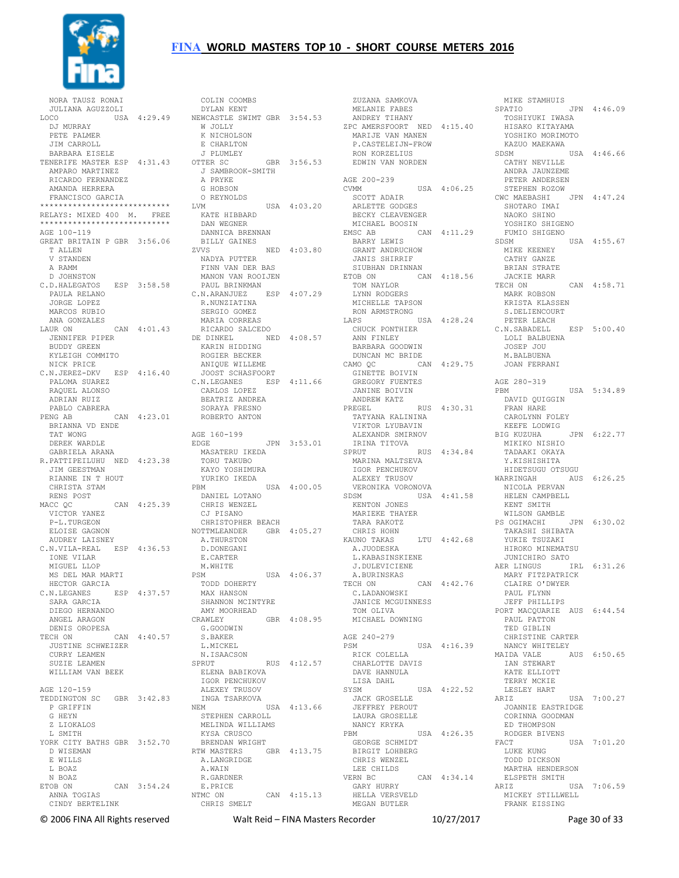NORA TAUSZ RONAI
JULIANA AGUZZOLI
LOCO USA 4:29.49
DJ MURRAY
PETE PALMER
JIM CARROLL
BARBARA EISELE
TENERIFE MASTER ESP 4:31.43
AMPARO MARTINEZ
RICARDO FERNANDEZ
AMANDA HERRERA
FRANCISCO GARCIA

****************************
RELAYS: MIXED 400 M. FREE
****************************

AGE 100-119
GREAT BRITAIN P GBR 3:56.06
T ALLEN
V STANDEN
A RAMM
D JOHNSTON
C.D.HALEGATOS ESP 3:58.58
PAULA RELANO
JORGE LOPEZ
MARCOS RUBIO
ANA GONZALES
LAUR ON CAN 4:01.43
JENNIFER PIPER
BUDDY GREEN
KYLEIGH COMMITO
NICK PRICE
C.N.JEREZ-DKV ESP 4:16.40
PALOMA SUAREZ
RAQUEL ALONSO
ADRIAN RUIZ
PABLO CABRERA
PENG AB CAN 4:23.01
BRIANNA VD ENDE
TAT WONG
DEREK WARDLE
GABRIELA ARANA
R.PATTIPEILUHU NED 4:23.38
JIM GEESTMAN
RIANNE IN T HOUT
CHRISTA STAM
RENS POST
MACC QC CAN 4:25.39
VICTOR YANEZ
P-L.TURGEON
ELOISE GAGNON
AUDREY LAISNEY
C.N.VILA-REAL ESP 4:36.53
IONE VILAR
MIGUEL LLOP
MS DEL MAR MARTI
HECTOR GARCIA
C.N.LEGANES ESP 4:37.57
SARA GARCIA
DIEGO HERNANDO
ANGEL ARAGON
DENIS OROPESA
TECH ON CAN 4:40.57
JUSTINE SCHWEIZER
CURRY LEAMEN
SUZIE LEAMEN
WILLIAM VAN BEEK

AGE 120-159
TEDDINGTON SC GBR 3:42.83
P GRIFFIN
G HEYN
Z LIOKALOS
L SMITH
YORK CITY BATHS GBR 3:52.70
D WISEMAN
E WILLS
L BOAZ
N BOAZ
ETOB ON CAN 3:54.24
ANNA TOGIAS
CINDY BERTELINK
COLIN COOMBS
DYLAN KENT
NEWCASTLE SWIMT GBR 3:54.53
W JOLLY
K NICHOLSON
E CHARLTON
J PLUMLEY
OTTER SC GBR 3:56.53
J SAMBROOK-SMITH
A PRYKE
G HOBSON
O REYNOLDS
LVM USA 4:03.20
KATE HIBBARD
DAN WEGNER
DANNICA BRENNAN
BILLY GAINES
ZVVS NED 4:03.80
NADYA PUTTER
FINN VAN DER BAS
MANON VAN ROOIJEN
PAUL BRINKMAN
C.N.ARANJUEZ ESP 4:07.29
R.NUNZIATINA
SERGIO GOMEZ
MARIA CORREAS
RICARDO SALCEDO
DE DINKEL NED 4:08.57
KARIN HIDDING
ROGIER BECKER
ANIQUE WILLEME
JOOST SCHASFOORT
C.N.LEGANES ESP 4:11.66
CARLOS LOPEZ
BEATRIZ ANDREA
SORAYA FRESNO
ROBERTO ANTON

AGE 160-199
EDGE JPN 3:53.01
MASATERU IKEDA
TORU TAKUBO
KAYO YOSHIMURA
YURIKO IKEDA
PBM USA 4:00.05
DANIEL LOTANO
CHRIS WENZEL
CJ PISANO
CHRISTOPHER BEACH
NOTTMLEANDER GBR 4:05.27
A.THURSTON
D.DONEGANI
E.CARTER
M.WHITE
PSM USA 4:06.37
TODD DOHERTY
MAX HANSON
SHANNON MCINTYRE
AMY MOORHEAD
CRAWLEY GBR 4:08.95
G.GOODWIN
S.BAKER
L.MICKEL
N.ISAACSON
SPRUT RUS 4:12.57
ELENA BABIKOVA
IGOR PENCHUKOV
ALEXEY TRUSOV
INGA TSARKOVA
NEM USA 4:13.66
STEPHEN CARROLL
MELINDA WILLIAMS
KYSA CRUSCO
BRENDAN WRIGHT
RTW MASTERS GBR 4:13.75
A.LANGRIDGE
A.WAIN
R.GARDNER
E.PRICE
NTMC ON CAN 4:15.13
CHRIS SMELT
ZUZANA SAMKOVA
MELANIE FABES
ANDREY TIHANY
ZPC AMERSFOORT NED 4:15.40
MARIJE VAN MANEN
P.CASTELEIJN-FROW
RON KORZELIUS
EDWIN VAN NORDEN

AGE 200-239
CVMM USA 4:06.25
SCOTT ADAIR
ARLETTE GODGES
BECKY CLEAVENGER
MICHAEL BOOSIN
EMSC AB CAN 4:11.29
BARRY LEWIS
GRANT ANDRUCHOW
JANIS SHIRRIF
SIUBHAN DRINNAN
ETOB ON CAN 4:18.56
TOM NAYLOR
LYNN RODGERS
MICHELLE TAPSON
RON ARMSTRONG
LAPS USA 4:28.24
CHUCK PONTHIER
ANN FINLEY
BARBARA GOODWIN
DUNCAN MC BRIDE
CAMO QC CAN 4:29.75
GINETTE BOIVIN
GREGORY FUENTES
JANINE BOIVIN
ANDREW KATZ
PREGEL RUS 4:30.31
TATYANA KALININA
VIKTOR LYUBAVIN
ALEXANDR SMIRNOV
IRINA TITOVA
SPRUT RUS 4:34.84
MARINA MALTSEVA
IGOR PENCHUKOV
ALEXEY TRUSOV
VERONIKA VORONOVA
SDSM USA 4:41.58
KENTON JONES
MARIEKE THAYER
TARA RAKOTZ
CHRIS HOHN
KAUNO TAKAS LTU 4:42.68
A.JUODESKA
L.KABASINSKIENE
J.DULEVICIENE
A.BURINSKAS
TECH ON CAN 4:42.76
C.LADANOWSKI
JANICE MCGUINNESS
TOM OLIVA
MICHAEL DOWNING

AGE 240-279
PSM USA 4:16.39
RICK COLELLA
CHARLOTTE DAVIS
DAVE HANNULA
LISA DAHL
SYSM USA 4:22.52
JACK GROSELLE
JEFFREY PEROUT
LAURA GROSELLE
NANCY KRYKA
PBM USA 4:26.35
GEORGE SCHMIDT
BIRGIT LOHBERG
CHRIS WENZEL
LEE CHILDS
VERN BC CAN 4:34.14
GARY HURRY
HELLA VERSVELD
MEGAN BUTLER
MIKE STAMHUIS
SPATIO JPN 4:46.09
TOSHIYUKI IWASA
HISAKO KITAYAMA
YOSHIKO MORIMOTO
KAZUO MAEKAWA
SDSM USA 4:46.66
CATHY NEVILLE
ANDRA JAUNZEME
PETER ANDERSEN
STEPHEN ROZOW
CWC MAEBASHI JPN 4:47.24
SHOTARO IMAI
NAOKO SHINO
YOSHIKO SHIGENO
FUMIO SHIGENO
SDSM USA 4:55.67
MIKE KEENEY
CATHY GANZE
BRIAN STRATE
JACKIE MARR
TECH ON CAN 4:58.71
MARK ROBSON
KRISTA KLASSEN
S.DELIENCOURT
PETER LEACH
C.N.SABADELL ESP 5:00.40
LOLI BALBUENA
JOSEP JOU
M.BALBUENA
JOAN FERRANI

AGE 280-319
PBM USA 5:34.89
DAVID QUIGGIN
FRAN HARE
CAROLYNN FOLEY
KEEFE LODWIG
BIG KUZUHA JPN 6:22.77
MIKIKO NISHIO
TADAAKI OKAYA
Y.KISHISHITA
HIDETSUGU OTSUGU
WARRINGAH AUS 6:26.25
NICOLA PERVAN
HELEN CAMPBELL
KENT SMITH
WILSON GAMBLE
PS OGIMACHI JPN 6:30.02
TAKASHI SHIBATA
YUKIE TSUZAKI
HIROKO MINEMATSU
JUNICHIRO SATO
AER LINGUS IRL 6:31.26
MARY FITZPATRICK
CLAIRE O'DWYER
PAUL FLYNN
JEFF PHILLIPS
PORT MACQUARIE AUS 6:44.54
PAUL PATTON
TED GIBLIN
CHRISTINE CARTER
NANCY WHITELEY
MAIDA VALE AUS 6:50.65
IAN STEWART
KATE ELLIOTT
TERRY MCKIE
LESLEY HART
ARIZ USA 7:00.27
JOANNIE EASTRIDGE
CORINNA GOODMAN
ED THOMPSON
RODGER BIVENS
FACT USA 7:01.20
LUKE KUNG
TODD DICKSON
MARTHA HENDERSON
ELSPETH SMITH
ARIZ USA 7:06.59
MICKEY STILLWELL
FRANK EISSING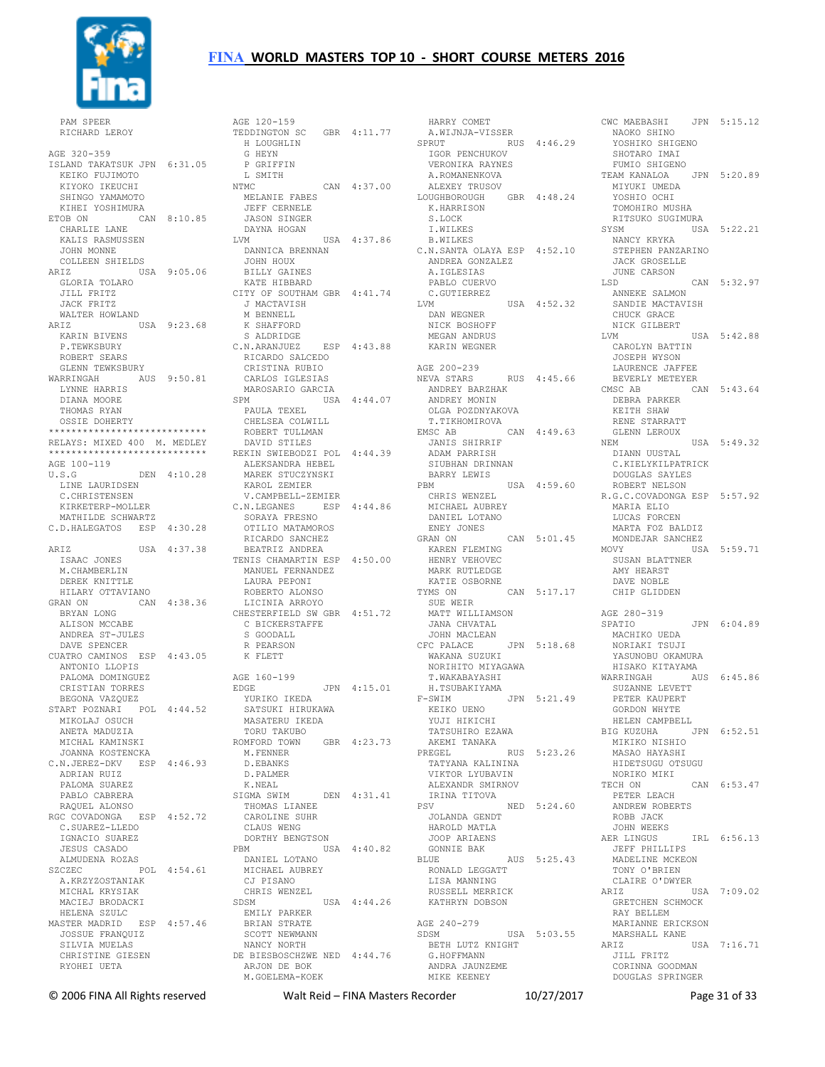# FINA WORLD MASTERS TOP 10 - SHORT COURSE METERS 2016

PAM SPEER
RICHARD LEROY

AGE 320-359
ISLAND TAKATSUK JPN 6:31.05
KEIKO FUJIMOTO
KIYOKO IKEUCHI
SHINGO YAMAMOTO
KIHEI YOSHIMURA
ETOB ON CAN 8:10.85
CHARLIE LANE
KALIS RASMUSSEN
JOHN MONNE
COLLEEN SHIELDS
ARIZ USA 9:05.06
GLORIA TOLARO
JILL FRITZ
JACK FRITZ
WALTER HOWLAND
ARIZ USA 9:23.68
KARIN BIVENS
P.TEWKSBURY
ROBERT SEARS
GLENN TEWKSBURY
WARRINGAH AUS 9:50.81
LYNNE HARRIS
DIANA MOORE
THOMAS RYAN
OSSIE DOHERTY

***************************
RELAYS: MIXED 400 M. MEDLEY
***************************

AGE 100-119
U.S.G DEN 4:10.28
LINE LAURIDSEN
C.CHRISTENSEN
KIRKETERP-MOLLER
MATHILDE SCHWARTZ
C.D.HALEGATOS ESP 4:30.28

ARIZ USA 4:37.38
ISAAC JONES
M.CHAMBERLIN
DEREK KNITTLE
HILARY OTTAVIANO
GRAN ON CAN 4:38.36
BRYAN LONG
ALISON MCCABE
ANDREA ST-JULES
DAVE SPENCER
CUATRO CAMINOS ESP 4:43.05
ANTONIO LLOPIS
PALOMA DOMINGUEZ
CRISTIAN TORRES
BEGONA VAZQUEZ
START POZNARI POL 4:44.52
MIKOLAJ OSUCH
ANETA MADUZIA
MICHAL KAMINSKI
JOANNA KOSTENCKA
C.N.JEREZ-DKV ESP 4:46.93
ADRIAN RUIZ
PALOMA SUAREZ
PABLO CABRERA
RAQUEL ALONSO
RGC COVADONGA ESP 4:52.72
C.SUAREZ-LLEDO
IGNACIO SUAREZ
JESUS CASADO
ALMUDENA ROZAS
SZCZEC POL 4:54.61
A.KRZYZOSTANIAK
MICHAL KRYSIAK
MACIEJ BRODACKI
HELENA SZULC
MASTER MADRID ESP 4:57.46
JOSSUE FRANQUIZ
SILVIA MUELAS
CHRISTINE GIESEN
RYOHEI UETA

AGE 120-159
TEDDINGTON SC GBR 4:11.77
H LOUGHLIN
G HEYN
P GRIFFIN
L SMITH
NTMC CAN 4:37.00
MELANIE FABES
JEFF CERNELE
JASON SINGER
DAYNA HOGAN
LVM USA 4:37.86
DANNICA BRENNAN
JOHN HOUX
BILLY GAINES
KATE HIBBARD
CITY OF SOUTHAM GBR 4:41.74
J MACTAVISH
M BENNELL
K SHAFFORD
S ALDRIDGE
C.N.ARANJUEZ ESP 4:43.88
RICARDO SALCEDO
CRISTINA RUBIO
CARLOS IGLESIAS
MAROSARIO GARCIA
SPM USA 4:44.07
PAULA TEXEL
CHELSEA COLWILL
ROBERT TULLMAN
DAVID STILES
REKIN SWIEBODZI POL 4:44.39
ALEKSANDRA HEBEL
MAREK STUCZYNSKI
KAROL ZEMIER
V.CAMPBELL-ZEMIER
C.N.LEGANES ESP 4:44.86
SORAYA FRESNO
OTILIO MATAMOROS
RICARDO SANCHEZ
BEATRIZ ANDREA
TENIS CHAMARTIN ESP 4:50.00
MANUEL FERNANDEZ
LAURA PEPONI
ROBERTO ALONSO
LICINIA ARROYO
CHESTERFIELD SW GBR 4:51.72
C BICKERSTAFFE
S GOODALL
R PEARSON
K FLETT

AGE 160-199
EDGE JPN 4:15.01
YURIKO IKEDA
SATSUKI HIRUKAWA
MASATERU IKEDA
TORU TAKUBO
ROMFORD TOWN GBR 4:23.73
M.FENNER
D.EBANKS
D.PALMER
K.NEAL
SIGMA SWIM DEN 4:31.41
THOMAS LIANEE
CAROLINE SUHR
CLAUS WENG
DORTHY BENGTSON
PBM USA 4:40.82
DANIEL LOTANO
MICHAEL AUBREY
CJ PISANO
CHRIS WENZEL
SDSM USA 4:44.26
EMILY PARKER
BRIAN STRATE
SCOTT NEWMANN
NANCY NORTH
DE BIESBOSCHZWE NED 4:44.76
ARJON DE BOK
M.GOELEMA-KOEK
HARRY COMET
A.WIJNJA-VISSER
SPRUT RUS 4:46.29
IGOR PENCHUKOV
VERONIKA RAYNES
A.ROMANENKOVA
ALEXEY TRUSOV
LOUGHBOROUGH GBR 4:48.24
K.HARRISON
S.LOCK
I.WILKES
B.WILKES
C.N.SANTA OLAYA ESP 4:52.10
ANDREA GONZALEZ
A.IGLESIAS
PABLO CUERVO
C.GUTIERREZ
LVM USA 4:52.32
DAN WEGNER
NICK BOSHOFF
MEGAN ANDRUS
KARIN WEGNER

AGE 200-239
NEVA STARS RUS 4:45.66
ANDREY BARZHAK
ANDREY MONIN
OLGA POZDNYAKOVA
T.TIKHOMIROVA
EMSC AB CAN 4:49.63
JANIS SHIRRIF
ADAM PARRISH
SIUBHAN DRINNAN
BARRY LEWIS
PBM USA 4:59.60
CHRIS WENZEL
MICHAEL AUBREY
DANIEL LOTANO
ENEY JONES
GRAN ON CAN 5:01.45
KAREN FLEMING
HENRY VEHOVEC
MARK RUTLEDGE
KATIE OSBORNE
TYMS ON CAN 5:17.17
SUE WEIR
MATT WILLIAMSON
JANA CHVATAL
JOHN MACLEAN
CFC PALACE JPN 5:18.68
WAKANA SUZUKI
NORIHITO MIYAGAWA
T.WAKABAYASHI
H.TSUBAKIYAMA
F-SWIM JPN 5:21.49
KEIKO UENO
YUJI HIKICHI
TATSUHIRO EZAWA
AKEMI TANAKA
PREGEL RUS 5:23.26
TATYANA KALININA
VIKTOR LYUBAVIN
ALEXANDR SMIRNOV
IRINA TITOVA
PSV NED 5:24.60
JOLANDA GENDT
HAROLD MATLA
JOOP ARIAENS
GONNIE BAK
BLUE AUS 5:25.43
RONALD LEGGATT
LISA MANNING
RUSSELL MERRICK
KATHRYN DOBSON

AGE 240-279
SDSM USA 5:03.55
BETH LUTZ KNIGHT
G.HOFFMANN
ANDRA JAUNZEME
MIKE KEENEY
CWC MAEBASHI JPN 5:15.12
NAOKO SHINO
YOSHIKO SHIGENO
SHOTARO IMAI
FUMIO SHIGENO
TEAM KANALOA JPN 5:20.89
MIYUKI UMEDA
YOSHIO OCHI
TOMOHIRO MUSHA
RITSUKO SUGIMURA
SYSM USA 5:22.21
NANCY KRYKA
STEPHEN PANZARINO
JACK GROSELLE
JUNE CARSON
LSD CAN 5:32.97
ANNEKE SALMON
SANDIE MACTAVISH
CHUCK GRACE
NICK GILBERT
LVM USA 5:42.88
CAROLYN BATTIN
JOSEPH WYSON
LAURENCE JAFFEE
BEVERLY METEYER
CMSC AB CAN 5:43.64
DEBRA PARKER
KEITH SHAW
RENE STARRATT
GLENN LEROUX
NEM USA 5:49.32
DIANN UUSTAL
C.KIELYKILPATRICK
DOUGLAS SAYLES
ROBERT NELSON
R.G.C.COVADONGA ESP 5:57.92
MARIA ELIO
LUCAS FORCEN
MARTA FOZ BALDIZ
MONDEJAR SANCHEZ
MOVY USA 5:59.71
SUSAN BLATTNER
AMY HEARST
DAVE NOBLE
CHIP GLIDDEN

AGE 280-319
SPATIO JPN 6:04.89
MACHIKO UEDA
NORIAKI TSUJI
YASUNOBU OKAMURA
HISAKO KITAYAMA
WARRINGAH AUS 6:45.86
SUZANNE LEVETT
PETER KAUPERT
GORDON WHYTE
HELEN CAMPBELL
BIG KUZUHA JPN 6:52.51
MIKIKO NISHIO
MASAO HAYASHI
HIDETSUGU OTSUGU
NORIKO MIKI
TECH ON CAN 6:53.47
PETER LEACH
ANDREW ROBERTS
ROBB JACK
JOHN WEEKS
AER LINGUS IRL 6:56.13
JEFF PHILLIPS
MADELINE MCKEON
TONY O'BRIEN
CLAIRE O'DWYER
ARIZ USA 7:09.02
GRETCHEN SCHMOCK
RAY BELLEM
MARIANNE ERICKSON
MARSHALL KANE
ARIZ USA 7:16.71
JILL FRITZ
CORINNA GOODMAN
DOUGLAS SPRINGER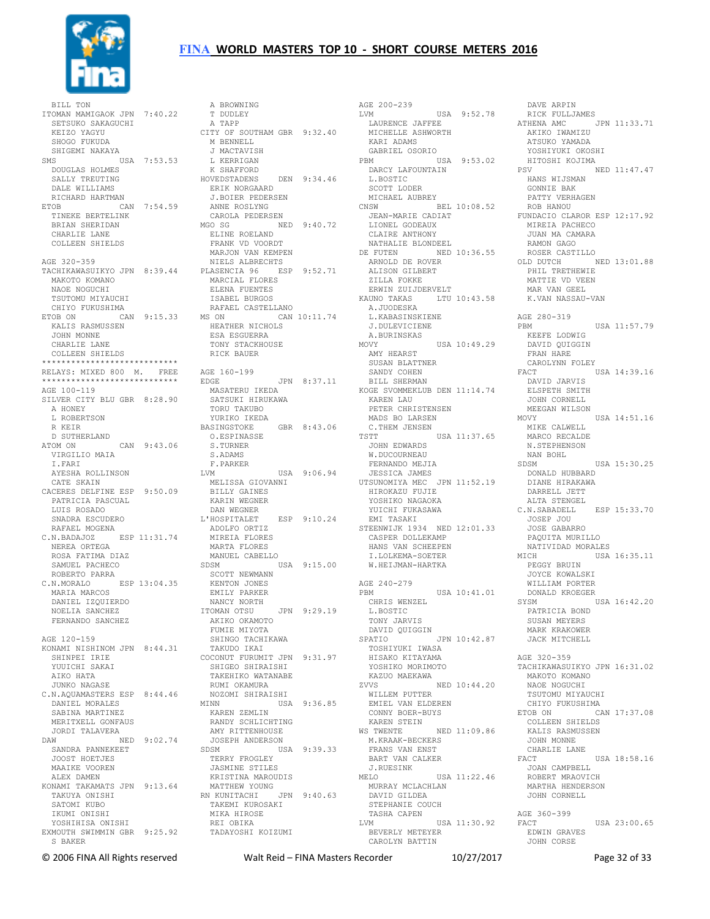# FINA WORLD MASTERS TOP 10 - SHORT COURSE METERS 2016

BILL TON
ITOMAN MAMIGAOK JPN 7:40.22
SETSUKO SAKAGUCHI
KEIZO YAGYU
SHOGO FUKUDA
SHIGEMI NAKAYA
SMS USA 7:53.53
DOUGLAS HOLMES
SALLY TREUTING
DALE WILLIAMS
RICHARD HARTMAN
ETOB CAN 7:54.59
TINEKE BERTELINK
BRIAN SHERIDAN
CHARLIE LANE
COLLEEN SHIELDS

AGE 320-359
TACHIKAWASUIKYO JPN 8:39.44
MAKOTO KOMANO
NAOE NOGUCHI
TSUTOMU MIYAUCHI
CHIYO FUKUSHIMA
ETOB ON CAN 9:15.33
KALIS RASMUSSEN
JOHN MONNE
CHARLIE LANE
COLLEEN SHIELDS

***************************
RELAYS: MIXED 800 M. FREE
***************************

AGE 100-119
SILVER CITY BLU GBR 8:28.90
A HONEY
L ROBERTSON
R KEIR
D SUTHERLAND
ATOM ON CAN 9:43.06
VIRGILIO MAIA
I.FARI
AYESHA ROLLINSON
CATE SKAIN
CACERES DELFINE ESP 9:50.09
PATRICIA PASCUAL
LUIS ROSADO
SNADRA ESCUDERO
RAFAEL MOGENA
C.N.BADAJOZ ESP 11:31.74
NEREA ORTEGA
ROSA FATIMA DIAZ
SAMUEL PACHECO
ROBERTO PARRA
C.N.MORALO ESP 13:04.35
MARIA MARCOS
DANIEL IZQUIERDO
NOELIA SANCHEZ
FERNANDO SANCHEZ

AGE 120-159
KONAMI NISHINOM JPN 8:44.31
SHINPEI IRIE
YUUICHI SAKAI
AIKO HATA
JUNKO NAGASE
C.N.AQUAMASTERS ESP 8:44.46
DANIEL MORALES
SABINA MARTINEZ
MERITXELL GONFAUS
JORDI TALAVERA
DAW NED 9:02.74
SANDRA PANNEKEET
JOOST HOETJES
MAAIKE VOOREN
ALEX DAMEN
KONAMI TAKAMATS JPN 9:13.64
TAKUYA ONISHI
SATOMI KUBO
IKUMI ONISHI
YOSHIHISA ONISHI
EXMOUTH SWIMMIN GBR 9:25.92
S BAKER
A BROWNING
T DUDLEY
A TAPP
CITY OF SOUTHAM GBR 9:32.40
M BENNELL
J MACTAVISH
L KERRIGAN
K SHAFFORD
HOVEDSTADENS DEN 9:34.46
ERIK NORGAARD
J.BOIER PEDERSEN
ANNE ROSLYNG
CAROLA PEDERSEN
MGO SG NED 9:40.72
ELINE ROELAND
FRANK VD VOORDT
MARJON VAN KEMPEN
NIELS ALBRECHTS
PLASENCIA 96 ESP 9:52.71
MARCIAL FLORES
ELENA FUENTES
ISABEL BURGOS
RAFAEL CASTELLANO
MS ON CAN 10:11.74
HEATHER NICHOLS
ESA ESGUERRA
TONY STACKHOUSE
RICK BAUER

AGE 160-199
EDGE JPN 8:37.11
MASATERU IKEDA
SATSUKI HIRUKAWA
TORU TAKUBO
YURIKO IKEDA
BASINGSTOKE GBR 8:43.06
O.ESPINASSE
S.TURNER
S.ADAMS
F.PARKER
LVM USA 9:06.94
MELISSA GIOVANNI
BILLY GAINES
KARIN WEGNER
DAN WEGNER
L'HOSPITALET ESP 9:10.24
ADOLFO ORTIZ
MIREIA FLORES
MARTA FLORES
MANUEL CABELLO
SDSM USA 9:15.00
SCOTT NEWMANN
KENTON JONES
EMILY PARKER
NANCY NORTH
ITOMAN OTSU JPN 9:29.19
AKIKO OKAMOTO
FUMIE MIYOTA
SHINGO TACHIKAWA
TAKUDO IKAI
COCONUT FURUMIT JPN 9:31.97
SHIGEO SHIRAISHI
TAKEHIKO WATANABE
RUMI OKAMURA
NOZOMI SHIRAISHI
MINN USA 9:36.85
KAREN ZEMLIN
RANDY SCHLICHTING
AMY RITTENHOUSE
JOSEPH ANDERSON
SDSM USA 9:39.33
TERRY FROGLEY
JASMINE STILES
KRISTINA MAROUDIS
MATTHEW YOUNG
RN KUNITACHI JPN 9:40.63
TAKEMI KUROSAKI
MIKA HIROSE
REI OBIKA
TADAYOSHI KOIZUMI

AGE 200-239
LVM USA 9:52.78
LAURENCE JAFFEE
MICHELLE ASHWORTH
KARI ADAMS
GABRIEL OSORIO
PBM USA 9:53.02
DARCY LAFOUNTAIN
L.BOSTIC
SCOTT LODER
MICHAEL AUBREY
CNSW BEL 10:08.52
JEAN-MARIE CADIAT
LIONEL GODEAUX
CLAIRE ANTHONY
NATHALIE BLONDEEL
DE FUTEN NED 10:36.55
ARNOLD DE ROVER
ALISON GILBERT
ZILLA FOKKE
ERWIN ZUIJDERVELT
KAUNO TAKAS LTU 10:43.58
A.JUODESKA
L.KABASINSKIENE
J.DULEVICIENE
A.BURINSKAS
MOVY USA 10:49.29
AMY HEARST
SUSAN BLATTNER
SANDY COHEN
BILL SHERMAN
KOGE SVOMMEKLUB DEN 11:14.74
KAREN LAU
PETER CHRISTENSEN
MADS BO LARSEN
C.THEM JENSEN
TSTT USA 11:37.65
JOHN EDWARDS
W.DUCOURNEAU
FERNANDO MEJIA
JESSICA JAMES
UTSUNOMIYA MEC JPN 11:52.19
HIROKAZU FUJIE
YOSHIKO NAGAOKA
YUICHI FUKASAWA
EMI TASAKI
STEENWIJK 1934 NED 12:01.33
CASPER DOLLEKAMP
HANS VAN SCHEEPEN
I.LOLKEMA-SOETER
W.HEIJMAN-HARTKA

AGE 240-279
PBM USA 10:41.01
CHRIS WENZEL
L.BOSTIC
TONY JARVIS
DAVID QUIGGIN
SPATIO JPN 10:42.87
TOSHIYUKI IWASA
HISAKO KITAYAMA
YOSHIKO MORIMOTO
KAZUO MAEKAWA
ZVVS NED 10:44.20
WILLEM PUTTER
EMIEL VAN ELDEREN
CONNY BOER-BUYS
KAREN STEIN
WS TWENTE NED 11:09.86
M.KRAAK-BECKERS
FRANS VAN ENST
BART VAN CALKER
J.RUESINK
MELO USA 11:22.46
MURRAY MCLACHLAN
DAVID GILDEA
STEPHANIE COUCH
TASHA CAPEN
LVM USA 11:30.92
BEVERLY METEYER
CAROLYN BATTIN
DAVE ARPIN
RICK FULLJAMES
ATHENA AMC JPN 11:33.71
AKIKO IWAMIZU
ATSUKO YAMADA
YOSHIYUKI OKOSHI
HITOSHI KOJIMA
PSV NED 11:47.47
HANS WIJSMAN
GONNIE BAK
PATTY VERHAGEN
ROB HANOU
FUNDACIO CLAROR ESP 12:17.92
MIREIA PACHECO
JUAN MA CAMARA
RAMON GAGO
ROSER CASTILLO
OLD DUTCH NED 13:01.88
PHIL TRETHEWIE
MATTIE VD VEEN
MAR VAN GEEL
K.VAN NASSAU-VAN

AGE 280-319
PBM USA 11:57.79
KEEFE LODWIG
DAVID QUIGGIN
FRAN HARE
CAROLYNN FOLEY
FACT USA 14:39.16
DAVID JARVIS
ELSPETH SMITH
JOHN CORNELL
MEEGAN WILSON
MOVY USA 14:51.16
MIKE CALWELL
MARCO RECALDE
N.STEPHENSON
NAN BOHL
SDSM USA 15:30.25
DONALD HUBBARD
DIANE HIRAKAWA
DARRELL JETT
ALTA STENGEL
C.N.SABADELL ESP 15:33.70
JOSEP JOU
JOSE GABARRO
PAQUITA MURILLO
NATIVIDAD MORALES
MICH USA 16:35.11
PEGGY BRUIN
JOYCE KOWALSKI
WILLIAM PORTER
DONALD KROEGER
SYSM USA 16:42.20
PATRICIA BOND
SUSAN MEYERS
MARK KRAKOWER
JACK MITCHELL

AGE 320-359
TACHIKAWASUIKYO JPN 16:31.02
MAKOTO KOMANO
NAOE NOGUCHI
TSUTOMU MIYAUCHI
CHIYO FUKUSHIMA
ETOB ON CAN 17:37.08
COLLEEN SHIELDS
KALIS RASMUSSEN
JOHN MONNE
CHARLIE LANE
FACT USA 18:58.16
JOAN CAMPBELL
ROBERT MRAOVICH
MARTHA HENDERSON
JOHN CORNELL

AGE 360-399
FACT USA 23:00.65
EDWIN GRAVES
JOHN CORSE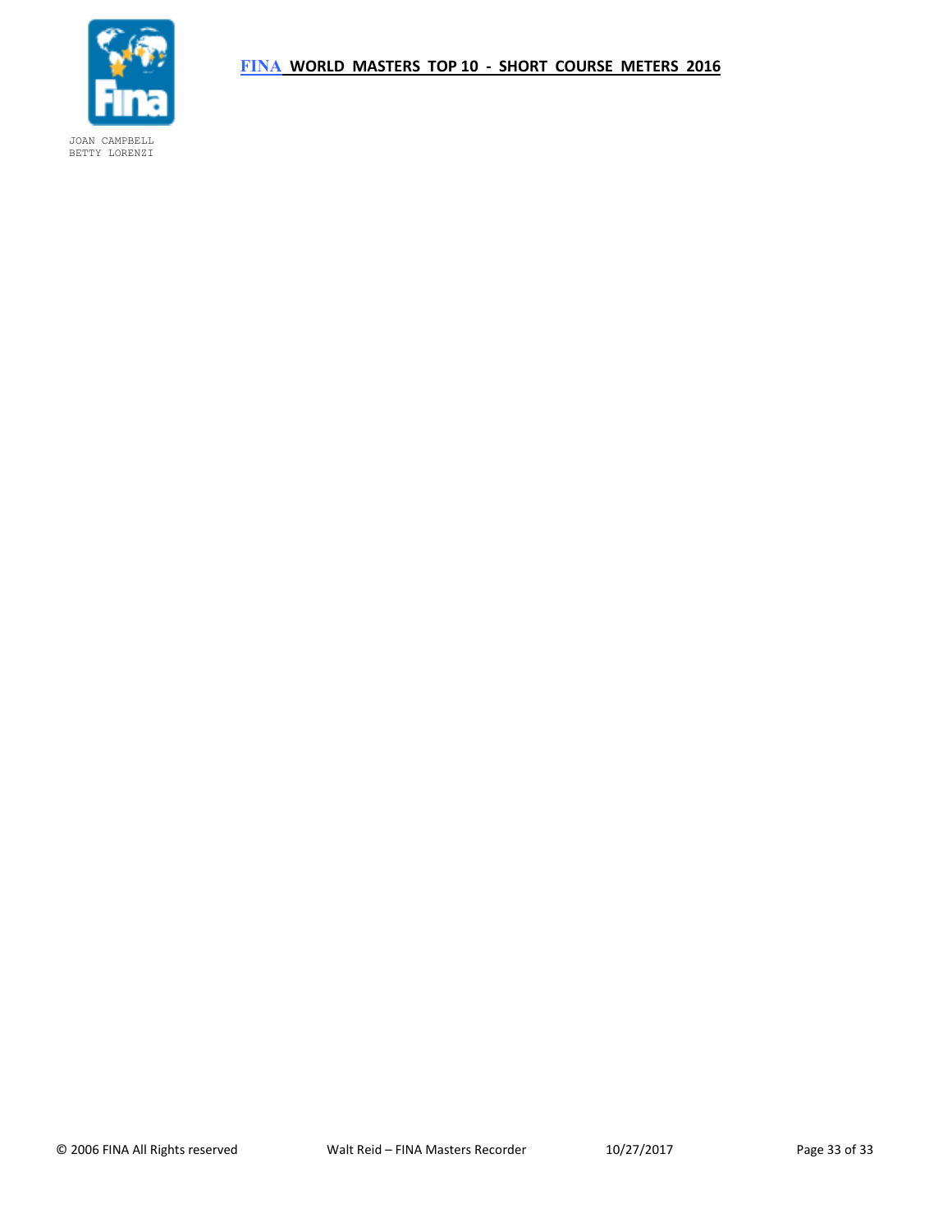JOAN CAMPBELL
BETTY LORENZI